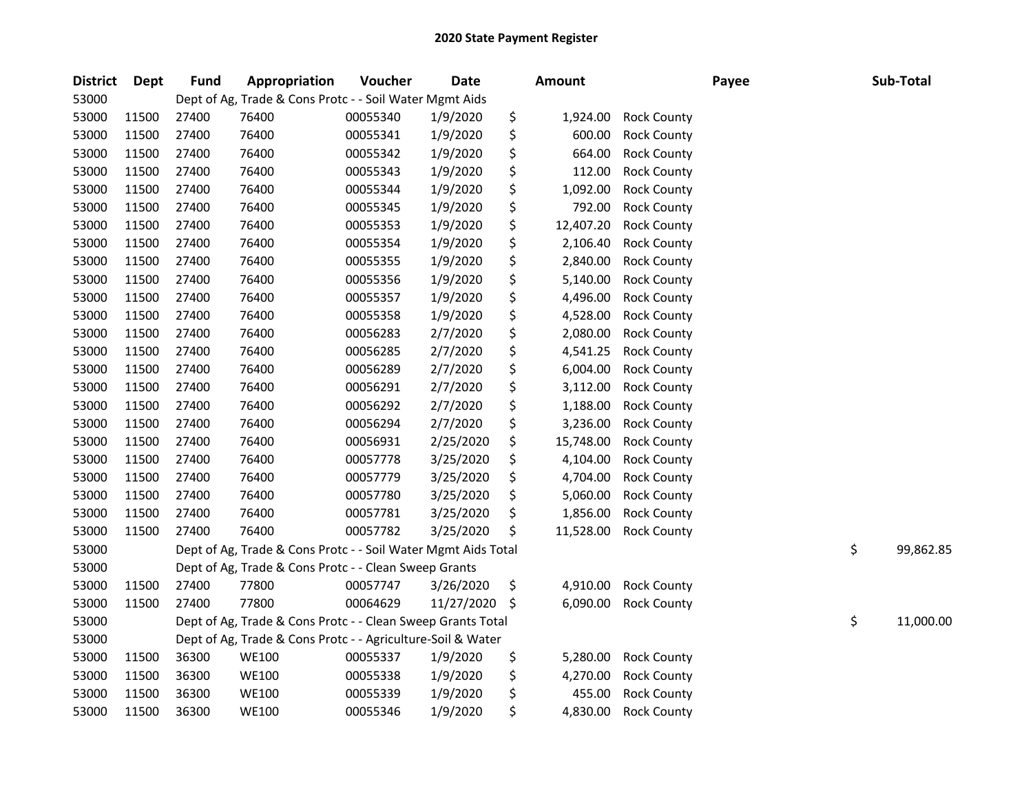# 2020 State Payment Register

| District | Dept | Fund | Appropriation | Voucher | Date | Amount | Payee | Sub-Total |
|---|---|---|---|---|---|---|---|---|
| 53000 | | Dept of Ag, Trade & Cons Protc - - Soil Water Mgmt Aids | | | | | | |
| 53000 | 11500 | 27400 | 76400 | 00055340 | 1/9/2020 | $ 1,924.00 | Rock County | |
| 53000 | 11500 | 27400 | 76400 | 00055341 | 1/9/2020 | $ 600.00 | Rock County | |
| 53000 | 11500 | 27400 | 76400 | 00055342 | 1/9/2020 | $ 664.00 | Rock County | |
| 53000 | 11500 | 27400 | 76400 | 00055343 | 1/9/2020 | $ 112.00 | Rock County | |
| 53000 | 11500 | 27400 | 76400 | 00055344 | 1/9/2020 | $ 1,092.00 | Rock County | |
| 53000 | 11500 | 27400 | 76400 | 00055345 | 1/9/2020 | $ 792.00 | Rock County | |
| 53000 | 11500 | 27400 | 76400 | 00055353 | 1/9/2020 | $ 12,407.20 | Rock County | |
| 53000 | 11500 | 27400 | 76400 | 00055354 | 1/9/2020 | $ 2,106.40 | Rock County | |
| 53000 | 11500 | 27400 | 76400 | 00055355 | 1/9/2020 | $ 2,840.00 | Rock County | |
| 53000 | 11500 | 27400 | 76400 | 00055356 | 1/9/2020 | $ 5,140.00 | Rock County | |
| 53000 | 11500 | 27400 | 76400 | 00055357 | 1/9/2020 | $ 4,496.00 | Rock County | |
| 53000 | 11500 | 27400 | 76400 | 00055358 | 1/9/2020 | $ 4,528.00 | Rock County | |
| 53000 | 11500 | 27400 | 76400 | 00056283 | 2/7/2020 | $ 2,080.00 | Rock County | |
| 53000 | 11500 | 27400 | 76400 | 00056285 | 2/7/2020 | $ 4,541.25 | Rock County | |
| 53000 | 11500 | 27400 | 76400 | 00056289 | 2/7/2020 | $ 6,004.00 | Rock County | |
| 53000 | 11500 | 27400 | 76400 | 00056291 | 2/7/2020 | $ 3,112.00 | Rock County | |
| 53000 | 11500 | 27400 | 76400 | 00056292 | 2/7/2020 | $ 1,188.00 | Rock County | |
| 53000 | 11500 | 27400 | 76400 | 00056294 | 2/7/2020 | $ 3,236.00 | Rock County | |
| 53000 | 11500 | 27400 | 76400 | 00056931 | 2/25/2020 | $ 15,748.00 | Rock County | |
| 53000 | 11500 | 27400 | 76400 | 00057778 | 3/25/2020 | $ 4,104.00 | Rock County | |
| 53000 | 11500 | 27400 | 76400 | 00057779 | 3/25/2020 | $ 4,704.00 | Rock County | |
| 53000 | 11500 | 27400 | 76400 | 00057780 | 3/25/2020 | $ 5,060.00 | Rock County | |
| 53000 | 11500 | 27400 | 76400 | 00057781 | 3/25/2020 | $ 1,856.00 | Rock County | |
| 53000 | 11500 | 27400 | 76400 | 00057782 | 3/25/2020 | $ 11,528.00 | Rock County | |
| 53000 | | Dept of Ag, Trade & Cons Protc - - Soil Water Mgmt Aids Total | | | | | | $ 99,862.85 |
| 53000 | | Dept of Ag, Trade & Cons Protc - - Clean Sweep Grants | | | | | | |
| 53000 | 11500 | 27400 | 77800 | 00057747 | 3/26/2020 | $ 4,910.00 | Rock County | |
| 53000 | 11500 | 27400 | 77800 | 00064629 | 11/27/2020 | $ 6,090.00 | Rock County | |
| 53000 | | Dept of Ag, Trade & Cons Protc - - Clean Sweep Grants Total | | | | | | $ 11,000.00 |
| 53000 | | Dept of Ag, Trade & Cons Protc - - Agriculture-Soil & Water | | | | | | |
| 53000 | 11500 | 36300 | WE100 | 00055337 | 1/9/2020 | $ 5,280.00 | Rock County | |
| 53000 | 11500 | 36300 | WE100 | 00055338 | 1/9/2020 | $ 4,270.00 | Rock County | |
| 53000 | 11500 | 36300 | WE100 | 00055339 | 1/9/2020 | $ 455.00 | Rock County | |
| 53000 | 11500 | 36300 | WE100 | 00055346 | 1/9/2020 | $ 4,830.00 | Rock County | |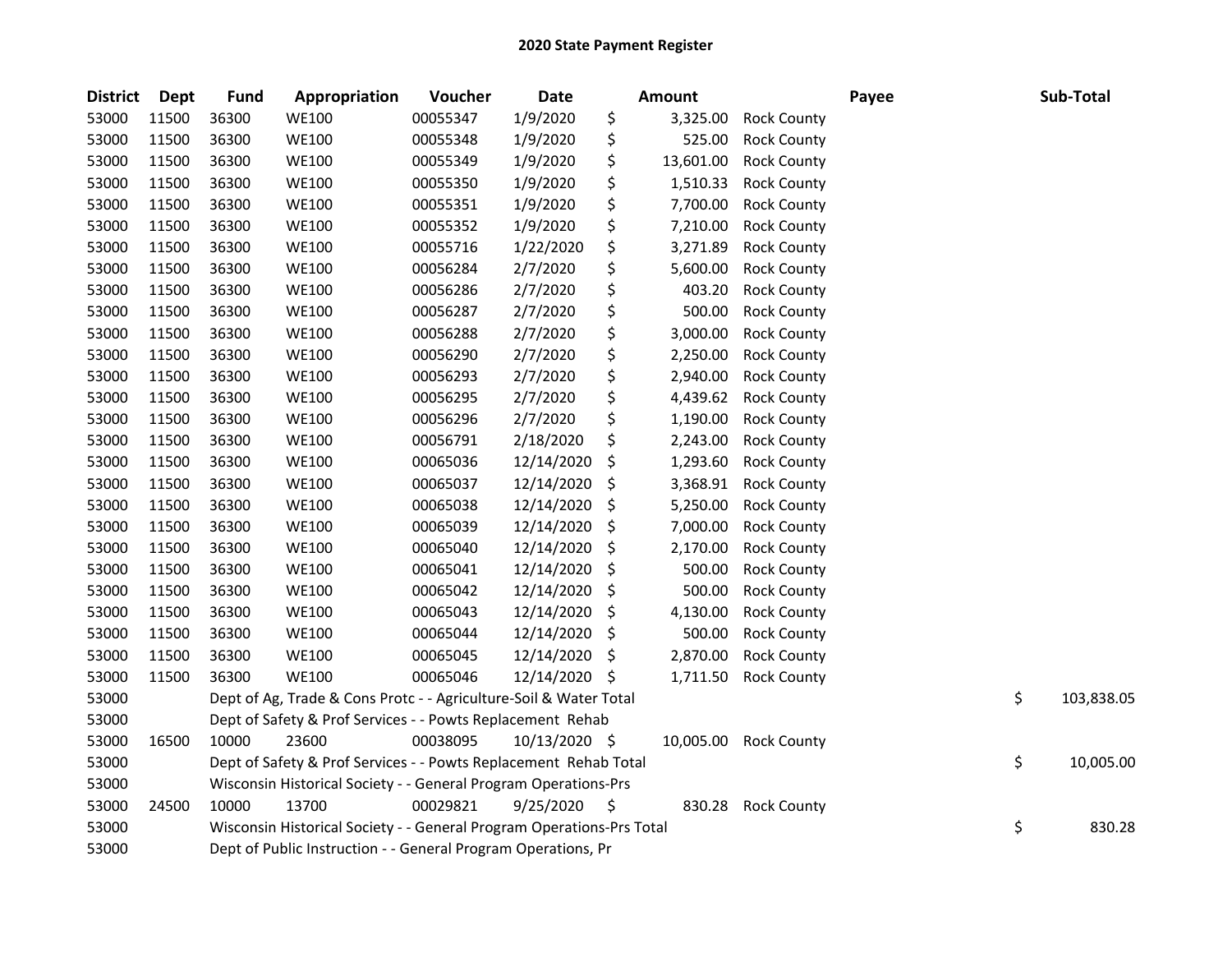## 2020 State Payment Register

| District | Dept | Fund | Appropriation | Voucher | Date | Amount | Payee | Sub-Total |
|---|---|---|---|---|---|---|---|---|
| 53000 | 11500 | 36300 | WE100 | 00055347 | 1/9/2020 | $ 3,325.00 | Rock County | |
| 53000 | 11500 | 36300 | WE100 | 00055348 | 1/9/2020 | $ 525.00 | Rock County | |
| 53000 | 11500 | 36300 | WE100 | 00055349 | 1/9/2020 | $ 13,601.00 | Rock County | |
| 53000 | 11500 | 36300 | WE100 | 00055350 | 1/9/2020 | $ 1,510.33 | Rock County | |
| 53000 | 11500 | 36300 | WE100 | 00055351 | 1/9/2020 | $ 7,700.00 | Rock County | |
| 53000 | 11500 | 36300 | WE100 | 00055352 | 1/9/2020 | $ 7,210.00 | Rock County | |
| 53000 | 11500 | 36300 | WE100 | 00055716 | 1/22/2020 | $ 3,271.89 | Rock County | |
| 53000 | 11500 | 36300 | WE100 | 00056284 | 2/7/2020 | $ 5,600.00 | Rock County | |
| 53000 | 11500 | 36300 | WE100 | 00056286 | 2/7/2020 | $ 403.20 | Rock County | |
| 53000 | 11500 | 36300 | WE100 | 00056287 | 2/7/2020 | $ 500.00 | Rock County | |
| 53000 | 11500 | 36300 | WE100 | 00056288 | 2/7/2020 | $ 3,000.00 | Rock County | |
| 53000 | 11500 | 36300 | WE100 | 00056290 | 2/7/2020 | $ 2,250.00 | Rock County | |
| 53000 | 11500 | 36300 | WE100 | 00056293 | 2/7/2020 | $ 2,940.00 | Rock County | |
| 53000 | 11500 | 36300 | WE100 | 00056295 | 2/7/2020 | $ 4,439.62 | Rock County | |
| 53000 | 11500 | 36300 | WE100 | 00056296 | 2/7/2020 | $ 1,190.00 | Rock County | |
| 53000 | 11500 | 36300 | WE100 | 00056791 | 2/18/2020 | $ 2,243.00 | Rock County | |
| 53000 | 11500 | 36300 | WE100 | 00065036 | 12/14/2020 | $ 1,293.60 | Rock County | |
| 53000 | 11500 | 36300 | WE100 | 00065037 | 12/14/2020 | $ 3,368.91 | Rock County | |
| 53000 | 11500 | 36300 | WE100 | 00065038 | 12/14/2020 | $ 5,250.00 | Rock County | |
| 53000 | 11500 | 36300 | WE100 | 00065039 | 12/14/2020 | $ 7,000.00 | Rock County | |
| 53000 | 11500 | 36300 | WE100 | 00065040 | 12/14/2020 | $ 2,170.00 | Rock County | |
| 53000 | 11500 | 36300 | WE100 | 00065041 | 12/14/2020 | $ 500.00 | Rock County | |
| 53000 | 11500 | 36300 | WE100 | 00065042 | 12/14/2020 | $ 500.00 | Rock County | |
| 53000 | 11500 | 36300 | WE100 | 00065043 | 12/14/2020 | $ 4,130.00 | Rock County | |
| 53000 | 11500 | 36300 | WE100 | 00065044 | 12/14/2020 | $ 500.00 | Rock County | |
| 53000 | 11500 | 36300 | WE100 | 00065045 | 12/14/2020 | $ 2,870.00 | Rock County | |
| 53000 | 11500 | 36300 | WE100 | 00065046 | 12/14/2020 | $ 1,711.50 | Rock County | |
| 53000 | | Dept of Ag, Trade & Cons Protc - - Agriculture-Soil & Water Total | | | | | | $ 103,838.05 |
| 53000 | | Dept of Safety & Prof Services - - Powts Replacement Rehab | | | | | | |
| 53000 | 16500 | 10000 | 23600 | 00038095 | 10/13/2020 | $ 10,005.00 | Rock County | |
| 53000 | | Dept of Safety & Prof Services - - Powts Replacement Rehab Total | | | | | | $ 10,005.00 |
| 53000 | | Wisconsin Historical Society - - General Program Operations-Prs | | | | | | |
| 53000 | 24500 | 10000 | 13700 | 00029821 | 9/25/2020 | $ 830.28 | Rock County | |
| 53000 | | Wisconsin Historical Society - - General Program Operations-Prs Total | | | | | | $ 830.28 |
| 53000 | | Dept of Public Instruction - - General Program Operations, Pr | | | | | | |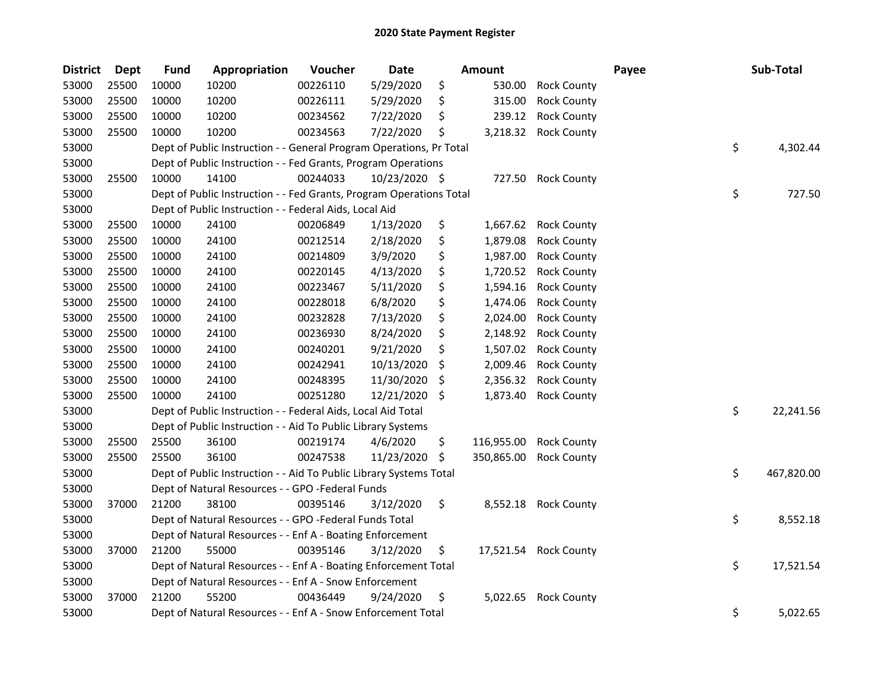# 2020 State Payment Register

| District | Dept | Fund | Appropriation | Voucher | Date | Amount | Payee | Sub-Total |
|---|---|---|---|---|---|---|---|---|
| 53000 | 25500 | 10000 | 10200 | 00226110 | 5/29/2020 | $ 530.00 | Rock County | |
| 53000 | 25500 | 10000 | 10200 | 00226111 | 5/29/2020 | $ 315.00 | Rock County | |
| 53000 | 25500 | 10000 | 10200 | 00234562 | 7/22/2020 | $ 239.12 | Rock County | |
| 53000 | 25500 | 10000 | 10200 | 00234563 | 7/22/2020 | $ 3,218.32 | Rock County | |
| 53000 | | Dept of Public Instruction - - General Program Operations, Pr Total | | | | | | $ 4,302.44 |
| 53000 | | Dept of Public Instruction - - Fed Grants, Program Operations | | | | | | |
| 53000 | 25500 | 10000 | 14100 | 00244033 | 10/23/2020 | $ 727.50 | Rock County | |
| 53000 | | Dept of Public Instruction - - Fed Grants, Program Operations Total | | | | | | $ 727.50 |
| 53000 | | Dept of Public Instruction - - Federal Aids, Local Aid | | | | | | |
| 53000 | 25500 | 10000 | 24100 | 00206849 | 1/13/2020 | $ 1,667.62 | Rock County | |
| 53000 | 25500 | 10000 | 24100 | 00212514 | 2/18/2020 | $ 1,879.08 | Rock County | |
| 53000 | 25500 | 10000 | 24100 | 00214809 | 3/9/2020 | $ 1,987.00 | Rock County | |
| 53000 | 25500 | 10000 | 24100 | 00220145 | 4/13/2020 | $ 1,720.52 | Rock County | |
| 53000 | 25500 | 10000 | 24100 | 00223467 | 5/11/2020 | $ 1,594.16 | Rock County | |
| 53000 | 25500 | 10000 | 24100 | 00228018 | 6/8/2020 | $ 1,474.06 | Rock County | |
| 53000 | 25500 | 10000 | 24100 | 00232828 | 7/13/2020 | $ 2,024.00 | Rock County | |
| 53000 | 25500 | 10000 | 24100 | 00236930 | 8/24/2020 | $ 2,148.92 | Rock County | |
| 53000 | 25500 | 10000 | 24100 | 00240201 | 9/21/2020 | $ 1,507.02 | Rock County | |
| 53000 | 25500 | 10000 | 24100 | 00242941 | 10/13/2020 | $ 2,009.46 | Rock County | |
| 53000 | 25500 | 10000 | 24100 | 00248395 | 11/30/2020 | $ 2,356.32 | Rock County | |
| 53000 | 25500 | 10000 | 24100 | 00251280 | 12/21/2020 | $ 1,873.40 | Rock County | |
| 53000 | | Dept of Public Instruction - - Federal Aids, Local Aid Total | | | | | | $ 22,241.56 |
| 53000 | | Dept of Public Instruction - - Aid To Public Library Systems | | | | | | |
| 53000 | 25500 | 25500 | 36100 | 00219174 | 4/6/2020 | $ 116,955.00 | Rock County | |
| 53000 | 25500 | 25500 | 36100 | 00247538 | 11/23/2020 | $ 350,865.00 | Rock County | |
| 53000 | | Dept of Public Instruction - - Aid To Public Library Systems Total | | | | | | $ 467,820.00 |
| 53000 | | Dept of Natural Resources - - GPO -Federal Funds | | | | | | |
| 53000 | 37000 | 21200 | 38100 | 00395146 | 3/12/2020 | $ 8,552.18 | Rock County | |
| 53000 | | Dept of Natural Resources - - GPO -Federal Funds Total | | | | | | $ 8,552.18 |
| 53000 | | Dept of Natural Resources - - Enf A - Boating Enforcement | | | | | | |
| 53000 | 37000 | 21200 | 55000 | 00395146 | 3/12/2020 | $ 17,521.54 | Rock County | |
| 53000 | | Dept of Natural Resources - - Enf A - Boating Enforcement Total | | | | | | $ 17,521.54 |
| 53000 | | Dept of Natural Resources - - Enf A - Snow Enforcement | | | | | | |
| 53000 | 37000 | 21200 | 55200 | 00436449 | 9/24/2020 | $ 5,022.65 | Rock County | |
| 53000 | | Dept of Natural Resources - - Enf A - Snow Enforcement Total | | | | | | $ 5,022.65 |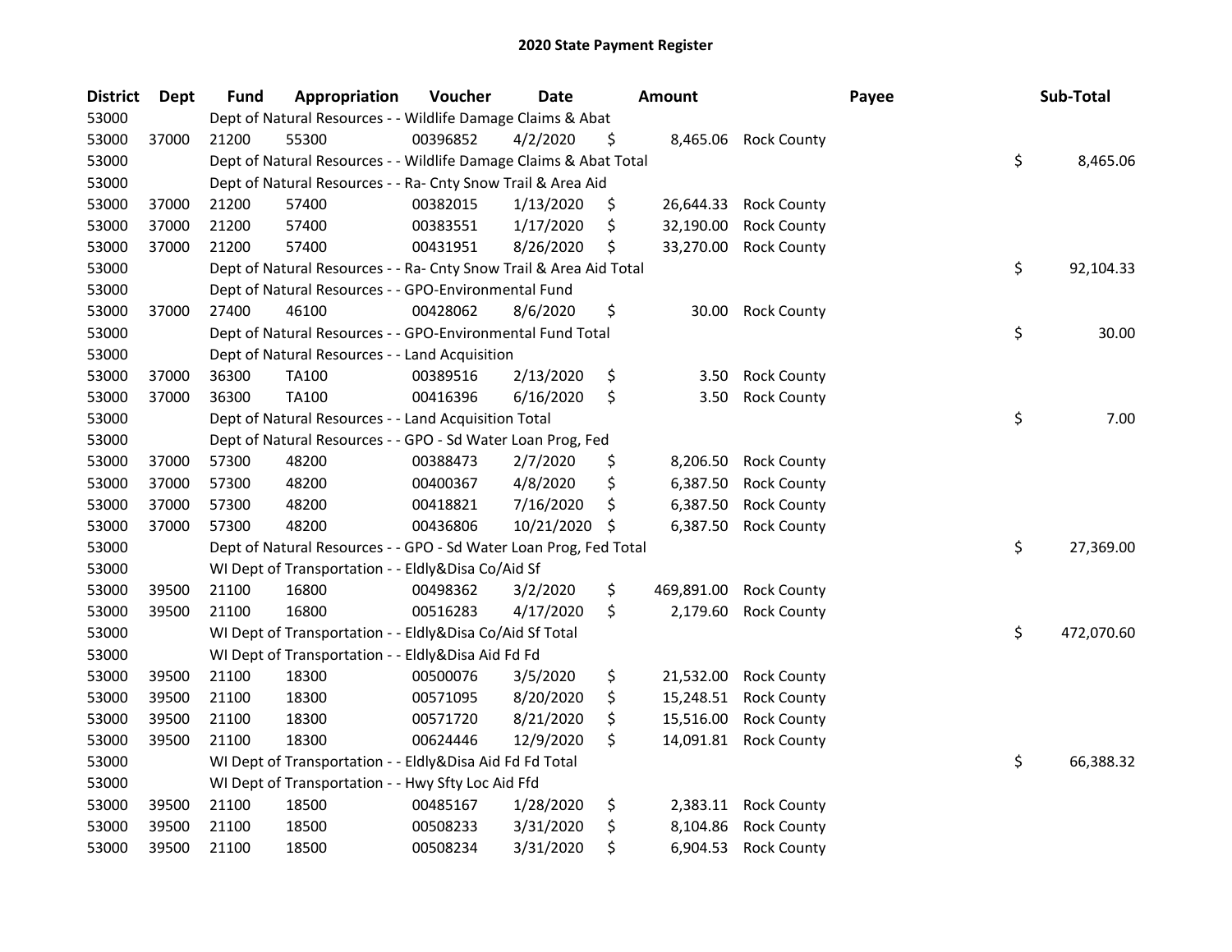# 2020 State Payment Register

| District | Dept | Fund | Appropriation | Voucher | Date | Amount | | Payee | Sub-Total |
|---|---|---|---|---|---|---|---|---|---|
| 53000 | | Dept of Natural Resources - - Wildlife Damage Claims & Abat | | | | | | | |
| 53000 | 37000 | 21200 | 55300 | 00396852 | 4/2/2020 | $ 8,465.06 | Rock County | | |
| 53000 | | Dept of Natural Resources - - Wildlife Damage Claims & Abat Total | | | | | | | $ 8,465.06 |
| 53000 | | Dept of Natural Resources - - Ra- Cnty Snow Trail & Area Aid | | | | | | | |
| 53000 | 37000 | 21200 | 57400 | 00382015 | 1/13/2020 | $ 26,644.33 | Rock County | | |
| 53000 | 37000 | 21200 | 57400 | 00383551 | 1/17/2020 | $ 32,190.00 | Rock County | | |
| 53000 | 37000 | 21200 | 57400 | 00431951 | 8/26/2020 | $ 33,270.00 | Rock County | | |
| 53000 | | Dept of Natural Resources - - Ra- Cnty Snow Trail & Area Aid Total | | | | | | | $ 92,104.33 |
| 53000 | | Dept of Natural Resources - - GPO-Environmental Fund | | | | | | | |
| 53000 | 37000 | 27400 | 46100 | 00428062 | 8/6/2020 | $ 30.00 | Rock County | | |
| 53000 | | Dept of Natural Resources - - GPO-Environmental Fund Total | | | | | | | $ 30.00 |
| 53000 | | Dept of Natural Resources - - Land Acquisition | | | | | | | |
| 53000 | 37000 | 36300 | TA100 | 00389516 | 2/13/2020 | $ 3.50 | Rock County | | |
| 53000 | 37000 | 36300 | TA100 | 00416396 | 6/16/2020 | $ 3.50 | Rock County | | |
| 53000 | | Dept of Natural Resources - - Land Acquisition Total | | | | | | | $ 7.00 |
| 53000 | | Dept of Natural Resources - - GPO - Sd Water Loan Prog, Fed | | | | | | | |
| 53000 | 37000 | 57300 | 48200 | 00388473 | 2/7/2020 | $ 8,206.50 | Rock County | | |
| 53000 | 37000 | 57300 | 48200 | 00400367 | 4/8/2020 | $ 6,387.50 | Rock County | | |
| 53000 | 37000 | 57300 | 48200 | 00418821 | 7/16/2020 | $ 6,387.50 | Rock County | | |
| 53000 | 37000 | 57300 | 48200 | 00436806 | 10/21/2020 | $ 6,387.50 | Rock County | | |
| 53000 | | Dept of Natural Resources - - GPO - Sd Water Loan Prog, Fed Total | | | | | | | $ 27,369.00 |
| 53000 | | WI Dept of Transportation - - Eldly&Disa Co/Aid Sf | | | | | | | |
| 53000 | 39500 | 21100 | 16800 | 00498362 | 3/2/2020 | $ 469,891.00 | Rock County | | |
| 53000 | 39500 | 21100 | 16800 | 00516283 | 4/17/2020 | $ 2,179.60 | Rock County | | |
| 53000 | | WI Dept of Transportation - - Eldly&Disa Co/Aid Sf Total | | | | | | | $ 472,070.60 |
| 53000 | | WI Dept of Transportation - - Eldly&Disa Aid Fd Fd | | | | | | | |
| 53000 | 39500 | 21100 | 18300 | 00500076 | 3/5/2020 | $ 21,532.00 | Rock County | | |
| 53000 | 39500 | 21100 | 18300 | 00571095 | 8/20/2020 | $ 15,248.51 | Rock County | | |
| 53000 | 39500 | 21100 | 18300 | 00571720 | 8/21/2020 | $ 15,516.00 | Rock County | | |
| 53000 | 39500 | 21100 | 18300 | 00624446 | 12/9/2020 | $ 14,091.81 | Rock County | | |
| 53000 | | WI Dept of Transportation - - Eldly&Disa Aid Fd Fd Total | | | | | | | $ 66,388.32 |
| 53000 | | WI Dept of Transportation - - Hwy Sfty Loc Aid Ffd | | | | | | | |
| 53000 | 39500 | 21100 | 18500 | 00485167 | 1/28/2020 | $ 2,383.11 | Rock County | | |
| 53000 | 39500 | 21100 | 18500 | 00508233 | 3/31/2020 | $ 8,104.86 | Rock County | | |
| 53000 | 39500 | 21100 | 18500 | 00508234 | 3/31/2020 | $ 6,904.53 | Rock County | | |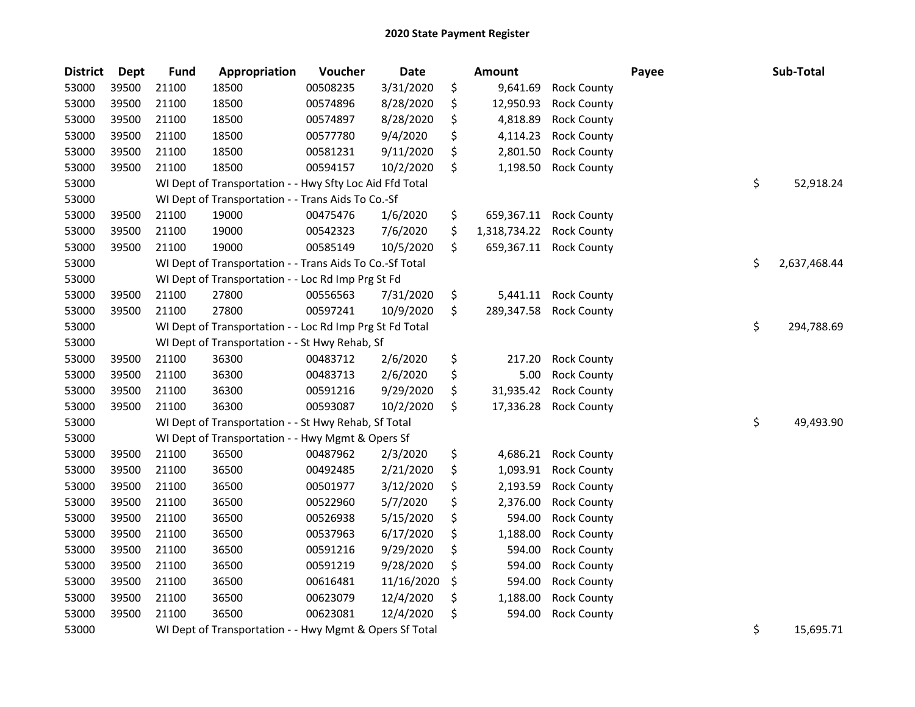## 2020 State Payment Register

| District | Dept | Fund | Appropriation | Voucher | Date | Amount | | Payee | Sub-Total |
|---|---|---|---|---|---|---|---|---|---|
| 53000 | 39500 | 21100 | 18500 | 00508235 | 3/31/2020 | $ 9,641.69 | Rock County | | |
| 53000 | 39500 | 21100 | 18500 | 00574896 | 8/28/2020 | $ 12,950.93 | Rock County | | |
| 53000 | 39500 | 21100 | 18500 | 00574897 | 8/28/2020 | $ 4,818.89 | Rock County | | |
| 53000 | 39500 | 21100 | 18500 | 00577780 | 9/4/2020 | $ 4,114.23 | Rock County | | |
| 53000 | 39500 | 21100 | 18500 | 00581231 | 9/11/2020 | $ 2,801.50 | Rock County | | |
| 53000 | 39500 | 21100 | 18500 | 00594157 | 10/2/2020 | $ 1,198.50 | Rock County | | |
| 53000 | | WI Dept of Transportation - - Hwy Sfty Loc Aid Ffd Total | | | | | | | $ 52,918.24 |
| 53000 | | WI Dept of Transportation - - Trans Aids To Co.-Sf | | | | | | | |
| 53000 | 39500 | 21100 | 19000 | 00475476 | 1/6/2020 | $ 659,367.11 | Rock County | | |
| 53000 | 39500 | 21100 | 19000 | 00542323 | 7/6/2020 | $ 1,318,734.22 | Rock County | | |
| 53000 | 39500 | 21100 | 19000 | 00585149 | 10/5/2020 | $ 659,367.11 | Rock County | | |
| 53000 | | WI Dept of Transportation - - Trans Aids To Co.-Sf Total | | | | | | | $ 2,637,468.44 |
| 53000 | | WI Dept of Transportation - - Loc Rd Imp Prg St Fd | | | | | | | |
| 53000 | 39500 | 21100 | 27800 | 00556563 | 7/31/2020 | $ 5,441.11 | Rock County | | |
| 53000 | 39500 | 21100 | 27800 | 00597241 | 10/9/2020 | $ 289,347.58 | Rock County | | |
| 53000 | | WI Dept of Transportation - - Loc Rd Imp Prg St Fd Total | | | | | | | $ 294,788.69 |
| 53000 | | WI Dept of Transportation - - St Hwy Rehab, Sf | | | | | | | |
| 53000 | 39500 | 21100 | 36300 | 00483712 | 2/6/2020 | $ 217.20 | Rock County | | |
| 53000 | 39500 | 21100 | 36300 | 00483713 | 2/6/2020 | $ 5.00 | Rock County | | |
| 53000 | 39500 | 21100 | 36300 | 00591216 | 9/29/2020 | $ 31,935.42 | Rock County | | |
| 53000 | 39500 | 21100 | 36300 | 00593087 | 10/2/2020 | $ 17,336.28 | Rock County | | |
| 53000 | | WI Dept of Transportation - - St Hwy Rehab, Sf Total | | | | | | | $ 49,493.90 |
| 53000 | | WI Dept of Transportation - - Hwy Mgmt & Opers Sf | | | | | | | |
| 53000 | 39500 | 21100 | 36500 | 00487962 | 2/3/2020 | $ 4,686.21 | Rock County | | |
| 53000 | 39500 | 21100 | 36500 | 00492485 | 2/21/2020 | $ 1,093.91 | Rock County | | |
| 53000 | 39500 | 21100 | 36500 | 00501977 | 3/12/2020 | $ 2,193.59 | Rock County | | |
| 53000 | 39500 | 21100 | 36500 | 00522960 | 5/7/2020 | $ 2,376.00 | Rock County | | |
| 53000 | 39500 | 21100 | 36500 | 00526938 | 5/15/2020 | $ 594.00 | Rock County | | |
| 53000 | 39500 | 21100 | 36500 | 00537963 | 6/17/2020 | $ 1,188.00 | Rock County | | |
| 53000 | 39500 | 21100 | 36500 | 00591216 | 9/29/2020 | $ 594.00 | Rock County | | |
| 53000 | 39500 | 21100 | 36500 | 00591219 | 9/28/2020 | $ 594.00 | Rock County | | |
| 53000 | 39500 | 21100 | 36500 | 00616481 | 11/16/2020 | $ 594.00 | Rock County | | |
| 53000 | 39500 | 21100 | 36500 | 00623079 | 12/4/2020 | $ 1,188.00 | Rock County | | |
| 53000 | 39500 | 21100 | 36500 | 00623081 | 12/4/2020 | $ 594.00 | Rock County | | |
| 53000 | | WI Dept of Transportation - - Hwy Mgmt & Opers Sf Total | | | | | | | $ 15,695.71 |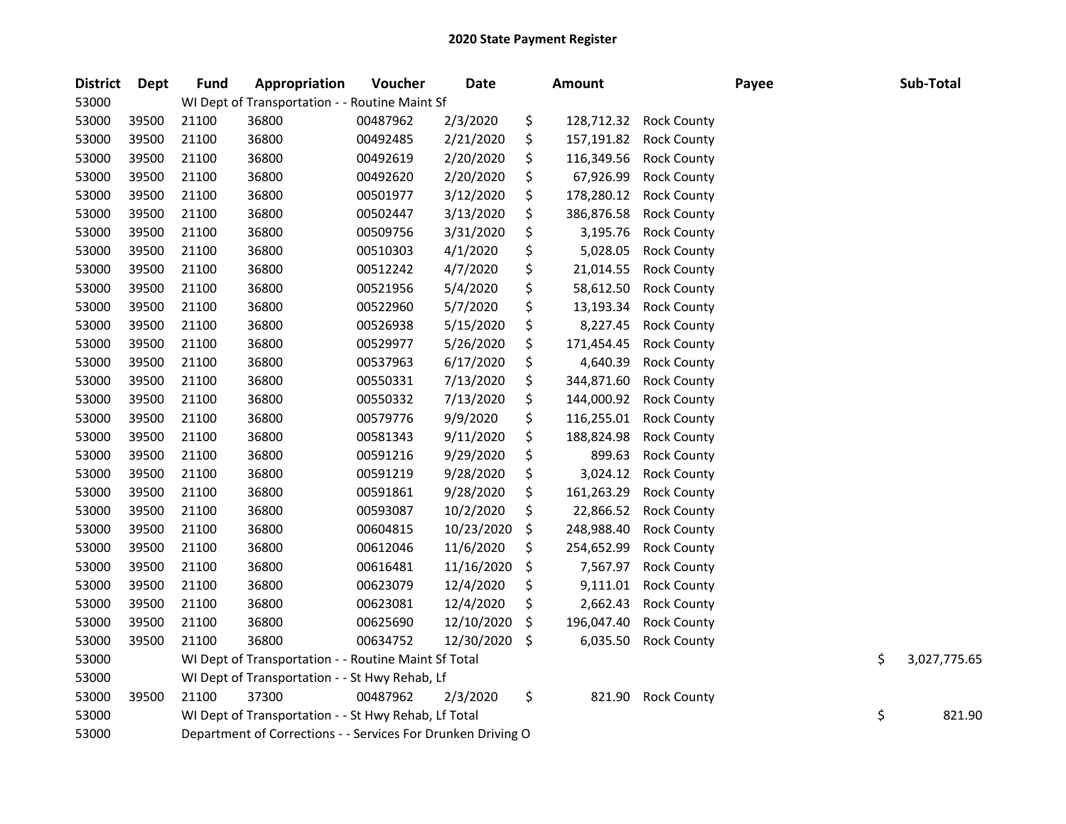# 2020 State Payment Register

| District | Dept | Fund | Appropriation | Voucher | Date | Amount | Payee | Sub-Total |
|---|---|---|---|---|---|---|---|---|
| 53000 | | WI Dept of Transportation - - Routine Maint Sf | | | | | | |
| 53000 | 39500 | 21100 | 36800 | 00487962 | 2/3/2020 | $ 128,712.32 | Rock County | |
| 53000 | 39500 | 21100 | 36800 | 00492485 | 2/21/2020 | $ 157,191.82 | Rock County | |
| 53000 | 39500 | 21100 | 36800 | 00492619 | 2/20/2020 | $ 116,349.56 | Rock County | |
| 53000 | 39500 | 21100 | 36800 | 00492620 | 2/20/2020 | $ 67,926.99 | Rock County | |
| 53000 | 39500 | 21100 | 36800 | 00501977 | 3/12/2020 | $ 178,280.12 | Rock County | |
| 53000 | 39500 | 21100 | 36800 | 00502447 | 3/13/2020 | $ 386,876.58 | Rock County | |
| 53000 | 39500 | 21100 | 36800 | 00509756 | 3/31/2020 | $ 3,195.76 | Rock County | |
| 53000 | 39500 | 21100 | 36800 | 00510303 | 4/1/2020 | $ 5,028.05 | Rock County | |
| 53000 | 39500 | 21100 | 36800 | 00512242 | 4/7/2020 | $ 21,014.55 | Rock County | |
| 53000 | 39500 | 21100 | 36800 | 00521956 | 5/4/2020 | $ 58,612.50 | Rock County | |
| 53000 | 39500 | 21100 | 36800 | 00522960 | 5/7/2020 | $ 13,193.34 | Rock County | |
| 53000 | 39500 | 21100 | 36800 | 00526938 | 5/15/2020 | $ 8,227.45 | Rock County | |
| 53000 | 39500 | 21100 | 36800 | 00529977 | 5/26/2020 | $ 171,454.45 | Rock County | |
| 53000 | 39500 | 21100 | 36800 | 00537963 | 6/17/2020 | $ 4,640.39 | Rock County | |
| 53000 | 39500 | 21100 | 36800 | 00550331 | 7/13/2020 | $ 344,871.60 | Rock County | |
| 53000 | 39500 | 21100 | 36800 | 00550332 | 7/13/2020 | $ 144,000.92 | Rock County | |
| 53000 | 39500 | 21100 | 36800 | 00579776 | 9/9/2020 | $ 116,255.01 | Rock County | |
| 53000 | 39500 | 21100 | 36800 | 00581343 | 9/11/2020 | $ 188,824.98 | Rock County | |
| 53000 | 39500 | 21100 | 36800 | 00591216 | 9/29/2020 | $ 899.63 | Rock County | |
| 53000 | 39500 | 21100 | 36800 | 00591219 | 9/28/2020 | $ 3,024.12 | Rock County | |
| 53000 | 39500 | 21100 | 36800 | 00591861 | 9/28/2020 | $ 161,263.29 | Rock County | |
| 53000 | 39500 | 21100 | 36800 | 00593087 | 10/2/2020 | $ 22,866.52 | Rock County | |
| 53000 | 39500 | 21100 | 36800 | 00604815 | 10/23/2020 | $ 248,988.40 | Rock County | |
| 53000 | 39500 | 21100 | 36800 | 00612046 | 11/6/2020 | $ 254,652.99 | Rock County | |
| 53000 | 39500 | 21100 | 36800 | 00616481 | 11/16/2020 | $ 7,567.97 | Rock County | |
| 53000 | 39500 | 21100 | 36800 | 00623079 | 12/4/2020 | $ 9,111.01 | Rock County | |
| 53000 | 39500 | 21100 | 36800 | 00623081 | 12/4/2020 | $ 2,662.43 | Rock County | |
| 53000 | 39500 | 21100 | 36800 | 00625690 | 12/10/2020 | $ 196,047.40 | Rock County | |
| 53000 | 39500 | 21100 | 36800 | 00634752 | 12/30/2020 | $ 6,035.50 | Rock County | |
| 53000 | | WI Dept of Transportation - - Routine Maint Sf Total | | | | | | $ 3,027,775.65 |
| 53000 | | WI Dept of Transportation - - St Hwy Rehab, Lf | | | | | | |
| 53000 | 39500 | 21100 | 37300 | 00487962 | 2/3/2020 | $ 821.90 | Rock County | |
| 53000 | | WI Dept of Transportation - - St Hwy Rehab, Lf Total | | | | | | $ 821.90 |
| 53000 | | Department of Corrections - - Services For Drunken Driving O | | | | | | |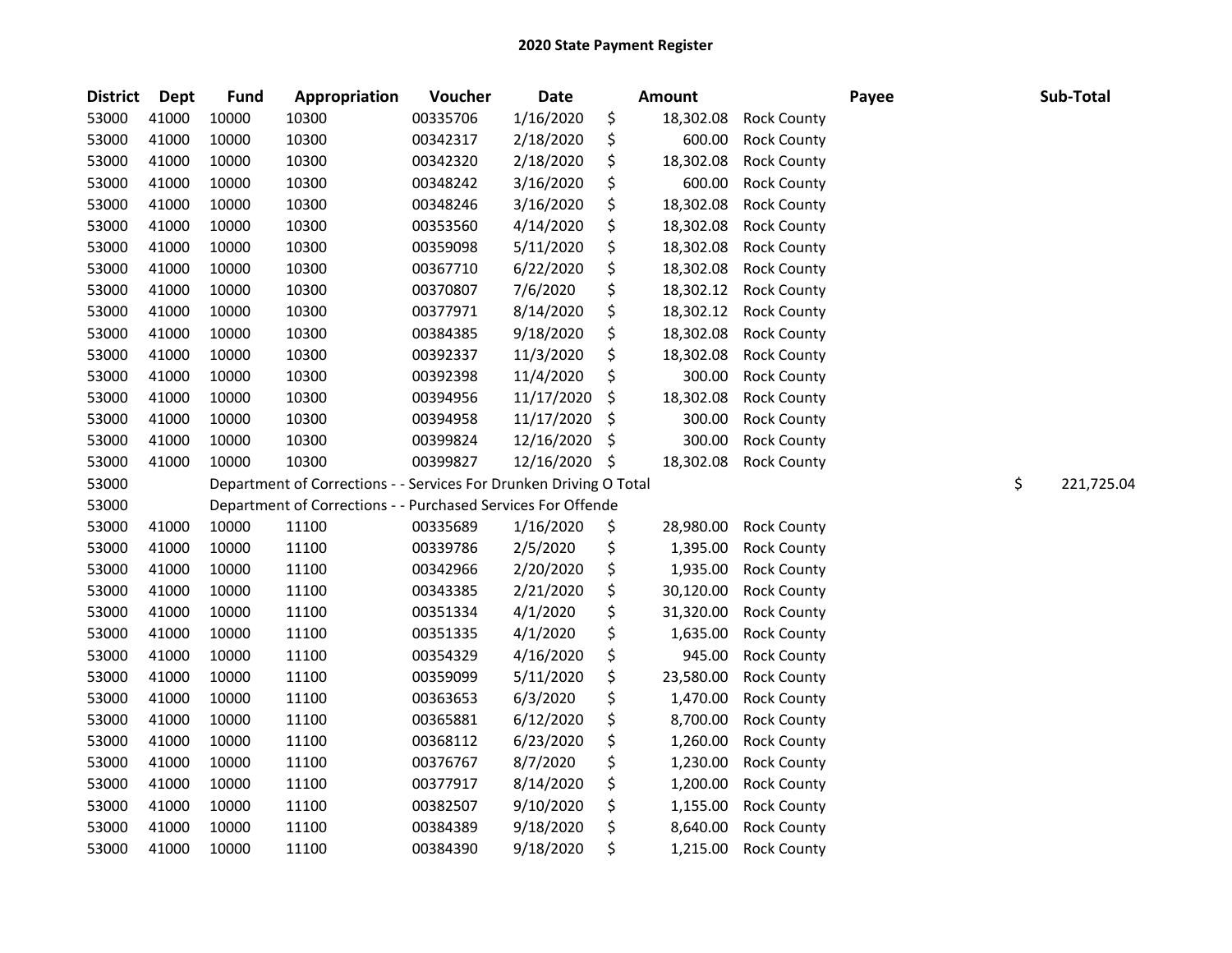## 2020 State Payment Register

| District | Dept | Fund | Appropriation | Voucher | Date | Amount | Payee | Sub-Total |
|---|---|---|---|---|---|---|---|---|
| 53000 | 41000 | 10000 | 10300 | 00335706 | 1/16/2020 | $ 18,302.08 | Rock County | |
| 53000 | 41000 | 10000 | 10300 | 00342317 | 2/18/2020 | $ 600.00 | Rock County | |
| 53000 | 41000 | 10000 | 10300 | 00342320 | 2/18/2020 | $ 18,302.08 | Rock County | |
| 53000 | 41000 | 10000 | 10300 | 00348242 | 3/16/2020 | $ 600.00 | Rock County | |
| 53000 | 41000 | 10000 | 10300 | 00348246 | 3/16/2020 | $ 18,302.08 | Rock County | |
| 53000 | 41000 | 10000 | 10300 | 00353560 | 4/14/2020 | $ 18,302.08 | Rock County | |
| 53000 | 41000 | 10000 | 10300 | 00359098 | 5/11/2020 | $ 18,302.08 | Rock County | |
| 53000 | 41000 | 10000 | 10300 | 00367710 | 6/22/2020 | $ 18,302.08 | Rock County | |
| 53000 | 41000 | 10000 | 10300 | 00370807 | 7/6/2020 | $ 18,302.12 | Rock County | |
| 53000 | 41000 | 10000 | 10300 | 00377971 | 8/14/2020 | $ 18,302.12 | Rock County | |
| 53000 | 41000 | 10000 | 10300 | 00384385 | 9/18/2020 | $ 18,302.08 | Rock County | |
| 53000 | 41000 | 10000 | 10300 | 00392337 | 11/3/2020 | $ 18,302.08 | Rock County | |
| 53000 | 41000 | 10000 | 10300 | 00392398 | 11/4/2020 | $ 300.00 | Rock County | |
| 53000 | 41000 | 10000 | 10300 | 00394956 | 11/17/2020 | $ 18,302.08 | Rock County | |
| 53000 | 41000 | 10000 | 10300 | 00394958 | 11/17/2020 | $ 300.00 | Rock County | |
| 53000 | 41000 | 10000 | 10300 | 00399824 | 12/16/2020 | $ 300.00 | Rock County | |
| 53000 | 41000 | 10000 | 10300 | 00399827 | 12/16/2020 | $ 18,302.08 | Rock County | |
| 53000 | | Department of Corrections - - Services For Drunken Driving O Total | | | | | | $ 221,725.04 |
| 53000 | | Department of Corrections - - Purchased Services For Offende | | | | | | |
| 53000 | 41000 | 10000 | 11100 | 00335689 | 1/16/2020 | $ 28,980.00 | Rock County | |
| 53000 | 41000 | 10000 | 11100 | 00339786 | 2/5/2020 | $ 1,395.00 | Rock County | |
| 53000 | 41000 | 10000 | 11100 | 00342966 | 2/20/2020 | $ 1,935.00 | Rock County | |
| 53000 | 41000 | 10000 | 11100 | 00343385 | 2/21/2020 | $ 30,120.00 | Rock County | |
| 53000 | 41000 | 10000 | 11100 | 00351334 | 4/1/2020 | $ 31,320.00 | Rock County | |
| 53000 | 41000 | 10000 | 11100 | 00351335 | 4/1/2020 | $ 1,635.00 | Rock County | |
| 53000 | 41000 | 10000 | 11100 | 00354329 | 4/16/2020 | $ 945.00 | Rock County | |
| 53000 | 41000 | 10000 | 11100 | 00359099 | 5/11/2020 | $ 23,580.00 | Rock County | |
| 53000 | 41000 | 10000 | 11100 | 00363653 | 6/3/2020 | $ 1,470.00 | Rock County | |
| 53000 | 41000 | 10000 | 11100 | 00365881 | 6/12/2020 | $ 8,700.00 | Rock County | |
| 53000 | 41000 | 10000 | 11100 | 00368112 | 6/23/2020 | $ 1,260.00 | Rock County | |
| 53000 | 41000 | 10000 | 11100 | 00376767 | 8/7/2020 | $ 1,230.00 | Rock County | |
| 53000 | 41000 | 10000 | 11100 | 00377917 | 8/14/2020 | $ 1,200.00 | Rock County | |
| 53000 | 41000 | 10000 | 11100 | 00382507 | 9/10/2020 | $ 1,155.00 | Rock County | |
| 53000 | 41000 | 10000 | 11100 | 00384389 | 9/18/2020 | $ 8,640.00 | Rock County | |
| 53000 | 41000 | 10000 | 11100 | 00384390 | 9/18/2020 | $ 1,215.00 | Rock County | |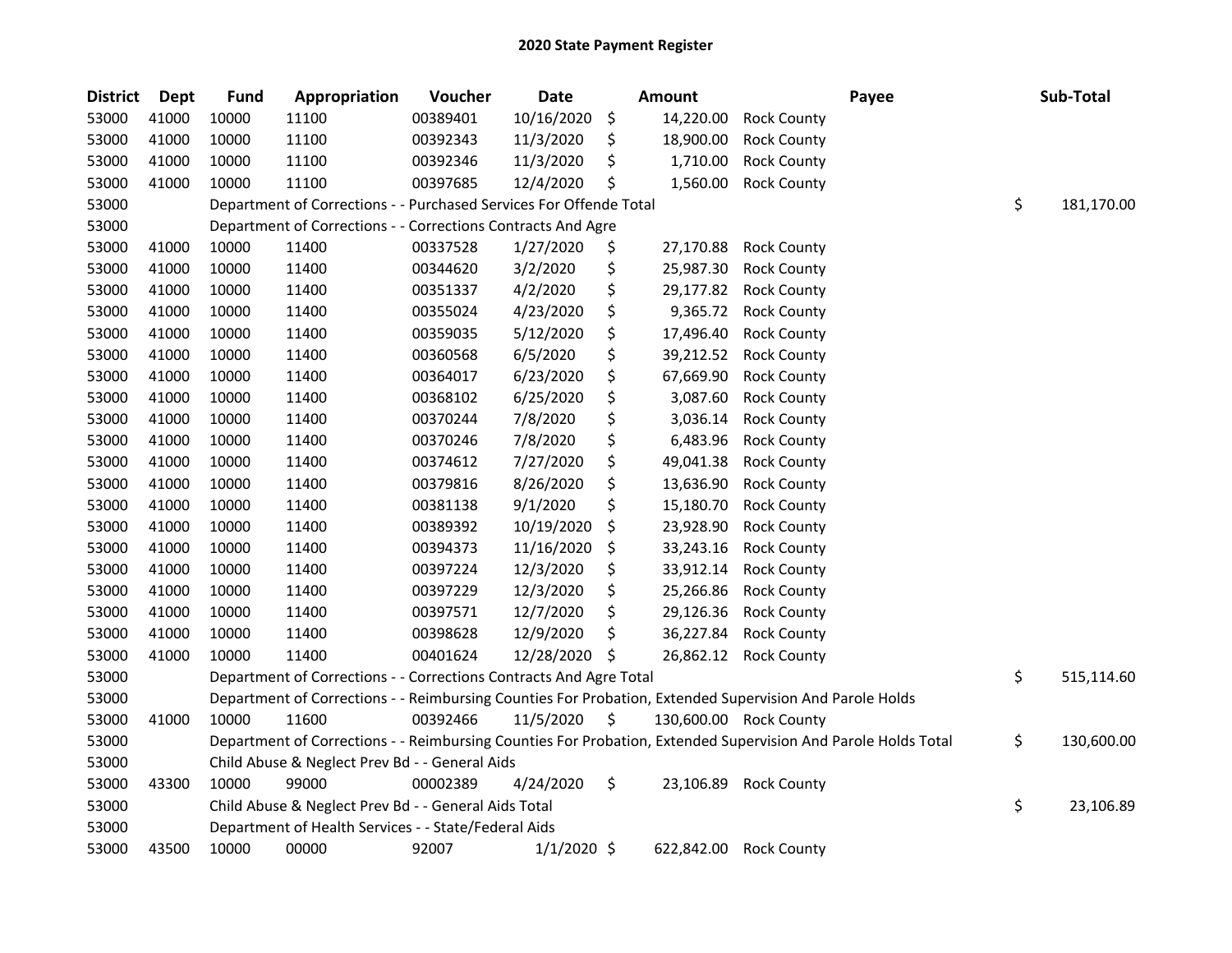# 2020 State Payment Register

| District | Dept | Fund | Appropriation | Voucher | Date | Amount | Payee | Sub-Total |
|---|---|---|---|---|---|---|---|---|
| 53000 | 41000 | 10000 | 11100 | 00389401 | 10/16/2020 | $ 14,220.00 | Rock County | |
| 53000 | 41000 | 10000 | 11100 | 00392343 | 11/3/2020 | $ 18,900.00 | Rock County | |
| 53000 | 41000 | 10000 | 11100 | 00392346 | 11/3/2020 | $ 1,710.00 | Rock County | |
| 53000 | 41000 | 10000 | 11100 | 00397685 | 12/4/2020 | $ 1,560.00 | Rock County | |
| 53000 | | Department of Corrections - - Purchased Services For Offende Total | | | | | | $ 181,170.00 |
| 53000 | | Department of Corrections - - Corrections Contracts And Agre | | | | | | |
| 53000 | 41000 | 10000 | 11400 | 00337528 | 1/27/2020 | $ 27,170.88 | Rock County | |
| 53000 | 41000 | 10000 | 11400 | 00344620 | 3/2/2020 | $ 25,987.30 | Rock County | |
| 53000 | 41000 | 10000 | 11400 | 00351337 | 4/2/2020 | $ 29,177.82 | Rock County | |
| 53000 | 41000 | 10000 | 11400 | 00355024 | 4/23/2020 | $ 9,365.72 | Rock County | |
| 53000 | 41000 | 10000 | 11400 | 00359035 | 5/12/2020 | $ 17,496.40 | Rock County | |
| 53000 | 41000 | 10000 | 11400 | 00360568 | 6/5/2020 | $ 39,212.52 | Rock County | |
| 53000 | 41000 | 10000 | 11400 | 00364017 | 6/23/2020 | $ 67,669.90 | Rock County | |
| 53000 | 41000 | 10000 | 11400 | 00368102 | 6/25/2020 | $ 3,087.60 | Rock County | |
| 53000 | 41000 | 10000 | 11400 | 00370244 | 7/8/2020 | $ 3,036.14 | Rock County | |
| 53000 | 41000 | 10000 | 11400 | 00370246 | 7/8/2020 | $ 6,483.96 | Rock County | |
| 53000 | 41000 | 10000 | 11400 | 00374612 | 7/27/2020 | $ 49,041.38 | Rock County | |
| 53000 | 41000 | 10000 | 11400 | 00379816 | 8/26/2020 | $ 13,636.90 | Rock County | |
| 53000 | 41000 | 10000 | 11400 | 00381138 | 9/1/2020 | $ 15,180.70 | Rock County | |
| 53000 | 41000 | 10000 | 11400 | 00389392 | 10/19/2020 | $ 23,928.90 | Rock County | |
| 53000 | 41000 | 10000 | 11400 | 00394373 | 11/16/2020 | $ 33,243.16 | Rock County | |
| 53000 | 41000 | 10000 | 11400 | 00397224 | 12/3/2020 | $ 33,912.14 | Rock County | |
| 53000 | 41000 | 10000 | 11400 | 00397229 | 12/3/2020 | $ 25,266.86 | Rock County | |
| 53000 | 41000 | 10000 | 11400 | 00397571 | 12/7/2020 | $ 29,126.36 | Rock County | |
| 53000 | 41000 | 10000 | 11400 | 00398628 | 12/9/2020 | $ 36,227.84 | Rock County | |
| 53000 | 41000 | 10000 | 11400 | 00401624 | 12/28/2020 | $ 26,862.12 | Rock County | |
| 53000 | | Department of Corrections - - Corrections Contracts And Agre Total | | | | | | $ 515,114.60 |
| 53000 | | Department of Corrections - - Reimbursing Counties For Probation, Extended Supervision And Parole Holds | | | | | | |
| 53000 | 41000 | 10000 | 11600 | 00392466 | 11/5/2020 | $ 130,600.00 | Rock County | |
| 53000 | | Department of Corrections - - Reimbursing Counties For Probation, Extended Supervision And Parole Holds Total | | | | | | $ 130,600.00 |
| 53000 | | Child Abuse & Neglect Prev Bd - - General Aids | | | | | | |
| 53000 | 43300 | 10000 | 99000 | 00002389 | 4/24/2020 | $ 23,106.89 | Rock County | |
| 53000 | | Child Abuse & Neglect Prev Bd - - General Aids Total | | | | | | $ 23,106.89 |
| 53000 | | Department of Health Services - - State/Federal Aids | | | | | | |
| 53000 | 43500 | 10000 | 00000 | 92007 | 1/1/2020 | $ 622,842.00 | Rock County | |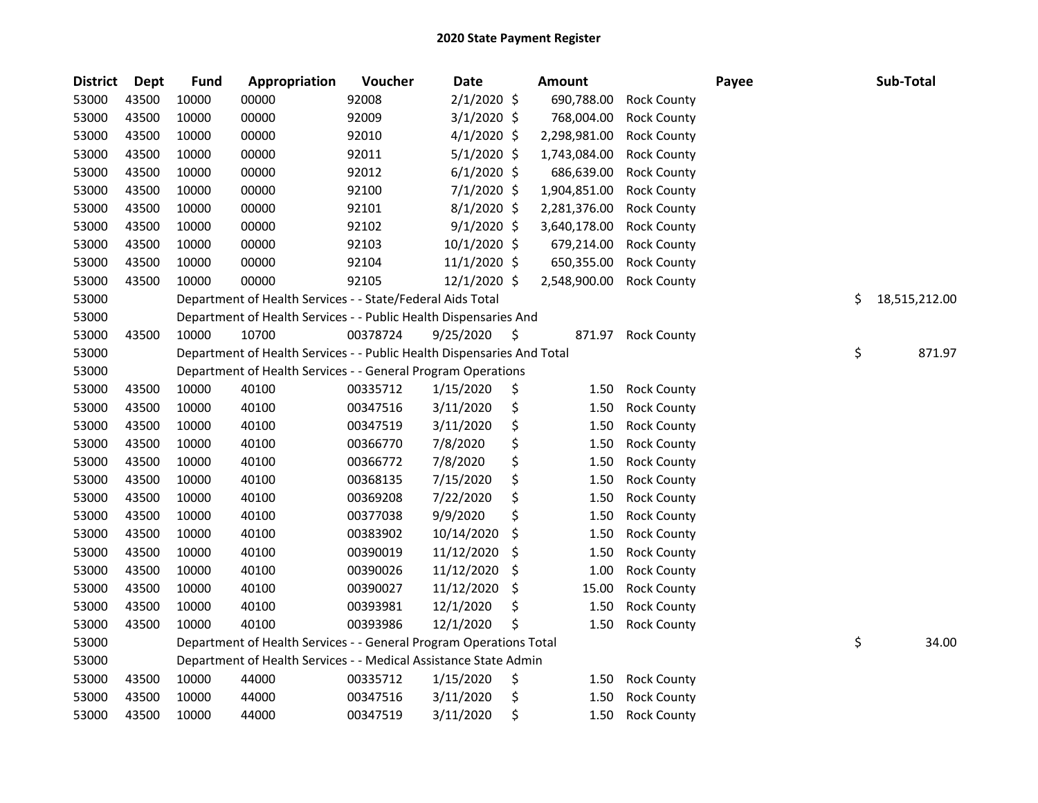# 2020 State Payment Register

| District | Dept | Fund | Appropriation | Voucher | Date | Amount | | Payee | Sub-Total |
|---|---|---|---|---|---|---|---|---|---|
| 53000 | 43500 | 10000 | 00000 | 92008 | 2/1/2020 | $ 690,788.00 | Rock County | | |
| 53000 | 43500 | 10000 | 00000 | 92009 | 3/1/2020 | $ 768,004.00 | Rock County | | |
| 53000 | 43500 | 10000 | 00000 | 92010 | 4/1/2020 | $ 2,298,981.00 | Rock County | | |
| 53000 | 43500 | 10000 | 00000 | 92011 | 5/1/2020 | $ 1,743,084.00 | Rock County | | |
| 53000 | 43500 | 10000 | 00000 | 92012 | 6/1/2020 | $ 686,639.00 | Rock County | | |
| 53000 | 43500 | 10000 | 00000 | 92100 | 7/1/2020 | $ 1,904,851.00 | Rock County | | |
| 53000 | 43500 | 10000 | 00000 | 92101 | 8/1/2020 | $ 2,281,376.00 | Rock County | | |
| 53000 | 43500 | 10000 | 00000 | 92102 | 9/1/2020 | $ 3,640,178.00 | Rock County | | |
| 53000 | 43500 | 10000 | 00000 | 92103 | 10/1/2020 | $ 679,214.00 | Rock County | | |
| 53000 | 43500 | 10000 | 00000 | 92104 | 11/1/2020 | $ 650,355.00 | Rock County | | |
| 53000 | 43500 | 10000 | 00000 | 92105 | 12/1/2020 | $ 2,548,900.00 | Rock County | | |
| 53000 | | Department of Health Services - - State/Federal Aids Total | | | | | | | $ 18,515,212.00 |
| 53000 | | Department of Health Services - - Public Health Dispensaries And | | | | | | | |
| 53000 | 43500 | 10000 | 10700 | 00378724 | 9/25/2020 | $ 871.97 | Rock County | | |
| 53000 | | Department of Health Services - - Public Health Dispensaries And Total | | | | | | | $ 871.97 |
| 53000 | | Department of Health Services - - General Program Operations | | | | | | | |
| 53000 | 43500 | 10000 | 40100 | 00335712 | 1/15/2020 | $ 1.50 | Rock County | | |
| 53000 | 43500 | 10000 | 40100 | 00347516 | 3/11/2020 | $ 1.50 | Rock County | | |
| 53000 | 43500 | 10000 | 40100 | 00347519 | 3/11/2020 | $ 1.50 | Rock County | | |
| 53000 | 43500 | 10000 | 40100 | 00366770 | 7/8/2020 | $ 1.50 | Rock County | | |
| 53000 | 43500 | 10000 | 40100 | 00366772 | 7/8/2020 | $ 1.50 | Rock County | | |
| 53000 | 43500 | 10000 | 40100 | 00368135 | 7/15/2020 | $ 1.50 | Rock County | | |
| 53000 | 43500 | 10000 | 40100 | 00369208 | 7/22/2020 | $ 1.50 | Rock County | | |
| 53000 | 43500 | 10000 | 40100 | 00377038 | 9/9/2020 | $ 1.50 | Rock County | | |
| 53000 | 43500 | 10000 | 40100 | 00383902 | 10/14/2020 | $ 1.50 | Rock County | | |
| 53000 | 43500 | 10000 | 40100 | 00390019 | 11/12/2020 | $ 1.50 | Rock County | | |
| 53000 | 43500 | 10000 | 40100 | 00390026 | 11/12/2020 | $ 1.00 | Rock County | | |
| 53000 | 43500 | 10000 | 40100 | 00390027 | 11/12/2020 | $ 15.00 | Rock County | | |
| 53000 | 43500 | 10000 | 40100 | 00393981 | 12/1/2020 | $ 1.50 | Rock County | | |
| 53000 | 43500 | 10000 | 40100 | 00393986 | 12/1/2020 | $ 1.50 | Rock County | | |
| 53000 | | Department of Health Services - - General Program Operations Total | | | | | | | $ 34.00 |
| 53000 | | Department of Health Services - - Medical Assistance State Admin | | | | | | | |
| 53000 | 43500 | 10000 | 44000 | 00335712 | 1/15/2020 | $ 1.50 | Rock County | | |
| 53000 | 43500 | 10000 | 44000 | 00347516 | 3/11/2020 | $ 1.50 | Rock County | | |
| 53000 | 43500 | 10000 | 44000 | 00347519 | 3/11/2020 | $ 1.50 | Rock County | | |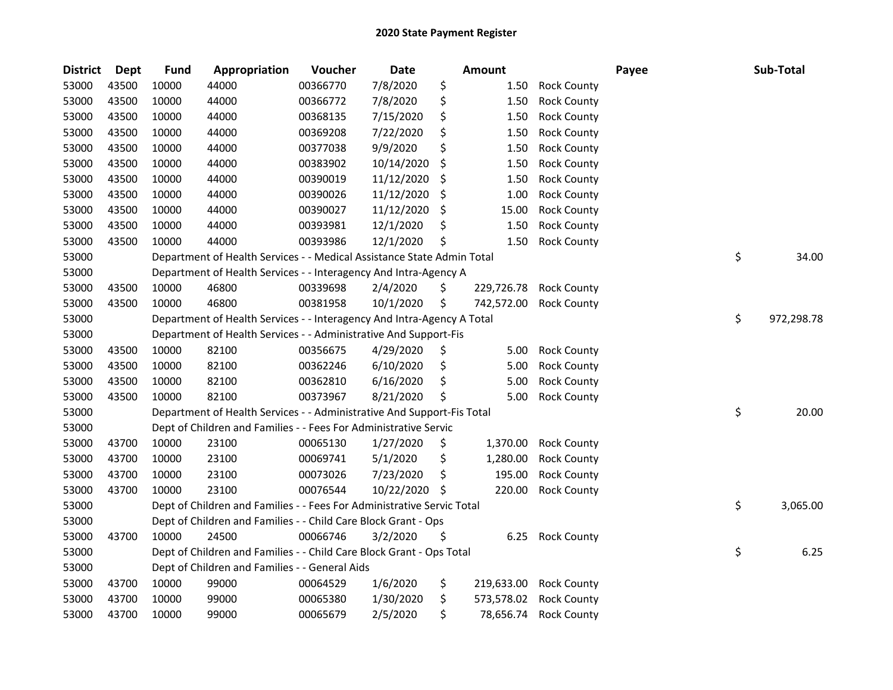# 2020 State Payment Register

| District | Dept | Fund | Appropriation | Voucher | Date | Amount | Payee | Sub-Total |
|---|---|---|---|---|---|---|---|---|
| 53000 | 43500 | 10000 | 44000 | 00366770 | 7/8/2020 | $ 1.50 | Rock County | |
| 53000 | 43500 | 10000 | 44000 | 00366772 | 7/8/2020 | $ 1.50 | Rock County | |
| 53000 | 43500 | 10000 | 44000 | 00368135 | 7/15/2020 | $ 1.50 | Rock County | |
| 53000 | 43500 | 10000 | 44000 | 00369208 | 7/22/2020 | $ 1.50 | Rock County | |
| 53000 | 43500 | 10000 | 44000 | 00377038 | 9/9/2020 | $ 1.50 | Rock County | |
| 53000 | 43500 | 10000 | 44000 | 00383902 | 10/14/2020 | $ 1.50 | Rock County | |
| 53000 | 43500 | 10000 | 44000 | 00390019 | 11/12/2020 | $ 1.50 | Rock County | |
| 53000 | 43500 | 10000 | 44000 | 00390026 | 11/12/2020 | $ 1.00 | Rock County | |
| 53000 | 43500 | 10000 | 44000 | 00390027 | 11/12/2020 | $ 15.00 | Rock County | |
| 53000 | 43500 | 10000 | 44000 | 00393981 | 12/1/2020 | $ 1.50 | Rock County | |
| 53000 | 43500 | 10000 | 44000 | 00393986 | 12/1/2020 | $ 1.50 | Rock County | |
| 53000 | | | Department of Health Services - - Medical Assistance State Admin Total | | | | | $ 34.00 |
| 53000 | | | Department of Health Services - - Interagency And Intra-Agency A | | | | | |
| 53000 | 43500 | 10000 | 46800 | 00339698 | 2/4/2020 | $ 229,726.78 | Rock County | |
| 53000 | 43500 | 10000 | 46800 | 00381958 | 10/1/2020 | $ 742,572.00 | Rock County | |
| 53000 | | | Department of Health Services - - Interagency And Intra-Agency A Total | | | | | $ 972,298.78 |
| 53000 | | | Department of Health Services - - Administrative And Support-Fis | | | | | |
| 53000 | 43500 | 10000 | 82100 | 00356675 | 4/29/2020 | $ 5.00 | Rock County | |
| 53000 | 43500 | 10000 | 82100 | 00362246 | 6/10/2020 | $ 5.00 | Rock County | |
| 53000 | 43500 | 10000 | 82100 | 00362810 | 6/16/2020 | $ 5.00 | Rock County | |
| 53000 | 43500 | 10000 | 82100 | 00373967 | 8/21/2020 | $ 5.00 | Rock County | |
| 53000 | | | Department of Health Services - - Administrative And Support-Fis Total | | | | | $ 20.00 |
| 53000 | | | Dept of Children and Families - - Fees For Administrative Servic | | | | | |
| 53000 | 43700 | 10000 | 23100 | 00065130 | 1/27/2020 | $ 1,370.00 | Rock County | |
| 53000 | 43700 | 10000 | 23100 | 00069741 | 5/1/2020 | $ 1,280.00 | Rock County | |
| 53000 | 43700 | 10000 | 23100 | 00073026 | 7/23/2020 | $ 195.00 | Rock County | |
| 53000 | 43700 | 10000 | 23100 | 00076544 | 10/22/2020 | $ 220.00 | Rock County | |
| 53000 | | | Dept of Children and Families - - Fees For Administrative Servic Total | | | | | $ 3,065.00 |
| 53000 | | | Dept of Children and Families - - Child Care Block Grant - Ops | | | | | |
| 53000 | 43700 | 10000 | 24500 | 00066746 | 3/2/2020 | $ 6.25 | Rock County | |
| 53000 | | | Dept of Children and Families - - Child Care Block Grant - Ops Total | | | | | $ 6.25 |
| 53000 | | | Dept of Children and Families - - General Aids | | | | | |
| 53000 | 43700 | 10000 | 99000 | 00064529 | 1/6/2020 | $ 219,633.00 | Rock County | |
| 53000 | 43700 | 10000 | 99000 | 00065380 | 1/30/2020 | $ 573,578.02 | Rock County | |
| 53000 | 43700 | 10000 | 99000 | 00065679 | 2/5/2020 | $ 78,656.74 | Rock County | |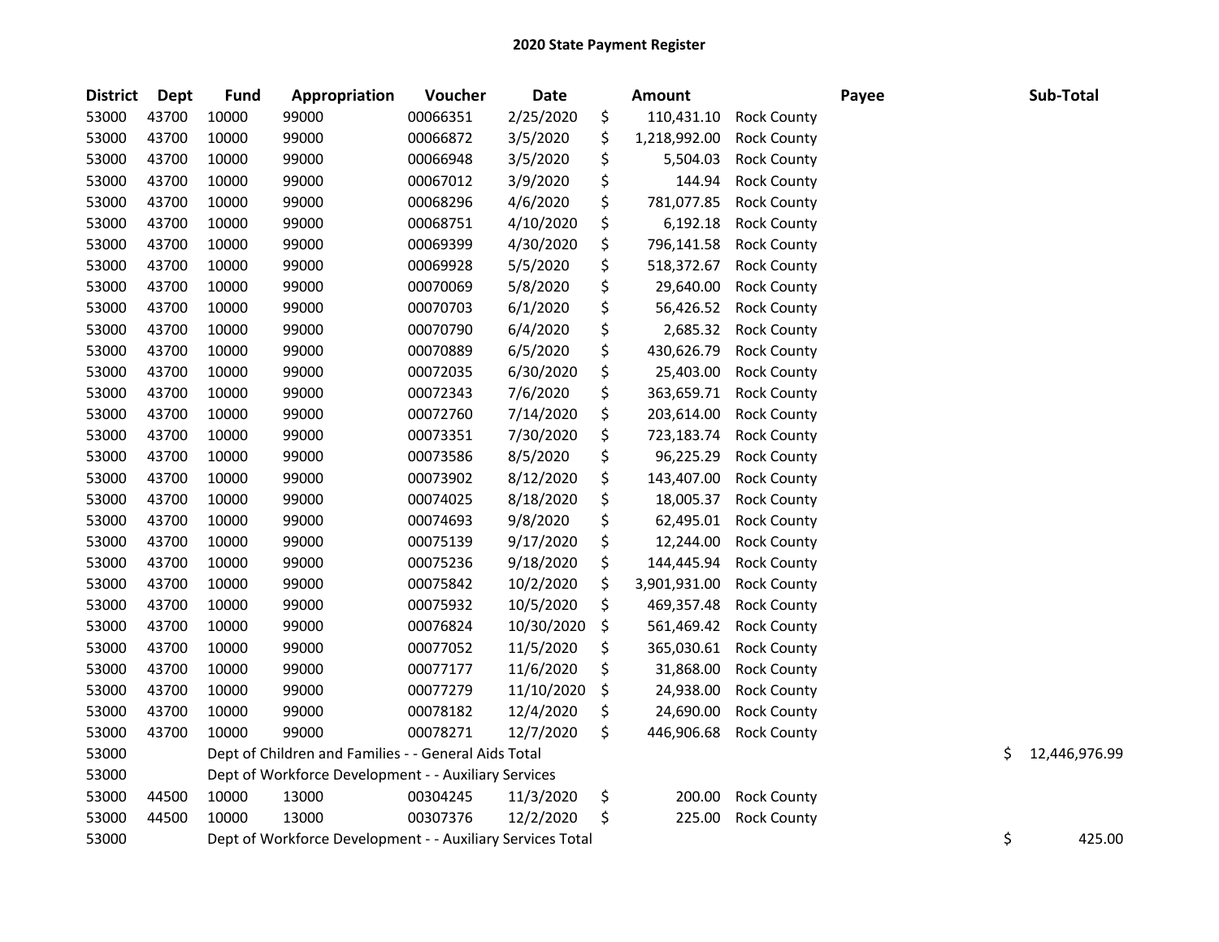# 2020 State Payment Register

| District | Dept | Fund | Appropriation | Voucher | Date | Amount | Payee | Sub-Total |
|---|---|---|---|---|---|---|---|---|
| 53000 | 43700 | 10000 | 99000 | 00066351 | 2/25/2020 | $ 110,431.10 | Rock County | |
| 53000 | 43700 | 10000 | 99000 | 00066872 | 3/5/2020 | $ 1,218,992.00 | Rock County | |
| 53000 | 43700 | 10000 | 99000 | 00066948 | 3/5/2020 | $ 5,504.03 | Rock County | |
| 53000 | 43700 | 10000 | 99000 | 00067012 | 3/9/2020 | $ 144.94 | Rock County | |
| 53000 | 43700 | 10000 | 99000 | 00068296 | 4/6/2020 | $ 781,077.85 | Rock County | |
| 53000 | 43700 | 10000 | 99000 | 00068751 | 4/10/2020 | $ 6,192.18 | Rock County | |
| 53000 | 43700 | 10000 | 99000 | 00069399 | 4/30/2020 | $ 796,141.58 | Rock County | |
| 53000 | 43700 | 10000 | 99000 | 00069928 | 5/5/2020 | $ 518,372.67 | Rock County | |
| 53000 | 43700 | 10000 | 99000 | 00070069 | 5/8/2020 | $ 29,640.00 | Rock County | |
| 53000 | 43700 | 10000 | 99000 | 00070703 | 6/1/2020 | $ 56,426.52 | Rock County | |
| 53000 | 43700 | 10000 | 99000 | 00070790 | 6/4/2020 | $ 2,685.32 | Rock County | |
| 53000 | 43700 | 10000 | 99000 | 00070889 | 6/5/2020 | $ 430,626.79 | Rock County | |
| 53000 | 43700 | 10000 | 99000 | 00072035 | 6/30/2020 | $ 25,403.00 | Rock County | |
| 53000 | 43700 | 10000 | 99000 | 00072343 | 7/6/2020 | $ 363,659.71 | Rock County | |
| 53000 | 43700 | 10000 | 99000 | 00072760 | 7/14/2020 | $ 203,614.00 | Rock County | |
| 53000 | 43700 | 10000 | 99000 | 00073351 | 7/30/2020 | $ 723,183.74 | Rock County | |
| 53000 | 43700 | 10000 | 99000 | 00073586 | 8/5/2020 | $ 96,225.29 | Rock County | |
| 53000 | 43700 | 10000 | 99000 | 00073902 | 8/12/2020 | $ 143,407.00 | Rock County | |
| 53000 | 43700 | 10000 | 99000 | 00074025 | 8/18/2020 | $ 18,005.37 | Rock County | |
| 53000 | 43700 | 10000 | 99000 | 00074693 | 9/8/2020 | $ 62,495.01 | Rock County | |
| 53000 | 43700 | 10000 | 99000 | 00075139 | 9/17/2020 | $ 12,244.00 | Rock County | |
| 53000 | 43700 | 10000 | 99000 | 00075236 | 9/18/2020 | $ 144,445.94 | Rock County | |
| 53000 | 43700 | 10000 | 99000 | 00075842 | 10/2/2020 | $ 3,901,931.00 | Rock County | |
| 53000 | 43700 | 10000 | 99000 | 00075932 | 10/5/2020 | $ 469,357.48 | Rock County | |
| 53000 | 43700 | 10000 | 99000 | 00076824 | 10/30/2020 | $ 561,469.42 | Rock County | |
| 53000 | 43700 | 10000 | 99000 | 00077052 | 11/5/2020 | $ 365,030.61 | Rock County | |
| 53000 | 43700 | 10000 | 99000 | 00077177 | 11/6/2020 | $ 31,868.00 | Rock County | |
| 53000 | 43700 | 10000 | 99000 | 00077279 | 11/10/2020 | $ 24,938.00 | Rock County | |
| 53000 | 43700 | 10000 | 99000 | 00078182 | 12/4/2020 | $ 24,690.00 | Rock County | |
| 53000 | 43700 | 10000 | 99000 | 00078271 | 12/7/2020 | $ 446,906.68 | Rock County | |
| 53000 | | Dept of Children and Families - - General Aids Total | | | | | | $ 12,446,976.99 |
| 53000 | | Dept of Workforce Development - - Auxiliary Services | | | | | | |
| 53000 | 44500 | 10000 | 13000 | 00304245 | 11/3/2020 | $ 200.00 | Rock County | |
| 53000 | 44500 | 10000 | 13000 | 00307376 | 12/2/2020 | $ 225.00 | Rock County | |
| 53000 | | Dept of Workforce Development - - Auxiliary Services Total | | | | | | $ 425.00 |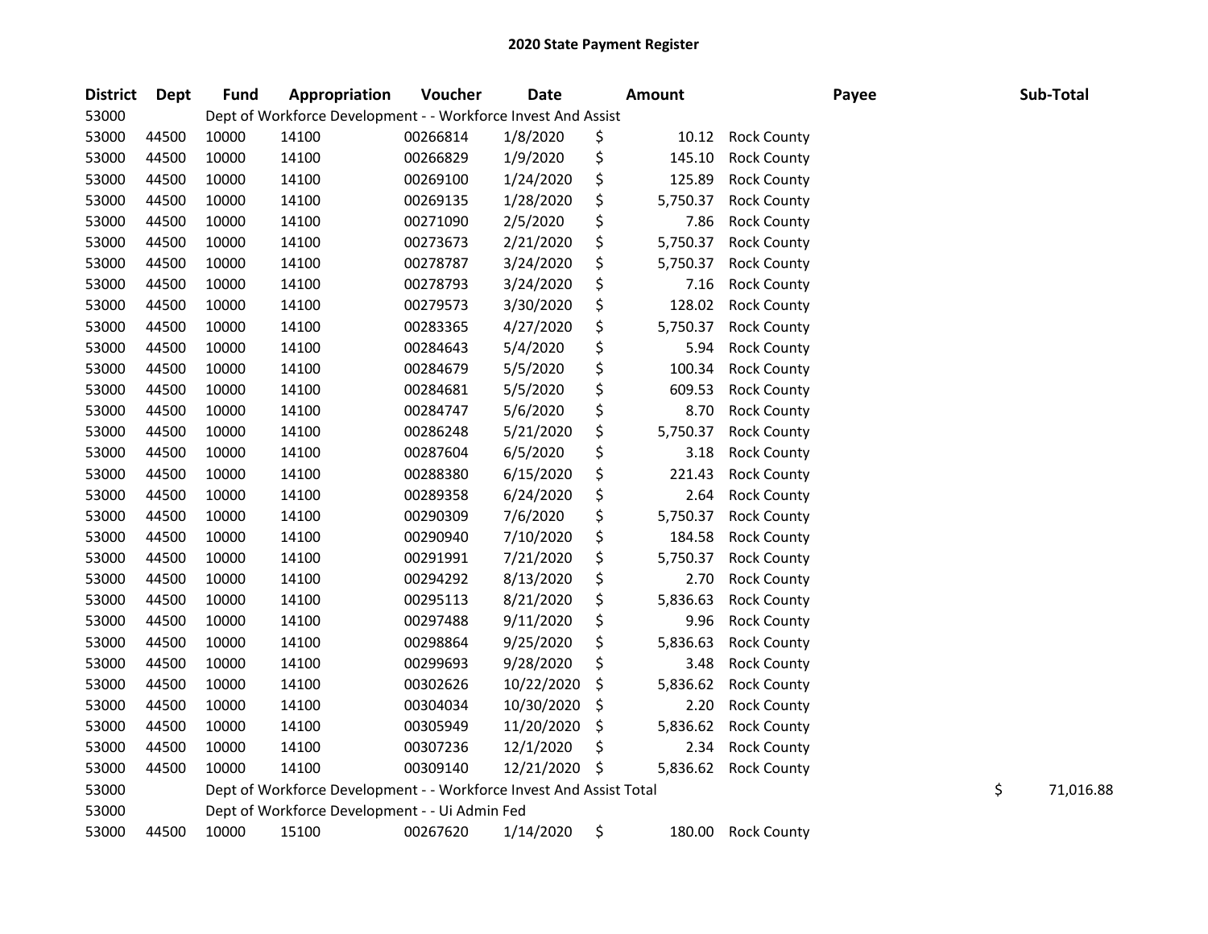# 2020 State Payment Register

| District | Dept | Fund | Appropriation | Voucher | Date | Amount | Payee | Sub-Total |
|---|---|---|---|---|---|---|---|---|
| 53000 | | Dept of Workforce Development - - Workforce Invest And Assist | | | | | | |
| 53000 | 44500 | 10000 | 14100 | 00266814 | 1/8/2020 | $ 10.12 | Rock County | |
| 53000 | 44500 | 10000 | 14100 | 00266829 | 1/9/2020 | $ 145.10 | Rock County | |
| 53000 | 44500 | 10000 | 14100 | 00269100 | 1/24/2020 | $ 125.89 | Rock County | |
| 53000 | 44500 | 10000 | 14100 | 00269135 | 1/28/2020 | $ 5,750.37 | Rock County | |
| 53000 | 44500 | 10000 | 14100 | 00271090 | 2/5/2020 | $ 7.86 | Rock County | |
| 53000 | 44500 | 10000 | 14100 | 00273673 | 2/21/2020 | $ 5,750.37 | Rock County | |
| 53000 | 44500 | 10000 | 14100 | 00278787 | 3/24/2020 | $ 5,750.37 | Rock County | |
| 53000 | 44500 | 10000 | 14100 | 00278793 | 3/24/2020 | $ 7.16 | Rock County | |
| 53000 | 44500 | 10000 | 14100 | 00279573 | 3/30/2020 | $ 128.02 | Rock County | |
| 53000 | 44500 | 10000 | 14100 | 00283365 | 4/27/2020 | $ 5,750.37 | Rock County | |
| 53000 | 44500 | 10000 | 14100 | 00284643 | 5/4/2020 | $ 5.94 | Rock County | |
| 53000 | 44500 | 10000 | 14100 | 00284679 | 5/5/2020 | $ 100.34 | Rock County | |
| 53000 | 44500 | 10000 | 14100 | 00284681 | 5/5/2020 | $ 609.53 | Rock County | |
| 53000 | 44500 | 10000 | 14100 | 00284747 | 5/6/2020 | $ 8.70 | Rock County | |
| 53000 | 44500 | 10000 | 14100 | 00286248 | 5/21/2020 | $ 5,750.37 | Rock County | |
| 53000 | 44500 | 10000 | 14100 | 00287604 | 6/5/2020 | $ 3.18 | Rock County | |
| 53000 | 44500 | 10000 | 14100 | 00288380 | 6/15/2020 | $ 221.43 | Rock County | |
| 53000 | 44500 | 10000 | 14100 | 00289358 | 6/24/2020 | $ 2.64 | Rock County | |
| 53000 | 44500 | 10000 | 14100 | 00290309 | 7/6/2020 | $ 5,750.37 | Rock County | |
| 53000 | 44500 | 10000 | 14100 | 00290940 | 7/10/2020 | $ 184.58 | Rock County | |
| 53000 | 44500 | 10000 | 14100 | 00291991 | 7/21/2020 | $ 5,750.37 | Rock County | |
| 53000 | 44500 | 10000 | 14100 | 00294292 | 8/13/2020 | $ 2.70 | Rock County | |
| 53000 | 44500 | 10000 | 14100 | 00295113 | 8/21/2020 | $ 5,836.63 | Rock County | |
| 53000 | 44500 | 10000 | 14100 | 00297488 | 9/11/2020 | $ 9.96 | Rock County | |
| 53000 | 44500 | 10000 | 14100 | 00298864 | 9/25/2020 | $ 5,836.63 | Rock County | |
| 53000 | 44500 | 10000 | 14100 | 00299693 | 9/28/2020 | $ 3.48 | Rock County | |
| 53000 | 44500 | 10000 | 14100 | 00302626 | 10/22/2020 | $ 5,836.62 | Rock County | |
| 53000 | 44500 | 10000 | 14100 | 00304034 | 10/30/2020 | $ 2.20 | Rock County | |
| 53000 | 44500 | 10000 | 14100 | 00305949 | 11/20/2020 | $ 5,836.62 | Rock County | |
| 53000 | 44500 | 10000 | 14100 | 00307236 | 12/1/2020 | $ 2.34 | Rock County | |
| 53000 | 44500 | 10000 | 14100 | 00309140 | 12/21/2020 | $ 5,836.62 | Rock County | |
| 53000 | | Dept of Workforce Development - - Workforce Invest And Assist Total | | | | | | $ 71,016.88 |
| 53000 | | Dept of Workforce Development - - Ui Admin Fed | | | | | | |
| 53000 | 44500 | 10000 | 15100 | 00267620 | 1/14/2020 | $ 180.00 | Rock County | |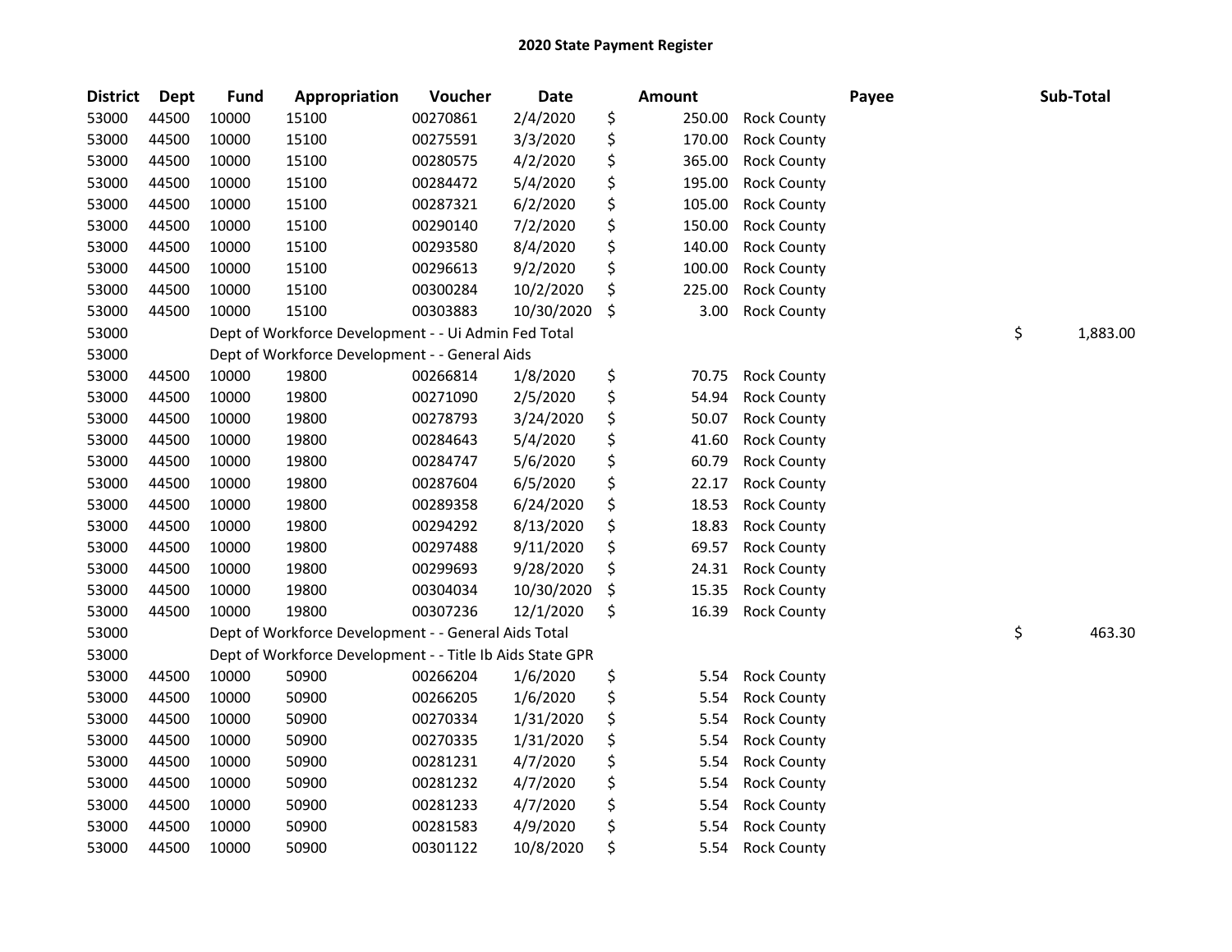# 2020 State Payment Register

| District | Dept | Fund | Appropriation | Voucher | Date | Amount | Payee | Sub-Total |
|---|---|---|---|---|---|---|---|---|
| 53000 | 44500 | 10000 | 15100 | 00270861 | 2/4/2020 | $ 250.00 | Rock County | |
| 53000 | 44500 | 10000 | 15100 | 00275591 | 3/3/2020 | $ 170.00 | Rock County | |
| 53000 | 44500 | 10000 | 15100 | 00280575 | 4/2/2020 | $ 365.00 | Rock County | |
| 53000 | 44500 | 10000 | 15100 | 00284472 | 5/4/2020 | $ 195.00 | Rock County | |
| 53000 | 44500 | 10000 | 15100 | 00287321 | 6/2/2020 | $ 105.00 | Rock County | |
| 53000 | 44500 | 10000 | 15100 | 00290140 | 7/2/2020 | $ 150.00 | Rock County | |
| 53000 | 44500 | 10000 | 15100 | 00293580 | 8/4/2020 | $ 140.00 | Rock County | |
| 53000 | 44500 | 10000 | 15100 | 00296613 | 9/2/2020 | $ 100.00 | Rock County | |
| 53000 | 44500 | 10000 | 15100 | 00300284 | 10/2/2020 | $ 225.00 | Rock County | |
| 53000 | 44500 | 10000 | 15100 | 00303883 | 10/30/2020 | $ 3.00 | Rock County | |
| 53000 | | Dept of Workforce Development - - Ui Admin Fed Total | | | | | | $ 1,883.00 |
| 53000 | | Dept of Workforce Development - - General Aids | | | | | | |
| 53000 | 44500 | 10000 | 19800 | 00266814 | 1/8/2020 | $ 70.75 | Rock County | |
| 53000 | 44500 | 10000 | 19800 | 00271090 | 2/5/2020 | $ 54.94 | Rock County | |
| 53000 | 44500 | 10000 | 19800 | 00278793 | 3/24/2020 | $ 50.07 | Rock County | |
| 53000 | 44500 | 10000 | 19800 | 00284643 | 5/4/2020 | $ 41.60 | Rock County | |
| 53000 | 44500 | 10000 | 19800 | 00284747 | 5/6/2020 | $ 60.79 | Rock County | |
| 53000 | 44500 | 10000 | 19800 | 00287604 | 6/5/2020 | $ 22.17 | Rock County | |
| 53000 | 44500 | 10000 | 19800 | 00289358 | 6/24/2020 | $ 18.53 | Rock County | |
| 53000 | 44500 | 10000 | 19800 | 00294292 | 8/13/2020 | $ 18.83 | Rock County | |
| 53000 | 44500 | 10000 | 19800 | 00297488 | 9/11/2020 | $ 69.57 | Rock County | |
| 53000 | 44500 | 10000 | 19800 | 00299693 | 9/28/2020 | $ 24.31 | Rock County | |
| 53000 | 44500 | 10000 | 19800 | 00304034 | 10/30/2020 | $ 15.35 | Rock County | |
| 53000 | 44500 | 10000 | 19800 | 00307236 | 12/1/2020 | $ 16.39 | Rock County | |
| 53000 | | Dept of Workforce Development - - General Aids Total | | | | | | $ 463.30 |
| 53000 | | Dept of Workforce Development - - Title Ib Aids State GPR | | | | | | |
| 53000 | 44500 | 10000 | 50900 | 00266204 | 1/6/2020 | $ 5.54 | Rock County | |
| 53000 | 44500 | 10000 | 50900 | 00266205 | 1/6/2020 | $ 5.54 | Rock County | |
| 53000 | 44500 | 10000 | 50900 | 00270334 | 1/31/2020 | $ 5.54 | Rock County | |
| 53000 | 44500 | 10000 | 50900 | 00270335 | 1/31/2020 | $ 5.54 | Rock County | |
| 53000 | 44500 | 10000 | 50900 | 00281231 | 4/7/2020 | $ 5.54 | Rock County | |
| 53000 | 44500 | 10000 | 50900 | 00281232 | 4/7/2020 | $ 5.54 | Rock County | |
| 53000 | 44500 | 10000 | 50900 | 00281233 | 4/7/2020 | $ 5.54 | Rock County | |
| 53000 | 44500 | 10000 | 50900 | 00281583 | 4/9/2020 | $ 5.54 | Rock County | |
| 53000 | 44500 | 10000 | 50900 | 00301122 | 10/8/2020 | $ 5.54 | Rock County | |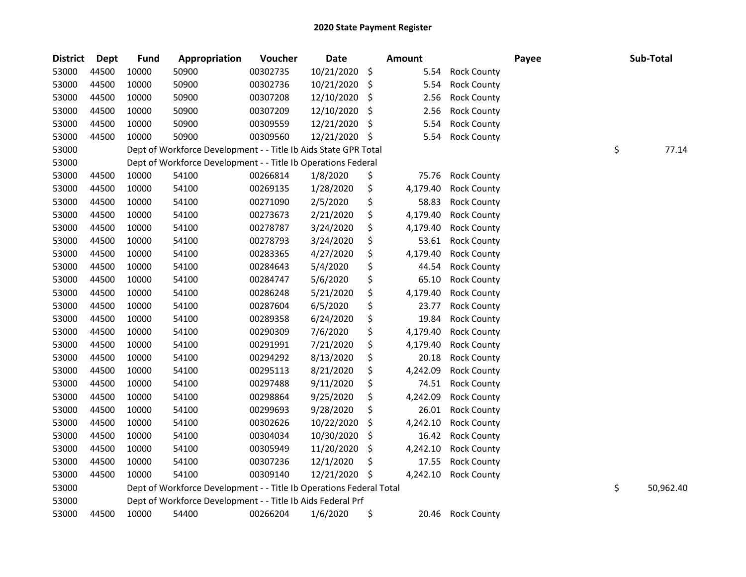## 2020 State Payment Register

| District | Dept | Fund | Appropriation | Voucher | Date | Amount | | Payee | Sub-Total |
|---|---|---|---|---|---|---|---|---|---|
| 53000 | 44500 | 10000 | 50900 | 00302735 | 10/21/2020 | $ | 5.54 | Rock County | |
| 53000 | 44500 | 10000 | 50900 | 00302736 | 10/21/2020 | $ | 5.54 | Rock County | |
| 53000 | 44500 | 10000 | 50900 | 00307208 | 12/10/2020 | $ | 2.56 | Rock County | |
| 53000 | 44500 | 10000 | 50900 | 00307209 | 12/10/2020 | $ | 2.56 | Rock County | |
| 53000 | 44500 | 10000 | 50900 | 00309559 | 12/21/2020 | $ | 5.54 | Rock County | |
| 53000 | 44500 | 10000 | 50900 | 00309560 | 12/21/2020 | $ | 5.54 | Rock County | |
| 53000 | | Dept of Workforce Development - - Title Ib Aids State GPR Total | | | | | | | $ 77.14 |
| 53000 | | Dept of Workforce Development - - Title Ib Operations Federal | | | | | | | |
| 53000 | 44500 | 10000 | 54100 | 00266814 | 1/8/2020 | $ | 75.76 | Rock County | |
| 53000 | 44500 | 10000 | 54100 | 00269135 | 1/28/2020 | $ | 4,179.40 | Rock County | |
| 53000 | 44500 | 10000 | 54100 | 00271090 | 2/5/2020 | $ | 58.83 | Rock County | |
| 53000 | 44500 | 10000 | 54100 | 00273673 | 2/21/2020 | $ | 4,179.40 | Rock County | |
| 53000 | 44500 | 10000 | 54100 | 00278787 | 3/24/2020 | $ | 4,179.40 | Rock County | |
| 53000 | 44500 | 10000 | 54100 | 00278793 | 3/24/2020 | $ | 53.61 | Rock County | |
| 53000 | 44500 | 10000 | 54100 | 00283365 | 4/27/2020 | $ | 4,179.40 | Rock County | |
| 53000 | 44500 | 10000 | 54100 | 00284643 | 5/4/2020 | $ | 44.54 | Rock County | |
| 53000 | 44500 | 10000 | 54100 | 00284747 | 5/6/2020 | $ | 65.10 | Rock County | |
| 53000 | 44500 | 10000 | 54100 | 00286248 | 5/21/2020 | $ | 4,179.40 | Rock County | |
| 53000 | 44500 | 10000 | 54100 | 00287604 | 6/5/2020 | $ | 23.77 | Rock County | |
| 53000 | 44500 | 10000 | 54100 | 00289358 | 6/24/2020 | $ | 19.84 | Rock County | |
| 53000 | 44500 | 10000 | 54100 | 00290309 | 7/6/2020 | $ | 4,179.40 | Rock County | |
| 53000 | 44500 | 10000 | 54100 | 00291991 | 7/21/2020 | $ | 4,179.40 | Rock County | |
| 53000 | 44500 | 10000 | 54100 | 00294292 | 8/13/2020 | $ | 20.18 | Rock County | |
| 53000 | 44500 | 10000 | 54100 | 00295113 | 8/21/2020 | $ | 4,242.09 | Rock County | |
| 53000 | 44500 | 10000 | 54100 | 00297488 | 9/11/2020 | $ | 74.51 | Rock County | |
| 53000 | 44500 | 10000 | 54100 | 00298864 | 9/25/2020 | $ | 4,242.09 | Rock County | |
| 53000 | 44500 | 10000 | 54100 | 00299693 | 9/28/2020 | $ | 26.01 | Rock County | |
| 53000 | 44500 | 10000 | 54100 | 00302626 | 10/22/2020 | $ | 4,242.10 | Rock County | |
| 53000 | 44500 | 10000 | 54100 | 00304034 | 10/30/2020 | $ | 16.42 | Rock County | |
| 53000 | 44500 | 10000 | 54100 | 00305949 | 11/20/2020 | $ | 4,242.10 | Rock County | |
| 53000 | 44500 | 10000 | 54100 | 00307236 | 12/1/2020 | $ | 17.55 | Rock County | |
| 53000 | 44500 | 10000 | 54100 | 00309140 | 12/21/2020 | $ | 4,242.10 | Rock County | |
| 53000 | | Dept of Workforce Development - - Title Ib Operations Federal Total | | | | | | | $ 50,962.40 |
| 53000 | | Dept of Workforce Development - - Title Ib Aids Federal Prf | | | | | | | |
| 53000 | 44500 | 10000 | 54400 | 00266204 | 1/6/2020 | $ | 20.46 | Rock County | |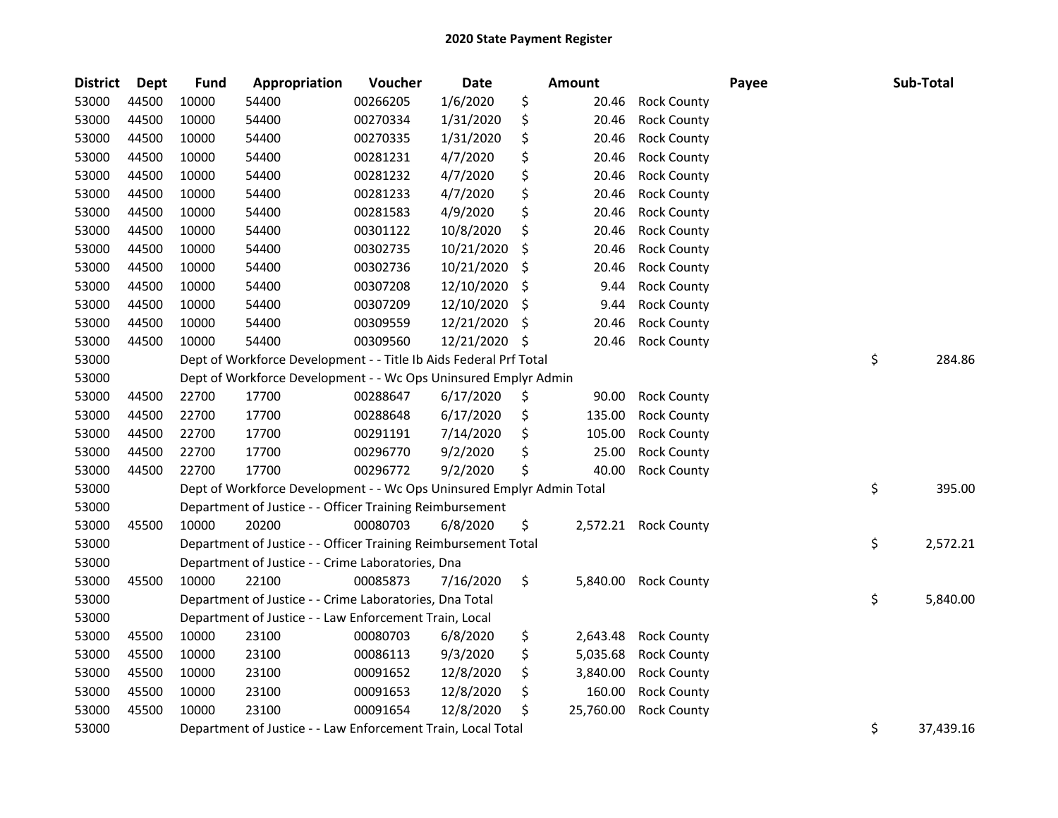# 2020 State Payment Register

| District | Dept | Fund | Appropriation | Voucher | Date | Amount | Payee | Sub-Total |
|---|---|---|---|---|---|---|---|---|
| 53000 | 44500 | 10000 | 54400 | 00266205 | 1/6/2020 | $ 20.46 | Rock County | |
| 53000 | 44500 | 10000 | 54400 | 00270334 | 1/31/2020 | $ 20.46 | Rock County | |
| 53000 | 44500 | 10000 | 54400 | 00270335 | 1/31/2020 | $ 20.46 | Rock County | |
| 53000 | 44500 | 10000 | 54400 | 00281231 | 4/7/2020 | $ 20.46 | Rock County | |
| 53000 | 44500 | 10000 | 54400 | 00281232 | 4/7/2020 | $ 20.46 | Rock County | |
| 53000 | 44500 | 10000 | 54400 | 00281233 | 4/7/2020 | $ 20.46 | Rock County | |
| 53000 | 44500 | 10000 | 54400 | 00281583 | 4/9/2020 | $ 20.46 | Rock County | |
| 53000 | 44500 | 10000 | 54400 | 00301122 | 10/8/2020 | $ 20.46 | Rock County | |
| 53000 | 44500 | 10000 | 54400 | 00302735 | 10/21/2020 | $ 20.46 | Rock County | |
| 53000 | 44500 | 10000 | 54400 | 00302736 | 10/21/2020 | $ 20.46 | Rock County | |
| 53000 | 44500 | 10000 | 54400 | 00307208 | 12/10/2020 | $ 9.44 | Rock County | |
| 53000 | 44500 | 10000 | 54400 | 00307209 | 12/10/2020 | $ 9.44 | Rock County | |
| 53000 | 44500 | 10000 | 54400 | 00309559 | 12/21/2020 | $ 20.46 | Rock County | |
| 53000 | 44500 | 10000 | 54400 | 00309560 | 12/21/2020 | $ 20.46 | Rock County | |
| 53000 | | Dept of Workforce Development - - Title Ib Aids Federal Prf Total | | | | | | $ 284.86 |
| 53000 | | Dept of Workforce Development - - Wc Ops Uninsured Emplyr Admin | | | | | | |
| 53000 | 44500 | 22700 | 17700 | 00288647 | 6/17/2020 | $ 90.00 | Rock County | |
| 53000 | 44500 | 22700 | 17700 | 00288648 | 6/17/2020 | $ 135.00 | Rock County | |
| 53000 | 44500 | 22700 | 17700 | 00291191 | 7/14/2020 | $ 105.00 | Rock County | |
| 53000 | 44500 | 22700 | 17700 | 00296770 | 9/2/2020 | $ 25.00 | Rock County | |
| 53000 | 44500 | 22700 | 17700 | 00296772 | 9/2/2020 | $ 40.00 | Rock County | |
| 53000 | | Dept of Workforce Development - - Wc Ops Uninsured Emplyr Admin Total | | | | | | $ 395.00 |
| 53000 | | Department of Justice - - Officer Training Reimbursement | | | | | | |
| 53000 | 45500 | 10000 | 20200 | 00080703 | 6/8/2020 | $ 2,572.21 | Rock County | |
| 53000 | | Department of Justice - - Officer Training Reimbursement Total | | | | | | $ 2,572.21 |
| 53000 | | Department of Justice - - Crime Laboratories, Dna | | | | | | |
| 53000 | 45500 | 10000 | 22100 | 00085873 | 7/16/2020 | $ 5,840.00 | Rock County | |
| 53000 | | Department of Justice - - Crime Laboratories, Dna Total | | | | | | $ 5,840.00 |
| 53000 | | Department of Justice - - Law Enforcement Train, Local | | | | | | |
| 53000 | 45500 | 10000 | 23100 | 00080703 | 6/8/2020 | $ 2,643.48 | Rock County | |
| 53000 | 45500 | 10000 | 23100 | 00086113 | 9/3/2020 | $ 5,035.68 | Rock County | |
| 53000 | 45500 | 10000 | 23100 | 00091652 | 12/8/2020 | $ 3,840.00 | Rock County | |
| 53000 | 45500 | 10000 | 23100 | 00091653 | 12/8/2020 | $ 160.00 | Rock County | |
| 53000 | 45500 | 10000 | 23100 | 00091654 | 12/8/2020 | $ 25,760.00 | Rock County | |
| 53000 | | Department of Justice - - Law Enforcement Train, Local Total | | | | | | $ 37,439.16 |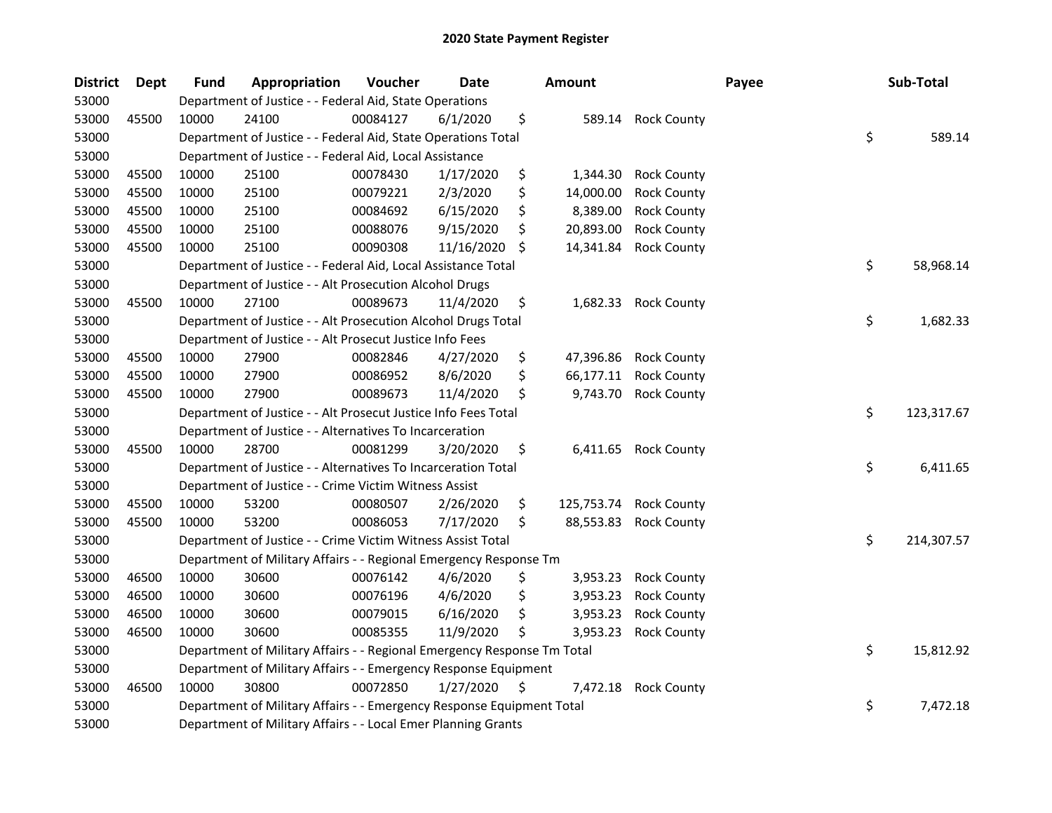# 2020 State Payment Register

| District | Dept | Fund | Appropriation | Voucher | Date | Amount | Payee | Sub-Total |
|---|---|---|---|---|---|---|---|---|
| 53000 | | Department of Justice - - Federal Aid, State Operations | | | | | | |
| 53000 | 45500 | 10000 | 24100 | 00084127 | 6/1/2020 | $ 589.14 | Rock County | |
| 53000 | | Department of Justice - - Federal Aid, State Operations Total | | | | | | $ 589.14 |
| 53000 | | Department of Justice - - Federal Aid, Local Assistance | | | | | | |
| 53000 | 45500 | 10000 | 25100 | 00078430 | 1/17/2020 | $ 1,344.30 | Rock County | |
| 53000 | 45500 | 10000 | 25100 | 00079221 | 2/3/2020 | $ 14,000.00 | Rock County | |
| 53000 | 45500 | 10000 | 25100 | 00084692 | 6/15/2020 | $ 8,389.00 | Rock County | |
| 53000 | 45500 | 10000 | 25100 | 00088076 | 9/15/2020 | $ 20,893.00 | Rock County | |
| 53000 | 45500 | 10000 | 25100 | 00090308 | 11/16/2020 | $ 14,341.84 | Rock County | |
| 53000 | | Department of Justice - - Federal Aid, Local Assistance Total | | | | | | $ 58,968.14 |
| 53000 | | Department of Justice - - Alt Prosecution Alcohol Drugs | | | | | | |
| 53000 | 45500 | 10000 | 27100 | 00089673 | 11/4/2020 | $ 1,682.33 | Rock County | |
| 53000 | | Department of Justice - - Alt Prosecution Alcohol Drugs Total | | | | | | $ 1,682.33 |
| 53000 | | Department of Justice - - Alt Prosecut Justice Info Fees | | | | | | |
| 53000 | 45500 | 10000 | 27900 | 00082846 | 4/27/2020 | $ 47,396.86 | Rock County | |
| 53000 | 45500 | 10000 | 27900 | 00086952 | 8/6/2020 | $ 66,177.11 | Rock County | |
| 53000 | 45500 | 10000 | 27900 | 00089673 | 11/4/2020 | $ 9,743.70 | Rock County | |
| 53000 | | Department of Justice - - Alt Prosecut Justice Info Fees Total | | | | | | $ 123,317.67 |
| 53000 | | Department of Justice - - Alternatives To Incarceration | | | | | | |
| 53000 | 45500 | 10000 | 28700 | 00081299 | 3/20/2020 | $ 6,411.65 | Rock County | |
| 53000 | | Department of Justice - - Alternatives To Incarceration Total | | | | | | $ 6,411.65 |
| 53000 | | Department of Justice - - Crime Victim Witness Assist | | | | | | |
| 53000 | 45500 | 10000 | 53200 | 00080507 | 2/26/2020 | $ 125,753.74 | Rock County | |
| 53000 | 45500 | 10000 | 53200 | 00086053 | 7/17/2020 | $ 88,553.83 | Rock County | |
| 53000 | | Department of Justice - - Crime Victim Witness Assist Total | | | | | | $ 214,307.57 |
| 53000 | | Department of Military Affairs - - Regional Emergency Response Tm | | | | | | |
| 53000 | 46500 | 10000 | 30600 | 00076142 | 4/6/2020 | $ 3,953.23 | Rock County | |
| 53000 | 46500 | 10000 | 30600 | 00076196 | 4/6/2020 | $ 3,953.23 | Rock County | |
| 53000 | 46500 | 10000 | 30600 | 00079015 | 6/16/2020 | $ 3,953.23 | Rock County | |
| 53000 | 46500 | 10000 | 30600 | 00085355 | 11/9/2020 | $ 3,953.23 | Rock County | |
| 53000 | | Department of Military Affairs - - Regional Emergency Response Tm Total | | | | | | $ 15,812.92 |
| 53000 | | Department of Military Affairs - - Emergency Response Equipment | | | | | | |
| 53000 | 46500 | 10000 | 30800 | 00072850 | 1/27/2020 | $ 7,472.18 | Rock County | |
| 53000 | | Department of Military Affairs - - Emergency Response Equipment Total | | | | | | $ 7,472.18 |
| 53000 | | Department of Military Affairs - - Local Emer Planning Grants | | | | | | |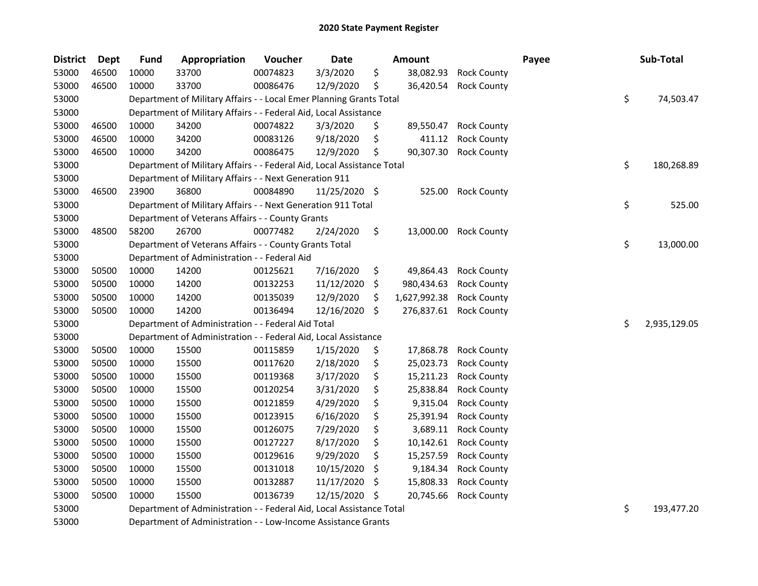## 2020 State Payment Register

| District | Dept | Fund | Appropriation | Voucher | Date | Amount | | Payee | Sub-Total |
|---|---|---|---|---|---|---|---|---|---|
| 53000 | 46500 | 10000 | 33700 | 00074823 | 3/3/2020 | $ 38,082.93 | Rock County | | |
| 53000 | 46500 | 10000 | 33700 | 00086476 | 12/9/2020 | $ 36,420.54 | Rock County | | |
| 53000 | | Department of Military Affairs - - Local Emer Planning Grants Total | | | | | | | $ 74,503.47 |
| 53000 | | Department of Military Affairs - - Federal Aid, Local Assistance | | | | | | | |
| 53000 | 46500 | 10000 | 34200 | 00074822 | 3/3/2020 | $ 89,550.47 | Rock County | | |
| 53000 | 46500 | 10000 | 34200 | 00083126 | 9/18/2020 | $ 411.12 | Rock County | | |
| 53000 | 46500 | 10000 | 34200 | 00086475 | 12/9/2020 | $ 90,307.30 | Rock County | | |
| 53000 | | Department of Military Affairs - - Federal Aid, Local Assistance Total | | | | | | | $ 180,268.89 |
| 53000 | | Department of Military Affairs - - Next Generation 911 | | | | | | | |
| 53000 | 46500 | 23900 | 36800 | 00084890 | 11/25/2020 | $ 525.00 | Rock County | | |
| 53000 | | Department of Military Affairs - - Next Generation 911 Total | | | | | | | $ 525.00 |
| 53000 | | Department of Veterans Affairs - - County Grants | | | | | | | |
| 53000 | 48500 | 58200 | 26700 | 00077482 | 2/24/2020 | $ 13,000.00 | Rock County | | |
| 53000 | | Department of Veterans Affairs - - County Grants Total | | | | | | | $ 13,000.00 |
| 53000 | | Department of Administration - - Federal Aid | | | | | | | |
| 53000 | 50500 | 10000 | 14200 | 00125621 | 7/16/2020 | $ 49,864.43 | Rock County | | |
| 53000 | 50500 | 10000 | 14200 | 00132253 | 11/12/2020 | $ 980,434.63 | Rock County | | |
| 53000 | 50500 | 10000 | 14200 | 00135039 | 12/9/2020 | $ 1,627,992.38 | Rock County | | |
| 53000 | 50500 | 10000 | 14200 | 00136494 | 12/16/2020 | $ 276,837.61 | Rock County | | |
| 53000 | | Department of Administration - - Federal Aid Total | | | | | | | $ 2,935,129.05 |
| 53000 | | Department of Administration - - Federal Aid, Local Assistance | | | | | | | |
| 53000 | 50500 | 10000 | 15500 | 00115859 | 1/15/2020 | $ 17,868.78 | Rock County | | |
| 53000 | 50500 | 10000 | 15500 | 00117620 | 2/18/2020 | $ 25,023.73 | Rock County | | |
| 53000 | 50500 | 10000 | 15500 | 00119368 | 3/17/2020 | $ 15,211.23 | Rock County | | |
| 53000 | 50500 | 10000 | 15500 | 00120254 | 3/31/2020 | $ 25,838.84 | Rock County | | |
| 53000 | 50500 | 10000 | 15500 | 00121859 | 4/29/2020 | $ 9,315.04 | Rock County | | |
| 53000 | 50500 | 10000 | 15500 | 00123915 | 6/16/2020 | $ 25,391.94 | Rock County | | |
| 53000 | 50500 | 10000 | 15500 | 00126075 | 7/29/2020 | $ 3,689.11 | Rock County | | |
| 53000 | 50500 | 10000 | 15500 | 00127227 | 8/17/2020 | $ 10,142.61 | Rock County | | |
| 53000 | 50500 | 10000 | 15500 | 00129616 | 9/29/2020 | $ 15,257.59 | Rock County | | |
| 53000 | 50500 | 10000 | 15500 | 00131018 | 10/15/2020 | $ 9,184.34 | Rock County | | |
| 53000 | 50500 | 10000 | 15500 | 00132887 | 11/17/2020 | $ 15,808.33 | Rock County | | |
| 53000 | 50500 | 10000 | 15500 | 00136739 | 12/15/2020 | $ 20,745.66 | Rock County | | |
| 53000 | | Department of Administration - - Federal Aid, Local Assistance Total | | | | | | | $ 193,477.20 |
| 53000 | | Department of Administration - - Low-Income Assistance Grants | | | | | | | |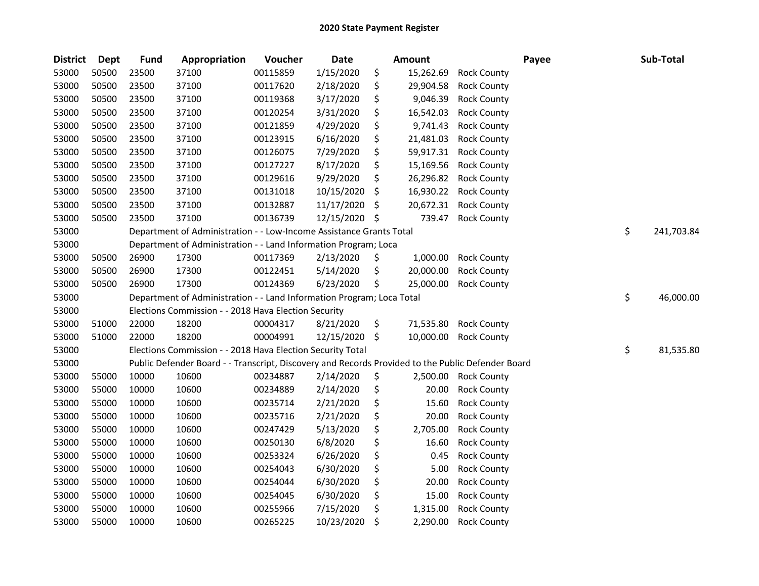# 2020 State Payment Register

| District | Dept | Fund | Appropriation | Voucher | Date | Amount | Payee | Sub-Total |
|---|---|---|---|---|---|---|---|---|
| 53000 | 50500 | 23500 | 37100 | 00115859 | 1/15/2020 | $ 15,262.69 | Rock County | |
| 53000 | 50500 | 23500 | 37100 | 00117620 | 2/18/2020 | $ 29,904.58 | Rock County | |
| 53000 | 50500 | 23500 | 37100 | 00119368 | 3/17/2020 | $ 9,046.39 | Rock County | |
| 53000 | 50500 | 23500 | 37100 | 00120254 | 3/31/2020 | $ 16,542.03 | Rock County | |
| 53000 | 50500 | 23500 | 37100 | 00121859 | 4/29/2020 | $ 9,741.43 | Rock County | |
| 53000 | 50500 | 23500 | 37100 | 00123915 | 6/16/2020 | $ 21,481.03 | Rock County | |
| 53000 | 50500 | 23500 | 37100 | 00126075 | 7/29/2020 | $ 59,917.31 | Rock County | |
| 53000 | 50500 | 23500 | 37100 | 00127227 | 8/17/2020 | $ 15,169.56 | Rock County | |
| 53000 | 50500 | 23500 | 37100 | 00129616 | 9/29/2020 | $ 26,296.82 | Rock County | |
| 53000 | 50500 | 23500 | 37100 | 00131018 | 10/15/2020 | $ 16,930.22 | Rock County | |
| 53000 | 50500 | 23500 | 37100 | 00132887 | 11/17/2020 | $ 20,672.31 | Rock County | |
| 53000 | 50500 | 23500 | 37100 | 00136739 | 12/15/2020 | $ 739.47 | Rock County | |
| 53000 | | Department of Administration - - Low-Income Assistance Grants Total | | | | | | $ 241,703.84 |
| 53000 | | Department of Administration - - Land Information Program; Loca | | | | | | |
| 53000 | 50500 | 26900 | 17300 | 00117369 | 2/13/2020 | $ 1,000.00 | Rock County | |
| 53000 | 50500 | 26900 | 17300 | 00122451 | 5/14/2020 | $ 20,000.00 | Rock County | |
| 53000 | 50500 | 26900 | 17300 | 00124369 | 6/23/2020 | $ 25,000.00 | Rock County | |
| 53000 | | Department of Administration - - Land Information Program; Loca Total | | | | | | $ 46,000.00 |
| 53000 | | Elections Commission - - 2018 Hava Election Security | | | | | | |
| 53000 | 51000 | 22000 | 18200 | 00004317 | 8/21/2020 | $ 71,535.80 | Rock County | |
| 53000 | 51000 | 22000 | 18200 | 00004991 | 12/15/2020 | $ 10,000.00 | Rock County | |
| 53000 | | Elections Commission - - 2018 Hava Election Security Total | | | | | | $ 81,535.80 |
| 53000 | | Public Defender Board - - Transcript, Discovery and Records Provided to the Public Defender Board | | | | | | |
| 53000 | 55000 | 10000 | 10600 | 00234887 | 2/14/2020 | $ 2,500.00 | Rock County | |
| 53000 | 55000 | 10000 | 10600 | 00234889 | 2/14/2020 | $ 20.00 | Rock County | |
| 53000 | 55000 | 10000 | 10600 | 00235714 | 2/21/2020 | $ 15.60 | Rock County | |
| 53000 | 55000 | 10000 | 10600 | 00235716 | 2/21/2020 | $ 20.00 | Rock County | |
| 53000 | 55000 | 10000 | 10600 | 00247429 | 5/13/2020 | $ 2,705.00 | Rock County | |
| 53000 | 55000 | 10000 | 10600 | 00250130 | 6/8/2020 | $ 16.60 | Rock County | |
| 53000 | 55000 | 10000 | 10600 | 00253324 | 6/26/2020 | $ 0.45 | Rock County | |
| 53000 | 55000 | 10000 | 10600 | 00254043 | 6/30/2020 | $ 5.00 | Rock County | |
| 53000 | 55000 | 10000 | 10600 | 00254044 | 6/30/2020 | $ 20.00 | Rock County | |
| 53000 | 55000 | 10000 | 10600 | 00254045 | 6/30/2020 | $ 15.00 | Rock County | |
| 53000 | 55000 | 10000 | 10600 | 00255966 | 7/15/2020 | $ 1,315.00 | Rock County | |
| 53000 | 55000 | 10000 | 10600 | 00265225 | 10/23/2020 | $ 2,290.00 | Rock County | |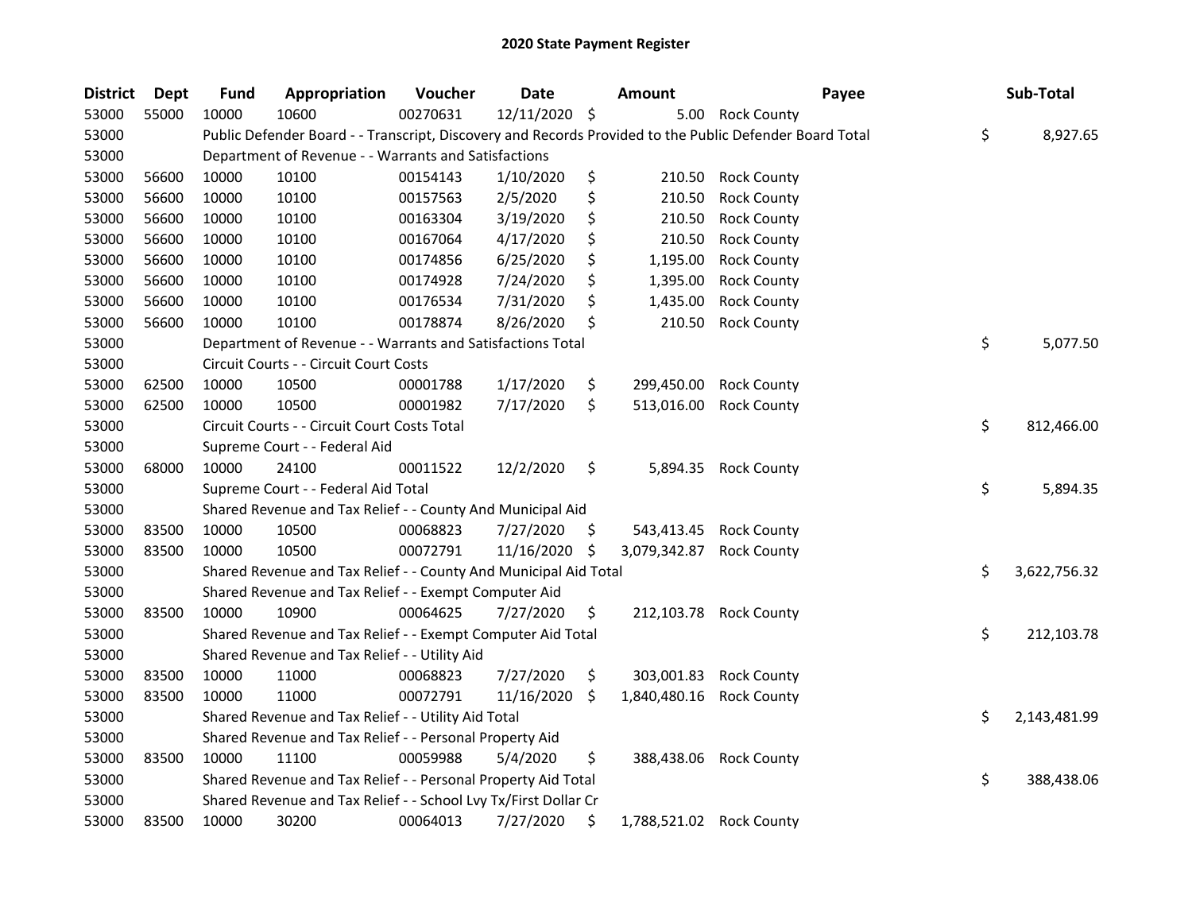# 2020 State Payment Register

| District | Dept | Fund | Appropriation | Voucher | Date | Amount | Payee | Sub-Total |
|---|---|---|---|---|---|---|---|---|
| 53000 | 55000 | 10000 | 10600 | 00270631 | 12/11/2020 | $ 5.00 | Rock County | |
| 53000 | | Public Defender Board - - Transcript, Discovery and Records Provided to the Public Defender Board Total | | | | | | $ 8,927.65 |
| 53000 | | Department of Revenue - - Warrants and Satisfactions | | | | | | |
| 53000 | 56600 | 10000 | 10100 | 00154143 | 1/10/2020 | $ 210.50 | Rock County | |
| 53000 | 56600 | 10000 | 10100 | 00157563 | 2/5/2020 | $ 210.50 | Rock County | |
| 53000 | 56600 | 10000 | 10100 | 00163304 | 3/19/2020 | $ 210.50 | Rock County | |
| 53000 | 56600 | 10000 | 10100 | 00167064 | 4/17/2020 | $ 210.50 | Rock County | |
| 53000 | 56600 | 10000 | 10100 | 00174856 | 6/25/2020 | $ 1,195.00 | Rock County | |
| 53000 | 56600 | 10000 | 10100 | 00174928 | 7/24/2020 | $ 1,395.00 | Rock County | |
| 53000 | 56600 | 10000 | 10100 | 00176534 | 7/31/2020 | $ 1,435.00 | Rock County | |
| 53000 | 56600 | 10000 | 10100 | 00178874 | 8/26/2020 | $ 210.50 | Rock County | |
| 53000 | | Department of Revenue - - Warrants and Satisfactions Total | | | | | | $ 5,077.50 |
| 53000 | | Circuit Courts - - Circuit Court Costs | | | | | | |
| 53000 | 62500 | 10000 | 10500 | 00001788 | 1/17/2020 | $ 299,450.00 | Rock County | |
| 53000 | 62500 | 10000 | 10500 | 00001982 | 7/17/2020 | $ 513,016.00 | Rock County | |
| 53000 | | Circuit Courts - - Circuit Court Costs Total | | | | | | $ 812,466.00 |
| 53000 | | Supreme Court - - Federal Aid | | | | | | |
| 53000 | 68000 | 10000 | 24100 | 00011522 | 12/2/2020 | $ 5,894.35 | Rock County | |
| 53000 | | Supreme Court - - Federal Aid Total | | | | | | $ 5,894.35 |
| 53000 | | Shared Revenue and Tax Relief - - County And Municipal Aid | | | | | | |
| 53000 | 83500 | 10000 | 10500 | 00068823 | 7/27/2020 | $ 543,413.45 | Rock County | |
| 53000 | 83500 | 10000 | 10500 | 00072791 | 11/16/2020 | $ 3,079,342.87 | Rock County | |
| 53000 | | Shared Revenue and Tax Relief - - County And Municipal Aid Total | | | | | | $ 3,622,756.32 |
| 53000 | | Shared Revenue and Tax Relief - - Exempt Computer Aid | | | | | | |
| 53000 | 83500 | 10000 | 10900 | 00064625 | 7/27/2020 | $ 212,103.78 | Rock County | |
| 53000 | | Shared Revenue and Tax Relief - - Exempt Computer Aid Total | | | | | | $ 212,103.78 |
| 53000 | | Shared Revenue and Tax Relief - - Utility Aid | | | | | | |
| 53000 | 83500 | 10000 | 11000 | 00068823 | 7/27/2020 | $ 303,001.83 | Rock County | |
| 53000 | 83500 | 10000 | 11000 | 00072791 | 11/16/2020 | $ 1,840,480.16 | Rock County | |
| 53000 | | Shared Revenue and Tax Relief - - Utility Aid Total | | | | | | $ 2,143,481.99 |
| 53000 | | Shared Revenue and Tax Relief - - Personal Property Aid | | | | | | |
| 53000 | 83500 | 10000 | 11100 | 00059988 | 5/4/2020 | $ 388,438.06 | Rock County | |
| 53000 | | Shared Revenue and Tax Relief - - Personal Property Aid Total | | | | | | $ 388,438.06 |
| 53000 | | Shared Revenue and Tax Relief - - School Lvy Tx/First Dollar Cr | | | | | | |
| 53000 | 83500 | 10000 | 30200 | 00064013 | 7/27/2020 | $ 1,788,521.02 | Rock County | |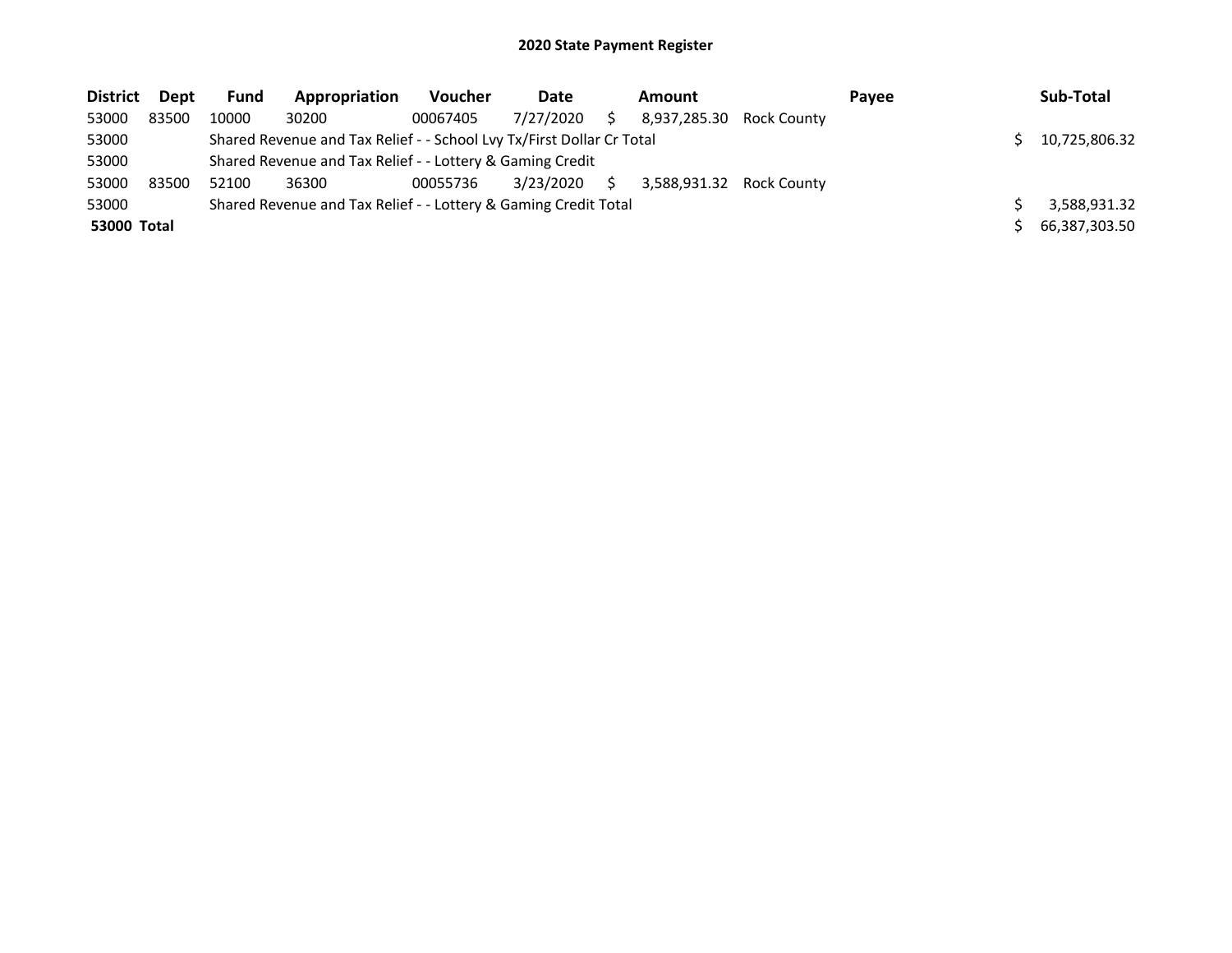# 2020 State Payment Register

| District | Dept | Fund | Appropriation | Voucher | Date | Amount | Payee | Sub-Total |
|---|---|---|---|---|---|---|---|---|
| 53000 | 83500 | 10000 | 30200 | 00067405 | 7/27/2020 | $ 8,937,285.30 | Rock County | |
| 53000 | | Shared Revenue and Tax Relief - - School Lvy Tx/First Dollar Cr Total | | | | | | $ 10,725,806.32 |
| 53000 | | Shared Revenue and Tax Relief - - Lottery & Gaming Credit | | | | | | |
| 53000 | 83500 | 52100 | 36300 | 00055736 | 3/23/2020 | $ 3,588,931.32 | Rock County | |
| 53000 | | Shared Revenue and Tax Relief - - Lottery & Gaming Credit Total | | | | | | $ 3,588,931.32 |
| **53000 Total** | | | | | | | | $ 66,387,303.50 |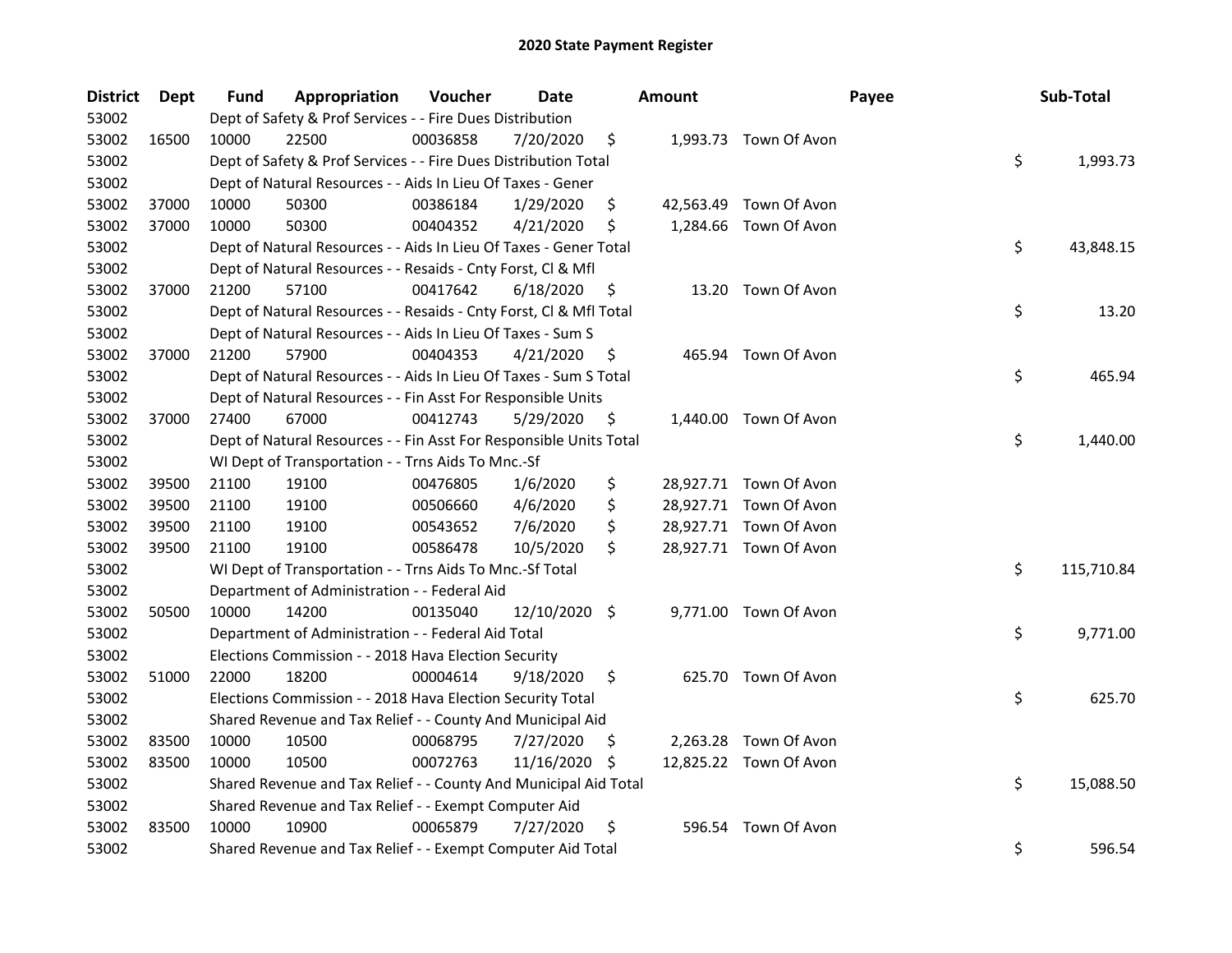# 2020 State Payment Register

| District | Dept | Fund | Appropriation | Voucher | Date | Amount | Payee | Sub-Total |
|---|---|---|---|---|---|---|---|---|
| 53002 | | Dept of Safety & Prof Services - - Fire Dues Distribution | | | | | | |
| 53002 | 16500 | 10000 | 22500 | 00036858 | 7/20/2020 | $ 1,993.73 | Town Of Avon | |
| 53002 | | Dept of Safety & Prof Services - - Fire Dues Distribution Total | | | | | | $ 1,993.73 |
| 53002 | | Dept of Natural Resources - - Aids In Lieu Of Taxes - Gener | | | | | | |
| 53002 | 37000 | 10000 | 50300 | 00386184 | 1/29/2020 | $ 42,563.49 | Town Of Avon | |
| 53002 | 37000 | 10000 | 50300 | 00404352 | 4/21/2020 | $ 1,284.66 | Town Of Avon | |
| 53002 | | Dept of Natural Resources - - Aids In Lieu Of Taxes - Gener Total | | | | | | $ 43,848.15 |
| 53002 | | Dept of Natural Resources - - Resaids - Cnty Forst, Cl & Mfl | | | | | | |
| 53002 | 37000 | 21200 | 57100 | 00417642 | 6/18/2020 | $ 13.20 | Town Of Avon | |
| 53002 | | Dept of Natural Resources - - Resaids - Cnty Forst, Cl & Mfl Total | | | | | | $ 13.20 |
| 53002 | | Dept of Natural Resources - - Aids In Lieu Of Taxes - Sum S | | | | | | |
| 53002 | 37000 | 21200 | 57900 | 00404353 | 4/21/2020 | $ 465.94 | Town Of Avon | |
| 53002 | | Dept of Natural Resources - - Aids In Lieu Of Taxes - Sum S Total | | | | | | $ 465.94 |
| 53002 | | Dept of Natural Resources - - Fin Asst For Responsible Units | | | | | | |
| 53002 | 37000 | 27400 | 67000 | 00412743 | 5/29/2020 | $ 1,440.00 | Town Of Avon | |
| 53002 | | Dept of Natural Resources - - Fin Asst For Responsible Units Total | | | | | | $ 1,440.00 |
| 53002 | | WI Dept of Transportation - - Trns Aids To Mnc.-Sf | | | | | | |
| 53002 | 39500 | 21100 | 19100 | 00476805 | 1/6/2020 | $ 28,927.71 | Town Of Avon | |
| 53002 | 39500 | 21100 | 19100 | 00506660 | 4/6/2020 | $ 28,927.71 | Town Of Avon | |
| 53002 | 39500 | 21100 | 19100 | 00543652 | 7/6/2020 | $ 28,927.71 | Town Of Avon | |
| 53002 | 39500 | 21100 | 19100 | 00586478 | 10/5/2020 | $ 28,927.71 | Town Of Avon | |
| 53002 | | WI Dept of Transportation - - Trns Aids To Mnc.-Sf Total | | | | | | $ 115,710.84 |
| 53002 | | Department of Administration - - Federal Aid | | | | | | |
| 53002 | 50500 | 10000 | 14200 | 00135040 | 12/10/2020 | $ 9,771.00 | Town Of Avon | |
| 53002 | | Department of Administration - - Federal Aid Total | | | | | | $ 9,771.00 |
| 53002 | | Elections Commission - - 2018 Hava Election Security | | | | | | |
| 53002 | 51000 | 22000 | 18200 | 00004614 | 9/18/2020 | $ 625.70 | Town Of Avon | |
| 53002 | | Elections Commission - - 2018 Hava Election Security Total | | | | | | $ 625.70 |
| 53002 | | Shared Revenue and Tax Relief - - County And Municipal Aid | | | | | | |
| 53002 | 83500 | 10000 | 10500 | 00068795 | 7/27/2020 | $ 2,263.28 | Town Of Avon | |
| 53002 | 83500 | 10000 | 10500 | 00072763 | 11/16/2020 | $ 12,825.22 | Town Of Avon | |
| 53002 | | Shared Revenue and Tax Relief - - County And Municipal Aid Total | | | | | | $ 15,088.50 |
| 53002 | | Shared Revenue and Tax Relief - - Exempt Computer Aid | | | | | | |
| 53002 | 83500 | 10000 | 10900 | 00065879 | 7/27/2020 | $ 596.54 | Town Of Avon | |
| 53002 | | Shared Revenue and Tax Relief - - Exempt Computer Aid Total | | | | | | $ 596.54 |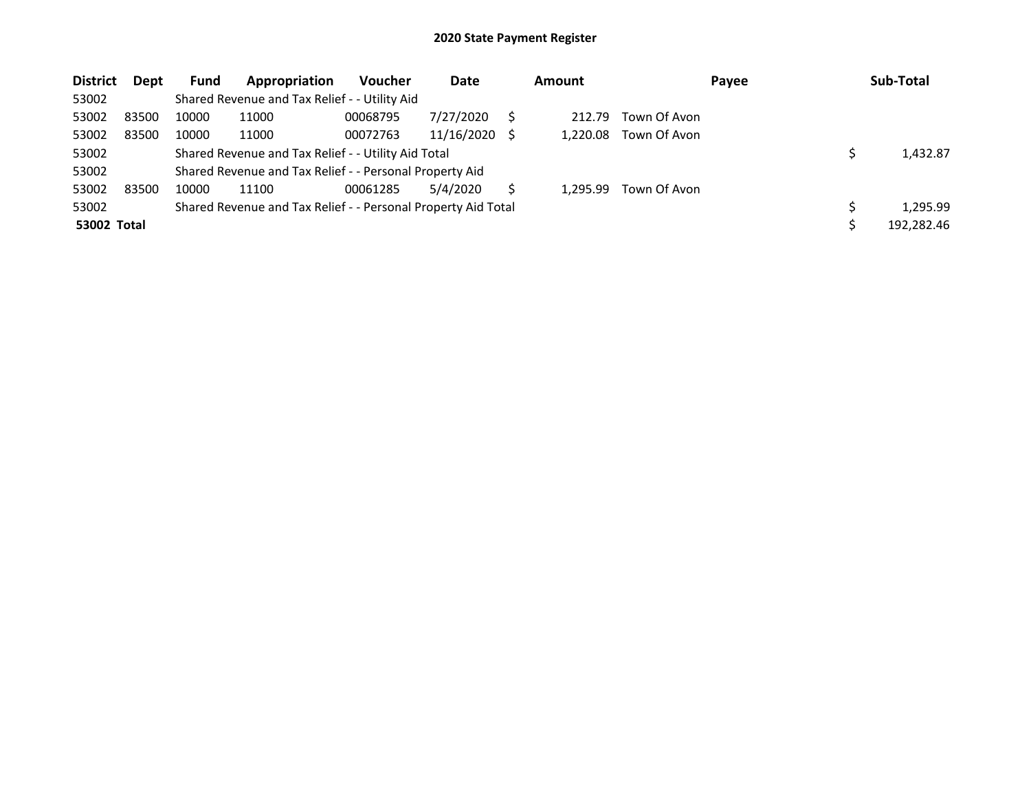## 2020 State Payment Register

| District | Dept | Fund | Appropriation | Voucher | Date | Amount | Payee | Sub-Total |
|---|---|---|---|---|---|---|---|---|
| 53002 | | Shared Revenue and Tax Relief - - Utility Aid | | | | | | |
| 53002 | 83500 | 10000 | 11000 | 00068795 | 7/27/2020 | $ 212.79 | Town Of Avon | |
| 53002 | 83500 | 10000 | 11000 | 00072763 | 11/16/2020 | $ 1,220.08 | Town Of Avon | |
| 53002 | | Shared Revenue and Tax Relief - - Utility Aid Total | | | | | | $ 1,432.87 |
| 53002 | | Shared Revenue and Tax Relief - - Personal Property Aid | | | | | | |
| 53002 | 83500 | 10000 | 11100 | 00061285 | 5/4/2020 | $ 1,295.99 | Town Of Avon | |
| 53002 | | Shared Revenue and Tax Relief - - Personal Property Aid Total | | | | | | $ 1,295.99 |
| **53002 Total** | | | | | | | | $ 192,282.46 |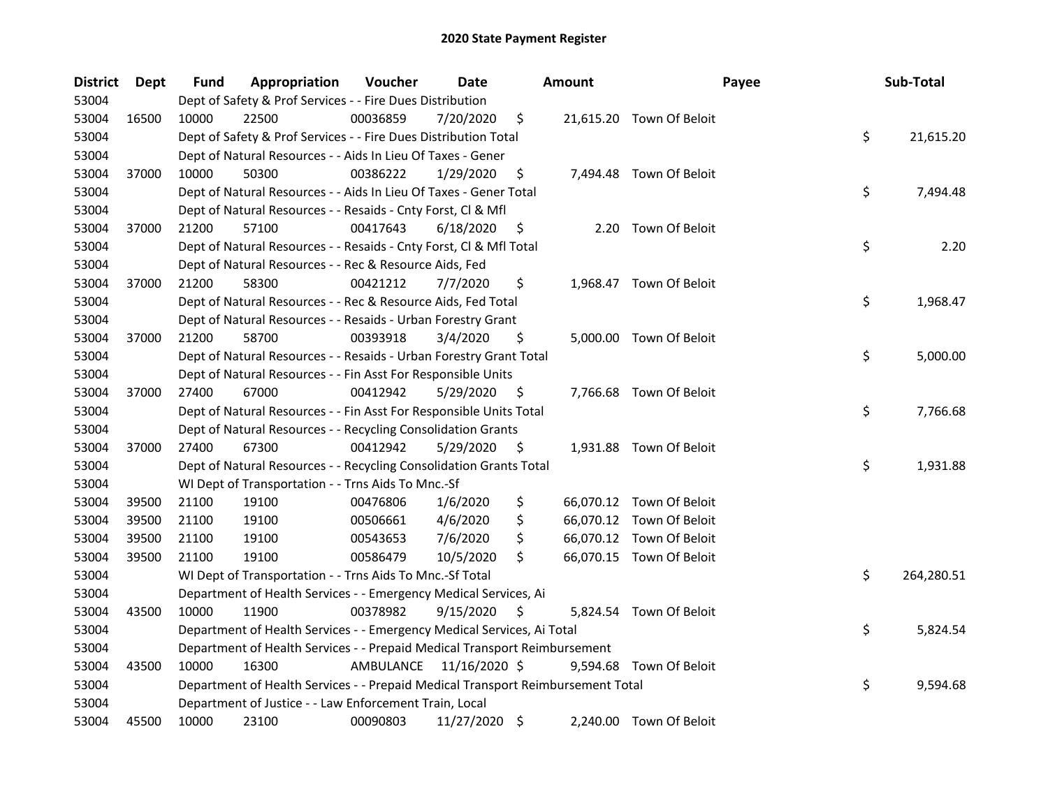# 2020 State Payment Register

| District | Dept | Fund | Appropriation | Voucher | Date | Amount | Payee | Sub-Total |
|---|---|---|---|---|---|---|---|---|
| 53004 | | Dept of Safety & Prof Services - - Fire Dues Distribution | | | | | | |
| 53004 | 16500 | 10000 | 22500 | 00036859 | 7/20/2020 | $ 21,615.20 | Town Of Beloit | |
| 53004 | | Dept of Safety & Prof Services - - Fire Dues Distribution Total | | | | | | $ 21,615.20 |
| 53004 | | Dept of Natural Resources - - Aids In Lieu Of Taxes - Gener | | | | | | |
| 53004 | 37000 | 10000 | 50300 | 00386222 | 1/29/2020 | $ 7,494.48 | Town Of Beloit | |
| 53004 | | Dept of Natural Resources - - Aids In Lieu Of Taxes - Gener Total | | | | | | $ 7,494.48 |
| 53004 | | Dept of Natural Resources - - Resaids - Cnty Forst, Cl & Mfl | | | | | | |
| 53004 | 37000 | 21200 | 57100 | 00417643 | 6/18/2020 | $ 2.20 | Town Of Beloit | |
| 53004 | | Dept of Natural Resources - - Resaids - Cnty Forst, Cl & Mfl Total | | | | | | $ 2.20 |
| 53004 | | Dept of Natural Resources - - Rec & Resource Aids, Fed | | | | | | |
| 53004 | 37000 | 21200 | 58300 | 00421212 | 7/7/2020 | $ 1,968.47 | Town Of Beloit | |
| 53004 | | Dept of Natural Resources - - Rec & Resource Aids, Fed Total | | | | | | $ 1,968.47 |
| 53004 | | Dept of Natural Resources - - Resaids - Urban Forestry Grant | | | | | | |
| 53004 | 37000 | 21200 | 58700 | 00393918 | 3/4/2020 | $ 5,000.00 | Town Of Beloit | |
| 53004 | | Dept of Natural Resources - - Resaids - Urban Forestry Grant Total | | | | | | $ 5,000.00 |
| 53004 | | Dept of Natural Resources - - Fin Asst For Responsible Units | | | | | | |
| 53004 | 37000 | 27400 | 67000 | 00412942 | 5/29/2020 | $ 7,766.68 | Town Of Beloit | |
| 53004 | | Dept of Natural Resources - - Fin Asst For Responsible Units Total | | | | | | $ 7,766.68 |
| 53004 | | Dept of Natural Resources - - Recycling Consolidation Grants | | | | | | |
| 53004 | 37000 | 27400 | 67300 | 00412942 | 5/29/2020 | $ 1,931.88 | Town Of Beloit | |
| 53004 | | Dept of Natural Resources - - Recycling Consolidation Grants Total | | | | | | $ 1,931.88 |
| 53004 | | WI Dept of Transportation - - Trns Aids To Mnc.-Sf | | | | | | |
| 53004 | 39500 | 21100 | 19100 | 00476806 | 1/6/2020 | $ 66,070.12 | Town Of Beloit | |
| 53004 | 39500 | 21100 | 19100 | 00506661 | 4/6/2020 | $ 66,070.12 | Town Of Beloit | |
| 53004 | 39500 | 21100 | 19100 | 00543653 | 7/6/2020 | $ 66,070.12 | Town Of Beloit | |
| 53004 | 39500 | 21100 | 19100 | 00586479 | 10/5/2020 | $ 66,070.15 | Town Of Beloit | |
| 53004 | | WI Dept of Transportation - - Trns Aids To Mnc.-Sf Total | | | | | | $ 264,280.51 |
| 53004 | | Department of Health Services - - Emergency Medical Services, Ai | | | | | | |
| 53004 | 43500 | 10000 | 11900 | 00378982 | 9/15/2020 | $ 5,824.54 | Town Of Beloit | |
| 53004 | | Department of Health Services - - Emergency Medical Services, Ai Total | | | | | | $ 5,824.54 |
| 53004 | | Department of Health Services - - Prepaid Medical Transport Reimbursement | | | | | | |
| 53004 | 43500 | 10000 | 16300 | AMBULANCE | 11/16/2020 | $ 9,594.68 | Town Of Beloit | |
| 53004 | | Department of Health Services - - Prepaid Medical Transport Reimbursement Total | | | | | | $ 9,594.68 |
| 53004 | | Department of Justice - - Law Enforcement Train, Local | | | | | | |
| 53004 | 45500 | 10000 | 23100 | 00090803 | 11/27/2020 | $ 2,240.00 | Town Of Beloit | |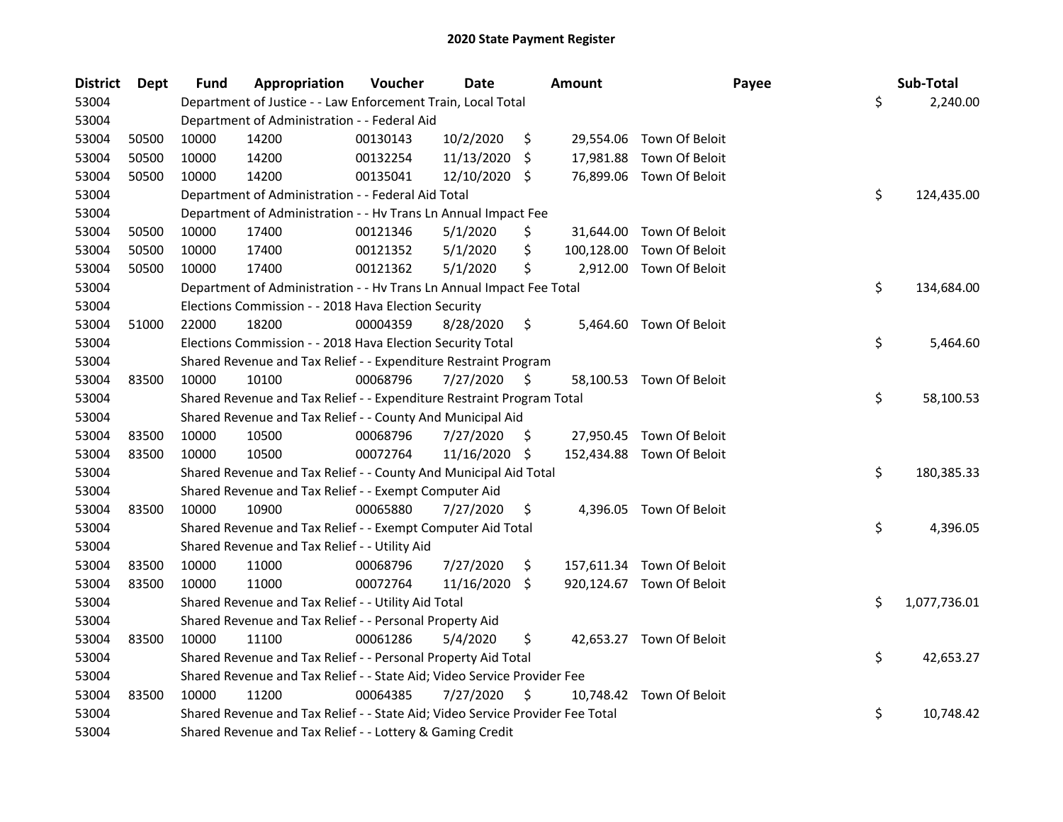## 2020 State Payment Register

| District | Dept | Fund | Appropriation | Voucher | Date | Amount | Payee | Sub-Total |
|---|---|---|---|---|---|---|---|---|
| 53004 | | Department of Justice - - Law Enforcement Train, Local Total | | | | | | $ 2,240.00 |
| 53004 | | Department of Administration - - Federal Aid | | | | | | |
| 53004 | 50500 | 10000 | 14200 | 00130143 | 10/2/2020 | $ 29,554.06 | Town Of Beloit | |
| 53004 | 50500 | 10000 | 14200 | 00132254 | 11/13/2020 | $ 17,981.88 | Town Of Beloit | |
| 53004 | 50500 | 10000 | 14200 | 00135041 | 12/10/2020 | $ 76,899.06 | Town Of Beloit | |
| 53004 | | Department of Administration - - Federal Aid Total | | | | | | $ 124,435.00 |
| 53004 | | Department of Administration - - Hv Trans Ln Annual Impact Fee | | | | | | |
| 53004 | 50500 | 10000 | 17400 | 00121346 | 5/1/2020 | $ 31,644.00 | Town Of Beloit | |
| 53004 | 50500 | 10000 | 17400 | 00121352 | 5/1/2020 | $ 100,128.00 | Town Of Beloit | |
| 53004 | 50500 | 10000 | 17400 | 00121362 | 5/1/2020 | $ 2,912.00 | Town Of Beloit | |
| 53004 | | Department of Administration - - Hv Trans Ln Annual Impact Fee Total | | | | | | $ 134,684.00 |
| 53004 | | Elections Commission - - 2018 Hava Election Security | | | | | | |
| 53004 | 51000 | 22000 | 18200 | 00004359 | 8/28/2020 | $ 5,464.60 | Town Of Beloit | |
| 53004 | | Elections Commission - - 2018 Hava Election Security Total | | | | | | $ 5,464.60 |
| 53004 | | Shared Revenue and Tax Relief - - Expenditure Restraint Program | | | | | | |
| 53004 | 83500 | 10000 | 10100 | 00068796 | 7/27/2020 | $ 58,100.53 | Town Of Beloit | |
| 53004 | | Shared Revenue and Tax Relief - - Expenditure Restraint Program Total | | | | | | $ 58,100.53 |
| 53004 | | Shared Revenue and Tax Relief - - County And Municipal Aid | | | | | | |
| 53004 | 83500 | 10000 | 10500 | 00068796 | 7/27/2020 | $ 27,950.45 | Town Of Beloit | |
| 53004 | 83500 | 10000 | 10500 | 00072764 | 11/16/2020 | $ 152,434.88 | Town Of Beloit | |
| 53004 | | Shared Revenue and Tax Relief - - County And Municipal Aid Total | | | | | | $ 180,385.33 |
| 53004 | | Shared Revenue and Tax Relief - - Exempt Computer Aid | | | | | | |
| 53004 | 83500 | 10000 | 10900 | 00065880 | 7/27/2020 | $ 4,396.05 | Town Of Beloit | |
| 53004 | | Shared Revenue and Tax Relief - - Exempt Computer Aid Total | | | | | | $ 4,396.05 |
| 53004 | | Shared Revenue and Tax Relief - - Utility Aid | | | | | | |
| 53004 | 83500 | 10000 | 11000 | 00068796 | 7/27/2020 | $ 157,611.34 | Town Of Beloit | |
| 53004 | 83500 | 10000 | 11000 | 00072764 | 11/16/2020 | $ 920,124.67 | Town Of Beloit | |
| 53004 | | Shared Revenue and Tax Relief - - Utility Aid Total | | | | | | $ 1,077,736.01 |
| 53004 | | Shared Revenue and Tax Relief - - Personal Property Aid | | | | | | |
| 53004 | 83500 | 10000 | 11100 | 00061286 | 5/4/2020 | $ 42,653.27 | Town Of Beloit | |
| 53004 | | Shared Revenue and Tax Relief - - Personal Property Aid Total | | | | | | $ 42,653.27 |
| 53004 | | Shared Revenue and Tax Relief - - State Aid; Video Service Provider Fee | | | | | | |
| 53004 | 83500 | 10000 | 11200 | 00064385 | 7/27/2020 | $ 10,748.42 | Town Of Beloit | |
| 53004 | | Shared Revenue and Tax Relief - - State Aid; Video Service Provider Fee Total | | | | | | $ 10,748.42 |
| 53004 | | Shared Revenue and Tax Relief - - Lottery & Gaming Credit | | | | | | |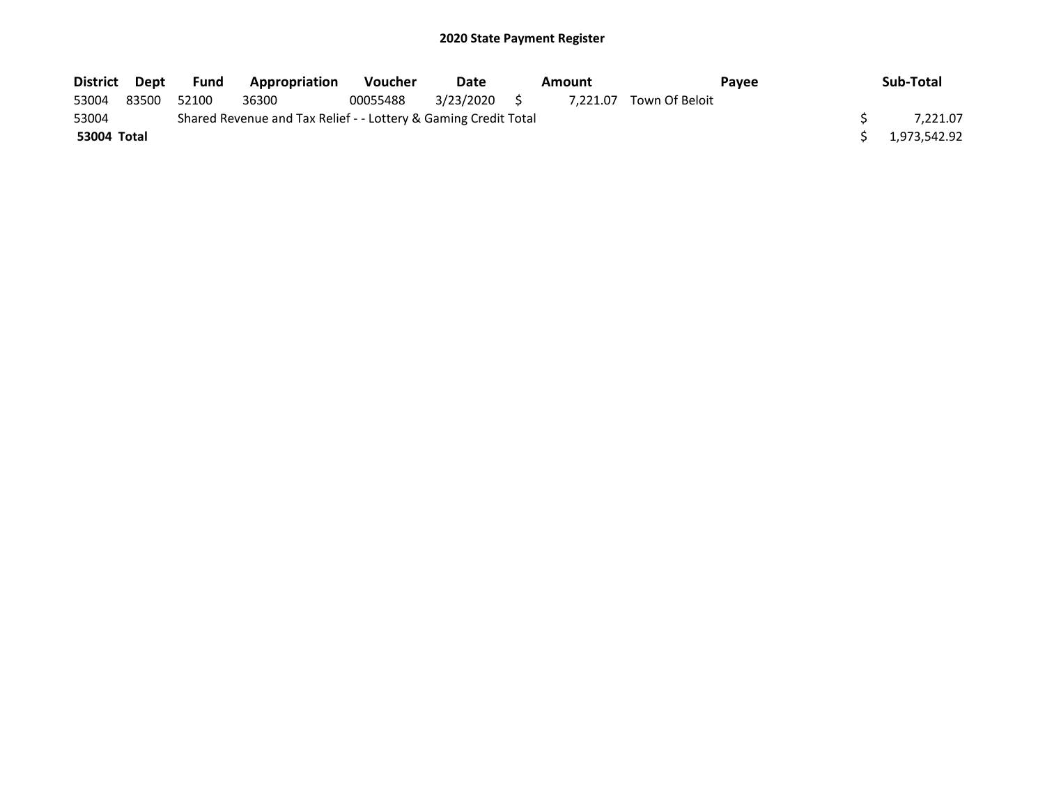## 2020 State Payment Register

| District | Dept | Fund | Appropriation | Voucher | Date | Amount | Payee | Sub-Total |
|---|---|---|---|---|---|---|---|---|
| 53004 | 83500 | 52100 | 36300 | 00055488 | 3/23/2020 | $ 7,221.07 | Town Of Beloit | |
| 53004 | | Shared Revenue and Tax Relief - - Lottery & Gaming Credit Total | | | | | | $ 7,221.07 |
| **53004 Total** | | | | | | | | $ 1,973,542.92 |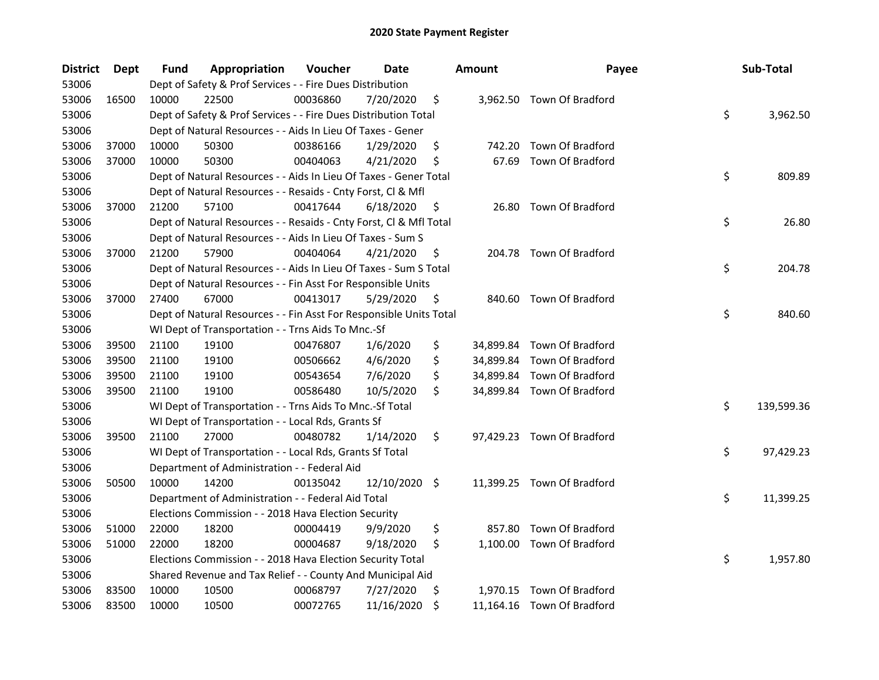# 2020 State Payment Register

| District | Dept | Fund | Appropriation | Voucher | Date | Amount | Payee | Sub-Total |
|---|---|---|---|---|---|---|---|---|
| 53006 | | Dept of Safety & Prof Services - - Fire Dues Distribution | | | | | | |
| 53006 | 16500 | 10000 | 22500 | 00036860 | 7/20/2020 | $ 3,962.50 | Town Of Bradford | |
| 53006 | | Dept of Safety & Prof Services - - Fire Dues Distribution Total | | | | | | $ 3,962.50 |
| 53006 | | Dept of Natural Resources - - Aids In Lieu Of Taxes - Gener | | | | | | |
| 53006 | 37000 | 10000 | 50300 | 00386166 | 1/29/2020 | $ 742.20 | Town Of Bradford | |
| 53006 | 37000 | 10000 | 50300 | 00404063 | 4/21/2020 | $ 67.69 | Town Of Bradford | |
| 53006 | | Dept of Natural Resources - - Aids In Lieu Of Taxes - Gener Total | | | | | | $ 809.89 |
| 53006 | | Dept of Natural Resources - - Resaids - Cnty Forst, Cl & Mfl | | | | | | |
| 53006 | 37000 | 21200 | 57100 | 00417644 | 6/18/2020 | $ 26.80 | Town Of Bradford | |
| 53006 | | Dept of Natural Resources - - Resaids - Cnty Forst, Cl & Mfl Total | | | | | | $ 26.80 |
| 53006 | | Dept of Natural Resources - - Aids In Lieu Of Taxes - Sum S | | | | | | |
| 53006 | 37000 | 21200 | 57900 | 00404064 | 4/21/2020 | $ 204.78 | Town Of Bradford | |
| 53006 | | Dept of Natural Resources - - Aids In Lieu Of Taxes - Sum S Total | | | | | | $ 204.78 |
| 53006 | | Dept of Natural Resources - - Fin Asst For Responsible Units | | | | | | |
| 53006 | 37000 | 27400 | 67000 | 00413017 | 5/29/2020 | $ 840.60 | Town Of Bradford | |
| 53006 | | Dept of Natural Resources - - Fin Asst For Responsible Units Total | | | | | | $ 840.60 |
| 53006 | | WI Dept of Transportation - - Trns Aids To Mnc.-Sf | | | | | | |
| 53006 | 39500 | 21100 | 19100 | 00476807 | 1/6/2020 | $ 34,899.84 | Town Of Bradford | |
| 53006 | 39500 | 21100 | 19100 | 00506662 | 4/6/2020 | $ 34,899.84 | Town Of Bradford | |
| 53006 | 39500 | 21100 | 19100 | 00543654 | 7/6/2020 | $ 34,899.84 | Town Of Bradford | |
| 53006 | 39500 | 21100 | 19100 | 00586480 | 10/5/2020 | $ 34,899.84 | Town Of Bradford | |
| 53006 | | WI Dept of Transportation - - Trns Aids To Mnc.-Sf Total | | | | | | $ 139,599.36 |
| 53006 | | WI Dept of Transportation - - Local Rds, Grants Sf | | | | | | |
| 53006 | 39500 | 21100 | 27000 | 00480782 | 1/14/2020 | $ 97,429.23 | Town Of Bradford | |
| 53006 | | WI Dept of Transportation - - Local Rds, Grants Sf Total | | | | | | $ 97,429.23 |
| 53006 | | Department of Administration - - Federal Aid | | | | | | |
| 53006 | 50500 | 10000 | 14200 | 00135042 | 12/10/2020 | $ 11,399.25 | Town Of Bradford | |
| 53006 | | Department of Administration - - Federal Aid Total | | | | | | $ 11,399.25 |
| 53006 | | Elections Commission - - 2018 Hava Election Security | | | | | | |
| 53006 | 51000 | 22000 | 18200 | 00004419 | 9/9/2020 | $ 857.80 | Town Of Bradford | |
| 53006 | 51000 | 22000 | 18200 | 00004687 | 9/18/2020 | $ 1,100.00 | Town Of Bradford | |
| 53006 | | Elections Commission - - 2018 Hava Election Security Total | | | | | | $ 1,957.80 |
| 53006 | | Shared Revenue and Tax Relief - - County And Municipal Aid | | | | | | |
| 53006 | 83500 | 10000 | 10500 | 00068797 | 7/27/2020 | $ 1,970.15 | Town Of Bradford | |
| 53006 | 83500 | 10000 | 10500 | 00072765 | 11/16/2020 | $ 11,164.16 | Town Of Bradford | |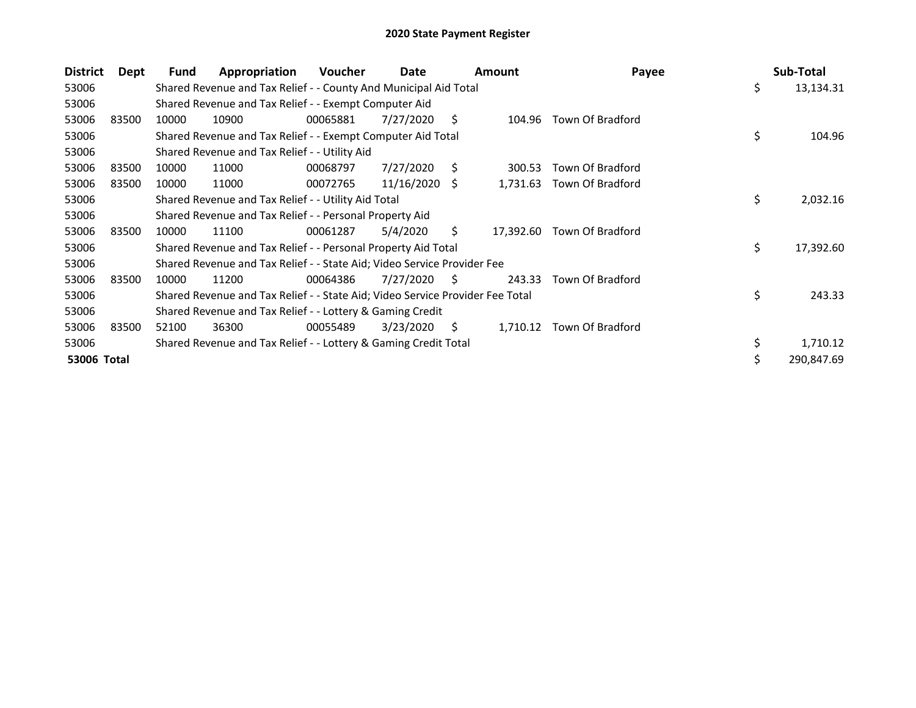# 2020 State Payment Register

| District | Dept | Fund | Appropriation | Voucher | Date | Amount | Payee | Sub-Total |
|---|---|---|---|---|---|---|---|---|
| 53006 | | Shared Revenue and Tax Relief - - County And Municipal Aid Total | | | | | | $ 13,134.31 |
| 53006 | | Shared Revenue and Tax Relief - - Exempt Computer Aid | | | | | | |
| 53006 | 83500 | 10000 | 10900 | 00065881 | 7/27/2020 | $ 104.96 | Town Of Bradford | |
| 53006 | | Shared Revenue and Tax Relief - - Exempt Computer Aid Total | | | | | | $ 104.96 |
| 53006 | | Shared Revenue and Tax Relief - - Utility Aid | | | | | | |
| 53006 | 83500 | 10000 | 11000 | 00068797 | 7/27/2020 | $ 300.53 | Town Of Bradford | |
| 53006 | 83500 | 10000 | 11000 | 00072765 | 11/16/2020 | $ 1,731.63 | Town Of Bradford | |
| 53006 | | Shared Revenue and Tax Relief - - Utility Aid Total | | | | | | $ 2,032.16 |
| 53006 | | Shared Revenue and Tax Relief - - Personal Property Aid | | | | | | |
| 53006 | 83500 | 10000 | 11100 | 00061287 | 5/4/2020 | $ 17,392.60 | Town Of Bradford | |
| 53006 | | Shared Revenue and Tax Relief - - Personal Property Aid Total | | | | | | $ 17,392.60 |
| 53006 | | Shared Revenue and Tax Relief - - State Aid; Video Service Provider Fee | | | | | | |
| 53006 | 83500 | 10000 | 11200 | 00064386 | 7/27/2020 | $ 243.33 | Town Of Bradford | |
| 53006 | | Shared Revenue and Tax Relief - - State Aid; Video Service Provider Fee Total | | | | | | $ 243.33 |
| 53006 | | Shared Revenue and Tax Relief - - Lottery & Gaming Credit | | | | | | |
| 53006 | 83500 | 52100 | 36300 | 00055489 | 3/23/2020 | $ 1,710.12 | Town Of Bradford | |
| 53006 | | Shared Revenue and Tax Relief - - Lottery & Gaming Credit Total | | | | | | $ 1,710.12 |
| **53006 Total** | | | | | | | | $ 290,847.69 |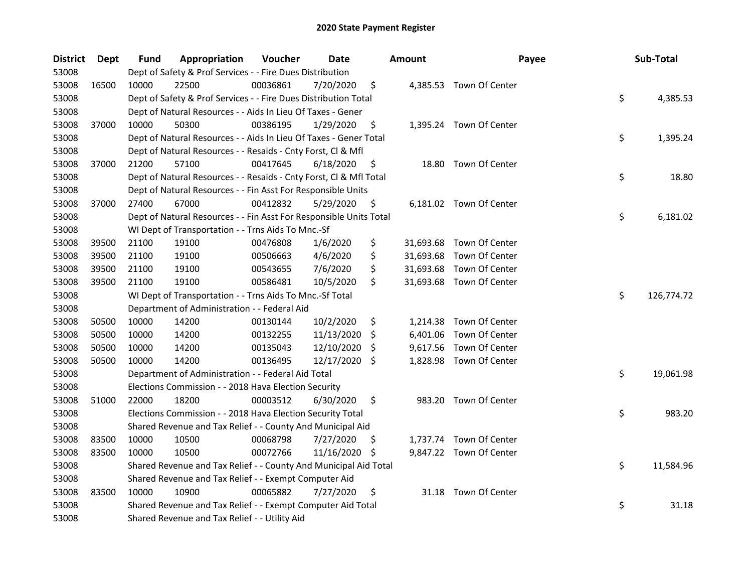# 2020 State Payment Register

| District | Dept | Fund | Appropriation | Voucher | Date | Amount | Payee | Sub-Total |
|---|---|---|---|---|---|---|---|---|
| 53008 | | Dept of Safety & Prof Services - - Fire Dues Distribution | | | | | | |
| 53008 | 16500 | 10000 | 22500 | 00036861 | 7/20/2020 | $ 4,385.53 | Town Of Center | |
| 53008 | | Dept of Safety & Prof Services - - Fire Dues Distribution Total | | | | | | $ 4,385.53 |
| 53008 | | Dept of Natural Resources - - Aids In Lieu Of Taxes - Gener | | | | | | |
| 53008 | 37000 | 10000 | 50300 | 00386195 | 1/29/2020 | $ 1,395.24 | Town Of Center | |
| 53008 | | Dept of Natural Resources - - Aids In Lieu Of Taxes - Gener Total | | | | | | $ 1,395.24 |
| 53008 | | Dept of Natural Resources - - Resaids - Cnty Forst, Cl & Mfl | | | | | | |
| 53008 | 37000 | 21200 | 57100 | 00417645 | 6/18/2020 | $ 18.80 | Town Of Center | |
| 53008 | | Dept of Natural Resources - - Resaids - Cnty Forst, Cl & Mfl Total | | | | | | $ 18.80 |
| 53008 | | Dept of Natural Resources - - Fin Asst For Responsible Units | | | | | | |
| 53008 | 37000 | 27400 | 67000 | 00412832 | 5/29/2020 | $ 6,181.02 | Town Of Center | |
| 53008 | | Dept of Natural Resources - - Fin Asst For Responsible Units Total | | | | | | $ 6,181.02 |
| 53008 | | WI Dept of Transportation - - Trns Aids To Mnc.-Sf | | | | | | |
| 53008 | 39500 | 21100 | 19100 | 00476808 | 1/6/2020 | $ 31,693.68 | Town Of Center | |
| 53008 | 39500 | 21100 | 19100 | 00506663 | 4/6/2020 | $ 31,693.68 | Town Of Center | |
| 53008 | 39500 | 21100 | 19100 | 00543655 | 7/6/2020 | $ 31,693.68 | Town Of Center | |
| 53008 | 39500 | 21100 | 19100 | 00586481 | 10/5/2020 | $ 31,693.68 | Town Of Center | |
| 53008 | | WI Dept of Transportation - - Trns Aids To Mnc.-Sf Total | | | | | | $ 126,774.72 |
| 53008 | | Department of Administration - - Federal Aid | | | | | | |
| 53008 | 50500 | 10000 | 14200 | 00130144 | 10/2/2020 | $ 1,214.38 | Town Of Center | |
| 53008 | 50500 | 10000 | 14200 | 00132255 | 11/13/2020 | $ 6,401.06 | Town Of Center | |
| 53008 | 50500 | 10000 | 14200 | 00135043 | 12/10/2020 | $ 9,617.56 | Town Of Center | |
| 53008 | 50500 | 10000 | 14200 | 00136495 | 12/17/2020 | $ 1,828.98 | Town Of Center | |
| 53008 | | Department of Administration - - Federal Aid Total | | | | | | $ 19,061.98 |
| 53008 | | Elections Commission - - 2018 Hava Election Security | | | | | | |
| 53008 | 51000 | 22000 | 18200 | 00003512 | 6/30/2020 | $ 983.20 | Town Of Center | |
| 53008 | | Elections Commission - - 2018 Hava Election Security Total | | | | | | $ 983.20 |
| 53008 | | Shared Revenue and Tax Relief - - County And Municipal Aid | | | | | | |
| 53008 | 83500 | 10000 | 10500 | 00068798 | 7/27/2020 | $ 1,737.74 | Town Of Center | |
| 53008 | 83500 | 10000 | 10500 | 00072766 | 11/16/2020 | $ 9,847.22 | Town Of Center | |
| 53008 | | Shared Revenue and Tax Relief - - County And Municipal Aid Total | | | | | | $ 11,584.96 |
| 53008 | | Shared Revenue and Tax Relief - - Exempt Computer Aid | | | | | | |
| 53008 | 83500 | 10000 | 10900 | 00065882 | 7/27/2020 | $ 31.18 | Town Of Center | |
| 53008 | | Shared Revenue and Tax Relief - - Exempt Computer Aid Total | | | | | | $ 31.18 |
| 53008 | | Shared Revenue and Tax Relief - - Utility Aid | | | | | | |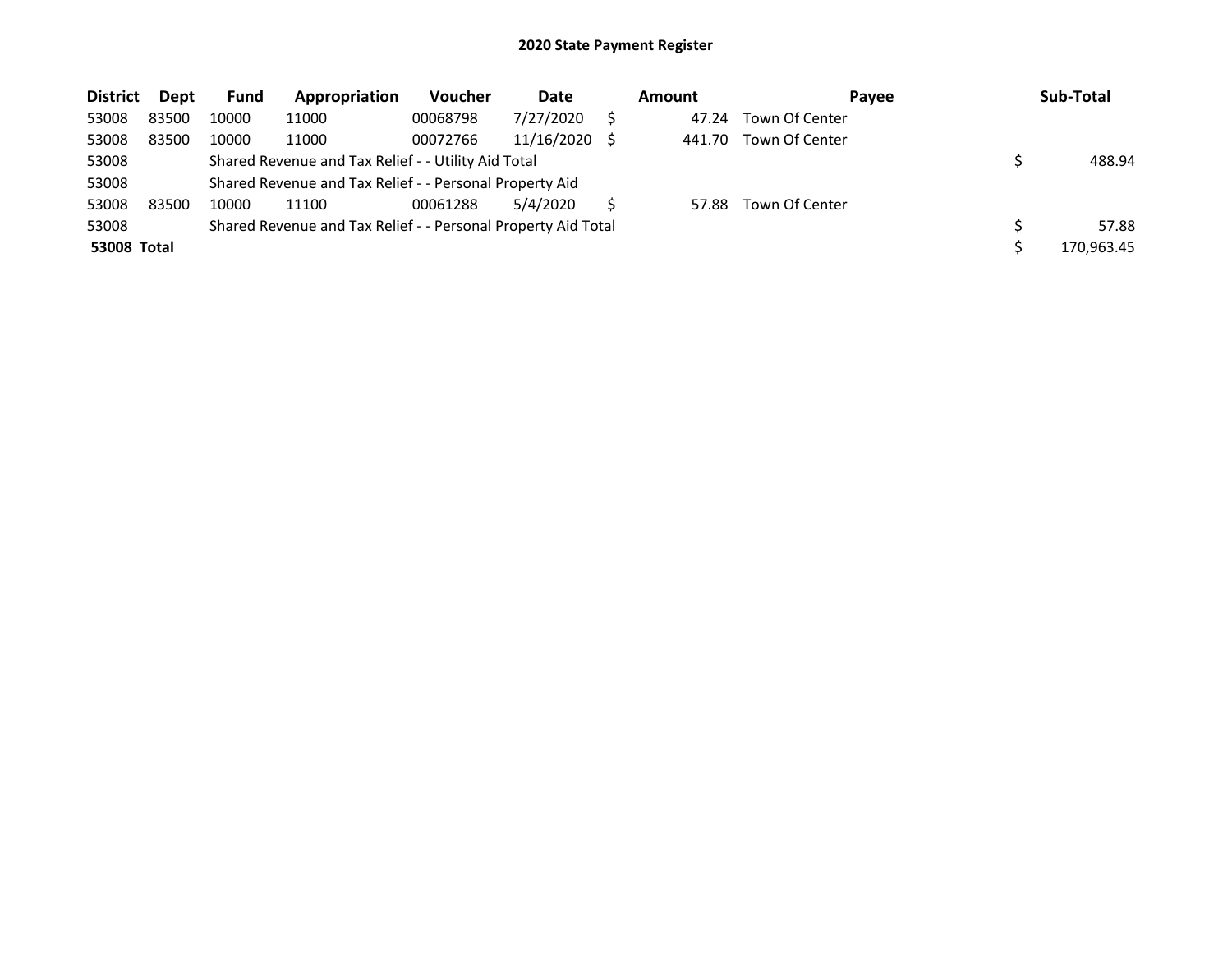## 2020 State Payment Register

| District | Dept | Fund | Appropriation | Voucher | Date | Amount | Payee | Sub-Total |
|---|---|---|---|---|---|---|---|---|
| 53008 | 83500 | 10000 | 11000 | 00068798 | 7/27/2020 | $ 47.24 | Town Of Center | |
| 53008 | 83500 | 10000 | 11000 | 00072766 | 11/16/2020 | $ 441.70 | Town Of Center | |
| 53008 | | Shared Revenue and Tax Relief - - Utility Aid Total | | | | | | $ 488.94 |
| 53008 | | Shared Revenue and Tax Relief - - Personal Property Aid | | | | | | |
| 53008 | 83500 | 10000 | 11100 | 00061288 | 5/4/2020 | $ 57.88 | Town Of Center | |
| 53008 | | Shared Revenue and Tax Relief - - Personal Property Aid Total | | | | | | $ 57.88 |
| **53008 Total** | | | | | | | | $ 170,963.45 |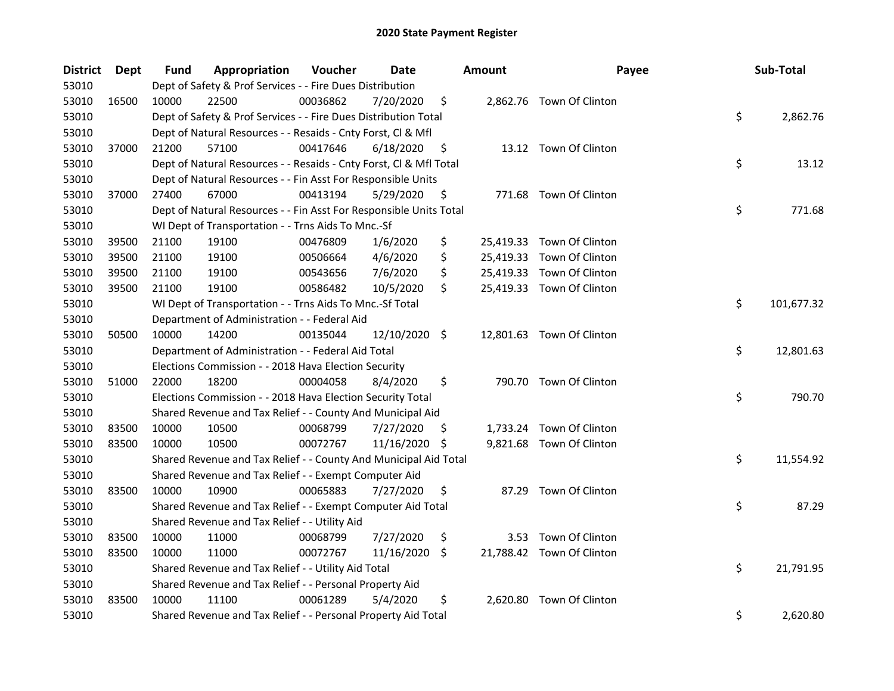# 2020 State Payment Register

| District | Dept | Fund | Appropriation | Voucher | Date | Amount | Payee | Sub-Total |
|---|---|---|---|---|---|---|---|---|
| 53010 | | Dept of Safety & Prof Services - - Fire Dues Distribution | | | | | | |
| 53010 | 16500 | 10000 | 22500 | 00036862 | 7/20/2020 | $ 2,862.76 | Town Of Clinton | |
| 53010 | | Dept of Safety & Prof Services - - Fire Dues Distribution Total | | | | | | $ 2,862.76 |
| 53010 | | Dept of Natural Resources - - Resaids - Cnty Forst, Cl & Mfl | | | | | | |
| 53010 | 37000 | 21200 | 57100 | 00417646 | 6/18/2020 | $ 13.12 | Town Of Clinton | |
| 53010 | | Dept of Natural Resources - - Resaids - Cnty Forst, Cl & Mfl Total | | | | | | $ 13.12 |
| 53010 | | Dept of Natural Resources - - Fin Asst For Responsible Units | | | | | | |
| 53010 | 37000 | 27400 | 67000 | 00413194 | 5/29/2020 | $ 771.68 | Town Of Clinton | |
| 53010 | | Dept of Natural Resources - - Fin Asst For Responsible Units Total | | | | | | $ 771.68 |
| 53010 | | WI Dept of Transportation - - Trns Aids To Mnc.-Sf | | | | | | |
| 53010 | 39500 | 21100 | 19100 | 00476809 | 1/6/2020 | $ 25,419.33 | Town Of Clinton | |
| 53010 | 39500 | 21100 | 19100 | 00506664 | 4/6/2020 | $ 25,419.33 | Town Of Clinton | |
| 53010 | 39500 | 21100 | 19100 | 00543656 | 7/6/2020 | $ 25,419.33 | Town Of Clinton | |
| 53010 | 39500 | 21100 | 19100 | 00586482 | 10/5/2020 | $ 25,419.33 | Town Of Clinton | |
| 53010 | | WI Dept of Transportation - - Trns Aids To Mnc.-Sf Total | | | | | | $ 101,677.32 |
| 53010 | | Department of Administration - - Federal Aid | | | | | | |
| 53010 | 50500 | 10000 | 14200 | 00135044 | 12/10/2020 | $ 12,801.63 | Town Of Clinton | |
| 53010 | | Department of Administration - - Federal Aid Total | | | | | | $ 12,801.63 |
| 53010 | | Elections Commission - - 2018 Hava Election Security | | | | | | |
| 53010 | 51000 | 22000 | 18200 | 00004058 | 8/4/2020 | $ 790.70 | Town Of Clinton | |
| 53010 | | Elections Commission - - 2018 Hava Election Security Total | | | | | | $ 790.70 |
| 53010 | | Shared Revenue and Tax Relief - - County And Municipal Aid | | | | | | |
| 53010 | 83500 | 10000 | 10500 | 00068799 | 7/27/2020 | $ 1,733.24 | Town Of Clinton | |
| 53010 | 83500 | 10000 | 10500 | 00072767 | 11/16/2020 | $ 9,821.68 | Town Of Clinton | |
| 53010 | | Shared Revenue and Tax Relief - - County And Municipal Aid Total | | | | | | $ 11,554.92 |
| 53010 | | Shared Revenue and Tax Relief - - Exempt Computer Aid | | | | | | |
| 53010 | 83500 | 10000 | 10900 | 00065883 | 7/27/2020 | $ 87.29 | Town Of Clinton | |
| 53010 | | Shared Revenue and Tax Relief - - Exempt Computer Aid Total | | | | | | $ 87.29 |
| 53010 | | Shared Revenue and Tax Relief - - Utility Aid | | | | | | |
| 53010 | 83500 | 10000 | 11000 | 00068799 | 7/27/2020 | $ 3.53 | Town Of Clinton | |
| 53010 | 83500 | 10000 | 11000 | 00072767 | 11/16/2020 | $ 21,788.42 | Town Of Clinton | |
| 53010 | | Shared Revenue and Tax Relief - - Utility Aid Total | | | | | | $ 21,791.95 |
| 53010 | | Shared Revenue and Tax Relief - - Personal Property Aid | | | | | | |
| 53010 | 83500 | 10000 | 11100 | 00061289 | 5/4/2020 | $ 2,620.80 | Town Of Clinton | |
| 53010 | | Shared Revenue and Tax Relief - - Personal Property Aid Total | | | | | | $ 2,620.80 |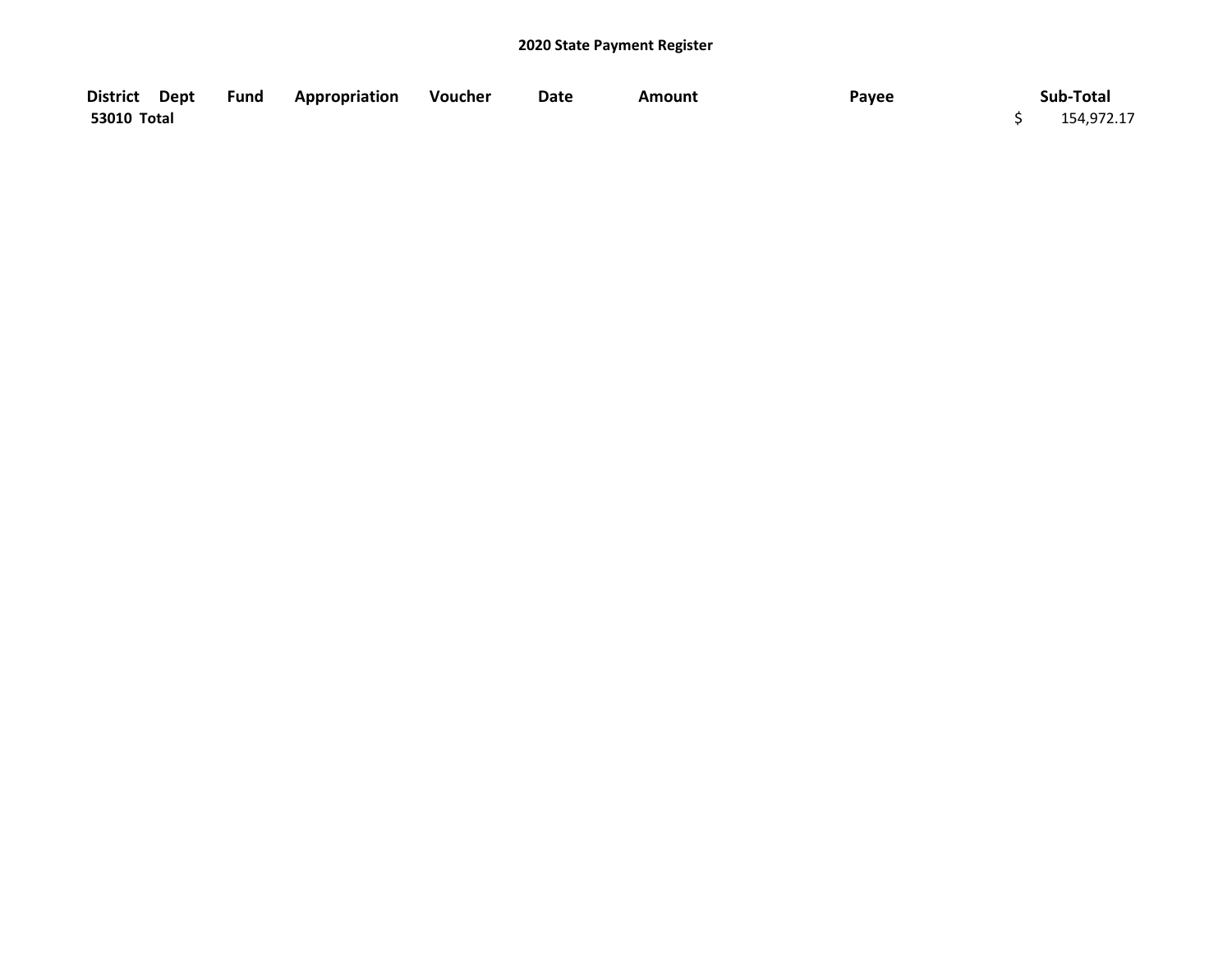# 2020 State Payment Register

| District | Dept | Fund | Appropriation | Voucher | Date | Amount | Payee | Sub-Total |
|---|---|---|---|---|---|---|---|---|
| 53010 Total | | | | | | | | $ 154,972.17 |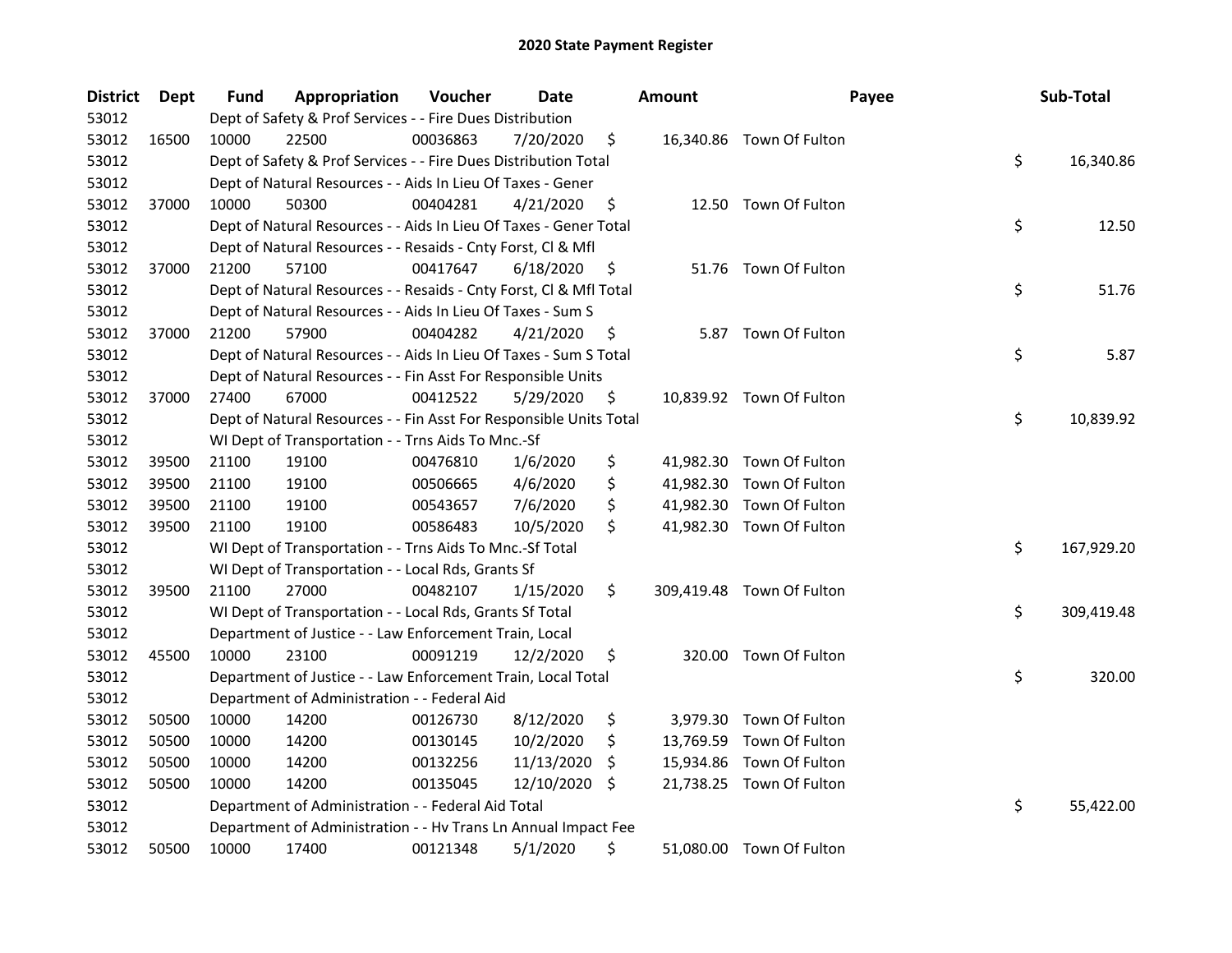# 2020 State Payment Register

| District | Dept | Fund | Appropriation | Voucher | Date | Amount | Payee | Sub-Total |
|---|---|---|---|---|---|---|---|---|
| 53012 | | Dept of Safety & Prof Services - - Fire Dues Distribution | | | | | | |
| 53012 | 16500 | 10000 | 22500 | 00036863 | 7/20/2020 | $ 16,340.86 | Town Of Fulton | |
| 53012 | | Dept of Safety & Prof Services - - Fire Dues Distribution Total | | | | | | $ 16,340.86 |
| 53012 | | Dept of Natural Resources - - Aids In Lieu Of Taxes - Gener | | | | | | |
| 53012 | 37000 | 10000 | 50300 | 00404281 | 4/21/2020 | $ 12.50 | Town Of Fulton | |
| 53012 | | Dept of Natural Resources - - Aids In Lieu Of Taxes - Gener Total | | | | | | $ 12.50 |
| 53012 | | Dept of Natural Resources - - Resaids - Cnty Forst, Cl & Mfl | | | | | | |
| 53012 | 37000 | 21200 | 57100 | 00417647 | 6/18/2020 | $ 51.76 | Town Of Fulton | |
| 53012 | | Dept of Natural Resources - - Resaids - Cnty Forst, Cl & Mfl Total | | | | | | $ 51.76 |
| 53012 | | Dept of Natural Resources - - Aids In Lieu Of Taxes - Sum S | | | | | | |
| 53012 | 37000 | 21200 | 57900 | 00404282 | 4/21/2020 | $ 5.87 | Town Of Fulton | |
| 53012 | | Dept of Natural Resources - - Aids In Lieu Of Taxes - Sum S Total | | | | | | $ 5.87 |
| 53012 | | Dept of Natural Resources - - Fin Asst For Responsible Units | | | | | | |
| 53012 | 37000 | 27400 | 67000 | 00412522 | 5/29/2020 | $ 10,839.92 | Town Of Fulton | |
| 53012 | | Dept of Natural Resources - - Fin Asst For Responsible Units Total | | | | | | $ 10,839.92 |
| 53012 | | WI Dept of Transportation - - Trns Aids To Mnc.-Sf | | | | | | |
| 53012 | 39500 | 21100 | 19100 | 00476810 | 1/6/2020 | $ 41,982.30 | Town Of Fulton | |
| 53012 | 39500 | 21100 | 19100 | 00506665 | 4/6/2020 | $ 41,982.30 | Town Of Fulton | |
| 53012 | 39500 | 21100 | 19100 | 00543657 | 7/6/2020 | $ 41,982.30 | Town Of Fulton | |
| 53012 | 39500 | 21100 | 19100 | 00586483 | 10/5/2020 | $ 41,982.30 | Town Of Fulton | |
| 53012 | | WI Dept of Transportation - - Trns Aids To Mnc.-Sf Total | | | | | | $ 167,929.20 |
| 53012 | | WI Dept of Transportation - - Local Rds, Grants Sf | | | | | | |
| 53012 | 39500 | 21100 | 27000 | 00482107 | 1/15/2020 | $ 309,419.48 | Town Of Fulton | |
| 53012 | | WI Dept of Transportation - - Local Rds, Grants Sf Total | | | | | | $ 309,419.48 |
| 53012 | | Department of Justice - - Law Enforcement Train, Local | | | | | | |
| 53012 | 45500 | 10000 | 23100 | 00091219 | 12/2/2020 | $ 320.00 | Town Of Fulton | |
| 53012 | | Department of Justice - - Law Enforcement Train, Local Total | | | | | | $ 320.00 |
| 53012 | | Department of Administration - - Federal Aid | | | | | | |
| 53012 | 50500 | 10000 | 14200 | 00126730 | 8/12/2020 | $ 3,979.30 | Town Of Fulton | |
| 53012 | 50500 | 10000 | 14200 | 00130145 | 10/2/2020 | $ 13,769.59 | Town Of Fulton | |
| 53012 | 50500 | 10000 | 14200 | 00132256 | 11/13/2020 | $ 15,934.86 | Town Of Fulton | |
| 53012 | 50500 | 10000 | 14200 | 00135045 | 12/10/2020 | $ 21,738.25 | Town Of Fulton | |
| 53012 | | Department of Administration - - Federal Aid Total | | | | | | $ 55,422.00 |
| 53012 | | Department of Administration - - Hv Trans Ln Annual Impact Fee | | | | | | |
| 53012 | 50500 | 10000 | 17400 | 00121348 | 5/1/2020 | $ 51,080.00 | Town Of Fulton | |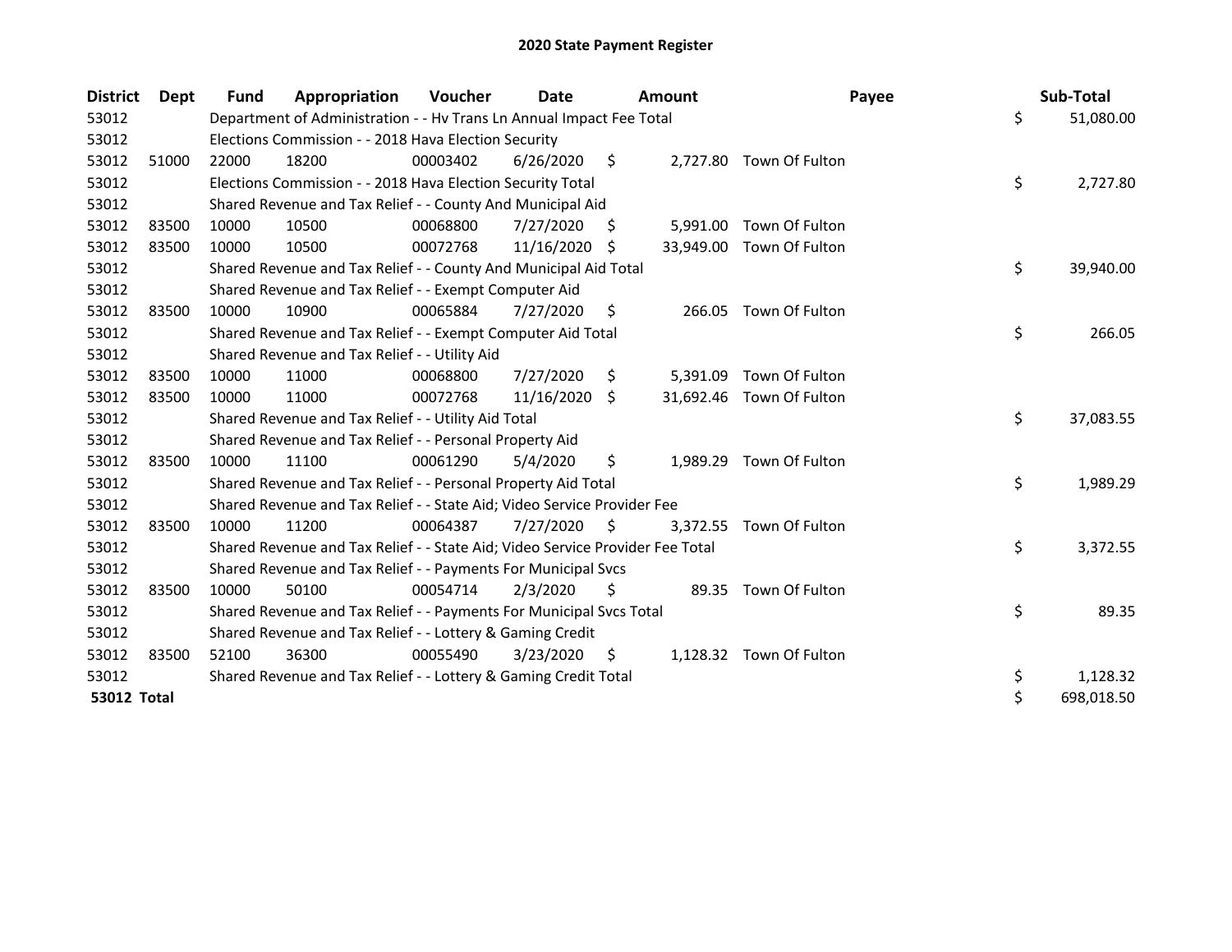# 2020 State Payment Register

| District | Dept | Fund | Appropriation | Voucher | Date | Amount | Payee | Sub-Total |
|---|---|---|---|---|---|---|---|---|
| 53012 | | Department of Administration - - Hv Trans Ln Annual Impact Fee Total | | | | | | $ 51,080.00 |
| 53012 | | Elections Commission - - 2018 Hava Election Security | | | | | | |
| 53012 | 51000 | 22000 | 18200 | 00003402 | 6/26/2020 | $ 2,727.80 | Town Of Fulton | |
| 53012 | | Elections Commission - - 2018 Hava Election Security Total | | | | | | $ 2,727.80 |
| 53012 | | Shared Revenue and Tax Relief - - County And Municipal Aid | | | | | | |
| 53012 | 83500 | 10000 | 10500 | 00068800 | 7/27/2020 | $ 5,991.00 | Town Of Fulton | |
| 53012 | 83500 | 10000 | 10500 | 00072768 | 11/16/2020 | $ 33,949.00 | Town Of Fulton | |
| 53012 | | Shared Revenue and Tax Relief - - County And Municipal Aid Total | | | | | | $ 39,940.00 |
| 53012 | | Shared Revenue and Tax Relief - - Exempt Computer Aid | | | | | | |
| 53012 | 83500 | 10000 | 10900 | 00065884 | 7/27/2020 | $ 266.05 | Town Of Fulton | |
| 53012 | | Shared Revenue and Tax Relief - - Exempt Computer Aid Total | | | | | | $ 266.05 |
| 53012 | | Shared Revenue and Tax Relief - - Utility Aid | | | | | | |
| 53012 | 83500 | 10000 | 11000 | 00068800 | 7/27/2020 | $ 5,391.09 | Town Of Fulton | |
| 53012 | 83500 | 10000 | 11000 | 00072768 | 11/16/2020 | $ 31,692.46 | Town Of Fulton | |
| 53012 | | Shared Revenue and Tax Relief - - Utility Aid Total | | | | | | $ 37,083.55 |
| 53012 | | Shared Revenue and Tax Relief - - Personal Property Aid | | | | | | |
| 53012 | 83500 | 10000 | 11100 | 00061290 | 5/4/2020 | $ 1,989.29 | Town Of Fulton | |
| 53012 | | Shared Revenue and Tax Relief - - Personal Property Aid Total | | | | | | $ 1,989.29 |
| 53012 | | Shared Revenue and Tax Relief - - State Aid; Video Service Provider Fee | | | | | | |
| 53012 | 83500 | 10000 | 11200 | 00064387 | 7/27/2020 | $ 3,372.55 | Town Of Fulton | |
| 53012 | | Shared Revenue and Tax Relief - - State Aid; Video Service Provider Fee Total | | | | | | $ 3,372.55 |
| 53012 | | Shared Revenue and Tax Relief - - Payments For Municipal Svcs | | | | | | |
| 53012 | 83500 | 10000 | 50100 | 00054714 | 2/3/2020 | $ 89.35 | Town Of Fulton | |
| 53012 | | Shared Revenue and Tax Relief - - Payments For Municipal Svcs Total | | | | | | $ 89.35 |
| 53012 | | Shared Revenue and Tax Relief - - Lottery & Gaming Credit | | | | | | |
| 53012 | 83500 | 52100 | 36300 | 00055490 | 3/23/2020 | $ 1,128.32 | Town Of Fulton | |
| 53012 | | Shared Revenue and Tax Relief - - Lottery & Gaming Credit Total | | | | | | $ 1,128.32 |
| **53012 Total** | | | | | | | | $ 698,018.50 |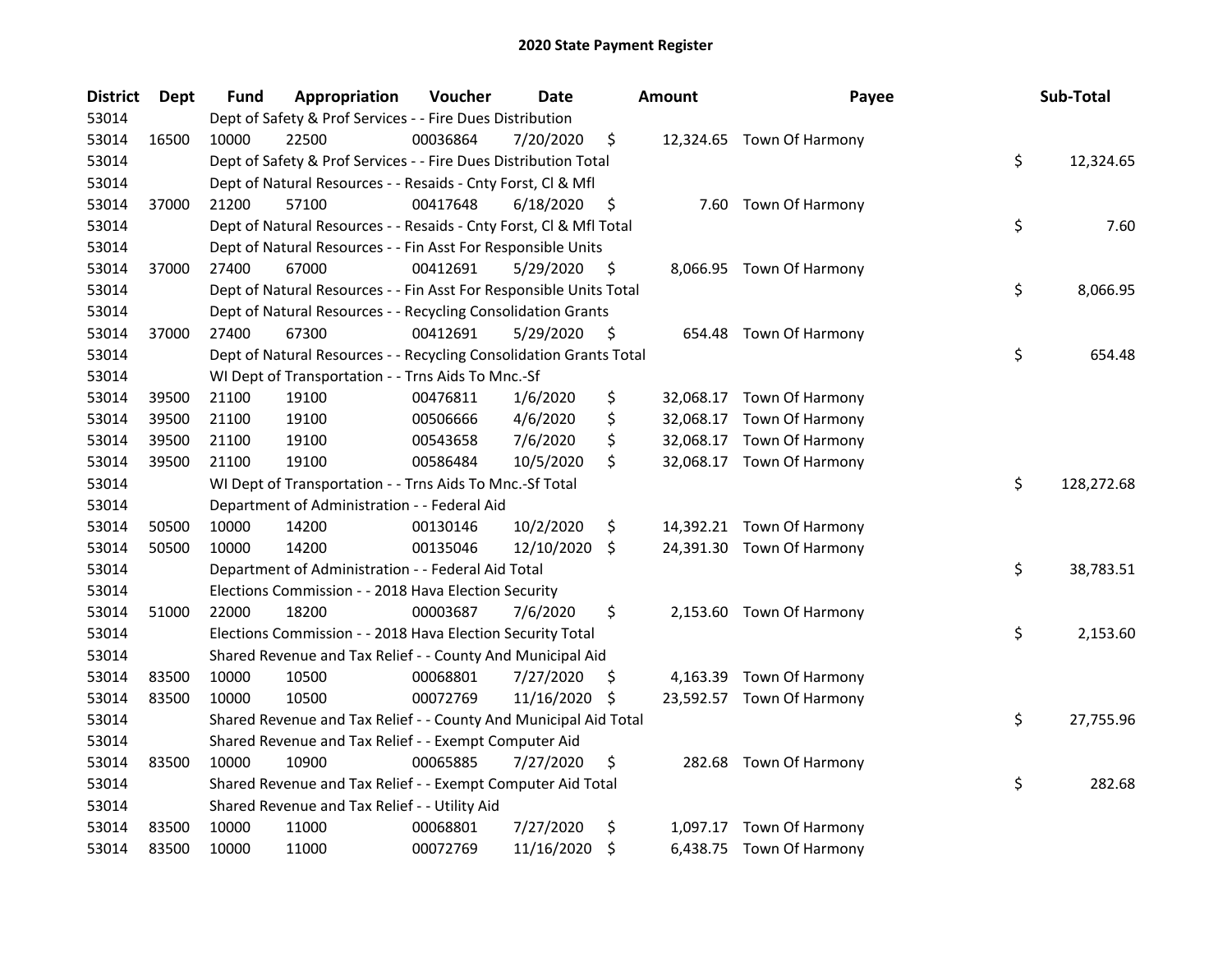# 2020 State Payment Register

| District | Dept | Fund | Appropriation | Voucher | Date | Amount | Payee | Sub-Total |
|---|---|---|---|---|---|---|---|---|
| 53014 | | Dept of Safety & Prof Services - - Fire Dues Distribution | | | | | | |
| 53014 | 16500 | 10000 | 22500 | 00036864 | 7/20/2020 | $ 12,324.65 | Town Of Harmony | |
| 53014 | | Dept of Safety & Prof Services - - Fire Dues Distribution Total | | | | | | $ 12,324.65 |
| 53014 | | Dept of Natural Resources - - Resaids - Cnty Forst, Cl & Mfl | | | | | | |
| 53014 | 37000 | 21200 | 57100 | 00417648 | 6/18/2020 | $ 7.60 | Town Of Harmony | |
| 53014 | | Dept of Natural Resources - - Resaids - Cnty Forst, Cl & Mfl Total | | | | | | $ 7.60 |
| 53014 | | Dept of Natural Resources - - Fin Asst For Responsible Units | | | | | | |
| 53014 | 37000 | 27400 | 67000 | 00412691 | 5/29/2020 | $ 8,066.95 | Town Of Harmony | |
| 53014 | | Dept of Natural Resources - - Fin Asst For Responsible Units Total | | | | | | $ 8,066.95 |
| 53014 | | Dept of Natural Resources - - Recycling Consolidation Grants | | | | | | |
| 53014 | 37000 | 27400 | 67300 | 00412691 | 5/29/2020 | $ 654.48 | Town Of Harmony | |
| 53014 | | Dept of Natural Resources - - Recycling Consolidation Grants Total | | | | | | $ 654.48 |
| 53014 | | WI Dept of Transportation - - Trns Aids To Mnc.-Sf | | | | | | |
| 53014 | 39500 | 21100 | 19100 | 00476811 | 1/6/2020 | $ 32,068.17 | Town Of Harmony | |
| 53014 | 39500 | 21100 | 19100 | 00506666 | 4/6/2020 | $ 32,068.17 | Town Of Harmony | |
| 53014 | 39500 | 21100 | 19100 | 00543658 | 7/6/2020 | $ 32,068.17 | Town Of Harmony | |
| 53014 | 39500 | 21100 | 19100 | 00586484 | 10/5/2020 | $ 32,068.17 | Town Of Harmony | |
| 53014 | | WI Dept of Transportation - - Trns Aids To Mnc.-Sf Total | | | | | | $ 128,272.68 |
| 53014 | | Department of Administration - - Federal Aid | | | | | | |
| 53014 | 50500 | 10000 | 14200 | 00130146 | 10/2/2020 | $ 14,392.21 | Town Of Harmony | |
| 53014 | 50500 | 10000 | 14200 | 00135046 | 12/10/2020 | $ 24,391.30 | Town Of Harmony | |
| 53014 | | Department of Administration - - Federal Aid Total | | | | | | $ 38,783.51 |
| 53014 | | Elections Commission - - 2018 Hava Election Security | | | | | | |
| 53014 | 51000 | 22000 | 18200 | 00003687 | 7/6/2020 | $ 2,153.60 | Town Of Harmony | |
| 53014 | | Elections Commission - - 2018 Hava Election Security Total | | | | | | $ 2,153.60 |
| 53014 | | Shared Revenue and Tax Relief - - County And Municipal Aid | | | | | | |
| 53014 | 83500 | 10000 | 10500 | 00068801 | 7/27/2020 | $ 4,163.39 | Town Of Harmony | |
| 53014 | 83500 | 10000 | 10500 | 00072769 | 11/16/2020 | $ 23,592.57 | Town Of Harmony | |
| 53014 | | Shared Revenue and Tax Relief - - County And Municipal Aid Total | | | | | | $ 27,755.96 |
| 53014 | | Shared Revenue and Tax Relief - - Exempt Computer Aid | | | | | | |
| 53014 | 83500 | 10000 | 10900 | 00065885 | 7/27/2020 | $ 282.68 | Town Of Harmony | |
| 53014 | | Shared Revenue and Tax Relief - - Exempt Computer Aid Total | | | | | | $ 282.68 |
| 53014 | | Shared Revenue and Tax Relief - - Utility Aid | | | | | | |
| 53014 | 83500 | 10000 | 11000 | 00068801 | 7/27/2020 | $ 1,097.17 | Town Of Harmony | |
| 53014 | 83500 | 10000 | 11000 | 00072769 | 11/16/2020 | $ 6,438.75 | Town Of Harmony | |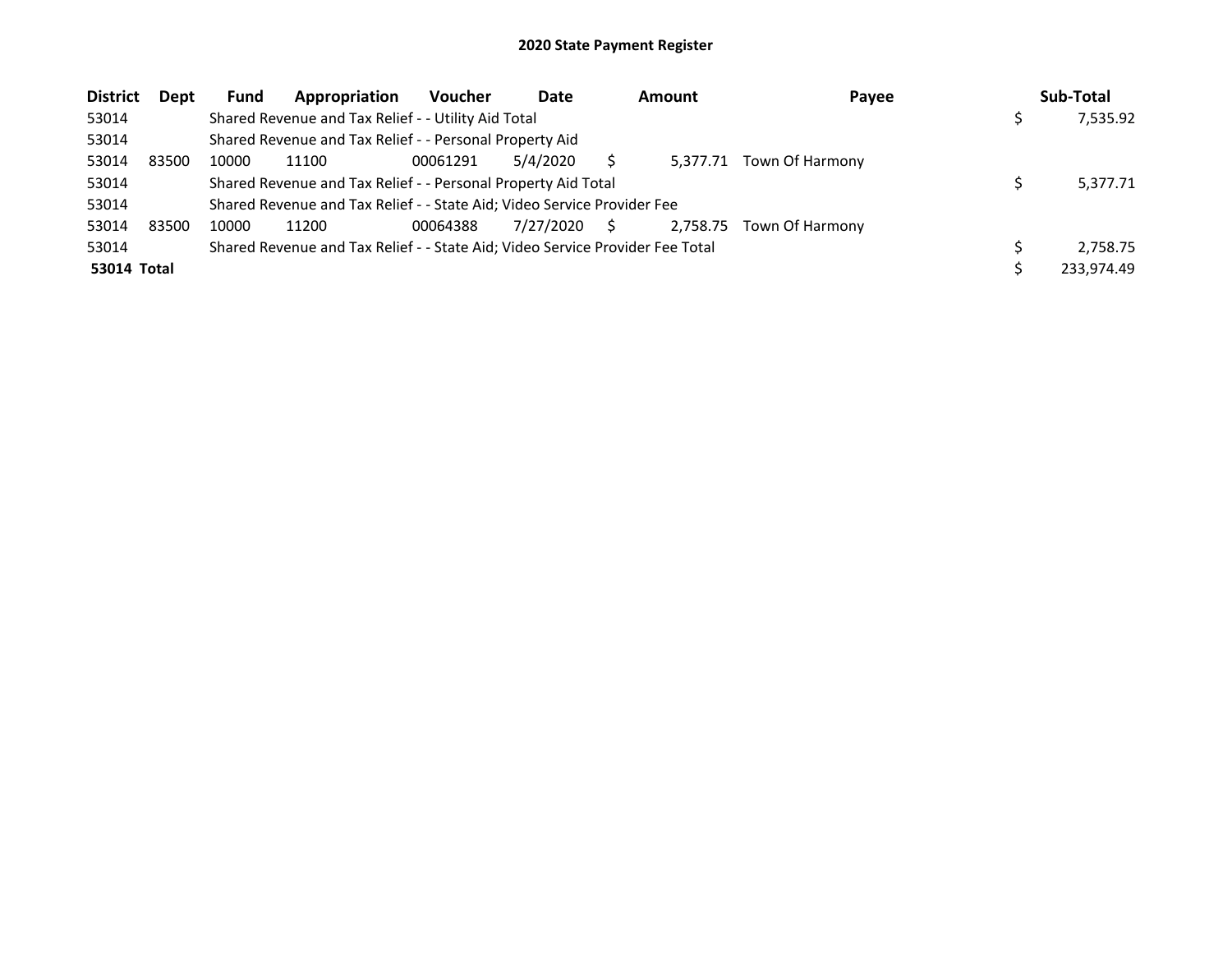# 2020 State Payment Register

| District | Dept | Fund | Appropriation | Voucher | Date | Amount | Payee | Sub-Total |
|---|---|---|---|---|---|---|---|---|
| 53014 | | Shared Revenue and Tax Relief - - Utility Aid Total | | | | | | $ 7,535.92 |
| 53014 | | Shared Revenue and Tax Relief - - Personal Property Aid | | | | | | |
| 53014 | 83500 | 10000 | 11100 | 00061291 | 5/4/2020 | $ 5,377.71 | Town Of Harmony | |
| 53014 | | Shared Revenue and Tax Relief - - Personal Property Aid Total | | | | | | $ 5,377.71 |
| 53014 | | Shared Revenue and Tax Relief - - State Aid; Video Service Provider Fee | | | | | | |
| 53014 | 83500 | 10000 | 11200 | 00064388 | 7/27/2020 | $ 2,758.75 | Town Of Harmony | |
| 53014 | | Shared Revenue and Tax Relief - - State Aid; Video Service Provider Fee Total | | | | | | $ 2,758.75 |
| **53014 Total** | | | | | | | | $ 233,974.49 |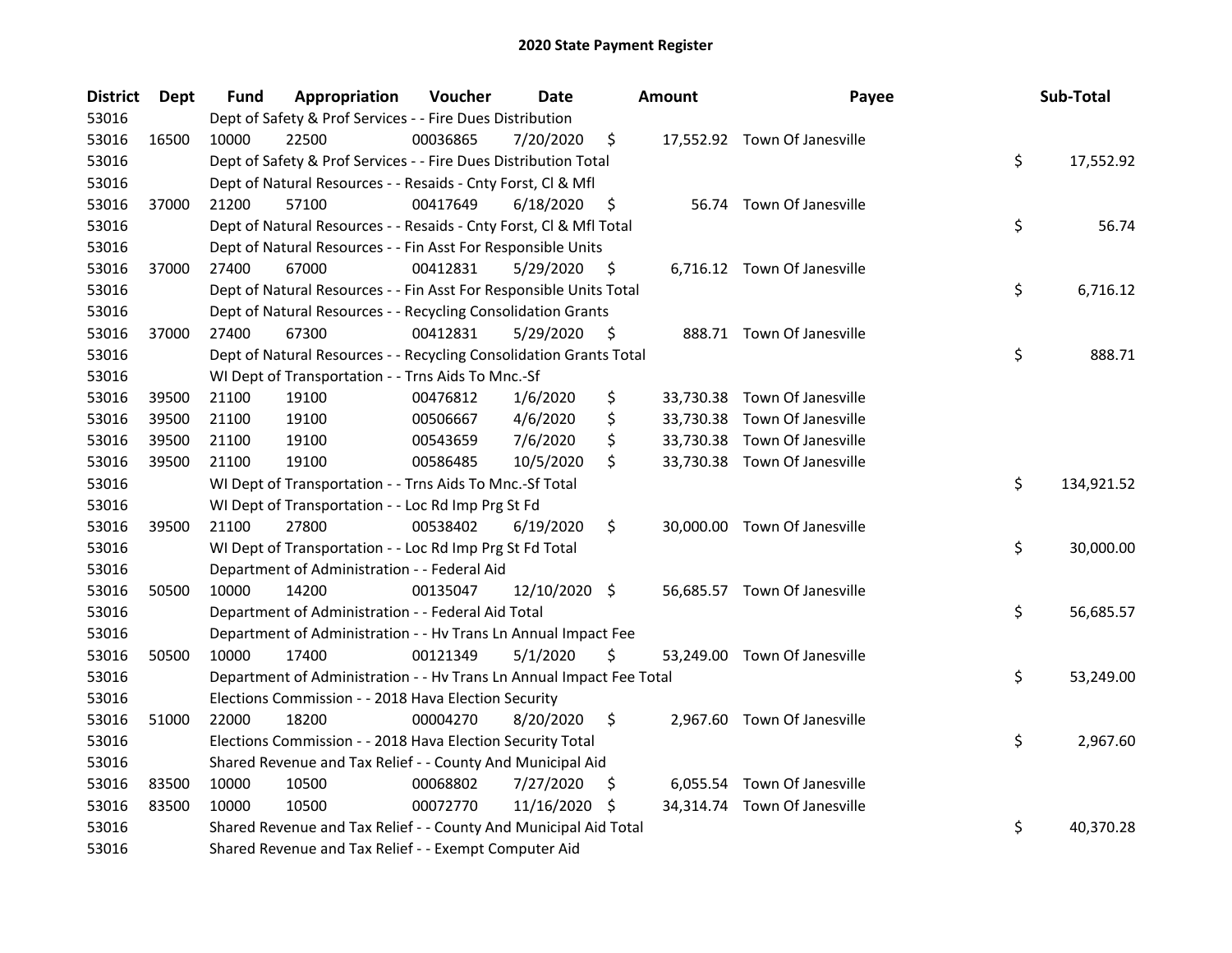# 2020 State Payment Register

| District | Dept | Fund | Appropriation | Voucher | Date | Amount | Payee | Sub-Total |
|---|---|---|---|---|---|---|---|---|
| 53016 | | Dept of Safety & Prof Services - - Fire Dues Distribution | | | | | | |
| 53016 | 16500 | 10000 | 22500 | 00036865 | 7/20/2020 | $ 17,552.92 | Town Of Janesville | |
| 53016 | | Dept of Safety & Prof Services - - Fire Dues Distribution Total | | | | | | $ 17,552.92 |
| 53016 | | Dept of Natural Resources - - Resaids - Cnty Forst, Cl & Mfl | | | | | | |
| 53016 | 37000 | 21200 | 57100 | 00417649 | 6/18/2020 | $ 56.74 | Town Of Janesville | |
| 53016 | | Dept of Natural Resources - - Resaids - Cnty Forst, Cl & Mfl Total | | | | | | $ 56.74 |
| 53016 | | Dept of Natural Resources - - Fin Asst For Responsible Units | | | | | | |
| 53016 | 37000 | 27400 | 67000 | 00412831 | 5/29/2020 | $ 6,716.12 | Town Of Janesville | |
| 53016 | | Dept of Natural Resources - - Fin Asst For Responsible Units Total | | | | | | $ 6,716.12 |
| 53016 | | Dept of Natural Resources - - Recycling Consolidation Grants | | | | | | |
| 53016 | 37000 | 27400 | 67300 | 00412831 | 5/29/2020 | $ 888.71 | Town Of Janesville | |
| 53016 | | Dept of Natural Resources - - Recycling Consolidation Grants Total | | | | | | $ 888.71 |
| 53016 | | WI Dept of Transportation - - Trns Aids To Mnc.-Sf | | | | | | |
| 53016 | 39500 | 21100 | 19100 | 00476812 | 1/6/2020 | $ 33,730.38 | Town Of Janesville | |
| 53016 | 39500 | 21100 | 19100 | 00506667 | 4/6/2020 | $ 33,730.38 | Town Of Janesville | |
| 53016 | 39500 | 21100 | 19100 | 00543659 | 7/6/2020 | $ 33,730.38 | Town Of Janesville | |
| 53016 | 39500 | 21100 | 19100 | 00586485 | 10/5/2020 | $ 33,730.38 | Town Of Janesville | |
| 53016 | | WI Dept of Transportation - - Trns Aids To Mnc.-Sf Total | | | | | | $ 134,921.52 |
| 53016 | | WI Dept of Transportation - - Loc Rd Imp Prg St Fd | | | | | | |
| 53016 | 39500 | 21100 | 27800 | 00538402 | 6/19/2020 | $ 30,000.00 | Town Of Janesville | |
| 53016 | | WI Dept of Transportation - - Loc Rd Imp Prg St Fd Total | | | | | | $ 30,000.00 |
| 53016 | | Department of Administration - - Federal Aid | | | | | | |
| 53016 | 50500 | 10000 | 14200 | 00135047 | 12/10/2020 | $ 56,685.57 | Town Of Janesville | |
| 53016 | | Department of Administration - - Federal Aid Total | | | | | | $ 56,685.57 |
| 53016 | | Department of Administration - - Hv Trans Ln Annual Impact Fee | | | | | | |
| 53016 | 50500 | 10000 | 17400 | 00121349 | 5/1/2020 | $ 53,249.00 | Town Of Janesville | |
| 53016 | | Department of Administration - - Hv Trans Ln Annual Impact Fee Total | | | | | | $ 53,249.00 |
| 53016 | | Elections Commission - - 2018 Hava Election Security | | | | | | |
| 53016 | 51000 | 22000 | 18200 | 00004270 | 8/20/2020 | $ 2,967.60 | Town Of Janesville | |
| 53016 | | Elections Commission - - 2018 Hava Election Security Total | | | | | | $ 2,967.60 |
| 53016 | | Shared Revenue and Tax Relief - - County And Municipal Aid | | | | | | |
| 53016 | 83500 | 10000 | 10500 | 00068802 | 7/27/2020 | $ 6,055.54 | Town Of Janesville | |
| 53016 | 83500 | 10000 | 10500 | 00072770 | 11/16/2020 | $ 34,314.74 | Town Of Janesville | |
| 53016 | | Shared Revenue and Tax Relief - - County And Municipal Aid Total | | | | | | $ 40,370.28 |
| 53016 | | Shared Revenue and Tax Relief - - Exempt Computer Aid | | | | | | |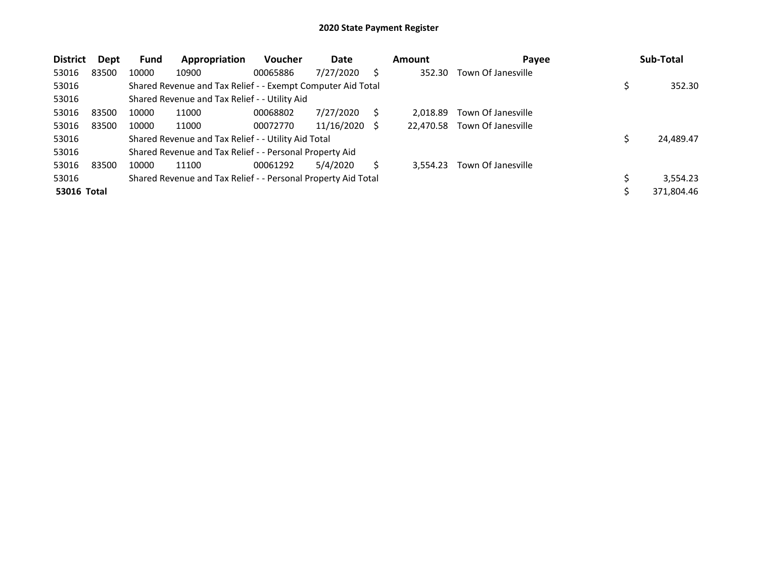# 2020 State Payment Register

| District | Dept | Fund | Appropriation | Voucher | Date | Amount | Payee | Sub-Total |
|---|---|---|---|---|---|---|---|---|
| 53016 | 83500 | 10000 | 10900 | 00065886 | 7/27/2020 | $ 352.30 | Town Of Janesville | |
| 53016 | | Shared Revenue and Tax Relief - - Exempt Computer Aid Total | | | | | | $ 352.30 |
| 53016 | | Shared Revenue and Tax Relief - - Utility Aid | | | | | | |
| 53016 | 83500 | 10000 | 11000 | 00068802 | 7/27/2020 | $ 2,018.89 | Town Of Janesville | |
| 53016 | 83500 | 10000 | 11000 | 00072770 | 11/16/2020 | $ 22,470.58 | Town Of Janesville | |
| 53016 | | Shared Revenue and Tax Relief - - Utility Aid Total | | | | | | $ 24,489.47 |
| 53016 | | Shared Revenue and Tax Relief - - Personal Property Aid | | | | | | |
| 53016 | 83500 | 10000 | 11100 | 00061292 | 5/4/2020 | $ 3,554.23 | Town Of Janesville | |
| 53016 | | Shared Revenue and Tax Relief - - Personal Property Aid Total | | | | | | $ 3,554.23 |
| **53016 Total** | | | | | | | | $ 371,804.46 |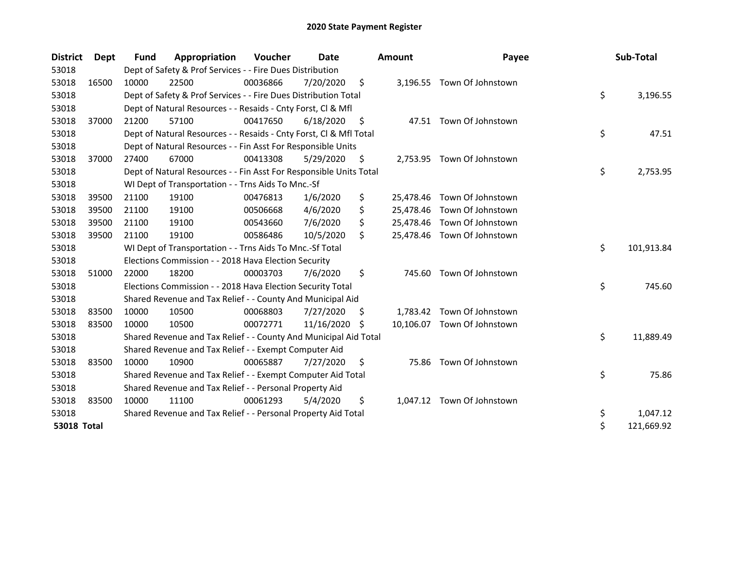# 2020 State Payment Register

| District | Dept | Fund | Appropriation | Voucher | Date | Amount | Payee | Sub-Total |
|---|---|---|---|---|---|---|---|---|
| 53018 | | Dept of Safety & Prof Services - - Fire Dues Distribution | | | | | | |
| 53018 | 16500 | 10000 | 22500 | 00036866 | 7/20/2020 | $ 3,196.55 | Town Of Johnstown | |
| 53018 | | Dept of Safety & Prof Services - - Fire Dues Distribution Total | | | | | | $ 3,196.55 |
| 53018 | | Dept of Natural Resources - - Resaids - Cnty Forst, Cl & Mfl | | | | | | |
| 53018 | 37000 | 21200 | 57100 | 00417650 | 6/18/2020 | $ 47.51 | Town Of Johnstown | |
| 53018 | | Dept of Natural Resources - - Resaids - Cnty Forst, Cl & Mfl Total | | | | | | $ 47.51 |
| 53018 | | Dept of Natural Resources - - Fin Asst For Responsible Units | | | | | | |
| 53018 | 37000 | 27400 | 67000 | 00413308 | 5/29/2020 | $ 2,753.95 | Town Of Johnstown | |
| 53018 | | Dept of Natural Resources - - Fin Asst For Responsible Units Total | | | | | | $ 2,753.95 |
| 53018 | | WI Dept of Transportation - - Trns Aids To Mnc.-Sf | | | | | | |
| 53018 | 39500 | 21100 | 19100 | 00476813 | 1/6/2020 | $ 25,478.46 | Town Of Johnstown | |
| 53018 | 39500 | 21100 | 19100 | 00506668 | 4/6/2020 | $ 25,478.46 | Town Of Johnstown | |
| 53018 | 39500 | 21100 | 19100 | 00543660 | 7/6/2020 | $ 25,478.46 | Town Of Johnstown | |
| 53018 | 39500 | 21100 | 19100 | 00586486 | 10/5/2020 | $ 25,478.46 | Town Of Johnstown | |
| 53018 | | WI Dept of Transportation - - Trns Aids To Mnc.-Sf Total | | | | | | $ 101,913.84 |
| 53018 | | Elections Commission - - 2018 Hava Election Security | | | | | | |
| 53018 | 51000 | 22000 | 18200 | 00003703 | 7/6/2020 | $ 745.60 | Town Of Johnstown | |
| 53018 | | Elections Commission - - 2018 Hava Election Security Total | | | | | | $ 745.60 |
| 53018 | | Shared Revenue and Tax Relief - - County And Municipal Aid | | | | | | |
| 53018 | 83500 | 10000 | 10500 | 00068803 | 7/27/2020 | $ 1,783.42 | Town Of Johnstown | |
| 53018 | 83500 | 10000 | 10500 | 00072771 | 11/16/2020 | $ 10,106.07 | Town Of Johnstown | |
| 53018 | | Shared Revenue and Tax Relief - - County And Municipal Aid Total | | | | | | $ 11,889.49 |
| 53018 | | Shared Revenue and Tax Relief - - Exempt Computer Aid | | | | | | |
| 53018 | 83500 | 10000 | 10900 | 00065887 | 7/27/2020 | $ 75.86 | Town Of Johnstown | |
| 53018 | | Shared Revenue and Tax Relief - - Exempt Computer Aid Total | | | | | | $ 75.86 |
| 53018 | | Shared Revenue and Tax Relief - - Personal Property Aid | | | | | | |
| 53018 | 83500 | 10000 | 11100 | 00061293 | 5/4/2020 | $ 1,047.12 | Town Of Johnstown | |
| 53018 | | Shared Revenue and Tax Relief - - Personal Property Aid Total | | | | | | $ 1,047.12 |
| **53018 Total** | | | | | | | | $ 121,669.92 |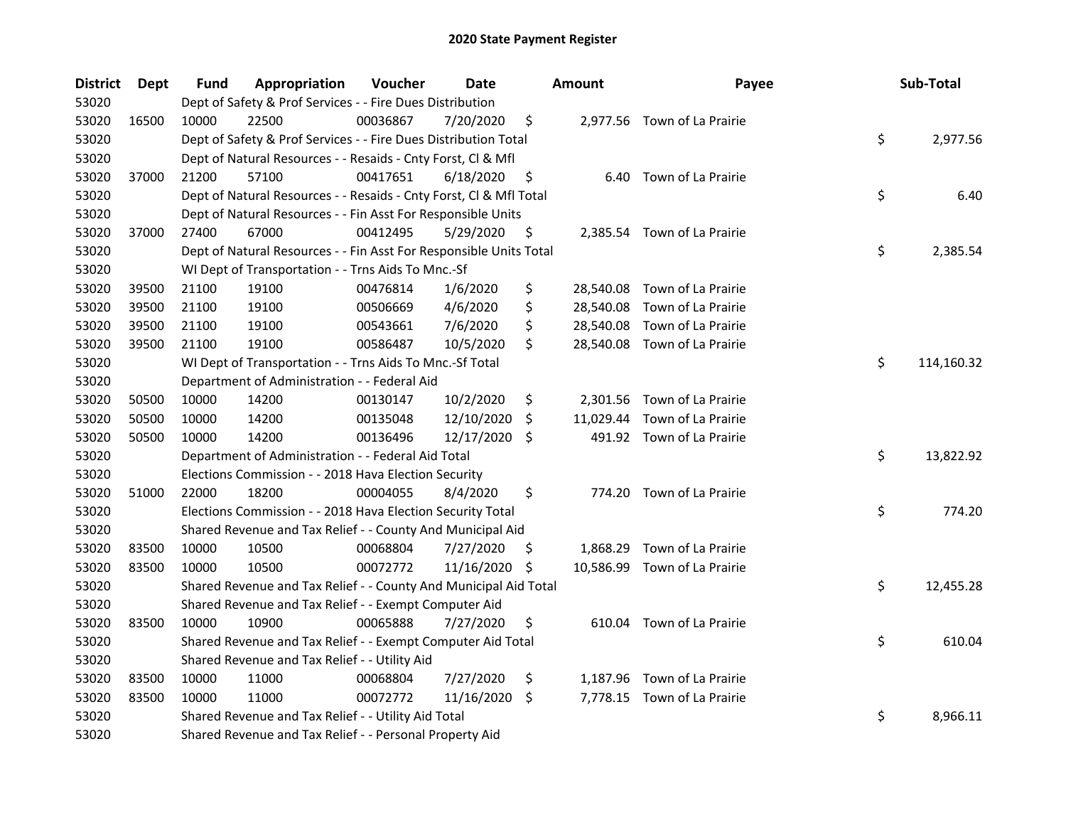# 2020 State Payment Register

| District | Dept | Fund | Appropriation | Voucher | Date | Amount | Payee | Sub-Total |
|---|---|---|---|---|---|---|---|---|
| 53020 | | Dept of Safety & Prof Services - - Fire Dues Distribution | | | | | | |
| 53020 | 16500 | 10000 | 22500 | 00036867 | 7/20/2020 | $ 2,977.56 | Town of La Prairie | |
| 53020 | | Dept of Safety & Prof Services - - Fire Dues Distribution Total | | | | | | $ 2,977.56 |
| 53020 | | Dept of Natural Resources - - Resaids - Cnty Forst, Cl & Mfl | | | | | | |
| 53020 | 37000 | 21200 | 57100 | 00417651 | 6/18/2020 | $ 6.40 | Town of La Prairie | |
| 53020 | | Dept of Natural Resources - - Resaids - Cnty Forst, Cl & Mfl Total | | | | | | $ 6.40 |
| 53020 | | Dept of Natural Resources - - Fin Asst For Responsible Units | | | | | | |
| 53020 | 37000 | 27400 | 67000 | 00412495 | 5/29/2020 | $ 2,385.54 | Town of La Prairie | |
| 53020 | | Dept of Natural Resources - - Fin Asst For Responsible Units Total | | | | | | $ 2,385.54 |
| 53020 | | WI Dept of Transportation - - Trns Aids To Mnc.-Sf | | | | | | |
| 53020 | 39500 | 21100 | 19100 | 00476814 | 1/6/2020 | $ 28,540.08 | Town of La Prairie | |
| 53020 | 39500 | 21100 | 19100 | 00506669 | 4/6/2020 | $ 28,540.08 | Town of La Prairie | |
| 53020 | 39500 | 21100 | 19100 | 00543661 | 7/6/2020 | $ 28,540.08 | Town of La Prairie | |
| 53020 | 39500 | 21100 | 19100 | 00586487 | 10/5/2020 | $ 28,540.08 | Town of La Prairie | |
| 53020 | | WI Dept of Transportation - - Trns Aids To Mnc.-Sf Total | | | | | | $ 114,160.32 |
| 53020 | | Department of Administration - - Federal Aid | | | | | | |
| 53020 | 50500 | 10000 | 14200 | 00130147 | 10/2/2020 | $ 2,301.56 | Town of La Prairie | |
| 53020 | 50500 | 10000 | 14200 | 00135048 | 12/10/2020 | $ 11,029.44 | Town of La Prairie | |
| 53020 | 50500 | 10000 | 14200 | 00136496 | 12/17/2020 | $ 491.92 | Town of La Prairie | |
| 53020 | | Department of Administration - - Federal Aid Total | | | | | | $ 13,822.92 |
| 53020 | | Elections Commission - - 2018 Hava Election Security | | | | | | |
| 53020 | 51000 | 22000 | 18200 | 00004055 | 8/4/2020 | $ 774.20 | Town of La Prairie | |
| 53020 | | Elections Commission - - 2018 Hava Election Security Total | | | | | | $ 774.20 |
| 53020 | | Shared Revenue and Tax Relief - - County And Municipal Aid | | | | | | |
| 53020 | 83500 | 10000 | 10500 | 00068804 | 7/27/2020 | $ 1,868.29 | Town of La Prairie | |
| 53020 | 83500 | 10000 | 10500 | 00072772 | 11/16/2020 | $ 10,586.99 | Town of La Prairie | |
| 53020 | | Shared Revenue and Tax Relief - - County And Municipal Aid Total | | | | | | $ 12,455.28 |
| 53020 | | Shared Revenue and Tax Relief - - Exempt Computer Aid | | | | | | |
| 53020 | 83500 | 10000 | 10900 | 00065888 | 7/27/2020 | $ 610.04 | Town of La Prairie | |
| 53020 | | Shared Revenue and Tax Relief - - Exempt Computer Aid Total | | | | | | $ 610.04 |
| 53020 | | Shared Revenue and Tax Relief - - Utility Aid | | | | | | |
| 53020 | 83500 | 10000 | 11000 | 00068804 | 7/27/2020 | $ 1,187.96 | Town of La Prairie | |
| 53020 | 83500 | 10000 | 11000 | 00072772 | 11/16/2020 | $ 7,778.15 | Town of La Prairie | |
| 53020 | | Shared Revenue and Tax Relief - - Utility Aid Total | | | | | | $ 8,966.11 |
| 53020 | | Shared Revenue and Tax Relief - - Personal Property Aid | | | | | | |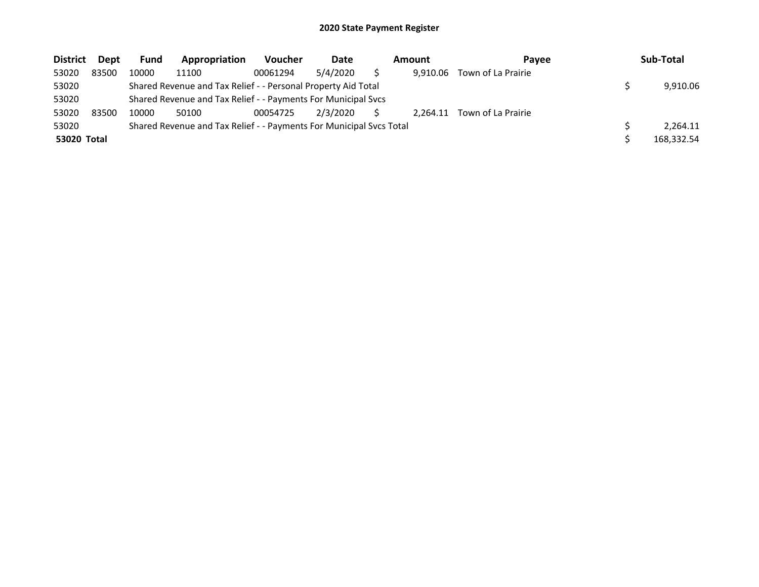# 2020 State Payment Register

| District | Dept | Fund | Appropriation | Voucher | Date | Amount | Payee | Sub-Total |
|---|---|---|---|---|---|---|---|---|
| 53020 | 83500 | 10000 | 11100 | 00061294 | 5/4/2020 | $ 9,910.06 | Town of La Prairie | |
| 53020 | | Shared Revenue and Tax Relief - - Personal Property Aid Total | | | | | | $ 9,910.06 |
| 53020 | | Shared Revenue and Tax Relief - - Payments For Municipal Svcs | | | | | | |
| 53020 | 83500 | 10000 | 50100 | 00054725 | 2/3/2020 | $ 2,264.11 | Town of La Prairie | |
| 53020 | | Shared Revenue and Tax Relief - - Payments For Municipal Svcs Total | | | | | | $ 2,264.11 |
| **53020 Total** | | | | | | | | $ 168,332.54 |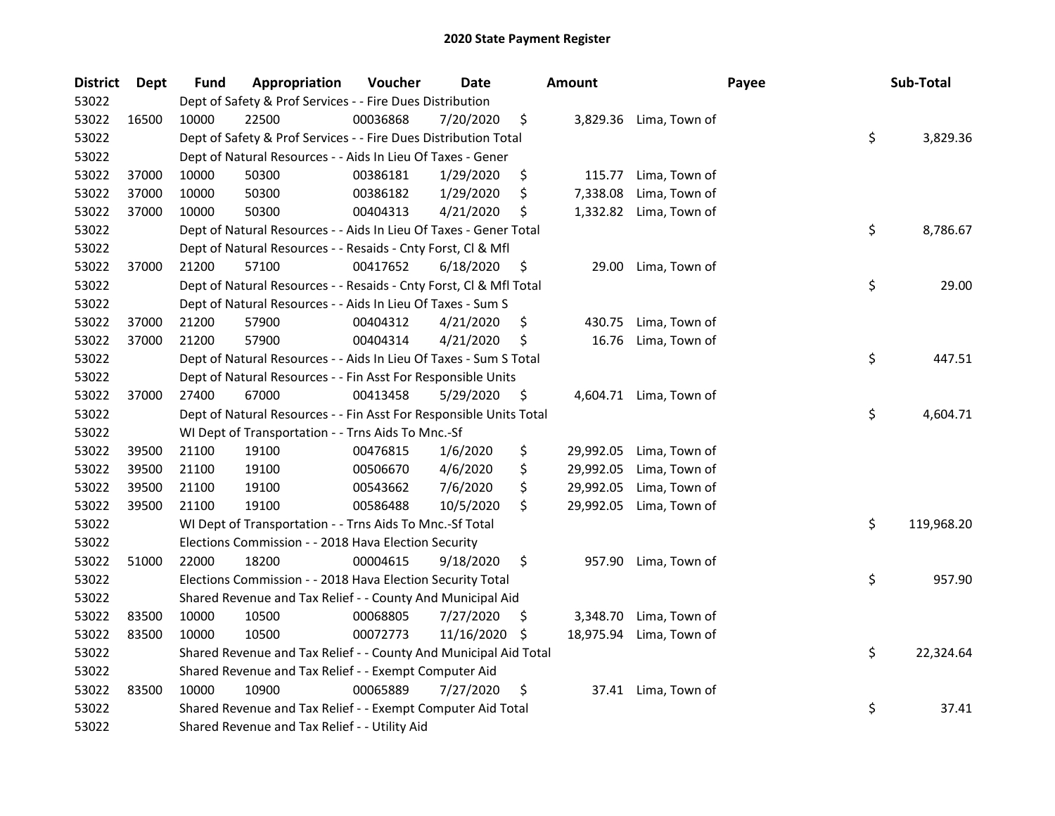## 2020 State Payment Register

| District | Dept | Fund | Appropriation | Voucher | Date | Amount | Payee | Sub-Total |
|---|---|---|---|---|---|---|---|---|
| 53022 | | Dept of Safety & Prof Services - - Fire Dues Distribution | | | | | | |
| 53022 | 16500 | 10000 | 22500 | 00036868 | 7/20/2020 | $ 3,829.36 | Lima, Town of | |
| 53022 | | Dept of Safety & Prof Services - - Fire Dues Distribution Total | | | | | | $ 3,829.36 |
| 53022 | | Dept of Natural Resources - - Aids In Lieu Of Taxes - Gener | | | | | | |
| 53022 | 37000 | 10000 | 50300 | 00386181 | 1/29/2020 | $ 115.77 | Lima, Town of | |
| 53022 | 37000 | 10000 | 50300 | 00386182 | 1/29/2020 | $ 7,338.08 | Lima, Town of | |
| 53022 | 37000 | 10000 | 50300 | 00404313 | 4/21/2020 | $ 1,332.82 | Lima, Town of | |
| 53022 | | Dept of Natural Resources - - Aids In Lieu Of Taxes - Gener Total | | | | | | $ 8,786.67 |
| 53022 | | Dept of Natural Resources - - Resaids - Cnty Forst, Cl & Mfl | | | | | | |
| 53022 | 37000 | 21200 | 57100 | 00417652 | 6/18/2020 | $ 29.00 | Lima, Town of | |
| 53022 | | Dept of Natural Resources - - Resaids - Cnty Forst, Cl & Mfl Total | | | | | | $ 29.00 |
| 53022 | | Dept of Natural Resources - - Aids In Lieu Of Taxes - Sum S | | | | | | |
| 53022 | 37000 | 21200 | 57900 | 00404312 | 4/21/2020 | $ 430.75 | Lima, Town of | |
| 53022 | 37000 | 21200 | 57900 | 00404314 | 4/21/2020 | $ 16.76 | Lima, Town of | |
| 53022 | | Dept of Natural Resources - - Aids In Lieu Of Taxes - Sum S Total | | | | | | $ 447.51 |
| 53022 | | Dept of Natural Resources - - Fin Asst For Responsible Units | | | | | | |
| 53022 | 37000 | 27400 | 67000 | 00413458 | 5/29/2020 | $ 4,604.71 | Lima, Town of | |
| 53022 | | Dept of Natural Resources - - Fin Asst For Responsible Units Total | | | | | | $ 4,604.71 |
| 53022 | | WI Dept of Transportation - - Trns Aids To Mnc.-Sf | | | | | | |
| 53022 | 39500 | 21100 | 19100 | 00476815 | 1/6/2020 | $ 29,992.05 | Lima, Town of | |
| 53022 | 39500 | 21100 | 19100 | 00506670 | 4/6/2020 | $ 29,992.05 | Lima, Town of | |
| 53022 | 39500 | 21100 | 19100 | 00543662 | 7/6/2020 | $ 29,992.05 | Lima, Town of | |
| 53022 | 39500 | 21100 | 19100 | 00586488 | 10/5/2020 | $ 29,992.05 | Lima, Town of | |
| 53022 | | WI Dept of Transportation - - Trns Aids To Mnc.-Sf Total | | | | | | $ 119,968.20 |
| 53022 | | Elections Commission - - 2018 Hava Election Security | | | | | | |
| 53022 | 51000 | 22000 | 18200 | 00004615 | 9/18/2020 | $ 957.90 | Lima, Town of | |
| 53022 | | Elections Commission - - 2018 Hava Election Security Total | | | | | | $ 957.90 |
| 53022 | | Shared Revenue and Tax Relief - - County And Municipal Aid | | | | | | |
| 53022 | 83500 | 10000 | 10500 | 00068805 | 7/27/2020 | $ 3,348.70 | Lima, Town of | |
| 53022 | 83500 | 10000 | 10500 | 00072773 | 11/16/2020 | $ 18,975.94 | Lima, Town of | |
| 53022 | | Shared Revenue and Tax Relief - - County And Municipal Aid Total | | | | | | $ 22,324.64 |
| 53022 | | Shared Revenue and Tax Relief - - Exempt Computer Aid | | | | | | |
| 53022 | 83500 | 10000 | 10900 | 00065889 | 7/27/2020 | $ 37.41 | Lima, Town of | |
| 53022 | | Shared Revenue and Tax Relief - - Exempt Computer Aid Total | | | | | | $ 37.41 |
| 53022 | | Shared Revenue and Tax Relief - - Utility Aid | | | | | | |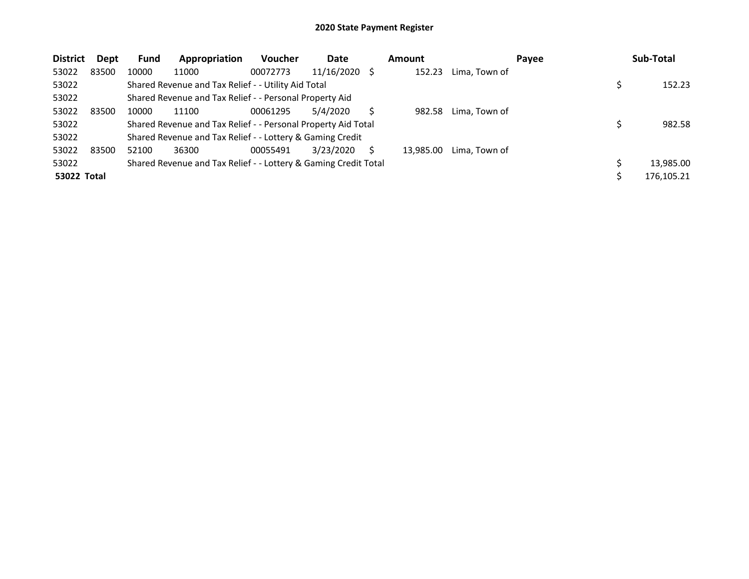# 2020 State Payment Register

| District | Dept | Fund | Appropriation | Voucher | Date | Amount | Payee | Sub-Total |
|---|---|---|---|---|---|---|---|---|
| 53022 | 83500 | 10000 | 11000 | 00072773 | 11/16/2020 | $ 152.23 | Lima, Town of | |
| 53022 | | Shared Revenue and Tax Relief - - Utility Aid Total | | | | | | $ 152.23 |
| 53022 | | Shared Revenue and Tax Relief - - Personal Property Aid | | | | | | |
| 53022 | 83500 | 10000 | 11100 | 00061295 | 5/4/2020 | $ 982.58 | Lima, Town of | |
| 53022 | | Shared Revenue and Tax Relief - - Personal Property Aid Total | | | | | | $ 982.58 |
| 53022 | | Shared Revenue and Tax Relief - - Lottery & Gaming Credit | | | | | | |
| 53022 | 83500 | 52100 | 36300 | 00055491 | 3/23/2020 | $ 13,985.00 | Lima, Town of | |
| 53022 | | Shared Revenue and Tax Relief - - Lottery & Gaming Credit Total | | | | | | $ 13,985.00 |
| **53022 Total** | | | | | | | | $ 176,105.21 |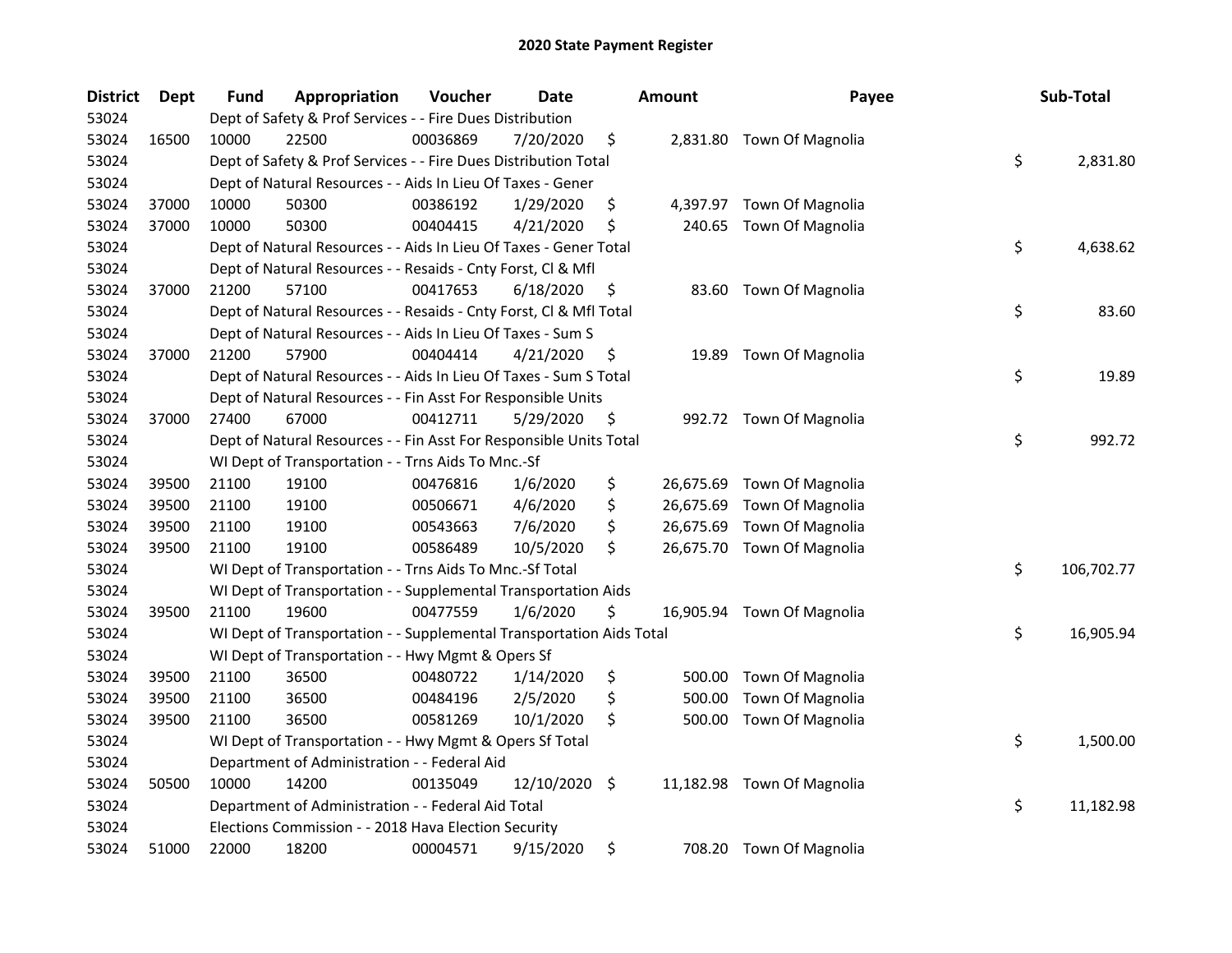## 2020 State Payment Register

| District | Dept | Fund | Appropriation | Voucher | Date | Amount | Payee | Sub-Total |
|---|---|---|---|---|---|---|---|---|
| 53024 | | Dept of Safety & Prof Services - - Fire Dues Distribution | | | | | | |
| 53024 | 16500 | 10000 | 22500 | 00036869 | 7/20/2020 | $ 2,831.80 | Town Of Magnolia | |
| 53024 | | Dept of Safety & Prof Services - - Fire Dues Distribution Total | | | | | | $ 2,831.80 |
| 53024 | | Dept of Natural Resources - - Aids In Lieu Of Taxes - Gener | | | | | | |
| 53024 | 37000 | 10000 | 50300 | 00386192 | 1/29/2020 | $ 4,397.97 | Town Of Magnolia | |
| 53024 | 37000 | 10000 | 50300 | 00404415 | 4/21/2020 | $ 240.65 | Town Of Magnolia | |
| 53024 | | Dept of Natural Resources - - Aids In Lieu Of Taxes - Gener Total | | | | | | $ 4,638.62 |
| 53024 | | Dept of Natural Resources - - Resaids - Cnty Forst, Cl & Mfl | | | | | | |
| 53024 | 37000 | 21200 | 57100 | 00417653 | 6/18/2020 | $ 83.60 | Town Of Magnolia | |
| 53024 | | Dept of Natural Resources - - Resaids - Cnty Forst, Cl & Mfl Total | | | | | | $ 83.60 |
| 53024 | | Dept of Natural Resources - - Aids In Lieu Of Taxes - Sum S | | | | | | |
| 53024 | 37000 | 21200 | 57900 | 00404414 | 4/21/2020 | $ 19.89 | Town Of Magnolia | |
| 53024 | | Dept of Natural Resources - - Aids In Lieu Of Taxes - Sum S Total | | | | | | $ 19.89 |
| 53024 | | Dept of Natural Resources - - Fin Asst For Responsible Units | | | | | | |
| 53024 | 37000 | 27400 | 67000 | 00412711 | 5/29/2020 | $ 992.72 | Town Of Magnolia | |
| 53024 | | Dept of Natural Resources - - Fin Asst For Responsible Units Total | | | | | | $ 992.72 |
| 53024 | | WI Dept of Transportation - - Trns Aids To Mnc.-Sf | | | | | | |
| 53024 | 39500 | 21100 | 19100 | 00476816 | 1/6/2020 | $ 26,675.69 | Town Of Magnolia | |
| 53024 | 39500 | 21100 | 19100 | 00506671 | 4/6/2020 | $ 26,675.69 | Town Of Magnolia | |
| 53024 | 39500 | 21100 | 19100 | 00543663 | 7/6/2020 | $ 26,675.69 | Town Of Magnolia | |
| 53024 | 39500 | 21100 | 19100 | 00586489 | 10/5/2020 | $ 26,675.70 | Town Of Magnolia | |
| 53024 | | WI Dept of Transportation - - Trns Aids To Mnc.-Sf Total | | | | | | $ 106,702.77 |
| 53024 | | WI Dept of Transportation - - Supplemental Transportation Aids | | | | | | |
| 53024 | 39500 | 21100 | 19600 | 00477559 | 1/6/2020 | $ 16,905.94 | Town Of Magnolia | |
| 53024 | | WI Dept of Transportation - - Supplemental Transportation Aids Total | | | | | | $ 16,905.94 |
| 53024 | | WI Dept of Transportation - - Hwy Mgmt & Opers Sf | | | | | | |
| 53024 | 39500 | 21100 | 36500 | 00480722 | 1/14/2020 | $ 500.00 | Town Of Magnolia | |
| 53024 | 39500 | 21100 | 36500 | 00484196 | 2/5/2020 | $ 500.00 | Town Of Magnolia | |
| 53024 | 39500 | 21100 | 36500 | 00581269 | 10/1/2020 | $ 500.00 | Town Of Magnolia | |
| 53024 | | WI Dept of Transportation - - Hwy Mgmt & Opers Sf Total | | | | | | $ 1,500.00 |
| 53024 | | Department of Administration - - Federal Aid | | | | | | |
| 53024 | 50500 | 10000 | 14200 | 00135049 | 12/10/2020 | $ 11,182.98 | Town Of Magnolia | |
| 53024 | | Department of Administration - - Federal Aid Total | | | | | | $ 11,182.98 |
| 53024 | | Elections Commission - - 2018 Hava Election Security | | | | | | |
| 53024 | 51000 | 22000 | 18200 | 00004571 | 9/15/2020 | $ 708.20 | Town Of Magnolia | |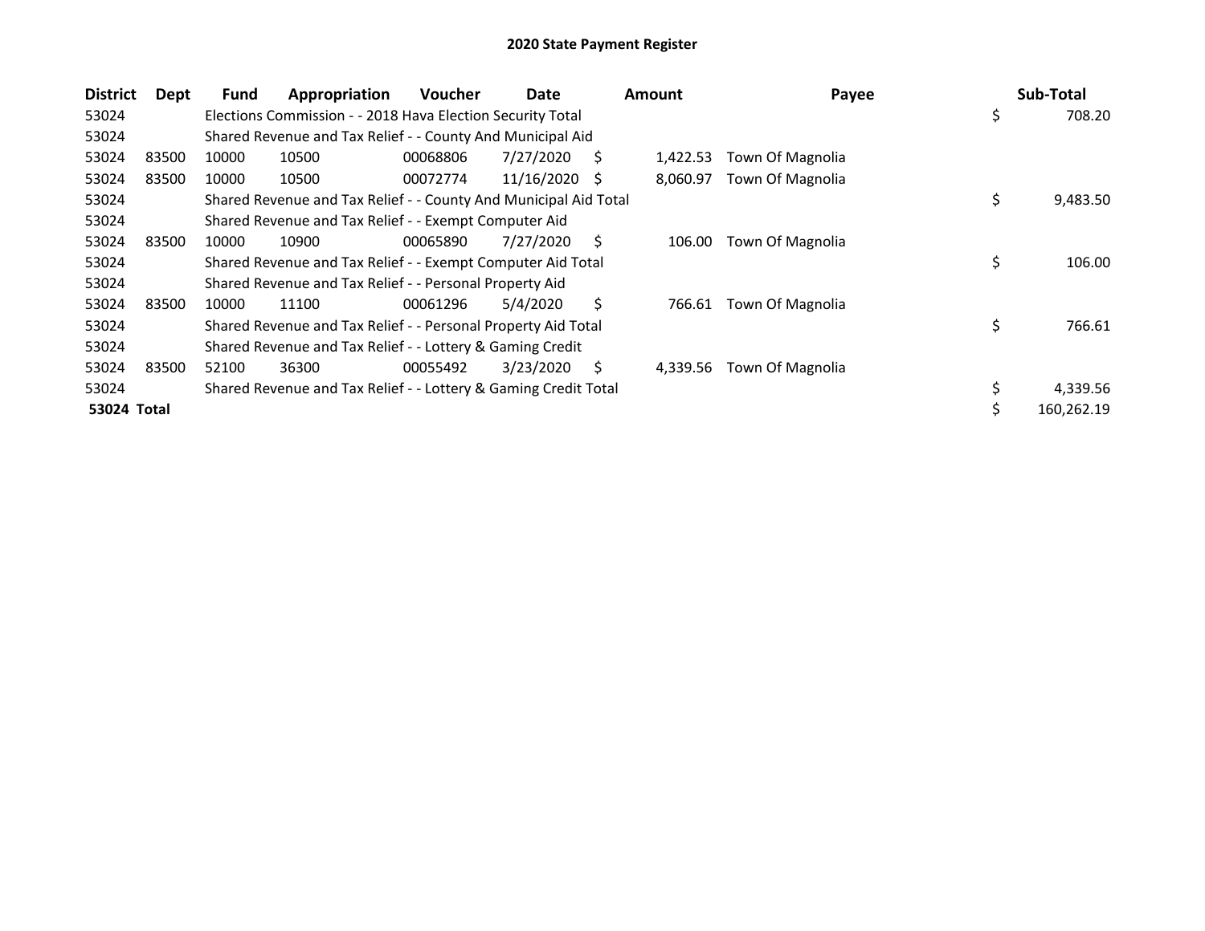# 2020 State Payment Register

| District | Dept | Fund | Appropriation | Voucher | Date | Amount | Payee | Sub-Total |
|---|---|---|---|---|---|---|---|---|
| 53024 | | Elections Commission - - 2018 Hava Election Security Total | | | | | | $ 708.20 |
| 53024 | | Shared Revenue and Tax Relief - - County And Municipal Aid | | | | | | |
| 53024 | 83500 | 10000 | 10500 | 00068806 | 7/27/2020 | $ 1,422.53 | Town Of Magnolia | |
| 53024 | 83500 | 10000 | 10500 | 00072774 | 11/16/2020 | $ 8,060.97 | Town Of Magnolia | |
| 53024 | | Shared Revenue and Tax Relief - - County And Municipal Aid Total | | | | | | $ 9,483.50 |
| 53024 | | Shared Revenue and Tax Relief - - Exempt Computer Aid | | | | | | |
| 53024 | 83500 | 10000 | 10900 | 00065890 | 7/27/2020 | $ 106.00 | Town Of Magnolia | |
| 53024 | | Shared Revenue and Tax Relief - - Exempt Computer Aid Total | | | | | | $ 106.00 |
| 53024 | | Shared Revenue and Tax Relief - - Personal Property Aid | | | | | | |
| 53024 | 83500 | 10000 | 11100 | 00061296 | 5/4/2020 | $ 766.61 | Town Of Magnolia | |
| 53024 | | Shared Revenue and Tax Relief - - Personal Property Aid Total | | | | | | $ 766.61 |
| 53024 | | Shared Revenue and Tax Relief - - Lottery & Gaming Credit | | | | | | |
| 53024 | 83500 | 52100 | 36300 | 00055492 | 3/23/2020 | $ 4,339.56 | Town Of Magnolia | |
| 53024 | | Shared Revenue and Tax Relief - - Lottery & Gaming Credit Total | | | | | | $ 4,339.56 |
| **53024 Total** | | | | | | | | $ 160,262.19 |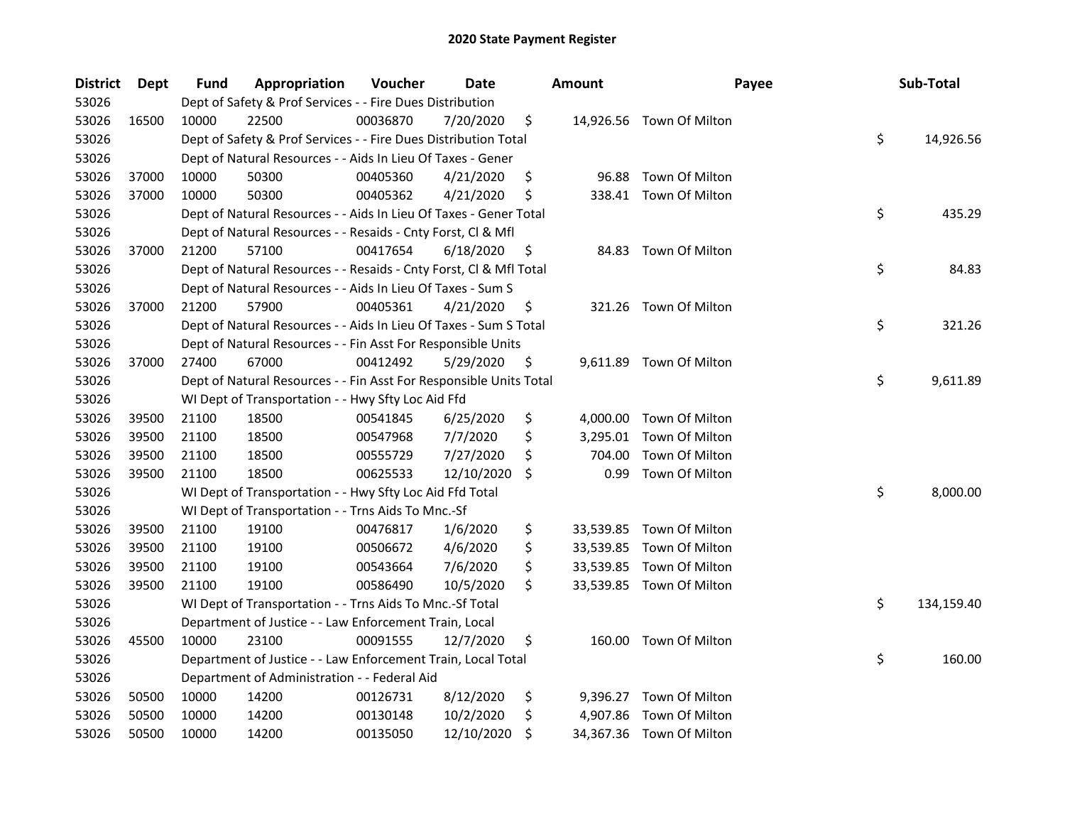# 2020 State Payment Register

| District | Dept | Fund | Appropriation | Voucher | Date | Amount | Payee | Sub-Total |
|---|---|---|---|---|---|---|---|---|
| 53026 | | Dept of Safety & Prof Services - - Fire Dues Distribution | | | | | | |
| 53026 | 16500 | 10000 | 22500 | 00036870 | 7/20/2020 | $ 14,926.56 | Town Of Milton | |
| 53026 | | Dept of Safety & Prof Services - - Fire Dues Distribution Total | | | | | | $ 14,926.56 |
| 53026 | | Dept of Natural Resources - - Aids In Lieu Of Taxes - Gener | | | | | | |
| 53026 | 37000 | 10000 | 50300 | 00405360 | 4/21/2020 | $ 96.88 | Town Of Milton | |
| 53026 | 37000 | 10000 | 50300 | 00405362 | 4/21/2020 | $ 338.41 | Town Of Milton | |
| 53026 | | Dept of Natural Resources - - Aids In Lieu Of Taxes - Gener Total | | | | | | $ 435.29 |
| 53026 | | Dept of Natural Resources - - Resaids - Cnty Forst, Cl & Mfl | | | | | | |
| 53026 | 37000 | 21200 | 57100 | 00417654 | 6/18/2020 | $ 84.83 | Town Of Milton | |
| 53026 | | Dept of Natural Resources - - Resaids - Cnty Forst, Cl & Mfl Total | | | | | | $ 84.83 |
| 53026 | | Dept of Natural Resources - - Aids In Lieu Of Taxes - Sum S | | | | | | |
| 53026 | 37000 | 21200 | 57900 | 00405361 | 4/21/2020 | $ 321.26 | Town Of Milton | |
| 53026 | | Dept of Natural Resources - - Aids In Lieu Of Taxes - Sum S Total | | | | | | $ 321.26 |
| 53026 | | Dept of Natural Resources - - Fin Asst For Responsible Units | | | | | | |
| 53026 | 37000 | 27400 | 67000 | 00412492 | 5/29/2020 | $ 9,611.89 | Town Of Milton | |
| 53026 | | Dept of Natural Resources - - Fin Asst For Responsible Units Total | | | | | | $ 9,611.89 |
| 53026 | | WI Dept of Transportation - - Hwy Sfty Loc Aid Ffd | | | | | | |
| 53026 | 39500 | 21100 | 18500 | 00541845 | 6/25/2020 | $ 4,000.00 | Town Of Milton | |
| 53026 | 39500 | 21100 | 18500 | 00547968 | 7/7/2020 | $ 3,295.01 | Town Of Milton | |
| 53026 | 39500 | 21100 | 18500 | 00555729 | 7/27/2020 | $ 704.00 | Town Of Milton | |
| 53026 | 39500 | 21100 | 18500 | 00625533 | 12/10/2020 | $ 0.99 | Town Of Milton | |
| 53026 | | WI Dept of Transportation - - Hwy Sfty Loc Aid Ffd Total | | | | | | $ 8,000.00 |
| 53026 | | WI Dept of Transportation - - Trns Aids To Mnc.-Sf | | | | | | |
| 53026 | 39500 | 21100 | 19100 | 00476817 | 1/6/2020 | $ 33,539.85 | Town Of Milton | |
| 53026 | 39500 | 21100 | 19100 | 00506672 | 4/6/2020 | $ 33,539.85 | Town Of Milton | |
| 53026 | 39500 | 21100 | 19100 | 00543664 | 7/6/2020 | $ 33,539.85 | Town Of Milton | |
| 53026 | 39500 | 21100 | 19100 | 00586490 | 10/5/2020 | $ 33,539.85 | Town Of Milton | |
| 53026 | | WI Dept of Transportation - - Trns Aids To Mnc.-Sf Total | | | | | | $ 134,159.40 |
| 53026 | | Department of Justice - - Law Enforcement Train, Local | | | | | | |
| 53026 | 45500 | 10000 | 23100 | 00091555 | 12/7/2020 | $ 160.00 | Town Of Milton | |
| 53026 | | Department of Justice - - Law Enforcement Train, Local Total | | | | | | $ 160.00 |
| 53026 | | Department of Administration - - Federal Aid | | | | | | |
| 53026 | 50500 | 10000 | 14200 | 00126731 | 8/12/2020 | $ 9,396.27 | Town Of Milton | |
| 53026 | 50500 | 10000 | 14200 | 00130148 | 10/2/2020 | $ 4,907.86 | Town Of Milton | |
| 53026 | 50500 | 10000 | 14200 | 00135050 | 12/10/2020 | $ 34,367.36 | Town Of Milton | |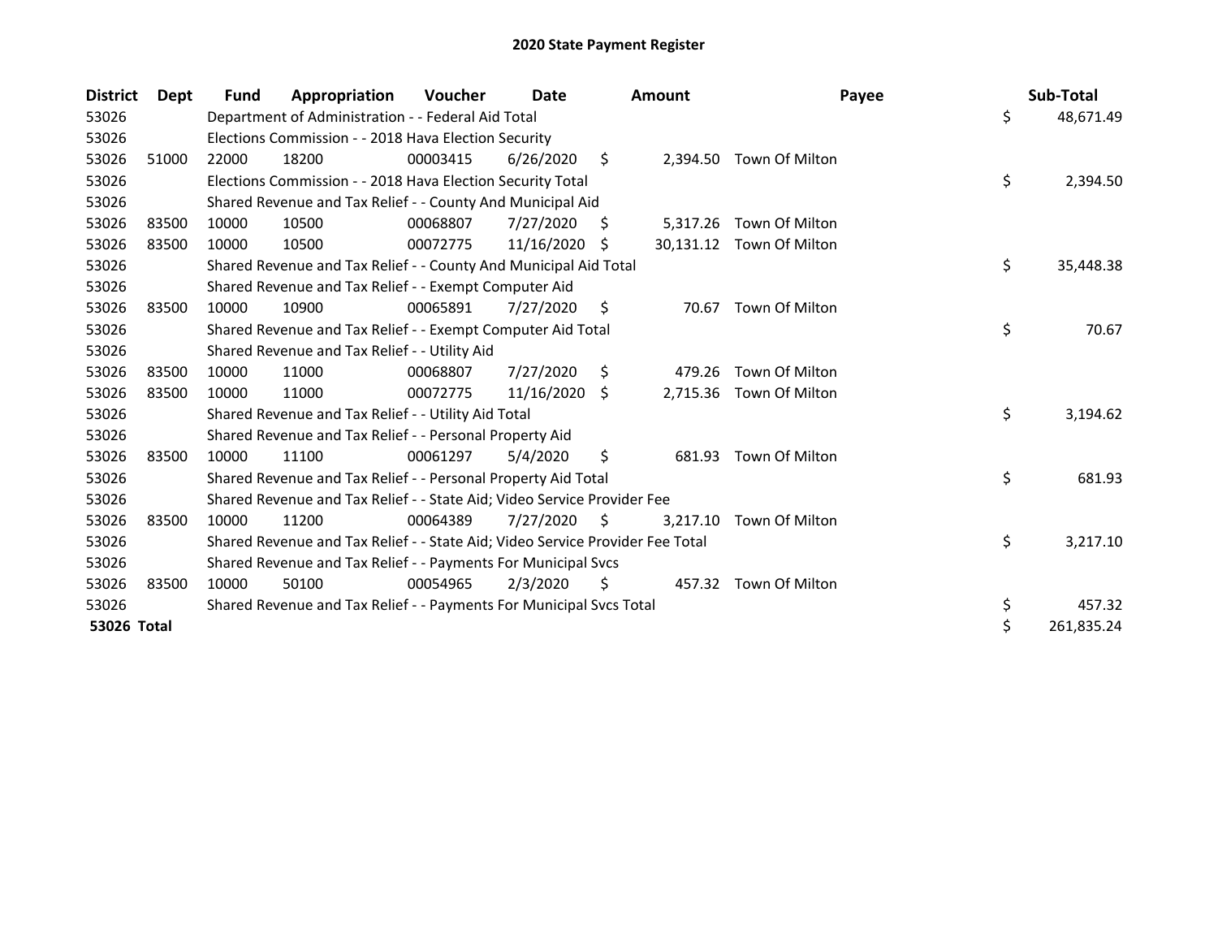# 2020 State Payment Register

| District | Dept | Fund | Appropriation | Voucher | Date | Amount | Payee | Sub-Total |
|---|---|---|---|---|---|---|---|---|
| 53026 | | Department of Administration - - Federal Aid Total | | | | | | $ 48,671.49 |
| 53026 | | Elections Commission - - 2018 Hava Election Security | | | | | | |
| 53026 | 51000 | 22000 | 18200 | 00003415 | 6/26/2020 | $ 2,394.50 | Town Of Milton | |
| 53026 | | Elections Commission - - 2018 Hava Election Security Total | | | | | | $ 2,394.50 |
| 53026 | | Shared Revenue and Tax Relief - - County And Municipal Aid | | | | | | |
| 53026 | 83500 | 10000 | 10500 | 00068807 | 7/27/2020 | $ 5,317.26 | Town Of Milton | |
| 53026 | 83500 | 10000 | 10500 | 00072775 | 11/16/2020 | $ 30,131.12 | Town Of Milton | |
| 53026 | | Shared Revenue and Tax Relief - - County And Municipal Aid Total | | | | | | $ 35,448.38 |
| 53026 | | Shared Revenue and Tax Relief - - Exempt Computer Aid | | | | | | |
| 53026 | 83500 | 10000 | 10900 | 00065891 | 7/27/2020 | $ 70.67 | Town Of Milton | |
| 53026 | | Shared Revenue and Tax Relief - - Exempt Computer Aid Total | | | | | | $ 70.67 |
| 53026 | | Shared Revenue and Tax Relief - - Utility Aid | | | | | | |
| 53026 | 83500 | 10000 | 11000 | 00068807 | 7/27/2020 | $ 479.26 | Town Of Milton | |
| 53026 | 83500 | 10000 | 11000 | 00072775 | 11/16/2020 | $ 2,715.36 | Town Of Milton | |
| 53026 | | Shared Revenue and Tax Relief - - Utility Aid Total | | | | | | $ 3,194.62 |
| 53026 | | Shared Revenue and Tax Relief - - Personal Property Aid | | | | | | |
| 53026 | 83500 | 10000 | 11100 | 00061297 | 5/4/2020 | $ 681.93 | Town Of Milton | |
| 53026 | | Shared Revenue and Tax Relief - - Personal Property Aid Total | | | | | | $ 681.93 |
| 53026 | | Shared Revenue and Tax Relief - - State Aid; Video Service Provider Fee | | | | | | |
| 53026 | 83500 | 10000 | 11200 | 00064389 | 7/27/2020 | $ 3,217.10 | Town Of Milton | |
| 53026 | | Shared Revenue and Tax Relief - - State Aid; Video Service Provider Fee Total | | | | | | $ 3,217.10 |
| 53026 | | Shared Revenue and Tax Relief - - Payments For Municipal Svcs | | | | | | |
| 53026 | 83500 | 10000 | 50100 | 00054965 | 2/3/2020 | $ 457.32 | Town Of Milton | |
| 53026 | | Shared Revenue and Tax Relief - - Payments For Municipal Svcs Total | | | | | | $ 457.32 |
| **53026 Total** | | | | | | | | $ 261,835.24 |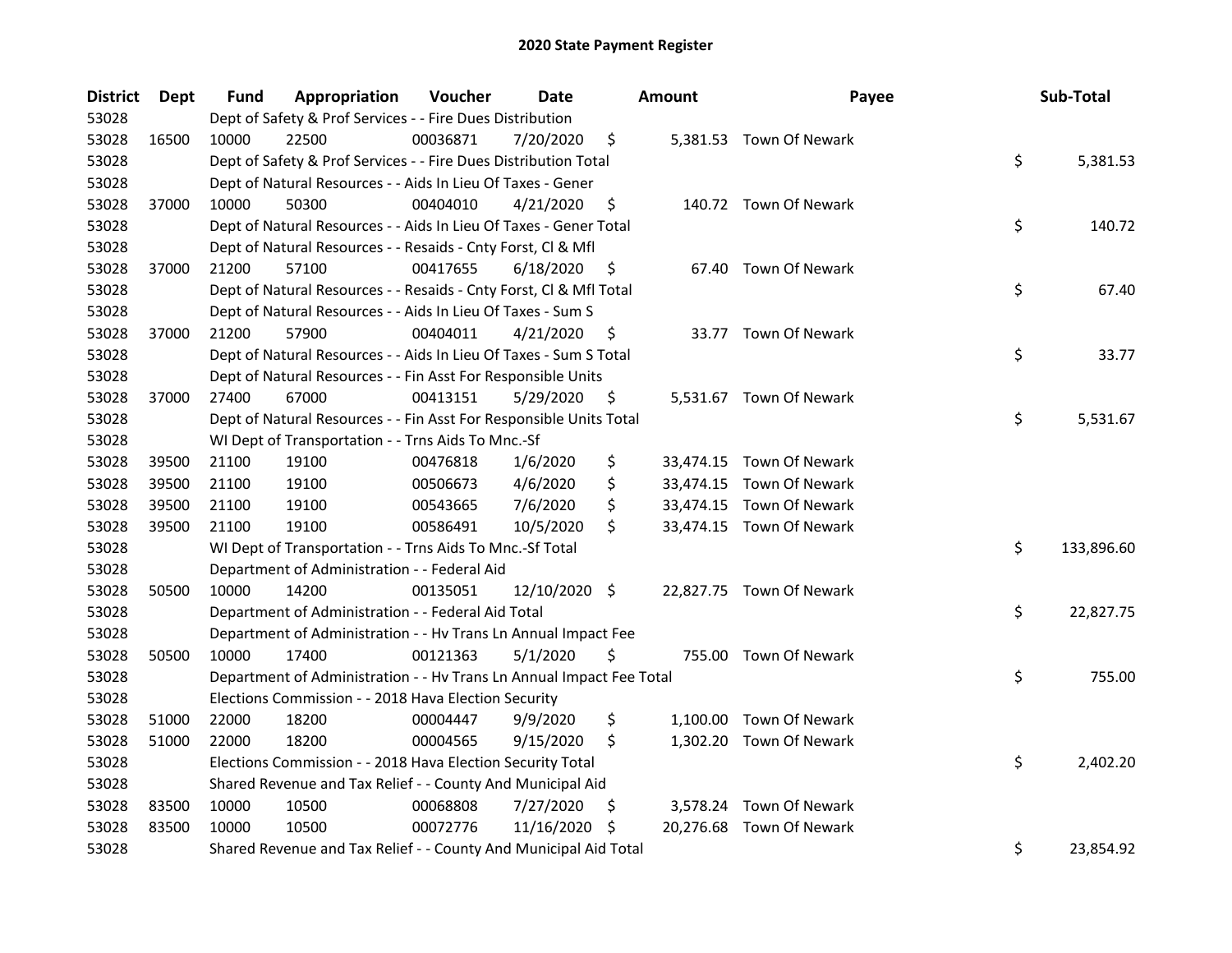# 2020 State Payment Register

| District | Dept | Fund | Appropriation | Voucher | Date | Amount | Payee | Sub-Total |
|---|---|---|---|---|---|---|---|---|
| 53028 | | Dept of Safety & Prof Services - - Fire Dues Distribution | | | | | | |
| 53028 | 16500 | 10000 | 22500 | 00036871 | 7/20/2020 | $ 5,381.53 | Town Of Newark | |
| 53028 | | Dept of Safety & Prof Services - - Fire Dues Distribution Total | | | | | | $ 5,381.53 |
| 53028 | | Dept of Natural Resources - - Aids In Lieu Of Taxes - Gener | | | | | | |
| 53028 | 37000 | 10000 | 50300 | 00404010 | 4/21/2020 | $ 140.72 | Town Of Newark | |
| 53028 | | Dept of Natural Resources - - Aids In Lieu Of Taxes - Gener Total | | | | | | $ 140.72 |
| 53028 | | Dept of Natural Resources - - Resaids - Cnty Forst, Cl & Mfl | | | | | | |
| 53028 | 37000 | 21200 | 57100 | 00417655 | 6/18/2020 | $ 67.40 | Town Of Newark | |
| 53028 | | Dept of Natural Resources - - Resaids - Cnty Forst, Cl & Mfl Total | | | | | | $ 67.40 |
| 53028 | | Dept of Natural Resources - - Aids In Lieu Of Taxes - Sum S | | | | | | |
| 53028 | 37000 | 21200 | 57900 | 00404011 | 4/21/2020 | $ 33.77 | Town Of Newark | |
| 53028 | | Dept of Natural Resources - - Aids In Lieu Of Taxes - Sum S Total | | | | | | $ 33.77 |
| 53028 | | Dept of Natural Resources - - Fin Asst For Responsible Units | | | | | | |
| 53028 | 37000 | 27400 | 67000 | 00413151 | 5/29/2020 | $ 5,531.67 | Town Of Newark | |
| 53028 | | Dept of Natural Resources - - Fin Asst For Responsible Units Total | | | | | | $ 5,531.67 |
| 53028 | | WI Dept of Transportation - - Trns Aids To Mnc.-Sf | | | | | | |
| 53028 | 39500 | 21100 | 19100 | 00476818 | 1/6/2020 | $ 33,474.15 | Town Of Newark | |
| 53028 | 39500 | 21100 | 19100 | 00506673 | 4/6/2020 | $ 33,474.15 | Town Of Newark | |
| 53028 | 39500 | 21100 | 19100 | 00543665 | 7/6/2020 | $ 33,474.15 | Town Of Newark | |
| 53028 | 39500 | 21100 | 19100 | 00586491 | 10/5/2020 | $ 33,474.15 | Town Of Newark | |
| 53028 | | WI Dept of Transportation - - Trns Aids To Mnc.-Sf Total | | | | | | $ 133,896.60 |
| 53028 | | Department of Administration - - Federal Aid | | | | | | |
| 53028 | 50500 | 10000 | 14200 | 00135051 | 12/10/2020 | $ 22,827.75 | Town Of Newark | |
| 53028 | | Department of Administration - - Federal Aid Total | | | | | | $ 22,827.75 |
| 53028 | | Department of Administration - - Hv Trans Ln Annual Impact Fee | | | | | | |
| 53028 | 50500 | 10000 | 17400 | 00121363 | 5/1/2020 | $ 755.00 | Town Of Newark | |
| 53028 | | Department of Administration - - Hv Trans Ln Annual Impact Fee Total | | | | | | $ 755.00 |
| 53028 | | Elections Commission - - 2018 Hava Election Security | | | | | | |
| 53028 | 51000 | 22000 | 18200 | 00004447 | 9/9/2020 | $ 1,100.00 | Town Of Newark | |
| 53028 | 51000 | 22000 | 18200 | 00004565 | 9/15/2020 | $ 1,302.20 | Town Of Newark | |
| 53028 | | Elections Commission - - 2018 Hava Election Security Total | | | | | | $ 2,402.20 |
| 53028 | | Shared Revenue and Tax Relief - - County And Municipal Aid | | | | | | |
| 53028 | 83500 | 10000 | 10500 | 00068808 | 7/27/2020 | $ 3,578.24 | Town Of Newark | |
| 53028 | 83500 | 10000 | 10500 | 00072776 | 11/16/2020 | $ 20,276.68 | Town Of Newark | |
| 53028 | | Shared Revenue and Tax Relief - - County And Municipal Aid Total | | | | | | $ 23,854.92 |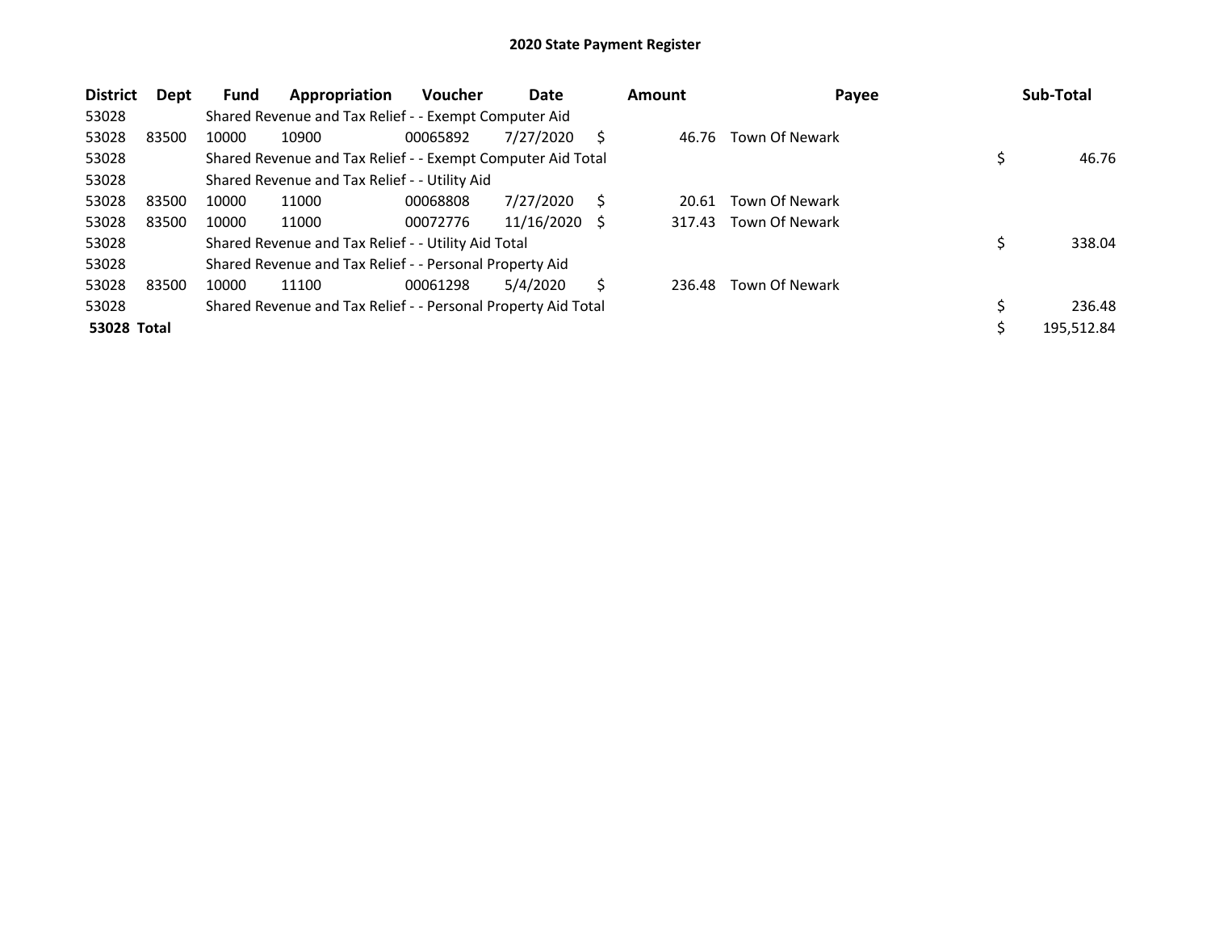# 2020 State Payment Register

| District | Dept | Fund | Appropriation | Voucher | Date | Amount | Payee | Sub-Total |
|---|---|---|---|---|---|---|---|---|
| 53028 | | Shared Revenue and Tax Relief - - Exempt Computer Aid | | | | | | |
| 53028 | 83500 | 10000 | 10900 | 00065892 | 7/27/2020 | $ 46.76 | Town Of Newark | |
| 53028 | | Shared Revenue and Tax Relief - - Exempt Computer Aid Total | | | | | | $ 46.76 |
| 53028 | | Shared Revenue and Tax Relief - - Utility Aid | | | | | | |
| 53028 | 83500 | 10000 | 11000 | 00068808 | 7/27/2020 | $ 20.61 | Town Of Newark | |
| 53028 | 83500 | 10000 | 11000 | 00072776 | 11/16/2020 | $ 317.43 | Town Of Newark | |
| 53028 | | Shared Revenue and Tax Relief - - Utility Aid Total | | | | | | $ 338.04 |
| 53028 | | Shared Revenue and Tax Relief - - Personal Property Aid | | | | | | |
| 53028 | 83500 | 10000 | 11100 | 00061298 | 5/4/2020 | $ 236.48 | Town Of Newark | |
| 53028 | | Shared Revenue and Tax Relief - - Personal Property Aid Total | | | | | | $ 236.48 |
| **53028 Total** | | | | | | | | $ 195,512.84 |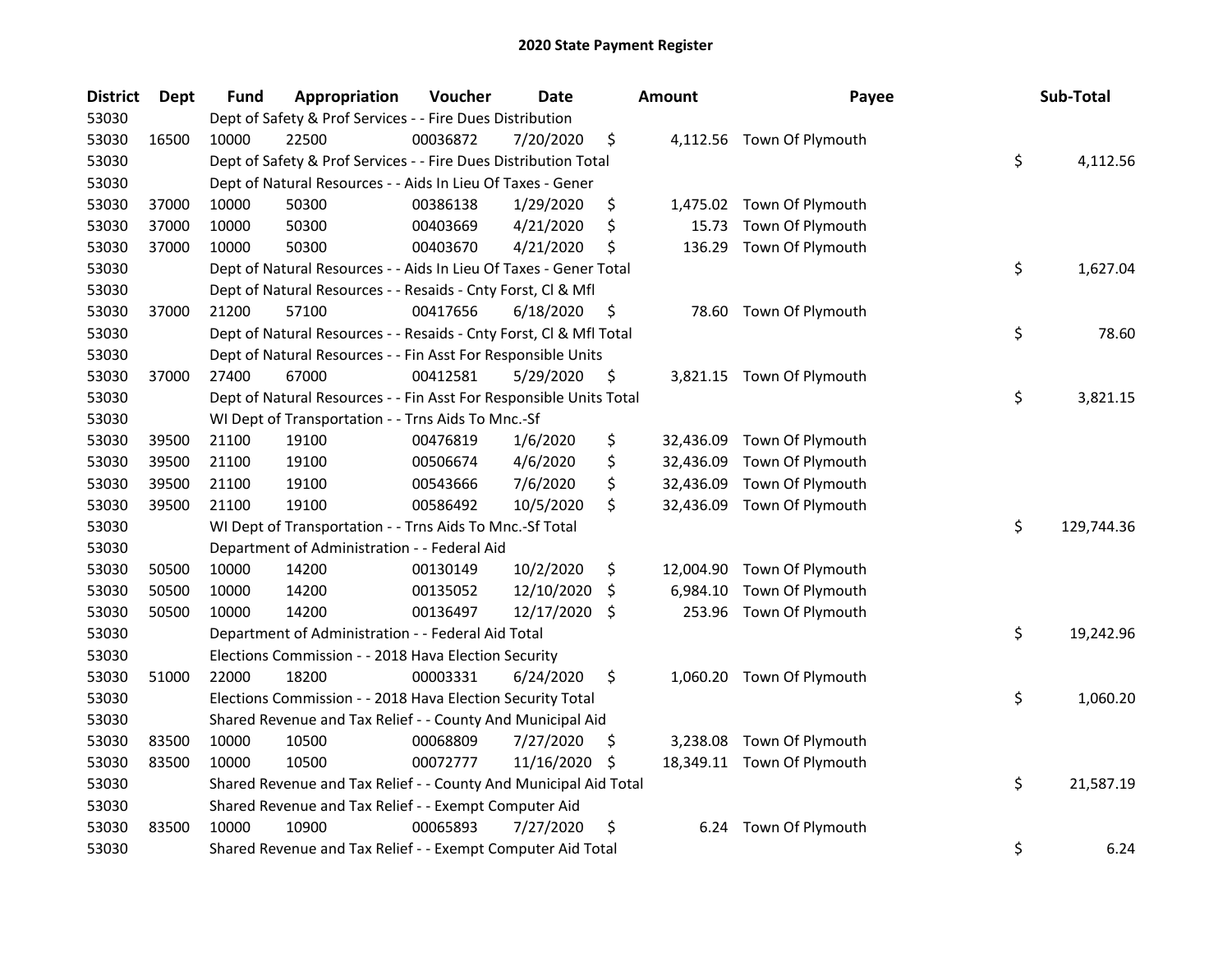# 2020 State Payment Register

| District | Dept | Fund | Appropriation | Voucher | Date | Amount | Payee | Sub-Total |
|---|---|---|---|---|---|---|---|---|
| 53030 | Dept of Safety & Prof Services - - Fire Dues Distribution | | | | | | | |
| 53030 | 16500 | 10000 | 22500 | 00036872 | 7/20/2020 | $ 4,112.56 | Town Of Plymouth | |
| 53030 | Dept of Safety & Prof Services - - Fire Dues Distribution Total | | | | | | | $ 4,112.56 |
| 53030 | Dept of Natural Resources - - Aids In Lieu Of Taxes - Gener | | | | | | | |
| 53030 | 37000 | 10000 | 50300 | 00386138 | 1/29/2020 | $ 1,475.02 | Town Of Plymouth | |
| 53030 | 37000 | 10000 | 50300 | 00403669 | 4/21/2020 | $ 15.73 | Town Of Plymouth | |
| 53030 | 37000 | 10000 | 50300 | 00403670 | 4/21/2020 | $ 136.29 | Town Of Plymouth | |
| 53030 | Dept of Natural Resources - - Aids In Lieu Of Taxes - Gener Total | | | | | | | $ 1,627.04 |
| 53030 | Dept of Natural Resources - - Resaids - Cnty Forst, Cl & Mfl | | | | | | | |
| 53030 | 37000 | 21200 | 57100 | 00417656 | 6/18/2020 | $ 78.60 | Town Of Plymouth | |
| 53030 | Dept of Natural Resources - - Resaids - Cnty Forst, Cl & Mfl Total | | | | | | | $ 78.60 |
| 53030 | Dept of Natural Resources - - Fin Asst For Responsible Units | | | | | | | |
| 53030 | 37000 | 27400 | 67000 | 00412581 | 5/29/2020 | $ 3,821.15 | Town Of Plymouth | |
| 53030 | Dept of Natural Resources - - Fin Asst For Responsible Units Total | | | | | | | $ 3,821.15 |
| 53030 | WI Dept of Transportation - - Trns Aids To Mnc.-Sf | | | | | | | |
| 53030 | 39500 | 21100 | 19100 | 00476819 | 1/6/2020 | $ 32,436.09 | Town Of Plymouth | |
| 53030 | 39500 | 21100 | 19100 | 00506674 | 4/6/2020 | $ 32,436.09 | Town Of Plymouth | |
| 53030 | 39500 | 21100 | 19100 | 00543666 | 7/6/2020 | $ 32,436.09 | Town Of Plymouth | |
| 53030 | 39500 | 21100 | 19100 | 00586492 | 10/5/2020 | $ 32,436.09 | Town Of Plymouth | |
| 53030 | WI Dept of Transportation - - Trns Aids To Mnc.-Sf Total | | | | | | | $ 129,744.36 |
| 53030 | Department of Administration - - Federal Aid | | | | | | | |
| 53030 | 50500 | 10000 | 14200 | 00130149 | 10/2/2020 | $ 12,004.90 | Town Of Plymouth | |
| 53030 | 50500 | 10000 | 14200 | 00135052 | 12/10/2020 | $ 6,984.10 | Town Of Plymouth | |
| 53030 | 50500 | 10000 | 14200 | 00136497 | 12/17/2020 | $ 253.96 | Town Of Plymouth | |
| 53030 | Department of Administration - - Federal Aid Total | | | | | | | $ 19,242.96 |
| 53030 | Elections Commission - - 2018 Hava Election Security | | | | | | | |
| 53030 | 51000 | 22000 | 18200 | 00003331 | 6/24/2020 | $ 1,060.20 | Town Of Plymouth | |
| 53030 | Elections Commission - - 2018 Hava Election Security Total | | | | | | | $ 1,060.20 |
| 53030 | Shared Revenue and Tax Relief - - County And Municipal Aid | | | | | | | |
| 53030 | 83500 | 10000 | 10500 | 00068809 | 7/27/2020 | $ 3,238.08 | Town Of Plymouth | |
| 53030 | 83500 | 10000 | 10500 | 00072777 | 11/16/2020 | $ 18,349.11 | Town Of Plymouth | |
| 53030 | Shared Revenue and Tax Relief - - County And Municipal Aid Total | | | | | | | $ 21,587.19 |
| 53030 | Shared Revenue and Tax Relief - - Exempt Computer Aid | | | | | | | |
| 53030 | 83500 | 10000 | 10900 | 00065893 | 7/27/2020 | $ 6.24 | Town Of Plymouth | |
| 53030 | Shared Revenue and Tax Relief - - Exempt Computer Aid Total | | | | | | | $ 6.24 |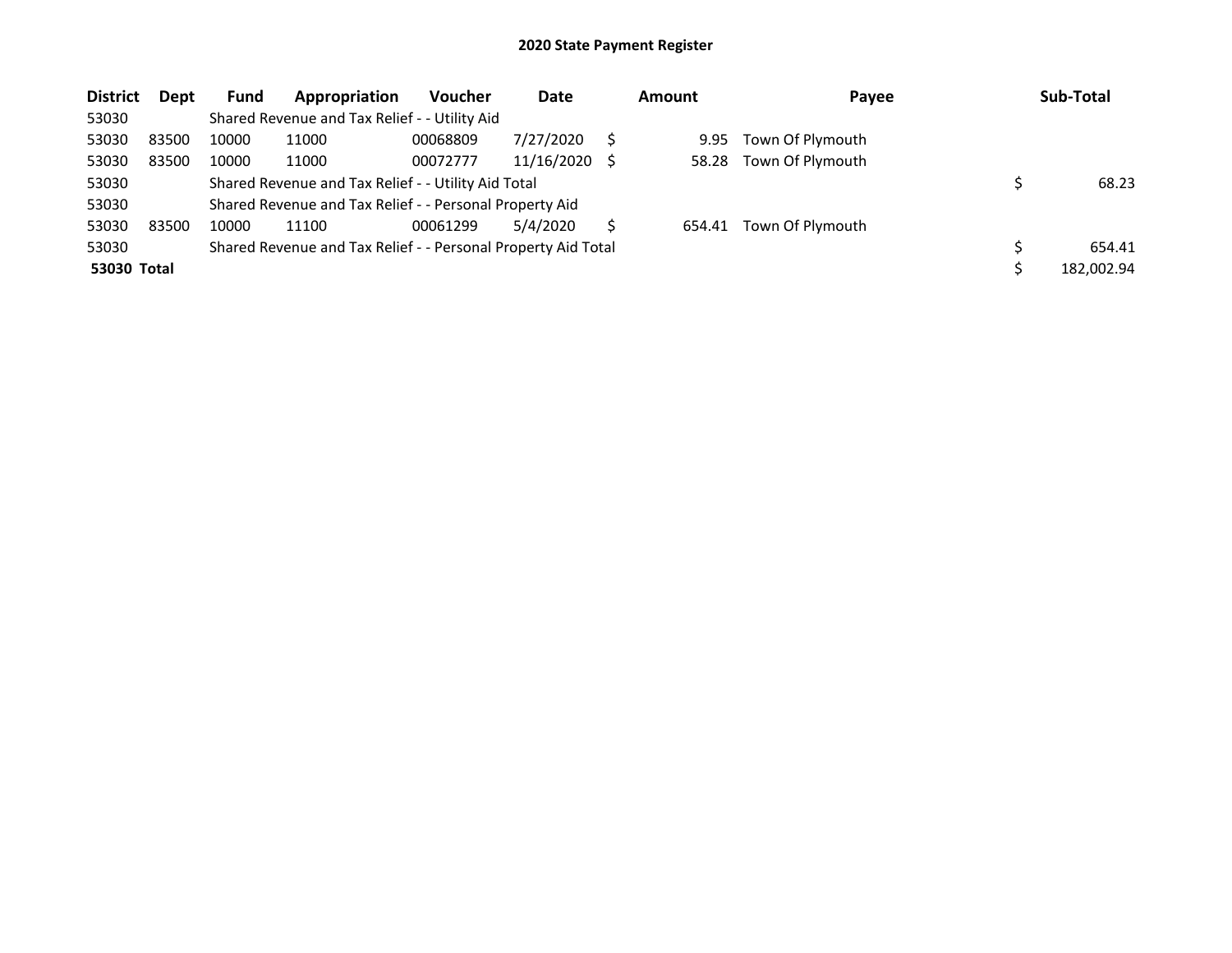## 2020 State Payment Register

| District | Dept | Fund | Appropriation | Voucher | Date | Amount | Payee | Sub-Total |
|---|---|---|---|---|---|---|---|---|
| 53030 | | Shared Revenue and Tax Relief - - Utility Aid | | | | | | |
| 53030 | 83500 | 10000 | 11000 | 00068809 | 7/27/2020 | $ 9.95 | Town Of Plymouth | |
| 53030 | 83500 | 10000 | 11000 | 00072777 | 11/16/2020 | $ 58.28 | Town Of Plymouth | |
| 53030 | | Shared Revenue and Tax Relief - - Utility Aid Total | | | | | | $ 68.23 |
| 53030 | | Shared Revenue and Tax Relief - - Personal Property Aid | | | | | | |
| 53030 | 83500 | 10000 | 11100 | 00061299 | 5/4/2020 | $ 654.41 | Town Of Plymouth | |
| 53030 | | Shared Revenue and Tax Relief - - Personal Property Aid Total | | | | | | $ 654.41 |
| **53030 Total** | | | | | | | | $ 182,002.94 |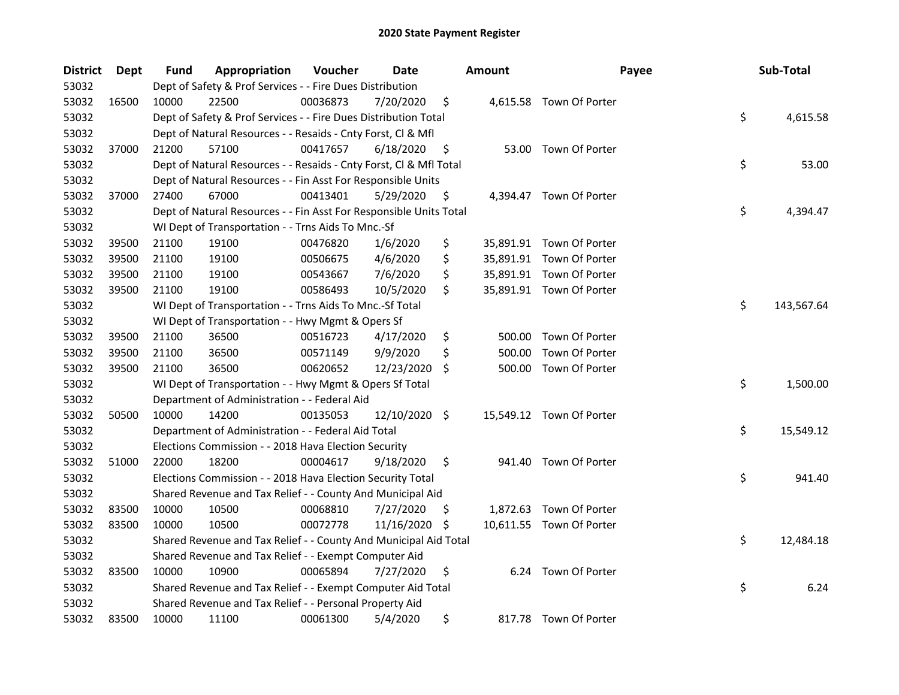# 2020 State Payment Register

| District | Dept | Fund | Appropriation | Voucher | Date | Amount | Payee | Sub-Total |
|---|---|---|---|---|---|---|---|---|
| 53032 | | Dept of Safety & Prof Services - - Fire Dues Distribution | | | | | | |
| 53032 | 16500 | 10000 | 22500 | 00036873 | 7/20/2020 | $ 4,615.58 | Town Of Porter | |
| 53032 | | Dept of Safety & Prof Services - - Fire Dues Distribution Total | | | | | | $ 4,615.58 |
| 53032 | | Dept of Natural Resources - - Resaids - Cnty Forst, Cl & Mfl | | | | | | |
| 53032 | 37000 | 21200 | 57100 | 00417657 | 6/18/2020 | $ 53.00 | Town Of Porter | |
| 53032 | | Dept of Natural Resources - - Resaids - Cnty Forst, Cl & Mfl Total | | | | | | $ 53.00 |
| 53032 | | Dept of Natural Resources - - Fin Asst For Responsible Units | | | | | | |
| 53032 | 37000 | 27400 | 67000 | 00413401 | 5/29/2020 | $ 4,394.47 | Town Of Porter | |
| 53032 | | Dept of Natural Resources - - Fin Asst For Responsible Units Total | | | | | | $ 4,394.47 |
| 53032 | | WI Dept of Transportation - - Trns Aids To Mnc.-Sf | | | | | | |
| 53032 | 39500 | 21100 | 19100 | 00476820 | 1/6/2020 | $ 35,891.91 | Town Of Porter | |
| 53032 | 39500 | 21100 | 19100 | 00506675 | 4/6/2020 | $ 35,891.91 | Town Of Porter | |
| 53032 | 39500 | 21100 | 19100 | 00543667 | 7/6/2020 | $ 35,891.91 | Town Of Porter | |
| 53032 | 39500 | 21100 | 19100 | 00586493 | 10/5/2020 | $ 35,891.91 | Town Of Porter | |
| 53032 | | WI Dept of Transportation - - Trns Aids To Mnc.-Sf Total | | | | | | $ 143,567.64 |
| 53032 | | WI Dept of Transportation - - Hwy Mgmt & Opers Sf | | | | | | |
| 53032 | 39500 | 21100 | 36500 | 00516723 | 4/17/2020 | $ 500.00 | Town Of Porter | |
| 53032 | 39500 | 21100 | 36500 | 00571149 | 9/9/2020 | $ 500.00 | Town Of Porter | |
| 53032 | 39500 | 21100 | 36500 | 00620652 | 12/23/2020 | $ 500.00 | Town Of Porter | |
| 53032 | | WI Dept of Transportation - - Hwy Mgmt & Opers Sf Total | | | | | | $ 1,500.00 |
| 53032 | | Department of Administration - - Federal Aid | | | | | | |
| 53032 | 50500 | 10000 | 14200 | 00135053 | 12/10/2020 | $ 15,549.12 | Town Of Porter | |
| 53032 | | Department of Administration - - Federal Aid Total | | | | | | $ 15,549.12 |
| 53032 | | Elections Commission - - 2018 Hava Election Security | | | | | | |
| 53032 | 51000 | 22000 | 18200 | 00004617 | 9/18/2020 | $ 941.40 | Town Of Porter | |
| 53032 | | Elections Commission - - 2018 Hava Election Security Total | | | | | | $ 941.40 |
| 53032 | | Shared Revenue and Tax Relief - - County And Municipal Aid | | | | | | |
| 53032 | 83500 | 10000 | 10500 | 00068810 | 7/27/2020 | $ 1,872.63 | Town Of Porter | |
| 53032 | 83500 | 10000 | 10500 | 00072778 | 11/16/2020 | $ 10,611.55 | Town Of Porter | |
| 53032 | | Shared Revenue and Tax Relief - - County And Municipal Aid Total | | | | | | $ 12,484.18 |
| 53032 | | Shared Revenue and Tax Relief - - Exempt Computer Aid | | | | | | |
| 53032 | 83500 | 10000 | 10900 | 00065894 | 7/27/2020 | $ 6.24 | Town Of Porter | |
| 53032 | | Shared Revenue and Tax Relief - - Exempt Computer Aid Total | | | | | | $ 6.24 |
| 53032 | | Shared Revenue and Tax Relief - - Personal Property Aid | | | | | | |
| 53032 | 83500 | 10000 | 11100 | 00061300 | 5/4/2020 | $ 817.78 | Town Of Porter | |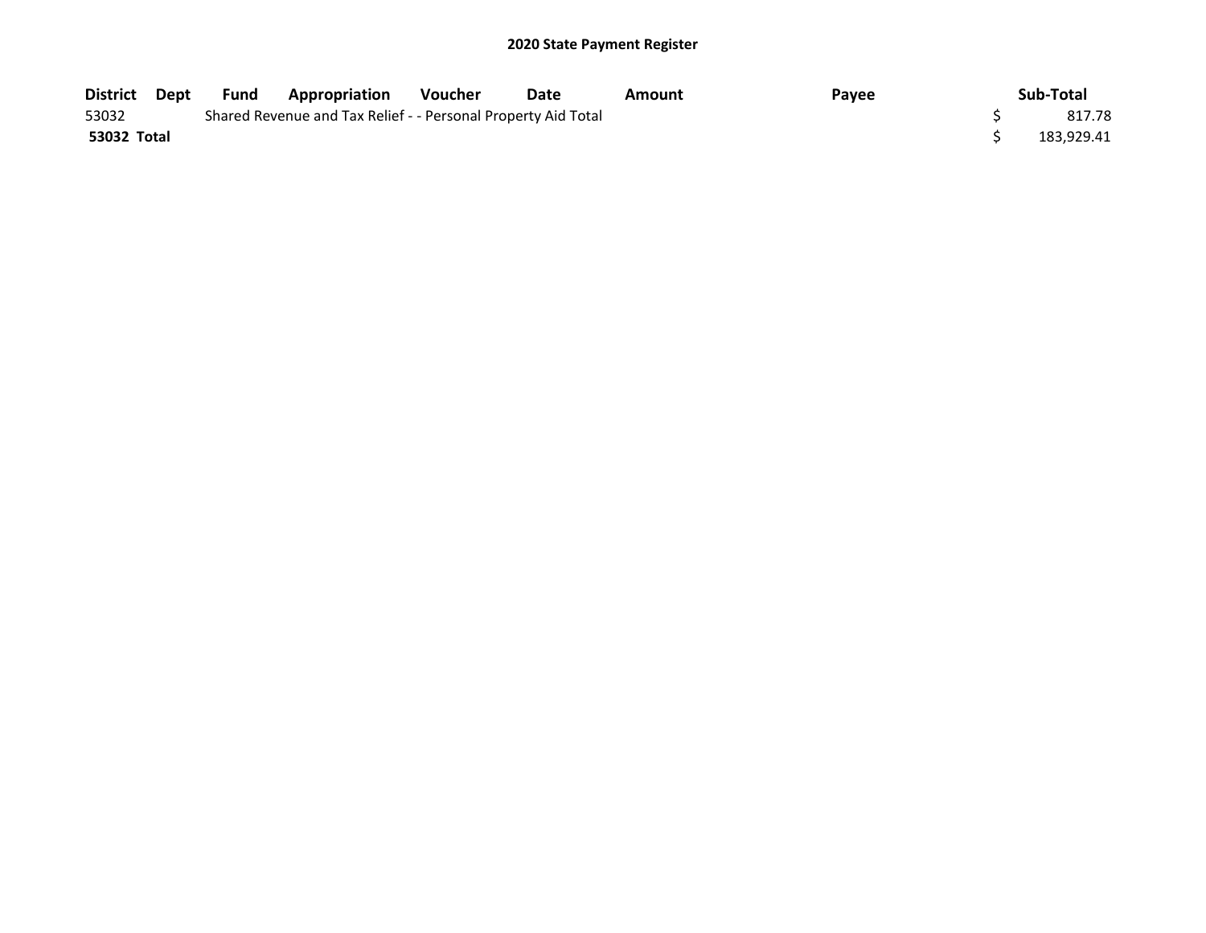## 2020 State Payment Register

| District | Dept | Fund | Appropriation | Voucher | Date | Amount | Payee | Sub-Total |
|---|---|---|---|---|---|---|---|---|
| 53032 | | Shared Revenue and Tax Relief - - Personal Property Aid Total | | | | | | $ 817.78 |
| **53032 Total** | | | | | | | | $ 183,929.41 |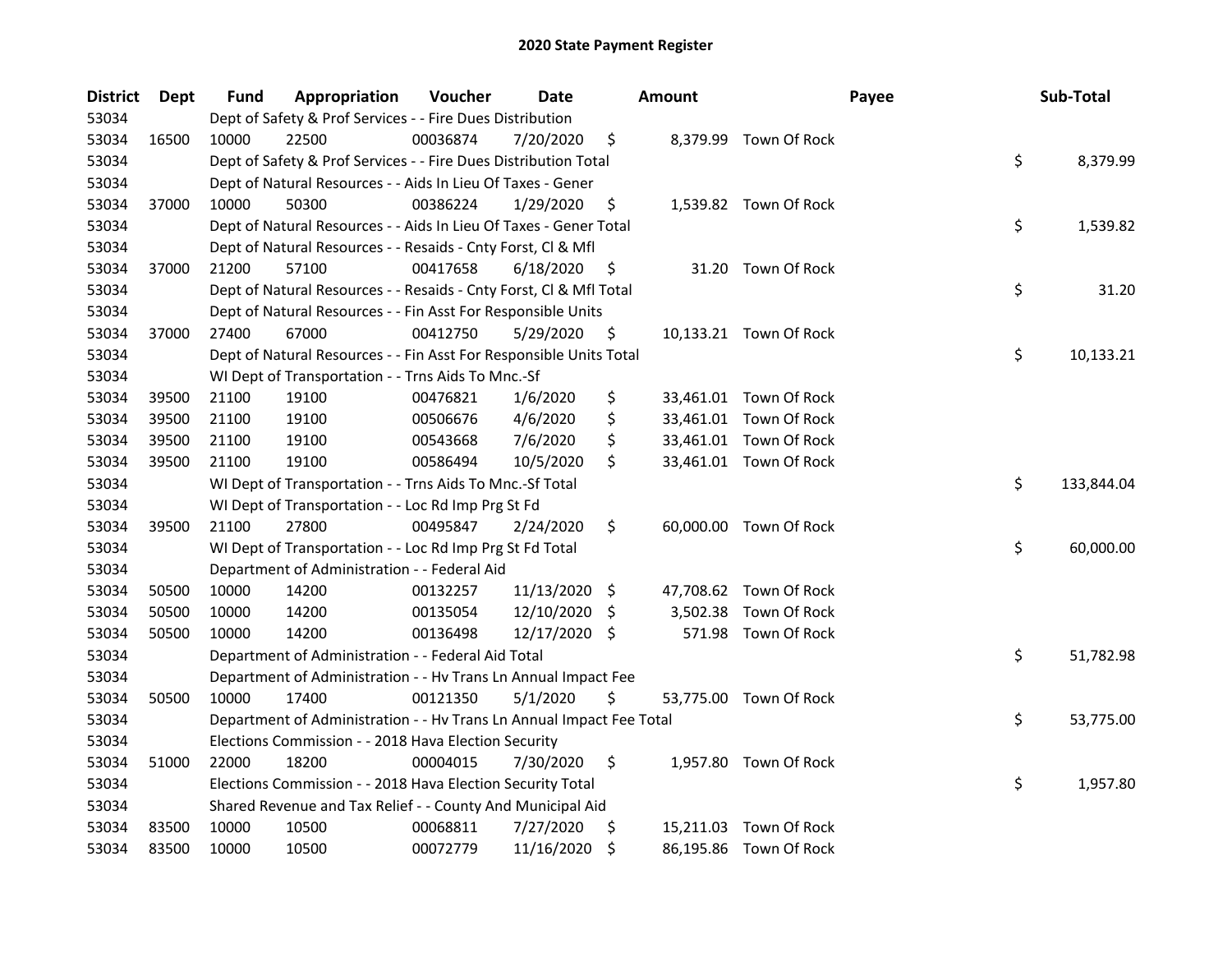## 2020 State Payment Register

| District | Dept | Fund | Appropriation | Voucher | Date | Amount | Payee | Sub-Total |
|---|---|---|---|---|---|---|---|---|
| 53034 | | Dept of Safety & Prof Services - - Fire Dues Distribution | | | | | | |
| 53034 | 16500 | 10000 | 22500 | 00036874 | 7/20/2020 | $ 8,379.99 | Town Of Rock | |
| 53034 | | Dept of Safety & Prof Services - - Fire Dues Distribution Total | | | | | | $ 8,379.99 |
| 53034 | | Dept of Natural Resources - - Aids In Lieu Of Taxes - Gener | | | | | | |
| 53034 | 37000 | 10000 | 50300 | 00386224 | 1/29/2020 | $ 1,539.82 | Town Of Rock | |
| 53034 | | Dept of Natural Resources - - Aids In Lieu Of Taxes - Gener Total | | | | | | $ 1,539.82 |
| 53034 | | Dept of Natural Resources - - Resaids - Cnty Forst, Cl & Mfl | | | | | | |
| 53034 | 37000 | 21200 | 57100 | 00417658 | 6/18/2020 | $ 31.20 | Town Of Rock | |
| 53034 | | Dept of Natural Resources - - Resaids - Cnty Forst, Cl & Mfl Total | | | | | | $ 31.20 |
| 53034 | | Dept of Natural Resources - - Fin Asst For Responsible Units | | | | | | |
| 53034 | 37000 | 27400 | 67000 | 00412750 | 5/29/2020 | $ 10,133.21 | Town Of Rock | |
| 53034 | | Dept of Natural Resources - - Fin Asst For Responsible Units Total | | | | | | $ 10,133.21 |
| 53034 | | WI Dept of Transportation - - Trns Aids To Mnc.-Sf | | | | | | |
| 53034 | 39500 | 21100 | 19100 | 00476821 | 1/6/2020 | $ 33,461.01 | Town Of Rock | |
| 53034 | 39500 | 21100 | 19100 | 00506676 | 4/6/2020 | $ 33,461.01 | Town Of Rock | |
| 53034 | 39500 | 21100 | 19100 | 00543668 | 7/6/2020 | $ 33,461.01 | Town Of Rock | |
| 53034 | 39500 | 21100 | 19100 | 00586494 | 10/5/2020 | $ 33,461.01 | Town Of Rock | |
| 53034 | | WI Dept of Transportation - - Trns Aids To Mnc.-Sf Total | | | | | | $ 133,844.04 |
| 53034 | | WI Dept of Transportation - - Loc Rd Imp Prg St Fd | | | | | | |
| 53034 | 39500 | 21100 | 27800 | 00495847 | 2/24/2020 | $ 60,000.00 | Town Of Rock | |
| 53034 | | WI Dept of Transportation - - Loc Rd Imp Prg St Fd Total | | | | | | $ 60,000.00 |
| 53034 | | Department of Administration - - Federal Aid | | | | | | |
| 53034 | 50500 | 10000 | 14200 | 00132257 | 11/13/2020 | $ 47,708.62 | Town Of Rock | |
| 53034 | 50500 | 10000 | 14200 | 00135054 | 12/10/2020 | $ 3,502.38 | Town Of Rock | |
| 53034 | 50500 | 10000 | 14200 | 00136498 | 12/17/2020 | $ 571.98 | Town Of Rock | |
| 53034 | | Department of Administration - - Federal Aid Total | | | | | | $ 51,782.98 |
| 53034 | | Department of Administration - - Hv Trans Ln Annual Impact Fee | | | | | | |
| 53034 | 50500 | 10000 | 17400 | 00121350 | 5/1/2020 | $ 53,775.00 | Town Of Rock | |
| 53034 | | Department of Administration - - Hv Trans Ln Annual Impact Fee Total | | | | | | $ 53,775.00 |
| 53034 | | Elections Commission - - 2018 Hava Election Security | | | | | | |
| 53034 | 51000 | 22000 | 18200 | 00004015 | 7/30/2020 | $ 1,957.80 | Town Of Rock | |
| 53034 | | Elections Commission - - 2018 Hava Election Security Total | | | | | | $ 1,957.80 |
| 53034 | | Shared Revenue and Tax Relief - - County And Municipal Aid | | | | | | |
| 53034 | 83500 | 10000 | 10500 | 00068811 | 7/27/2020 | $ 15,211.03 | Town Of Rock | |
| 53034 | 83500 | 10000 | 10500 | 00072779 | 11/16/2020 | $ 86,195.86 | Town Of Rock | |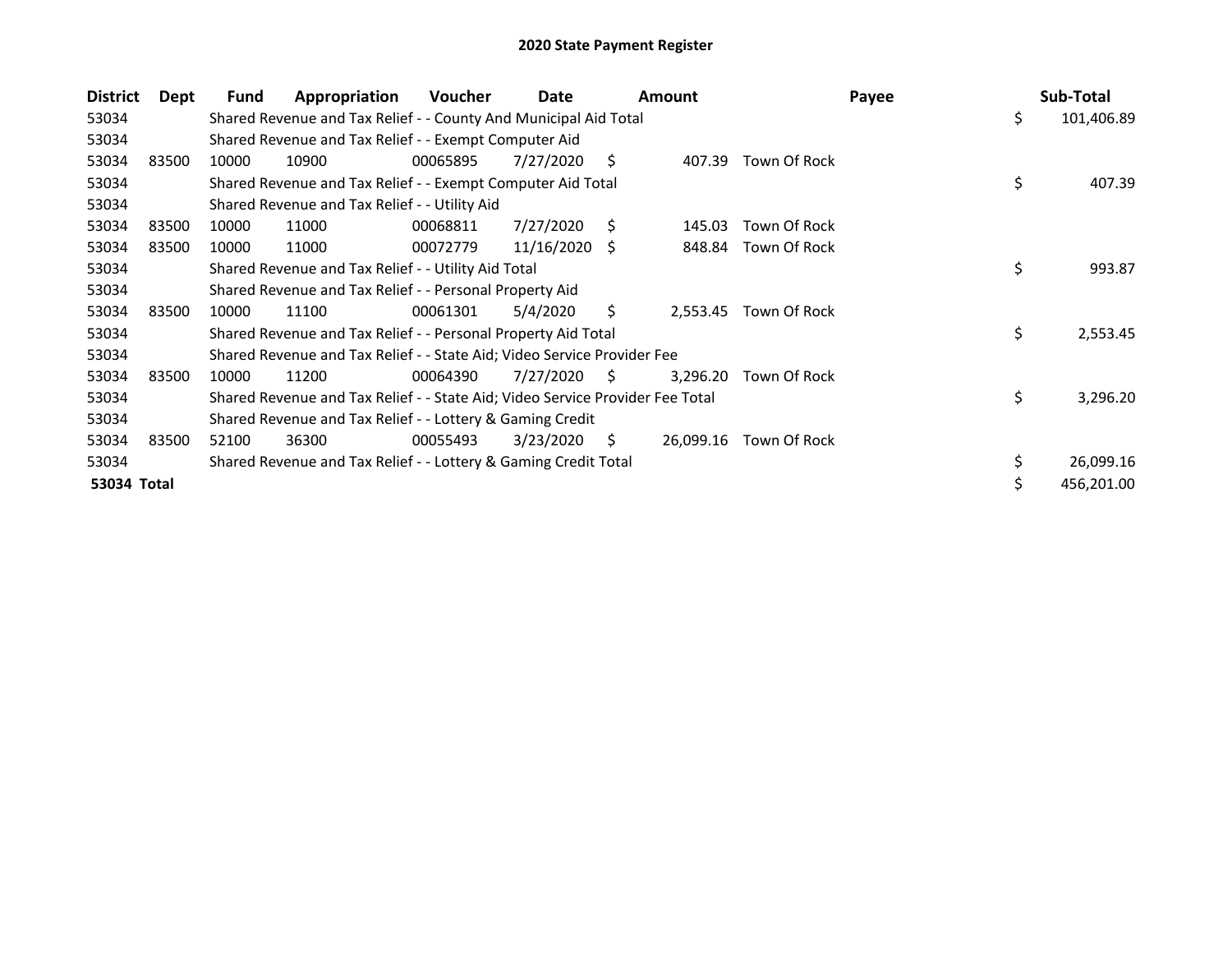# 2020 State Payment Register

| District | Dept | Fund | Appropriation | Voucher | Date | Amount | Payee | Sub-Total |
|---|---|---|---|---|---|---|---|---|
| 53034 | | Shared Revenue and Tax Relief - - County And Municipal Aid Total | | | | | | $ 101,406.89 |
| 53034 | | Shared Revenue and Tax Relief - - Exempt Computer Aid | | | | | | |
| 53034 | 83500 | 10000 | 10900 | 00065895 | 7/27/2020 | $ 407.39 | Town Of Rock | |
| 53034 | | Shared Revenue and Tax Relief - - Exempt Computer Aid Total | | | | | | $ 407.39 |
| 53034 | | Shared Revenue and Tax Relief - - Utility Aid | | | | | | |
| 53034 | 83500 | 10000 | 11000 | 00068811 | 7/27/2020 | $ 145.03 | Town Of Rock | |
| 53034 | 83500 | 10000 | 11000 | 00072779 | 11/16/2020 | $ 848.84 | Town Of Rock | |
| 53034 | | Shared Revenue and Tax Relief - - Utility Aid Total | | | | | | $ 993.87 |
| 53034 | | Shared Revenue and Tax Relief - - Personal Property Aid | | | | | | |
| 53034 | 83500 | 10000 | 11100 | 00061301 | 5/4/2020 | $ 2,553.45 | Town Of Rock | |
| 53034 | | Shared Revenue and Tax Relief - - Personal Property Aid Total | | | | | | $ 2,553.45 |
| 53034 | | Shared Revenue and Tax Relief - - State Aid; Video Service Provider Fee | | | | | | |
| 53034 | 83500 | 10000 | 11200 | 00064390 | 7/27/2020 | $ 3,296.20 | Town Of Rock | |
| 53034 | | Shared Revenue and Tax Relief - - State Aid; Video Service Provider Fee Total | | | | | | $ 3,296.20 |
| 53034 | | Shared Revenue and Tax Relief - - Lottery & Gaming Credit | | | | | | |
| 53034 | 83500 | 52100 | 36300 | 00055493 | 3/23/2020 | $ 26,099.16 | Town Of Rock | |
| 53034 | | Shared Revenue and Tax Relief - - Lottery & Gaming Credit Total | | | | | | $ 26,099.16 |
| **53034 Total** | | | | | | | | $ 456,201.00 |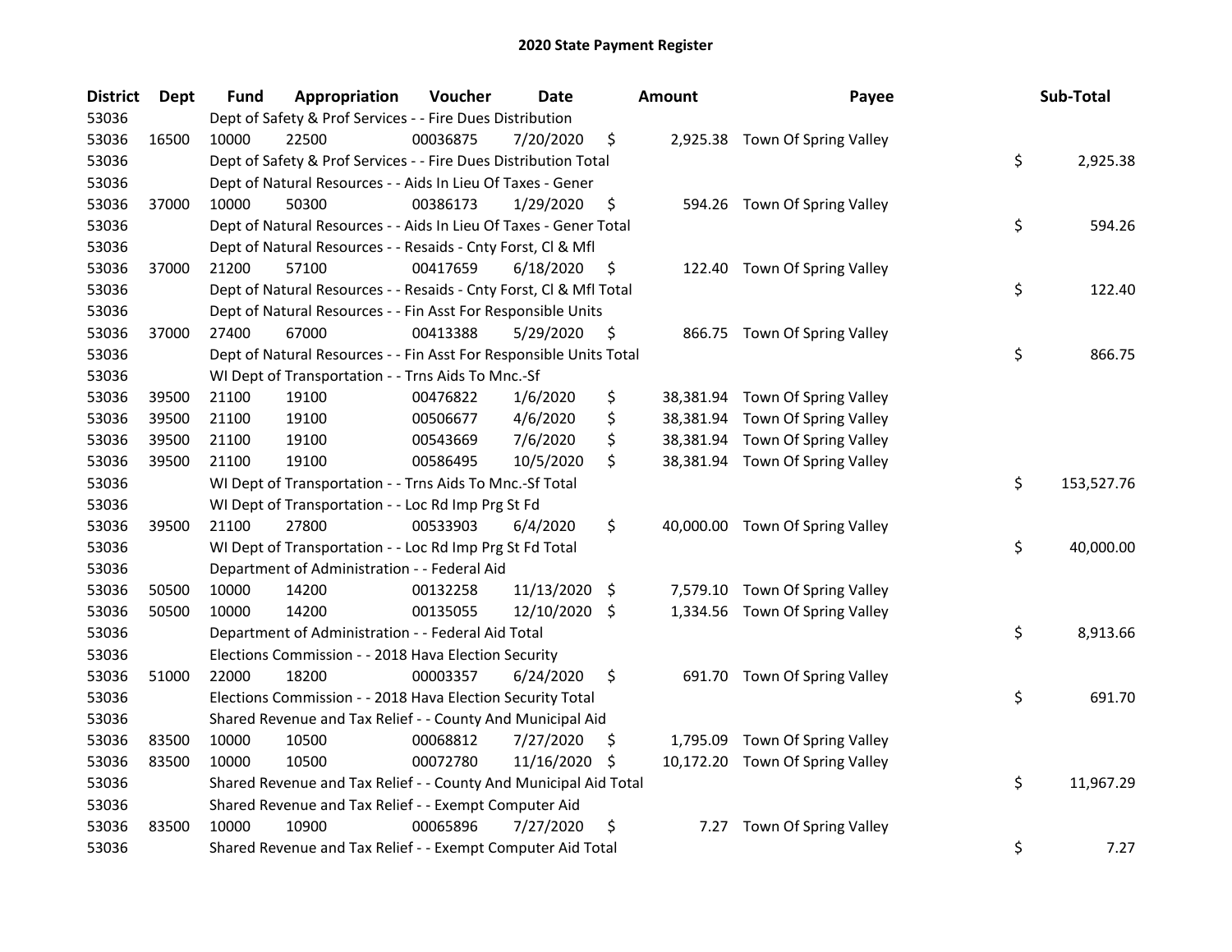# 2020 State Payment Register

| District | Dept | Fund | Appropriation | Voucher | Date | Amount | Payee | Sub-Total |
|---|---|---|---|---|---|---|---|---|
| 53036 | | Dept of Safety & Prof Services - - Fire Dues Distribution | | | | | | |
| 53036 | 16500 | 10000 | 22500 | 00036875 | 7/20/2020 | $ 2,925.38 | Town Of Spring Valley | |
| 53036 | | Dept of Safety & Prof Services - - Fire Dues Distribution Total | | | | | | $ 2,925.38 |
| 53036 | | Dept of Natural Resources - - Aids In Lieu Of Taxes - Gener | | | | | | |
| 53036 | 37000 | 10000 | 50300 | 00386173 | 1/29/2020 | $ 594.26 | Town Of Spring Valley | |
| 53036 | | Dept of Natural Resources - - Aids In Lieu Of Taxes - Gener Total | | | | | | $ 594.26 |
| 53036 | | Dept of Natural Resources - - Resaids - Cnty Forst, Cl & Mfl | | | | | | |
| 53036 | 37000 | 21200 | 57100 | 00417659 | 6/18/2020 | $ 122.40 | Town Of Spring Valley | |
| 53036 | | Dept of Natural Resources - - Resaids - Cnty Forst, Cl & Mfl Total | | | | | | $ 122.40 |
| 53036 | | Dept of Natural Resources - - Fin Asst For Responsible Units | | | | | | |
| 53036 | 37000 | 27400 | 67000 | 00413388 | 5/29/2020 | $ 866.75 | Town Of Spring Valley | |
| 53036 | | Dept of Natural Resources - - Fin Asst For Responsible Units Total | | | | | | $ 866.75 |
| 53036 | | WI Dept of Transportation - - Trns Aids To Mnc.-Sf | | | | | | |
| 53036 | 39500 | 21100 | 19100 | 00476822 | 1/6/2020 | $ 38,381.94 | Town Of Spring Valley | |
| 53036 | 39500 | 21100 | 19100 | 00506677 | 4/6/2020 | $ 38,381.94 | Town Of Spring Valley | |
| 53036 | 39500 | 21100 | 19100 | 00543669 | 7/6/2020 | $ 38,381.94 | Town Of Spring Valley | |
| 53036 | 39500 | 21100 | 19100 | 00586495 | 10/5/2020 | $ 38,381.94 | Town Of Spring Valley | |
| 53036 | | WI Dept of Transportation - - Trns Aids To Mnc.-Sf Total | | | | | | $ 153,527.76 |
| 53036 | | WI Dept of Transportation - - Loc Rd Imp Prg St Fd | | | | | | |
| 53036 | 39500 | 21100 | 27800 | 00533903 | 6/4/2020 | $ 40,000.00 | Town Of Spring Valley | |
| 53036 | | WI Dept of Transportation - - Loc Rd Imp Prg St Fd Total | | | | | | $ 40,000.00 |
| 53036 | | Department of Administration - - Federal Aid | | | | | | |
| 53036 | 50500 | 10000 | 14200 | 00132258 | 11/13/2020 | $ 7,579.10 | Town Of Spring Valley | |
| 53036 | 50500 | 10000 | 14200 | 00135055 | 12/10/2020 | $ 1,334.56 | Town Of Spring Valley | |
| 53036 | | Department of Administration - - Federal Aid Total | | | | | | $ 8,913.66 |
| 53036 | | Elections Commission - - 2018 Hava Election Security | | | | | | |
| 53036 | 51000 | 22000 | 18200 | 00003357 | 6/24/2020 | $ 691.70 | Town Of Spring Valley | |
| 53036 | | Elections Commission - - 2018 Hava Election Security Total | | | | | | $ 691.70 |
| 53036 | | Shared Revenue and Tax Relief - - County And Municipal Aid | | | | | | |
| 53036 | 83500 | 10000 | 10500 | 00068812 | 7/27/2020 | $ 1,795.09 | Town Of Spring Valley | |
| 53036 | 83500 | 10000 | 10500 | 00072780 | 11/16/2020 | $ 10,172.20 | Town Of Spring Valley | |
| 53036 | | Shared Revenue and Tax Relief - - County And Municipal Aid Total | | | | | | $ 11,967.29 |
| 53036 | | Shared Revenue and Tax Relief - - Exempt Computer Aid | | | | | | |
| 53036 | 83500 | 10000 | 10900 | 00065896 | 7/27/2020 | $ 7.27 | Town Of Spring Valley | |
| 53036 | | Shared Revenue and Tax Relief - - Exempt Computer Aid Total | | | | | | $ 7.27 |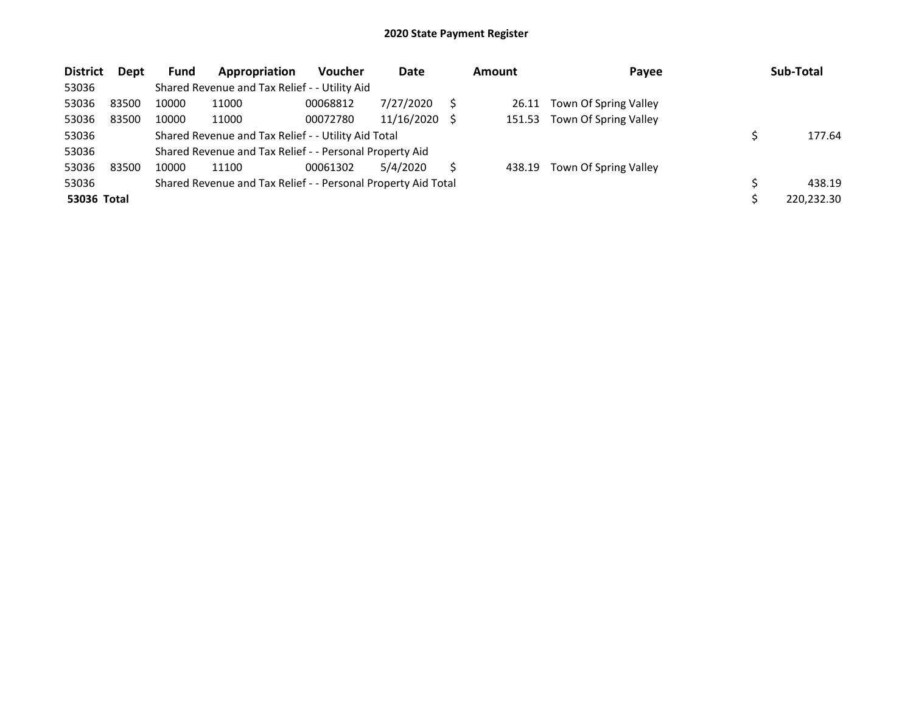## 2020 State Payment Register

| District | Dept | Fund | Appropriation | Voucher | Date | Amount | Payee | Sub-Total |
|---|---|---|---|---|---|---|---|---|
| 53036 | | Shared Revenue and Tax Relief - - Utility Aid | | | | | | |
| 53036 | 83500 | 10000 | 11000 | 00068812 | 7/27/2020 | $ 26.11 | Town Of Spring Valley | |
| 53036 | 83500 | 10000 | 11000 | 00072780 | 11/16/2020 | $ 151.53 | Town Of Spring Valley | |
| 53036 | | Shared Revenue and Tax Relief - - Utility Aid Total | | | | | | $ 177.64 |
| 53036 | | Shared Revenue and Tax Relief - - Personal Property Aid | | | | | | |
| 53036 | 83500 | 10000 | 11100 | 00061302 | 5/4/2020 | $ 438.19 | Town Of Spring Valley | |
| 53036 | | Shared Revenue and Tax Relief - - Personal Property Aid Total | | | | | | $ 438.19 |
| **53036 Total** | | | | | | | | $ 220,232.30 |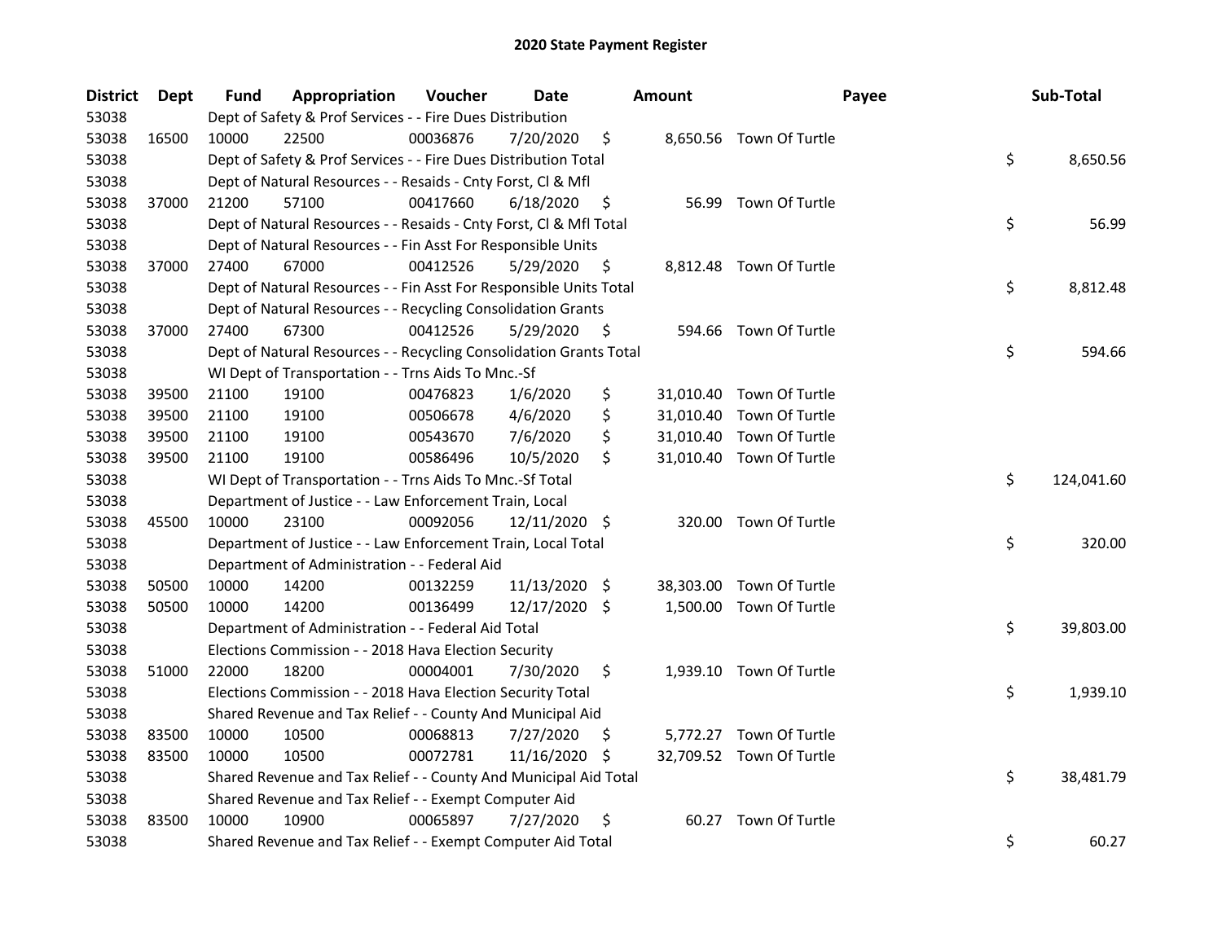# 2020 State Payment Register

| District | Dept | Fund | Appropriation | Voucher | Date | Amount | Payee | Sub-Total |
|---|---|---|---|---|---|---|---|---|
| 53038 | | Dept of Safety & Prof Services - - Fire Dues Distribution | | | | | | |
| 53038 | 16500 | 10000 | 22500 | 00036876 | 7/20/2020 | $ 8,650.56 | Town Of Turtle | |
| 53038 | | Dept of Safety & Prof Services - - Fire Dues Distribution Total | | | | | | $ 8,650.56 |
| 53038 | | Dept of Natural Resources - - Resaids - Cnty Forst, Cl & Mfl | | | | | | |
| 53038 | 37000 | 21200 | 57100 | 00417660 | 6/18/2020 | $ 56.99 | Town Of Turtle | |
| 53038 | | Dept of Natural Resources - - Resaids - Cnty Forst, Cl & Mfl Total | | | | | | $ 56.99 |
| 53038 | | Dept of Natural Resources - - Fin Asst For Responsible Units | | | | | | |
| 53038 | 37000 | 27400 | 67000 | 00412526 | 5/29/2020 | $ 8,812.48 | Town Of Turtle | |
| 53038 | | Dept of Natural Resources - - Fin Asst For Responsible Units Total | | | | | | $ 8,812.48 |
| 53038 | | Dept of Natural Resources - - Recycling Consolidation Grants | | | | | | |
| 53038 | 37000 | 27400 | 67300 | 00412526 | 5/29/2020 | $ 594.66 | Town Of Turtle | |
| 53038 | | Dept of Natural Resources - - Recycling Consolidation Grants Total | | | | | | $ 594.66 |
| 53038 | | WI Dept of Transportation - - Trns Aids To Mnc.-Sf | | | | | | |
| 53038 | 39500 | 21100 | 19100 | 00476823 | 1/6/2020 | $ 31,010.40 | Town Of Turtle | |
| 53038 | 39500 | 21100 | 19100 | 00506678 | 4/6/2020 | $ 31,010.40 | Town Of Turtle | |
| 53038 | 39500 | 21100 | 19100 | 00543670 | 7/6/2020 | $ 31,010.40 | Town Of Turtle | |
| 53038 | 39500 | 21100 | 19100 | 00586496 | 10/5/2020 | $ 31,010.40 | Town Of Turtle | |
| 53038 | | WI Dept of Transportation - - Trns Aids To Mnc.-Sf Total | | | | | | $ 124,041.60 |
| 53038 | | Department of Justice - - Law Enforcement Train, Local | | | | | | |
| 53038 | 45500 | 10000 | 23100 | 00092056 | 12/11/2020 | $ 320.00 | Town Of Turtle | |
| 53038 | | Department of Justice - - Law Enforcement Train, Local Total | | | | | | $ 320.00 |
| 53038 | | Department of Administration - - Federal Aid | | | | | | |
| 53038 | 50500 | 10000 | 14200 | 00132259 | 11/13/2020 | $ 38,303.00 | Town Of Turtle | |
| 53038 | 50500 | 10000 | 14200 | 00136499 | 12/17/2020 | $ 1,500.00 | Town Of Turtle | |
| 53038 | | Department of Administration - - Federal Aid Total | | | | | | $ 39,803.00 |
| 53038 | | Elections Commission - - 2018 Hava Election Security | | | | | | |
| 53038 | 51000 | 22000 | 18200 | 00004001 | 7/30/2020 | $ 1,939.10 | Town Of Turtle | |
| 53038 | | Elections Commission - - 2018 Hava Election Security Total | | | | | | $ 1,939.10 |
| 53038 | | Shared Revenue and Tax Relief - - County And Municipal Aid | | | | | | |
| 53038 | 83500 | 10000 | 10500 | 00068813 | 7/27/2020 | $ 5,772.27 | Town Of Turtle | |
| 53038 | 83500 | 10000 | 10500 | 00072781 | 11/16/2020 | $ 32,709.52 | Town Of Turtle | |
| 53038 | | Shared Revenue and Tax Relief - - County And Municipal Aid Total | | | | | | $ 38,481.79 |
| 53038 | | Shared Revenue and Tax Relief - - Exempt Computer Aid | | | | | | |
| 53038 | 83500 | 10000 | 10900 | 00065897 | 7/27/2020 | $ 60.27 | Town Of Turtle | |
| 53038 | | Shared Revenue and Tax Relief - - Exempt Computer Aid Total | | | | | | $ 60.27 |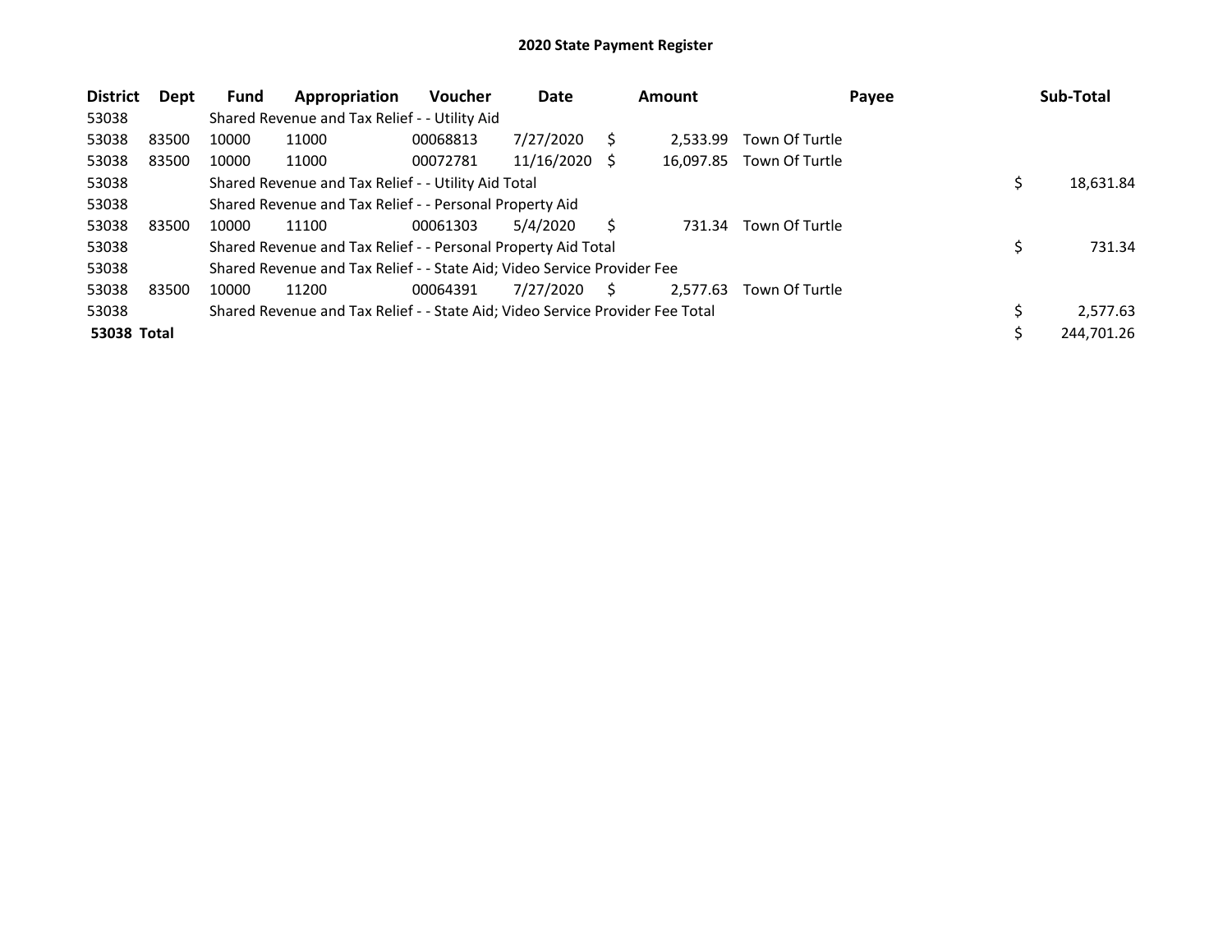## 2020 State Payment Register

| District | Dept | Fund | Appropriation | Voucher | Date | Amount | Payee | Sub-Total |
|---|---|---|---|---|---|---|---|---|
| 53038 | | Shared Revenue and Tax Relief - - Utility Aid | | | | | | |
| 53038 | 83500 | 10000 | 11000 | 00068813 | 7/27/2020 | $ 2,533.99 | Town Of Turtle | |
| 53038 | 83500 | 10000 | 11000 | 00072781 | 11/16/2020 | $ 16,097.85 | Town Of Turtle | |
| 53038 | | Shared Revenue and Tax Relief - - Utility Aid Total | | | | | | $ 18,631.84 |
| 53038 | | Shared Revenue and Tax Relief - - Personal Property Aid | | | | | | |
| 53038 | 83500 | 10000 | 11100 | 00061303 | 5/4/2020 | $ 731.34 | Town Of Turtle | |
| 53038 | | Shared Revenue and Tax Relief - - Personal Property Aid Total | | | | | | $ 731.34 |
| 53038 | | Shared Revenue and Tax Relief - - State Aid; Video Service Provider Fee | | | | | | |
| 53038 | 83500 | 10000 | 11200 | 00064391 | 7/27/2020 | $ 2,577.63 | Town Of Turtle | |
| 53038 | | Shared Revenue and Tax Relief - - State Aid; Video Service Provider Fee Total | | | | | | $ 2,577.63 |
| **53038 Total** | | | | | | | | $ 244,701.26 |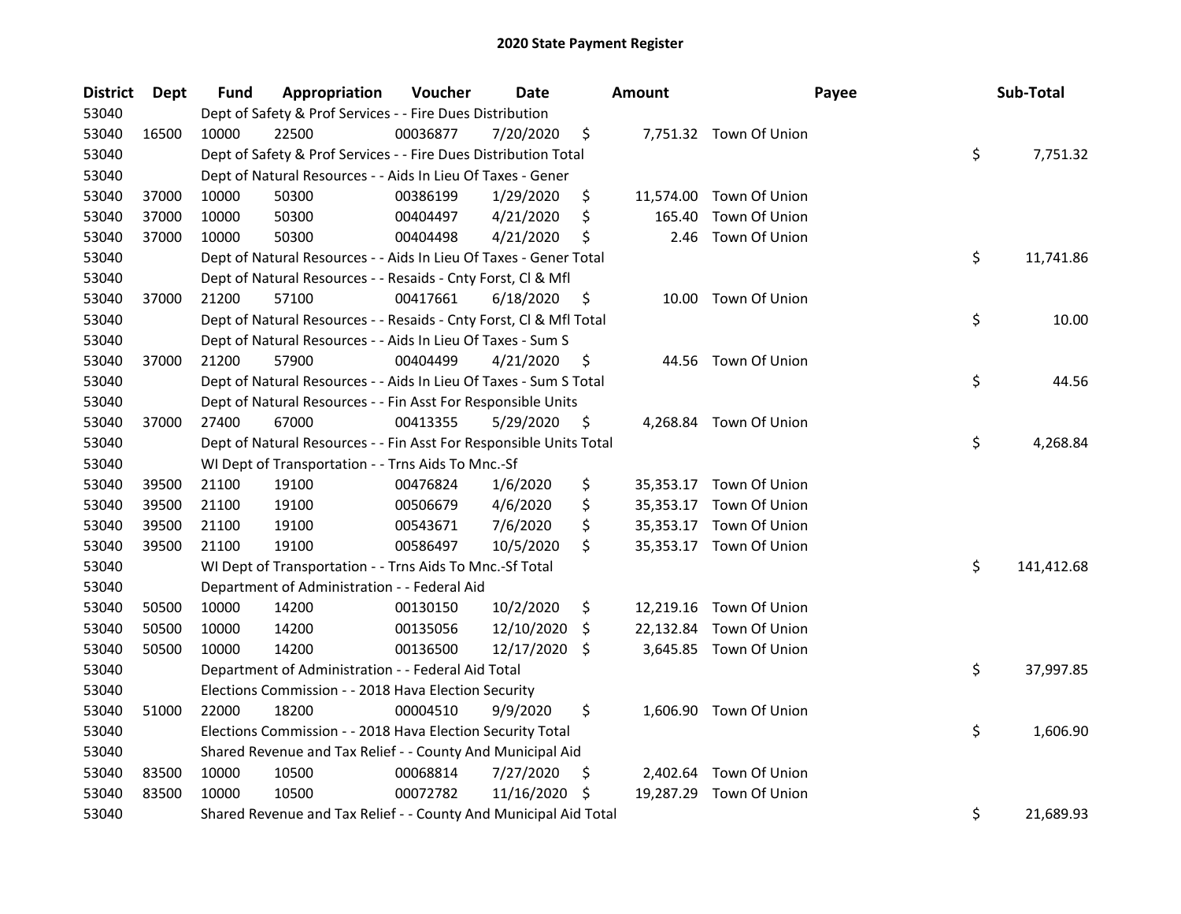# 2020 State Payment Register

| District | Dept | Fund | Appropriation | Voucher | Date | Amount | Payee | Sub-Total |
|---|---|---|---|---|---|---|---|---|
| 53040 | | Dept of Safety & Prof Services - - Fire Dues Distribution | | | | | | |
| 53040 | 16500 | 10000 | 22500 | 00036877 | 7/20/2020 | $ 7,751.32 | Town Of Union | |
| 53040 | | Dept of Safety & Prof Services - - Fire Dues Distribution Total | | | | | | $ 7,751.32 |
| 53040 | | Dept of Natural Resources - - Aids In Lieu Of Taxes - Gener | | | | | | |
| 53040 | 37000 | 10000 | 50300 | 00386199 | 1/29/2020 | $ 11,574.00 | Town Of Union | |
| 53040 | 37000 | 10000 | 50300 | 00404497 | 4/21/2020 | $ 165.40 | Town Of Union | |
| 53040 | 37000 | 10000 | 50300 | 00404498 | 4/21/2020 | $ 2.46 | Town Of Union | |
| 53040 | | Dept of Natural Resources - - Aids In Lieu Of Taxes - Gener Total | | | | | | $ 11,741.86 |
| 53040 | | Dept of Natural Resources - - Resaids - Cnty Forst, Cl & Mfl | | | | | | |
| 53040 | 37000 | 21200 | 57100 | 00417661 | 6/18/2020 | $ 10.00 | Town Of Union | |
| 53040 | | Dept of Natural Resources - - Resaids - Cnty Forst, Cl & Mfl Total | | | | | | $ 10.00 |
| 53040 | | Dept of Natural Resources - - Aids In Lieu Of Taxes - Sum S | | | | | | |
| 53040 | 37000 | 21200 | 57900 | 00404499 | 4/21/2020 | $ 44.56 | Town Of Union | |
| 53040 | | Dept of Natural Resources - - Aids In Lieu Of Taxes - Sum S Total | | | | | | $ 44.56 |
| 53040 | | Dept of Natural Resources - - Fin Asst For Responsible Units | | | | | | |
| 53040 | 37000 | 27400 | 67000 | 00413355 | 5/29/2020 | $ 4,268.84 | Town Of Union | |
| 53040 | | Dept of Natural Resources - - Fin Asst For Responsible Units Total | | | | | | $ 4,268.84 |
| 53040 | | WI Dept of Transportation - - Trns Aids To Mnc.-Sf | | | | | | |
| 53040 | 39500 | 21100 | 19100 | 00476824 | 1/6/2020 | $ 35,353.17 | Town Of Union | |
| 53040 | 39500 | 21100 | 19100 | 00506679 | 4/6/2020 | $ 35,353.17 | Town Of Union | |
| 53040 | 39500 | 21100 | 19100 | 00543671 | 7/6/2020 | $ 35,353.17 | Town Of Union | |
| 53040 | 39500 | 21100 | 19100 | 00586497 | 10/5/2020 | $ 35,353.17 | Town Of Union | |
| 53040 | | WI Dept of Transportation - - Trns Aids To Mnc.-Sf Total | | | | | | $ 141,412.68 |
| 53040 | | Department of Administration - - Federal Aid | | | | | | |
| 53040 | 50500 | 10000 | 14200 | 00130150 | 10/2/2020 | $ 12,219.16 | Town Of Union | |
| 53040 | 50500 | 10000 | 14200 | 00135056 | 12/10/2020 | $ 22,132.84 | Town Of Union | |
| 53040 | 50500 | 10000 | 14200 | 00136500 | 12/17/2020 | $ 3,645.85 | Town Of Union | |
| 53040 | | Department of Administration - - Federal Aid Total | | | | | | $ 37,997.85 |
| 53040 | | Elections Commission - - 2018 Hava Election Security | | | | | | |
| 53040 | 51000 | 22000 | 18200 | 00004510 | 9/9/2020 | $ 1,606.90 | Town Of Union | |
| 53040 | | Elections Commission - - 2018 Hava Election Security Total | | | | | | $ 1,606.90 |
| 53040 | | Shared Revenue and Tax Relief - - County And Municipal Aid | | | | | | |
| 53040 | 83500 | 10000 | 10500 | 00068814 | 7/27/2020 | $ 2,402.64 | Town Of Union | |
| 53040 | 83500 | 10000 | 10500 | 00072782 | 11/16/2020 | $ 19,287.29 | Town Of Union | |
| 53040 | | Shared Revenue and Tax Relief - - County And Municipal Aid Total | | | | | | $ 21,689.93 |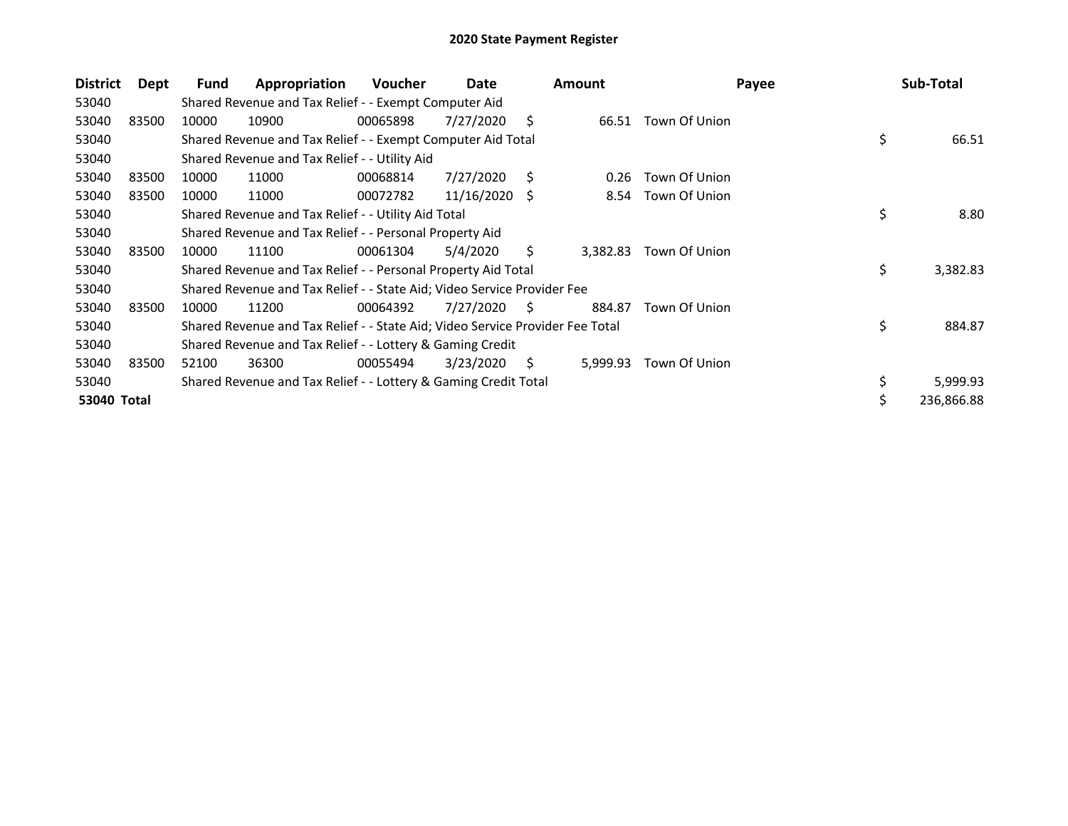## 2020 State Payment Register

| District | Dept | Fund | Appropriation | Voucher | Date | Amount | Payee | Sub-Total |
|---|---|---|---|---|---|---|---|---|
| 53040 | | Shared Revenue and Tax Relief - - Exempt Computer Aid | | | | | | |
| 53040 | 83500 | 10000 | 10900 | 00065898 | 7/27/2020 | $ 66.51 | Town Of Union | |
| 53040 | | Shared Revenue and Tax Relief - - Exempt Computer Aid Total | | | | | | $ 66.51 |
| 53040 | | Shared Revenue and Tax Relief - - Utility Aid | | | | | | |
| 53040 | 83500 | 10000 | 11000 | 00068814 | 7/27/2020 | $ 0.26 | Town Of Union | |
| 53040 | 83500 | 10000 | 11000 | 00072782 | 11/16/2020 | $ 8.54 | Town Of Union | |
| 53040 | | Shared Revenue and Tax Relief - - Utility Aid Total | | | | | | $ 8.80 |
| 53040 | | Shared Revenue and Tax Relief - - Personal Property Aid | | | | | | |
| 53040 | 83500 | 10000 | 11100 | 00061304 | 5/4/2020 | $ 3,382.83 | Town Of Union | |
| 53040 | | Shared Revenue and Tax Relief - - Personal Property Aid Total | | | | | | $ 3,382.83 |
| 53040 | | Shared Revenue and Tax Relief - - State Aid; Video Service Provider Fee | | | | | | |
| 53040 | 83500 | 10000 | 11200 | 00064392 | 7/27/2020 | $ 884.87 | Town Of Union | |
| 53040 | | Shared Revenue and Tax Relief - - State Aid; Video Service Provider Fee Total | | | | | | $ 884.87 |
| 53040 | | Shared Revenue and Tax Relief - - Lottery & Gaming Credit | | | | | | |
| 53040 | 83500 | 52100 | 36300 | 00055494 | 3/23/2020 | $ 5,999.93 | Town Of Union | |
| 53040 | | Shared Revenue and Tax Relief - - Lottery & Gaming Credit Total | | | | | | $ 5,999.93 |
| **53040 Total** | | | | | | | | $ 236,866.88 |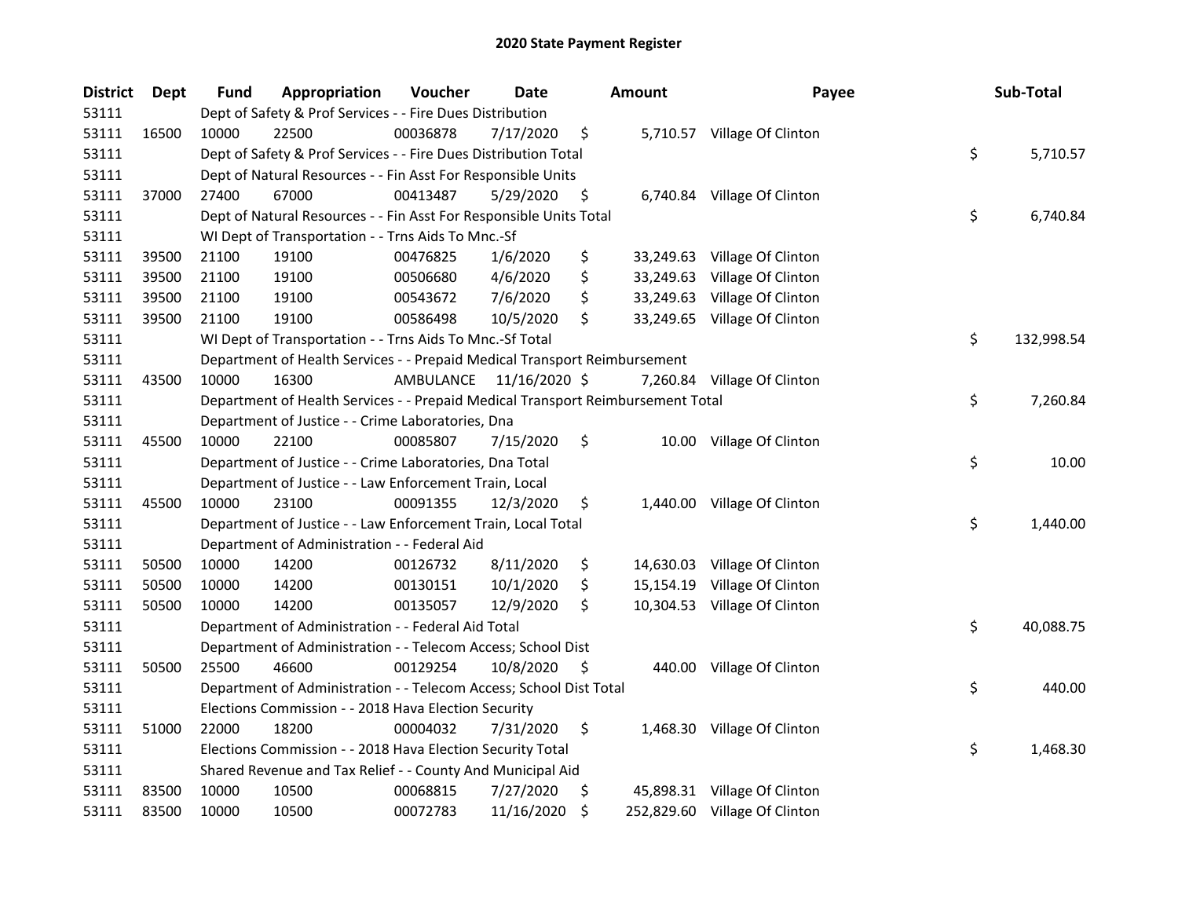# 2020 State Payment Register

| District | Dept | Fund | Appropriation | Voucher | Date | Amount | Payee | Sub-Total |
|---|---|---|---|---|---|---|---|---|
| 53111 | | Dept of Safety & Prof Services - - Fire Dues Distribution | | | | | | |
| 53111 | 16500 | 10000 | 22500 | 00036878 | 7/17/2020 | $ 5,710.57 | Village Of Clinton | |
| 53111 | | Dept of Safety & Prof Services - - Fire Dues Distribution Total | | | | | | $ 5,710.57 |
| 53111 | | Dept of Natural Resources - - Fin Asst For Responsible Units | | | | | | |
| 53111 | 37000 | 27400 | 67000 | 00413487 | 5/29/2020 | $ 6,740.84 | Village Of Clinton | |
| 53111 | | Dept of Natural Resources - - Fin Asst For Responsible Units Total | | | | | | $ 6,740.84 |
| 53111 | | WI Dept of Transportation - - Trns Aids To Mnc.-Sf | | | | | | |
| 53111 | 39500 | 21100 | 19100 | 00476825 | 1/6/2020 | $ 33,249.63 | Village Of Clinton | |
| 53111 | 39500 | 21100 | 19100 | 00506680 | 4/6/2020 | $ 33,249.63 | Village Of Clinton | |
| 53111 | 39500 | 21100 | 19100 | 00543672 | 7/6/2020 | $ 33,249.63 | Village Of Clinton | |
| 53111 | 39500 | 21100 | 19100 | 00586498 | 10/5/2020 | $ 33,249.65 | Village Of Clinton | |
| 53111 | | WI Dept of Transportation - - Trns Aids To Mnc.-Sf Total | | | | | | $ 132,998.54 |
| 53111 | | Department of Health Services - - Prepaid Medical Transport Reimbursement | | | | | | |
| 53111 | 43500 | 10000 | 16300 | AMBULANCE | 11/16/2020 | $ 7,260.84 | Village Of Clinton | |
| 53111 | | Department of Health Services - - Prepaid Medical Transport Reimbursement Total | | | | | | $ 7,260.84 |
| 53111 | | Department of Justice - - Crime Laboratories, Dna | | | | | | |
| 53111 | 45500 | 10000 | 22100 | 00085807 | 7/15/2020 | $ 10.00 | Village Of Clinton | |
| 53111 | | Department of Justice - - Crime Laboratories, Dna Total | | | | | | $ 10.00 |
| 53111 | | Department of Justice - - Law Enforcement Train, Local | | | | | | |
| 53111 | 45500 | 10000 | 23100 | 00091355 | 12/3/2020 | $ 1,440.00 | Village Of Clinton | |
| 53111 | | Department of Justice - - Law Enforcement Train, Local Total | | | | | | $ 1,440.00 |
| 53111 | | Department of Administration - - Federal Aid | | | | | | |
| 53111 | 50500 | 10000 | 14200 | 00126732 | 8/11/2020 | $ 14,630.03 | Village Of Clinton | |
| 53111 | 50500 | 10000 | 14200 | 00130151 | 10/1/2020 | $ 15,154.19 | Village Of Clinton | |
| 53111 | 50500 | 10000 | 14200 | 00135057 | 12/9/2020 | $ 10,304.53 | Village Of Clinton | |
| 53111 | | Department of Administration - - Federal Aid Total | | | | | | $ 40,088.75 |
| 53111 | | Department of Administration - - Telecom Access; School Dist | | | | | | |
| 53111 | 50500 | 25500 | 46600 | 00129254 | 10/8/2020 | $ 440.00 | Village Of Clinton | |
| 53111 | | Department of Administration - - Telecom Access; School Dist Total | | | | | | $ 440.00 |
| 53111 | | Elections Commission - - 2018 Hava Election Security | | | | | | |
| 53111 | 51000 | 22000 | 18200 | 00004032 | 7/31/2020 | $ 1,468.30 | Village Of Clinton | |
| 53111 | | Elections Commission - - 2018 Hava Election Security Total | | | | | | $ 1,468.30 |
| 53111 | | Shared Revenue and Tax Relief - - County And Municipal Aid | | | | | | |
| 53111 | 83500 | 10000 | 10500 | 00068815 | 7/27/2020 | $ 45,898.31 | Village Of Clinton | |
| 53111 | 83500 | 10000 | 10500 | 00072783 | 11/16/2020 | $ 252,829.60 | Village Of Clinton | |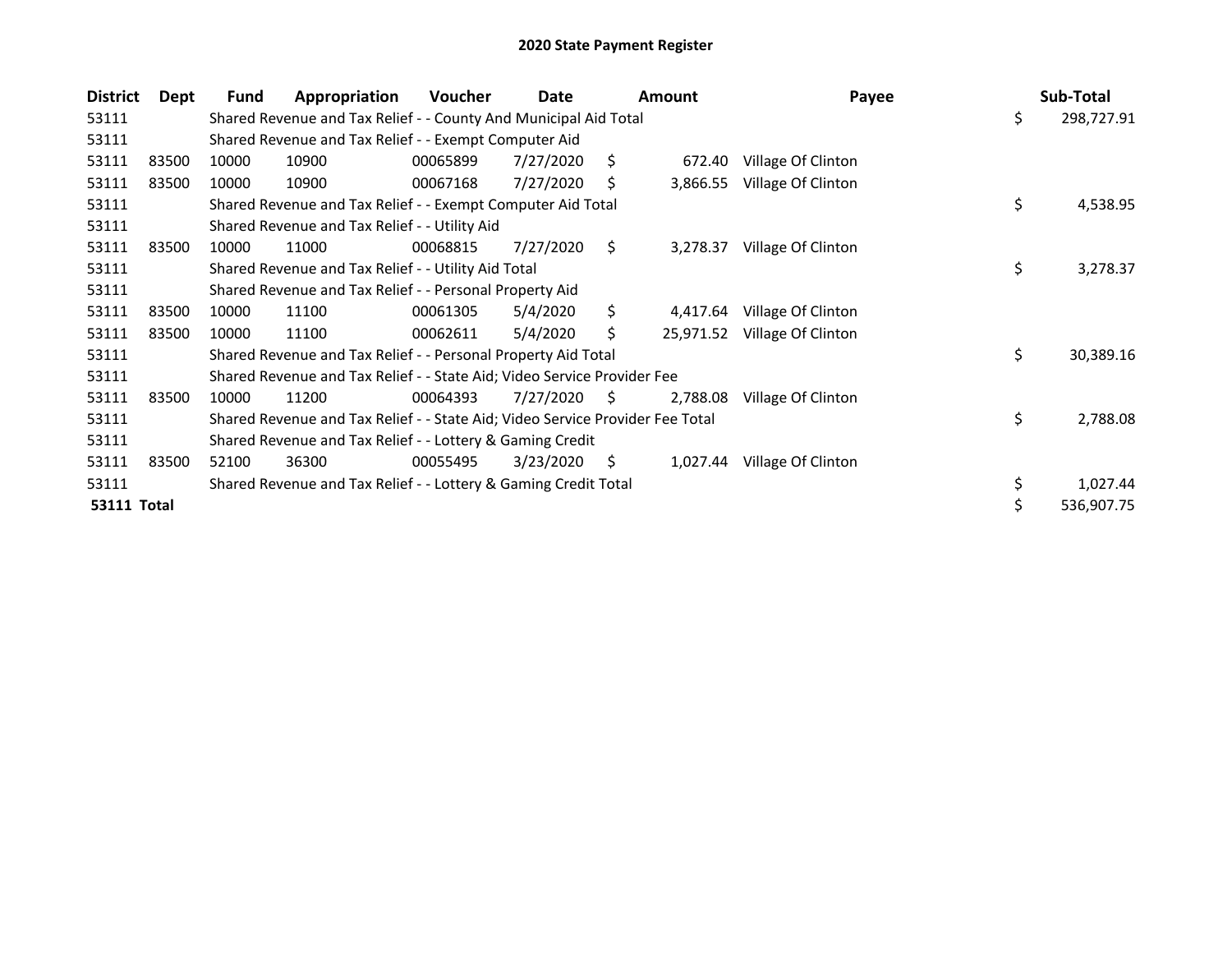# 2020 State Payment Register

| District | Dept | Fund | Appropriation | Voucher | Date | Amount | Payee | Sub-Total |
|---|---|---|---|---|---|---|---|---|
| 53111 | | Shared Revenue and Tax Relief - - County And Municipal Aid Total | | | | | | $ 298,727.91 |
| 53111 | | Shared Revenue and Tax Relief - - Exempt Computer Aid | | | | | | |
| 53111 | 83500 | 10000 | 10900 | 00065899 | 7/27/2020 | $ 672.40 | Village Of Clinton | |
| 53111 | 83500 | 10000 | 10900 | 00067168 | 7/27/2020 | $ 3,866.55 | Village Of Clinton | |
| 53111 | | Shared Revenue and Tax Relief - - Exempt Computer Aid Total | | | | | | $ 4,538.95 |
| 53111 | | Shared Revenue and Tax Relief - - Utility Aid | | | | | | |
| 53111 | 83500 | 10000 | 11000 | 00068815 | 7/27/2020 | $ 3,278.37 | Village Of Clinton | |
| 53111 | | Shared Revenue and Tax Relief - - Utility Aid Total | | | | | | $ 3,278.37 |
| 53111 | | Shared Revenue and Tax Relief - - Personal Property Aid | | | | | | |
| 53111 | 83500 | 10000 | 11100 | 00061305 | 5/4/2020 | $ 4,417.64 | Village Of Clinton | |
| 53111 | 83500 | 10000 | 11100 | 00062611 | 5/4/2020 | $ 25,971.52 | Village Of Clinton | |
| 53111 | | Shared Revenue and Tax Relief - - Personal Property Aid Total | | | | | | $ 30,389.16 |
| 53111 | | Shared Revenue and Tax Relief - - State Aid; Video Service Provider Fee | | | | | | |
| 53111 | 83500 | 10000 | 11200 | 00064393 | 7/27/2020 | $ 2,788.08 | Village Of Clinton | |
| 53111 | | Shared Revenue and Tax Relief - - State Aid; Video Service Provider Fee Total | | | | | | $ 2,788.08 |
| 53111 | | Shared Revenue and Tax Relief - - Lottery & Gaming Credit | | | | | | |
| 53111 | 83500 | 52100 | 36300 | 00055495 | 3/23/2020 | $ 1,027.44 | Village Of Clinton | |
| 53111 | | Shared Revenue and Tax Relief - - Lottery & Gaming Credit Total | | | | | | $ 1,027.44 |
| **53111 Total** | | | | | | | | $ 536,907.75 |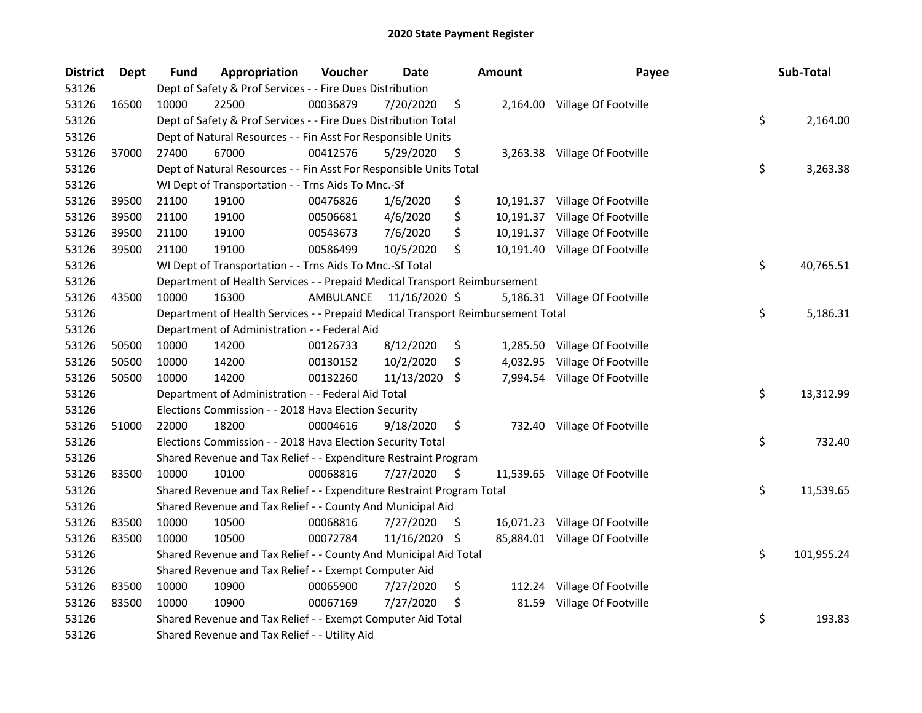## 2020 State Payment Register

| District | Dept | Fund | Appropriation | Voucher | Date | Amount | Payee | Sub-Total |
|---|---|---|---|---|---|---|---|---|
| 53126 | | Dept of Safety & Prof Services - - Fire Dues Distribution | | | | | | |
| 53126 | 16500 | 10000 | 22500 | 00036879 | 7/20/2020 | $ 2,164.00 | Village Of Footville | |
| 53126 | | Dept of Safety & Prof Services - - Fire Dues Distribution Total | | | | | | $ 2,164.00 |
| 53126 | | Dept of Natural Resources - - Fin Asst For Responsible Units | | | | | | |
| 53126 | 37000 | 27400 | 67000 | 00412576 | 5/29/2020 | $ 3,263.38 | Village Of Footville | |
| 53126 | | Dept of Natural Resources - - Fin Asst For Responsible Units Total | | | | | | $ 3,263.38 |
| 53126 | | WI Dept of Transportation - - Trns Aids To Mnc.-Sf | | | | | | |
| 53126 | 39500 | 21100 | 19100 | 00476826 | 1/6/2020 | $ 10,191.37 | Village Of Footville | |
| 53126 | 39500 | 21100 | 19100 | 00506681 | 4/6/2020 | $ 10,191.37 | Village Of Footville | |
| 53126 | 39500 | 21100 | 19100 | 00543673 | 7/6/2020 | $ 10,191.37 | Village Of Footville | |
| 53126 | 39500 | 21100 | 19100 | 00586499 | 10/5/2020 | $ 10,191.40 | Village Of Footville | |
| 53126 | | WI Dept of Transportation - - Trns Aids To Mnc.-Sf Total | | | | | | $ 40,765.51 |
| 53126 | | Department of Health Services - - Prepaid Medical Transport Reimbursement | | | | | | |
| 53126 | 43500 | 10000 | 16300 | AMBULANCE | 11/16/2020 | $ 5,186.31 | Village Of Footville | |
| 53126 | | Department of Health Services - - Prepaid Medical Transport Reimbursement Total | | | | | | $ 5,186.31 |
| 53126 | | Department of Administration - - Federal Aid | | | | | | |
| 53126 | 50500 | 10000 | 14200 | 00126733 | 8/12/2020 | $ 1,285.50 | Village Of Footville | |
| 53126 | 50500 | 10000 | 14200 | 00130152 | 10/2/2020 | $ 4,032.95 | Village Of Footville | |
| 53126 | 50500 | 10000 | 14200 | 00132260 | 11/13/2020 | $ 7,994.54 | Village Of Footville | |
| 53126 | | Department of Administration - - Federal Aid Total | | | | | | $ 13,312.99 |
| 53126 | | Elections Commission - - 2018 Hava Election Security | | | | | | |
| 53126 | 51000 | 22000 | 18200 | 00004616 | 9/18/2020 | $ 732.40 | Village Of Footville | |
| 53126 | | Elections Commission - - 2018 Hava Election Security Total | | | | | | $ 732.40 |
| 53126 | | Shared Revenue and Tax Relief - - Expenditure Restraint Program | | | | | | |
| 53126 | 83500 | 10000 | 10100 | 00068816 | 7/27/2020 | $ 11,539.65 | Village Of Footville | |
| 53126 | | Shared Revenue and Tax Relief - - Expenditure Restraint Program Total | | | | | | $ 11,539.65 |
| 53126 | | Shared Revenue and Tax Relief - - County And Municipal Aid | | | | | | |
| 53126 | 83500 | 10000 | 10500 | 00068816 | 7/27/2020 | $ 16,071.23 | Village Of Footville | |
| 53126 | 83500 | 10000 | 10500 | 00072784 | 11/16/2020 | $ 85,884.01 | Village Of Footville | |
| 53126 | | Shared Revenue and Tax Relief - - County And Municipal Aid Total | | | | | | $ 101,955.24 |
| 53126 | | Shared Revenue and Tax Relief - - Exempt Computer Aid | | | | | | |
| 53126 | 83500 | 10000 | 10900 | 00065900 | 7/27/2020 | $ 112.24 | Village Of Footville | |
| 53126 | 83500 | 10000 | 10900 | 00067169 | 7/27/2020 | $ 81.59 | Village Of Footville | |
| 53126 | | Shared Revenue and Tax Relief - - Exempt Computer Aid Total | | | | | | $ 193.83 |
| 53126 | | Shared Revenue and Tax Relief - - Utility Aid | | | | | | |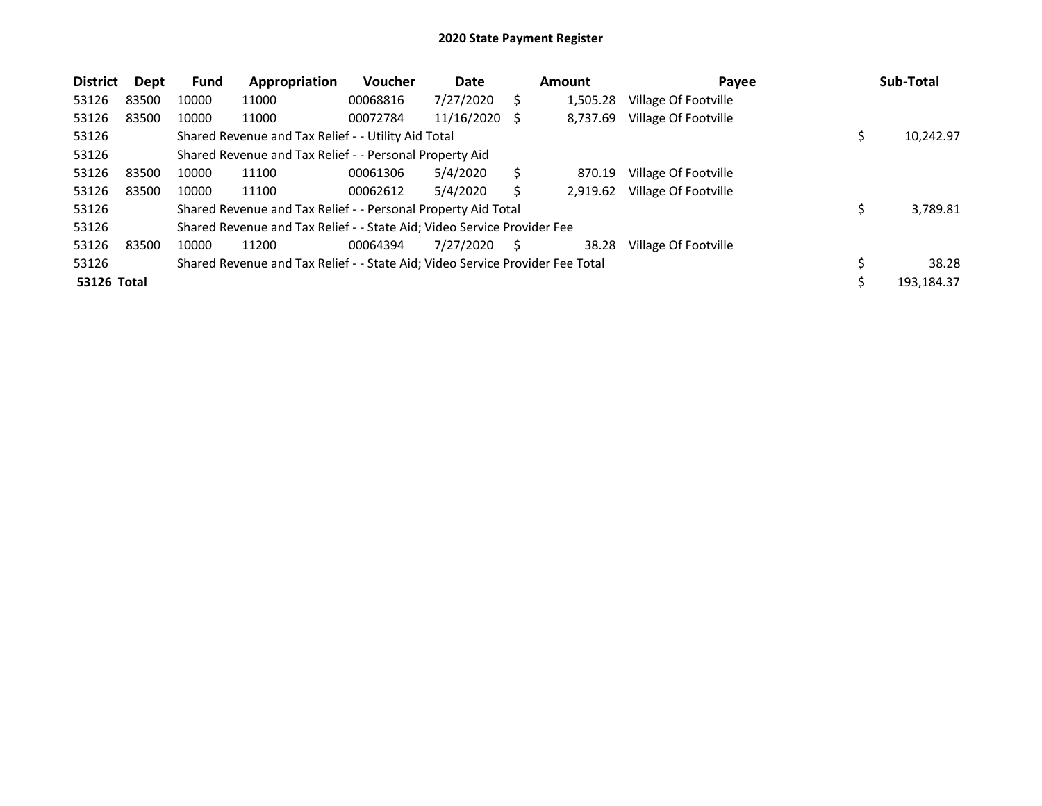# 2020 State Payment Register

| District | Dept | Fund | Appropriation | Voucher | Date | Amount | Payee | Sub-Total |
|---|---|---|---|---|---|---|---|---|
| 53126 | 83500 | 10000 | 11000 | 00068816 | 7/27/2020 | $ 1,505.28 | Village Of Footville | |
| 53126 | 83500 | 10000 | 11000 | 00072784 | 11/16/2020 | $ 8,737.69 | Village Of Footville | |
| 53126 | | Shared Revenue and Tax Relief - - Utility Aid Total | | | | | | $ 10,242.97 |
| 53126 | | Shared Revenue and Tax Relief - - Personal Property Aid | | | | | | |
| 53126 | 83500 | 10000 | 11100 | 00061306 | 5/4/2020 | $ 870.19 | Village Of Footville | |
| 53126 | 83500 | 10000 | 11100 | 00062612 | 5/4/2020 | $ 2,919.62 | Village Of Footville | |
| 53126 | | Shared Revenue and Tax Relief - - Personal Property Aid Total | | | | | | $ 3,789.81 |
| 53126 | | Shared Revenue and Tax Relief - - State Aid; Video Service Provider Fee | | | | | | |
| 53126 | 83500 | 10000 | 11200 | 00064394 | 7/27/2020 | $ 38.28 | Village Of Footville | |
| 53126 | | Shared Revenue and Tax Relief - - State Aid; Video Service Provider Fee Total | | | | | | $ 38.28 |
| **53126 Total** | | | | | | | | $ 193,184.37 |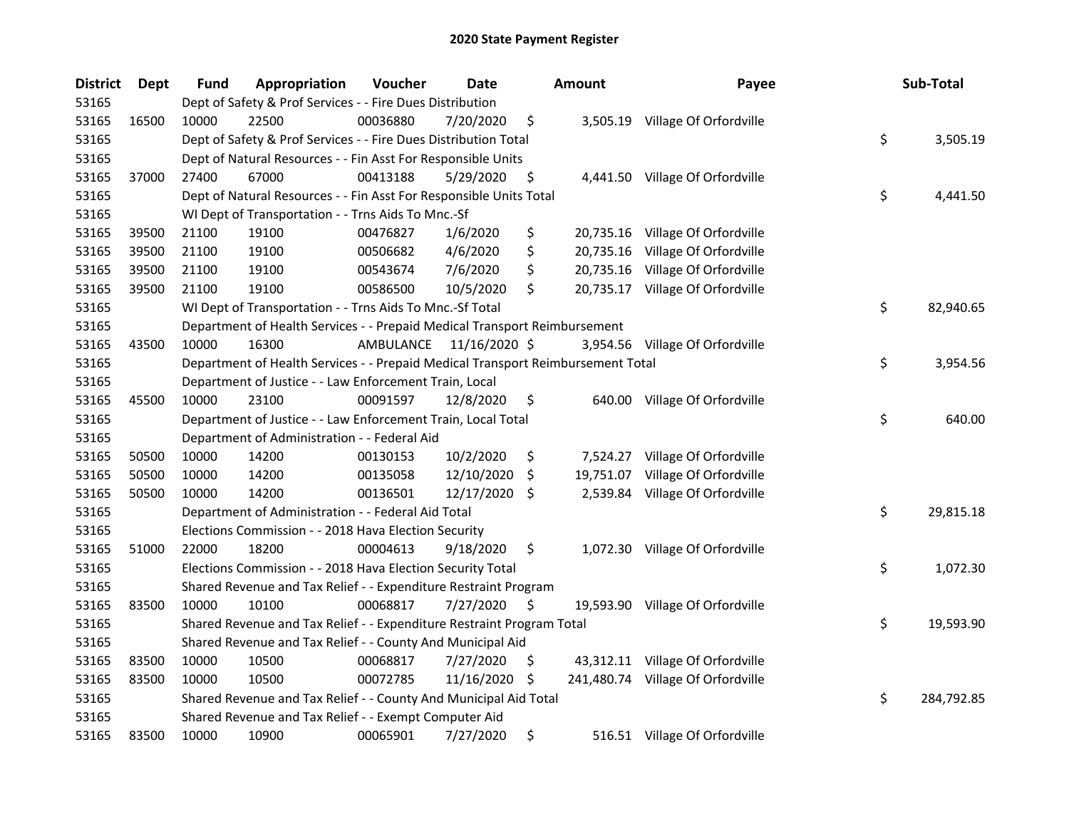# 2020 State Payment Register

| District | Dept | Fund | Appropriation | Voucher | Date | Amount | Payee | Sub-Total |
|---|---|---|---|---|---|---|---|---|
| 53165 | | Dept of Safety & Prof Services - - Fire Dues Distribution | | | | | | |
| 53165 | 16500 | 10000 | 22500 | 00036880 | 7/20/2020 | $ 3,505.19 | Village Of Orfordville | |
| 53165 | | Dept of Safety & Prof Services - - Fire Dues Distribution Total | | | | | | $ 3,505.19 |
| 53165 | | Dept of Natural Resources - - Fin Asst For Responsible Units | | | | | | |
| 53165 | 37000 | 27400 | 67000 | 00413188 | 5/29/2020 | $ 4,441.50 | Village Of Orfordville | |
| 53165 | | Dept of Natural Resources - - Fin Asst For Responsible Units Total | | | | | | $ 4,441.50 |
| 53165 | | WI Dept of Transportation - - Trns Aids To Mnc.-Sf | | | | | | |
| 53165 | 39500 | 21100 | 19100 | 00476827 | 1/6/2020 | $ 20,735.16 | Village Of Orfordville | |
| 53165 | 39500 | 21100 | 19100 | 00506682 | 4/6/2020 | $ 20,735.16 | Village Of Orfordville | |
| 53165 | 39500 | 21100 | 19100 | 00543674 | 7/6/2020 | $ 20,735.16 | Village Of Orfordville | |
| 53165 | 39500 | 21100 | 19100 | 00586500 | 10/5/2020 | $ 20,735.17 | Village Of Orfordville | |
| 53165 | | WI Dept of Transportation - - Trns Aids To Mnc.-Sf Total | | | | | | $ 82,940.65 |
| 53165 | | Department of Health Services - - Prepaid Medical Transport Reimbursement | | | | | | |
| 53165 | 43500 | 10000 | 16300 | AMBULANCE | 11/16/2020 | $ 3,954.56 | Village Of Orfordville | |
| 53165 | | Department of Health Services - - Prepaid Medical Transport Reimbursement Total | | | | | | $ 3,954.56 |
| 53165 | | Department of Justice - - Law Enforcement Train, Local | | | | | | |
| 53165 | 45500 | 10000 | 23100 | 00091597 | 12/8/2020 | $ 640.00 | Village Of Orfordville | |
| 53165 | | Department of Justice - - Law Enforcement Train, Local Total | | | | | | $ 640.00 |
| 53165 | | Department of Administration - - Federal Aid | | | | | | |
| 53165 | 50500 | 10000 | 14200 | 00130153 | 10/2/2020 | $ 7,524.27 | Village Of Orfordville | |
| 53165 | 50500 | 10000 | 14200 | 00135058 | 12/10/2020 | $ 19,751.07 | Village Of Orfordville | |
| 53165 | 50500 | 10000 | 14200 | 00136501 | 12/17/2020 | $ 2,539.84 | Village Of Orfordville | |
| 53165 | | Department of Administration - - Federal Aid Total | | | | | | $ 29,815.18 |
| 53165 | | Elections Commission - - 2018 Hava Election Security | | | | | | |
| 53165 | 51000 | 22000 | 18200 | 00004613 | 9/18/2020 | $ 1,072.30 | Village Of Orfordville | |
| 53165 | | Elections Commission - - 2018 Hava Election Security Total | | | | | | $ 1,072.30 |
| 53165 | | Shared Revenue and Tax Relief - - Expenditure Restraint Program | | | | | | |
| 53165 | 83500 | 10000 | 10100 | 00068817 | 7/27/2020 | $ 19,593.90 | Village Of Orfordville | |
| 53165 | | Shared Revenue and Tax Relief - - Expenditure Restraint Program Total | | | | | | $ 19,593.90 |
| 53165 | | Shared Revenue and Tax Relief - - County And Municipal Aid | | | | | | |
| 53165 | 83500 | 10000 | 10500 | 00068817 | 7/27/2020 | $ 43,312.11 | Village Of Orfordville | |
| 53165 | 83500 | 10000 | 10500 | 00072785 | 11/16/2020 | $ 241,480.74 | Village Of Orfordville | |
| 53165 | | Shared Revenue and Tax Relief - - County And Municipal Aid Total | | | | | | $ 284,792.85 |
| 53165 | | Shared Revenue and Tax Relief - - Exempt Computer Aid | | | | | | |
| 53165 | 83500 | 10000 | 10900 | 00065901 | 7/27/2020 | $ 516.51 | Village Of Orfordville | |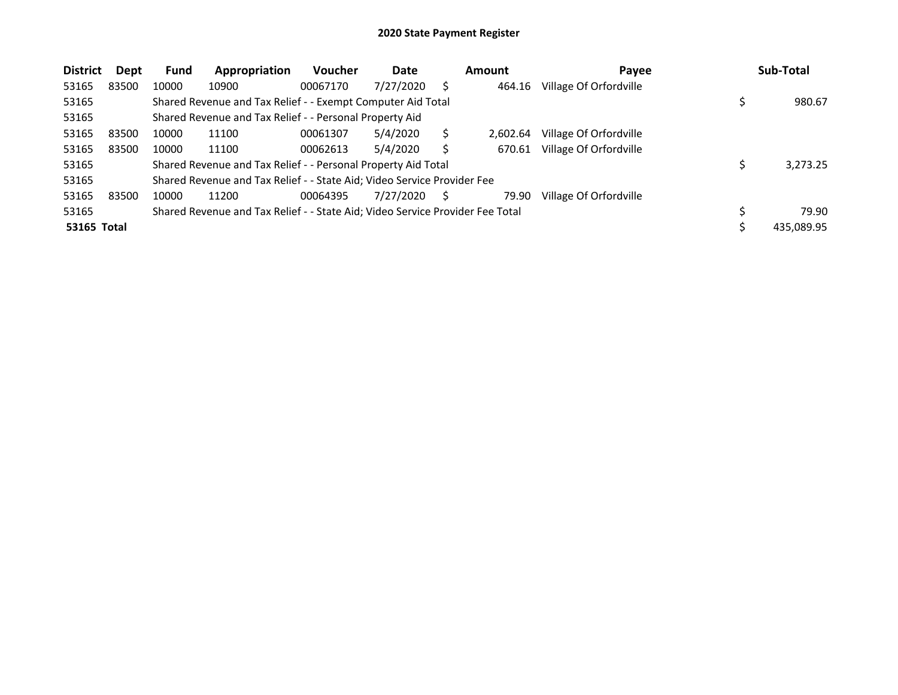# 2020 State Payment Register

| District | Dept | Fund | Appropriation | Voucher | Date | Amount | Payee | Sub-Total |
|---|---|---|---|---|---|---|---|---|
| 53165 | 83500 | 10000 | 10900 | 00067170 | 7/27/2020 | $ 464.16 | Village Of Orfordville | |
| 53165 | | Shared Revenue and Tax Relief - - Exempt Computer Aid Total | | | | | | $ 980.67 |
| 53165 | | Shared Revenue and Tax Relief - - Personal Property Aid | | | | | | |
| 53165 | 83500 | 10000 | 11100 | 00061307 | 5/4/2020 | $ 2,602.64 | Village Of Orfordville | |
| 53165 | 83500 | 10000 | 11100 | 00062613 | 5/4/2020 | $ 670.61 | Village Of Orfordville | |
| 53165 | | Shared Revenue and Tax Relief - - Personal Property Aid Total | | | | | | $ 3,273.25 |
| 53165 | | Shared Revenue and Tax Relief - - State Aid; Video Service Provider Fee | | | | | | |
| 53165 | 83500 | 10000 | 11200 | 00064395 | 7/27/2020 | $ 79.90 | Village Of Orfordville | |
| 53165 | | Shared Revenue and Tax Relief - - State Aid; Video Service Provider Fee Total | | | | | | $ 79.90 |
| **53165 Total** | | | | | | | | $ 435,089.95 |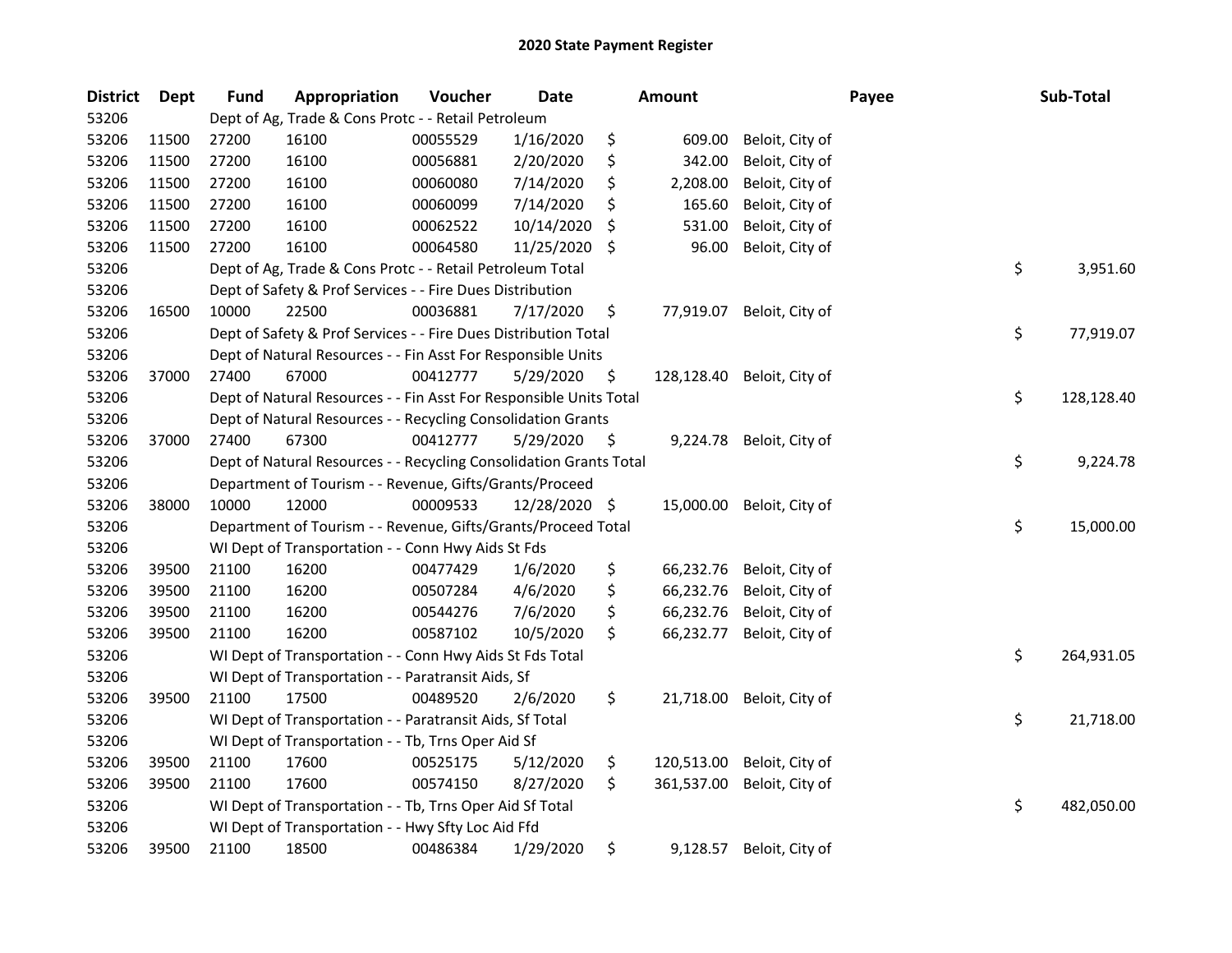# 2020 State Payment Register

| District | Dept | Fund | Appropriation | Voucher | Date | Amount | Payee | Sub-Total |
|---|---|---|---|---|---|---|---|---|
| 53206 | | Dept of Ag, Trade & Cons Protc - - Retail Petroleum | | | | | | |
| 53206 | 11500 | 27200 | 16100 | 00055529 | 1/16/2020 | $ 609.00 | Beloit, City of | |
| 53206 | 11500 | 27200 | 16100 | 00056881 | 2/20/2020 | $ 342.00 | Beloit, City of | |
| 53206 | 11500 | 27200 | 16100 | 00060080 | 7/14/2020 | $ 2,208.00 | Beloit, City of | |
| 53206 | 11500 | 27200 | 16100 | 00060099 | 7/14/2020 | $ 165.60 | Beloit, City of | |
| 53206 | 11500 | 27200 | 16100 | 00062522 | 10/14/2020 | $ 531.00 | Beloit, City of | |
| 53206 | 11500 | 27200 | 16100 | 00064580 | 11/25/2020 | $ 96.00 | Beloit, City of | |
| 53206 | | Dept of Ag, Trade & Cons Protc - - Retail Petroleum Total | | | | | | $ 3,951.60 |
| 53206 | | Dept of Safety & Prof Services - - Fire Dues Distribution | | | | | | |
| 53206 | 16500 | 10000 | 22500 | 00036881 | 7/17/2020 | $ 77,919.07 | Beloit, City of | |
| 53206 | | Dept of Safety & Prof Services - - Fire Dues Distribution Total | | | | | | $ 77,919.07 |
| 53206 | | Dept of Natural Resources - - Fin Asst For Responsible Units | | | | | | |
| 53206 | 37000 | 27400 | 67000 | 00412777 | 5/29/2020 | $ 128,128.40 | Beloit, City of | |
| 53206 | | Dept of Natural Resources - - Fin Asst For Responsible Units Total | | | | | | $ 128,128.40 |
| 53206 | | Dept of Natural Resources - - Recycling Consolidation Grants | | | | | | |
| 53206 | 37000 | 27400 | 67300 | 00412777 | 5/29/2020 | $ 9,224.78 | Beloit, City of | |
| 53206 | | Dept of Natural Resources - - Recycling Consolidation Grants Total | | | | | | $ 9,224.78 |
| 53206 | | Department of Tourism - - Revenue, Gifts/Grants/Proceed | | | | | | |
| 53206 | 38000 | 10000 | 12000 | 00009533 | 12/28/2020 | $ 15,000.00 | Beloit, City of | |
| 53206 | | Department of Tourism - - Revenue, Gifts/Grants/Proceed Total | | | | | | $ 15,000.00 |
| 53206 | | WI Dept of Transportation - - Conn Hwy Aids St Fds | | | | | | |
| 53206 | 39500 | 21100 | 16200 | 00477429 | 1/6/2020 | $ 66,232.76 | Beloit, City of | |
| 53206 | 39500 | 21100 | 16200 | 00507284 | 4/6/2020 | $ 66,232.76 | Beloit, City of | |
| 53206 | 39500 | 21100 | 16200 | 00544276 | 7/6/2020 | $ 66,232.76 | Beloit, City of | |
| 53206 | 39500 | 21100 | 16200 | 00587102 | 10/5/2020 | $ 66,232.77 | Beloit, City of | |
| 53206 | | WI Dept of Transportation - - Conn Hwy Aids St Fds Total | | | | | | $ 264,931.05 |
| 53206 | | WI Dept of Transportation - - Paratransit Aids, Sf | | | | | | |
| 53206 | 39500 | 21100 | 17500 | 00489520 | 2/6/2020 | $ 21,718.00 | Beloit, City of | |
| 53206 | | WI Dept of Transportation - - Paratransit Aids, Sf Total | | | | | | $ 21,718.00 |
| 53206 | | WI Dept of Transportation - - Tb, Trns Oper Aid Sf | | | | | | |
| 53206 | 39500 | 21100 | 17600 | 00525175 | 5/12/2020 | $ 120,513.00 | Beloit, City of | |
| 53206 | 39500 | 21100 | 17600 | 00574150 | 8/27/2020 | $ 361,537.00 | Beloit, City of | |
| 53206 | | WI Dept of Transportation - - Tb, Trns Oper Aid Sf Total | | | | | | $ 482,050.00 |
| 53206 | | WI Dept of Transportation - - Hwy Sfty Loc Aid Ffd | | | | | | |
| 53206 | 39500 | 21100 | 18500 | 00486384 | 1/29/2020 | $ 9,128.57 | Beloit, City of | |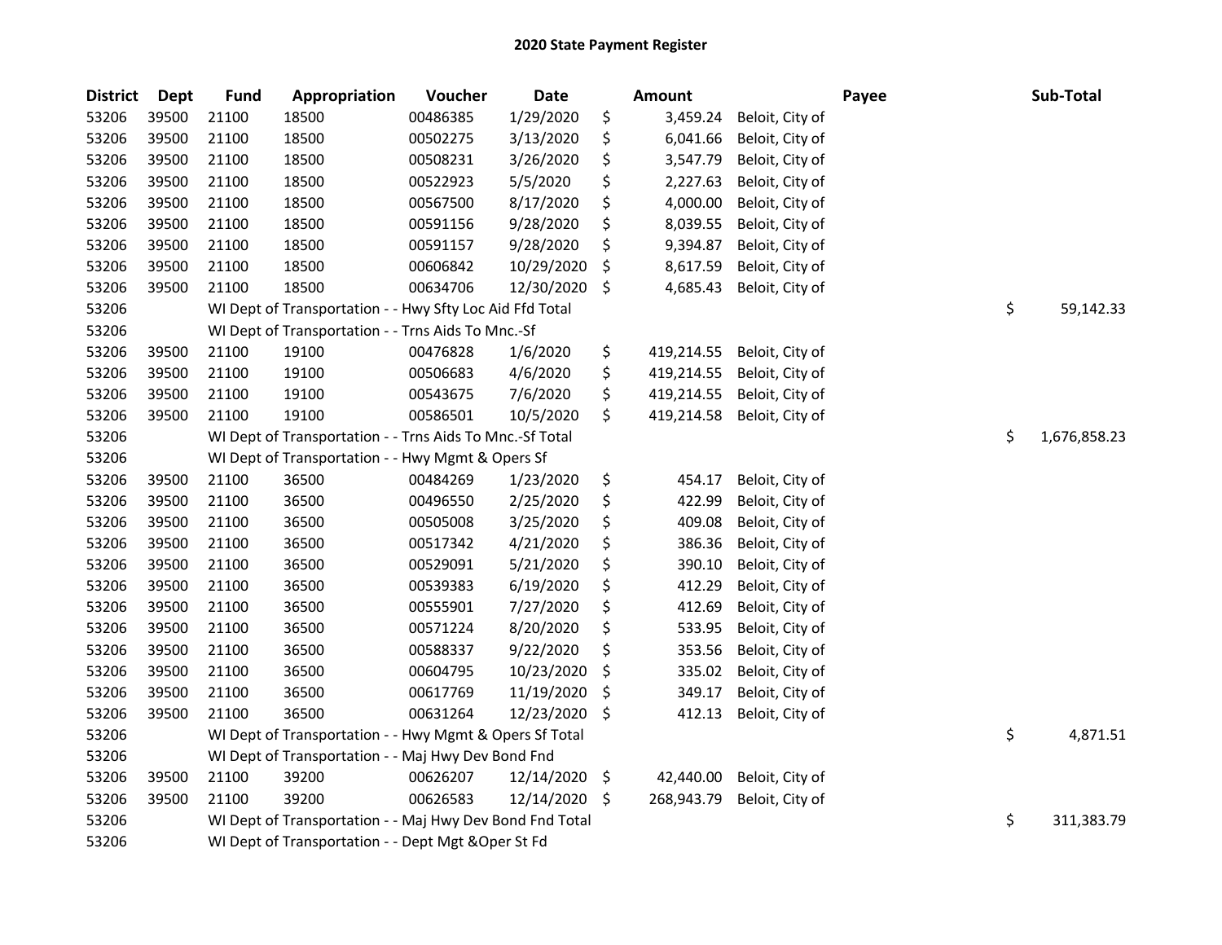# 2020 State Payment Register

| District | Dept | Fund | Appropriation | Voucher | Date | Amount | Payee | Sub-Total |
|---|---|---|---|---|---|---|---|---|
| 53206 | 39500 | 21100 | 18500 | 00486385 | 1/29/2020 | $ 3,459.24 | Beloit, City of | |
| 53206 | 39500 | 21100 | 18500 | 00502275 | 3/13/2020 | $ 6,041.66 | Beloit, City of | |
| 53206 | 39500 | 21100 | 18500 | 00508231 | 3/26/2020 | $ 3,547.79 | Beloit, City of | |
| 53206 | 39500 | 21100 | 18500 | 00522923 | 5/5/2020 | $ 2,227.63 | Beloit, City of | |
| 53206 | 39500 | 21100 | 18500 | 00567500 | 8/17/2020 | $ 4,000.00 | Beloit, City of | |
| 53206 | 39500 | 21100 | 18500 | 00591156 | 9/28/2020 | $ 8,039.55 | Beloit, City of | |
| 53206 | 39500 | 21100 | 18500 | 00591157 | 9/28/2020 | $ 9,394.87 | Beloit, City of | |
| 53206 | 39500 | 21100 | 18500 | 00606842 | 10/29/2020 | $ 8,617.59 | Beloit, City of | |
| 53206 | 39500 | 21100 | 18500 | 00634706 | 12/30/2020 | $ 4,685.43 | Beloit, City of | |
| 53206 | | WI Dept of Transportation - - Hwy Sfty Loc Aid Ffd Total | | | | | | $ 59,142.33 |
| 53206 | | WI Dept of Transportation - - Trns Aids To Mnc.-Sf | | | | | | |
| 53206 | 39500 | 21100 | 19100 | 00476828 | 1/6/2020 | $ 419,214.55 | Beloit, City of | |
| 53206 | 39500 | 21100 | 19100 | 00506683 | 4/6/2020 | $ 419,214.55 | Beloit, City of | |
| 53206 | 39500 | 21100 | 19100 | 00543675 | 7/6/2020 | $ 419,214.55 | Beloit, City of | |
| 53206 | 39500 | 21100 | 19100 | 00586501 | 10/5/2020 | $ 419,214.58 | Beloit, City of | |
| 53206 | | WI Dept of Transportation - - Trns Aids To Mnc.-Sf Total | | | | | | $ 1,676,858.23 |
| 53206 | | WI Dept of Transportation - - Hwy Mgmt & Opers Sf | | | | | | |
| 53206 | 39500 | 21100 | 36500 | 00484269 | 1/23/2020 | $ 454.17 | Beloit, City of | |
| 53206 | 39500 | 21100 | 36500 | 00496550 | 2/25/2020 | $ 422.99 | Beloit, City of | |
| 53206 | 39500 | 21100 | 36500 | 00505008 | 3/25/2020 | $ 409.08 | Beloit, City of | |
| 53206 | 39500 | 21100 | 36500 | 00517342 | 4/21/2020 | $ 386.36 | Beloit, City of | |
| 53206 | 39500 | 21100 | 36500 | 00529091 | 5/21/2020 | $ 390.10 | Beloit, City of | |
| 53206 | 39500 | 21100 | 36500 | 00539383 | 6/19/2020 | $ 412.29 | Beloit, City of | |
| 53206 | 39500 | 21100 | 36500 | 00555901 | 7/27/2020 | $ 412.69 | Beloit, City of | |
| 53206 | 39500 | 21100 | 36500 | 00571224 | 8/20/2020 | $ 533.95 | Beloit, City of | |
| 53206 | 39500 | 21100 | 36500 | 00588337 | 9/22/2020 | $ 353.56 | Beloit, City of | |
| 53206 | 39500 | 21100 | 36500 | 00604795 | 10/23/2020 | $ 335.02 | Beloit, City of | |
| 53206 | 39500 | 21100 | 36500 | 00617769 | 11/19/2020 | $ 349.17 | Beloit, City of | |
| 53206 | 39500 | 21100 | 36500 | 00631264 | 12/23/2020 | $ 412.13 | Beloit, City of | |
| 53206 | | WI Dept of Transportation - - Hwy Mgmt & Opers Sf Total | | | | | | $ 4,871.51 |
| 53206 | | WI Dept of Transportation - - Maj Hwy Dev Bond Fnd | | | | | | |
| 53206 | 39500 | 21100 | 39200 | 00626207 | 12/14/2020 | $ 42,440.00 | Beloit, City of | |
| 53206 | 39500 | 21100 | 39200 | 00626583 | 12/14/2020 | $ 268,943.79 | Beloit, City of | |
| 53206 | | WI Dept of Transportation - - Maj Hwy Dev Bond Fnd Total | | | | | | $ 311,383.79 |
| 53206 | | WI Dept of Transportation - - Dept Mgt &Oper St Fd | | | | | | |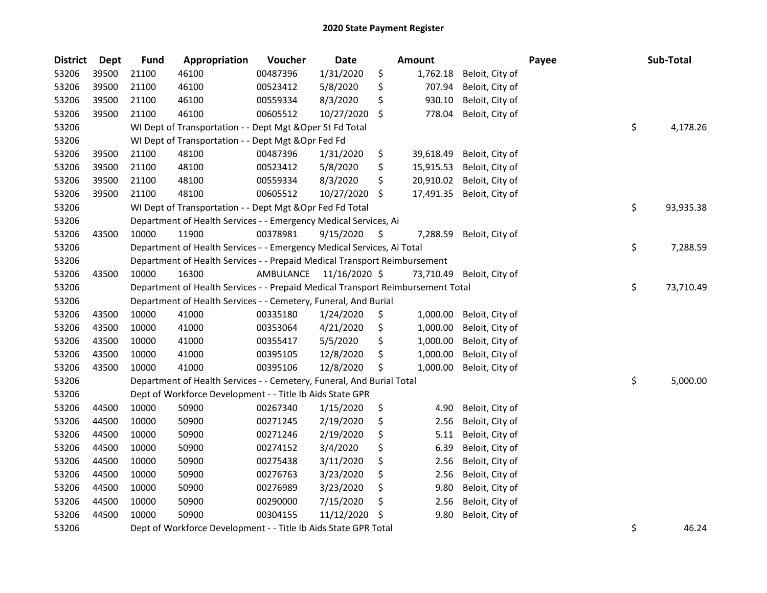# 2020 State Payment Register

| District | Dept | Fund | Appropriation | Voucher | Date | Amount | | Payee | Sub-Total |
|---|---|---|---|---|---|---|---|---|---|
| 53206 | 39500 | 21100 | 46100 | 00487396 | 1/31/2020 | $ 1,762.18 | Beloit, City of | | |
| 53206 | 39500 | 21100 | 46100 | 00523412 | 5/8/2020 | $ 707.94 | Beloit, City of | | |
| 53206 | 39500 | 21100 | 46100 | 00559334 | 8/3/2020 | $ 930.10 | Beloit, City of | | |
| 53206 | 39500 | 21100 | 46100 | 00605512 | 10/27/2020 | $ 778.04 | Beloit, City of | | |
| 53206 | | WI Dept of Transportation - - Dept Mgt &Oper St Fd Total | | | | | | | $ 4,178.26 |
| 53206 | | WI Dept of Transportation - - Dept Mgt &Opr Fed Fd | | | | | | | |
| 53206 | 39500 | 21100 | 48100 | 00487396 | 1/31/2020 | $ 39,618.49 | Beloit, City of | | |
| 53206 | 39500 | 21100 | 48100 | 00523412 | 5/8/2020 | $ 15,915.53 | Beloit, City of | | |
| 53206 | 39500 | 21100 | 48100 | 00559334 | 8/3/2020 | $ 20,910.02 | Beloit, City of | | |
| 53206 | 39500 | 21100 | 48100 | 00605512 | 10/27/2020 | $ 17,491.35 | Beloit, City of | | |
| 53206 | | WI Dept of Transportation - - Dept Mgt &Opr Fed Fd Total | | | | | | | $ 93,935.38 |
| 53206 | | Department of Health Services - - Emergency Medical Services, Ai | | | | | | | |
| 53206 | 43500 | 10000 | 11900 | 00378981 | 9/15/2020 | $ 7,288.59 | Beloit, City of | | |
| 53206 | | Department of Health Services - - Emergency Medical Services, Ai Total | | | | | | | $ 7,288.59 |
| 53206 | | Department of Health Services - - Prepaid Medical Transport Reimbursement | | | | | | | |
| 53206 | 43500 | 10000 | 16300 | AMBULANCE | 11/16/2020 | $ 73,710.49 | Beloit, City of | | |
| 53206 | | Department of Health Services - - Prepaid Medical Transport Reimbursement Total | | | | | | | $ 73,710.49 |
| 53206 | | Department of Health Services - - Cemetery, Funeral, And Burial | | | | | | | |
| 53206 | 43500 | 10000 | 41000 | 00335180 | 1/24/2020 | $ 1,000.00 | Beloit, City of | | |
| 53206 | 43500 | 10000 | 41000 | 00353064 | 4/21/2020 | $ 1,000.00 | Beloit, City of | | |
| 53206 | 43500 | 10000 | 41000 | 00355417 | 5/5/2020 | $ 1,000.00 | Beloit, City of | | |
| 53206 | 43500 | 10000 | 41000 | 00395105 | 12/8/2020 | $ 1,000.00 | Beloit, City of | | |
| 53206 | 43500 | 10000 | 41000 | 00395106 | 12/8/2020 | $ 1,000.00 | Beloit, City of | | |
| 53206 | | Department of Health Services - - Cemetery, Funeral, And Burial Total | | | | | | | $ 5,000.00 |
| 53206 | | Dept of Workforce Development - - Title Ib Aids State GPR | | | | | | | |
| 53206 | 44500 | 10000 | 50900 | 00267340 | 1/15/2020 | $ 4.90 | Beloit, City of | | |
| 53206 | 44500 | 10000 | 50900 | 00271245 | 2/19/2020 | $ 2.56 | Beloit, City of | | |
| 53206 | 44500 | 10000 | 50900 | 00271246 | 2/19/2020 | $ 5.11 | Beloit, City of | | |
| 53206 | 44500 | 10000 | 50900 | 00274152 | 3/4/2020 | $ 6.39 | Beloit, City of | | |
| 53206 | 44500 | 10000 | 50900 | 00275438 | 3/11/2020 | $ 2.56 | Beloit, City of | | |
| 53206 | 44500 | 10000 | 50900 | 00276763 | 3/23/2020 | $ 2.56 | Beloit, City of | | |
| 53206 | 44500 | 10000 | 50900 | 00276989 | 3/23/2020 | $ 9.80 | Beloit, City of | | |
| 53206 | 44500 | 10000 | 50900 | 00290000 | 7/15/2020 | $ 2.56 | Beloit, City of | | |
| 53206 | 44500 | 10000 | 50900 | 00304155 | 11/12/2020 | $ 9.80 | Beloit, City of | | |
| 53206 | | Dept of Workforce Development - - Title Ib Aids State GPR Total | | | | | | | $ 46.24 |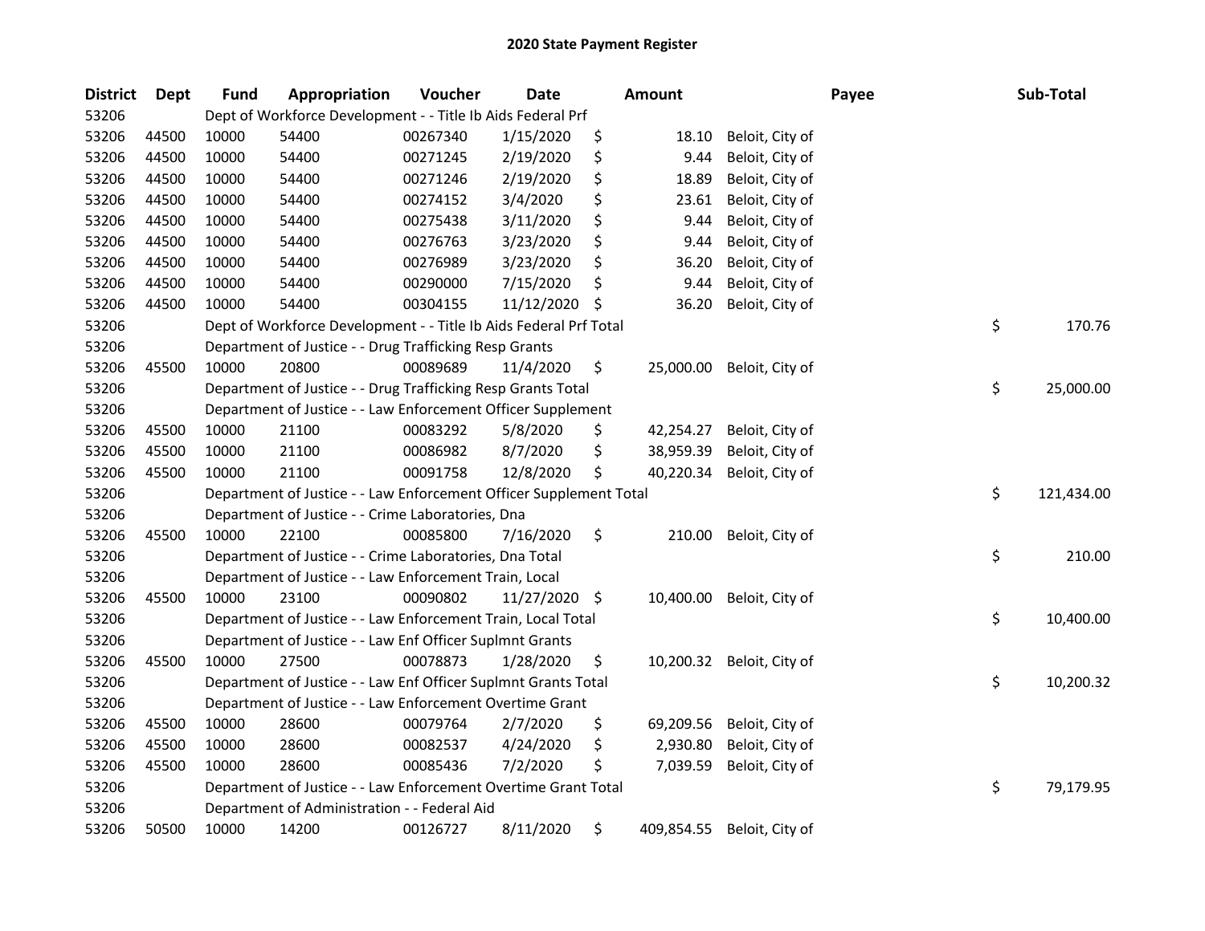# 2020 State Payment Register

| District | Dept | Fund | Appropriation | Voucher | Date | Amount | Payee | Sub-Total |
|---|---|---|---|---|---|---|---|---|
| 53206 | | Dept of Workforce Development - - Title Ib Aids Federal Prf | | | | | | |
| 53206 | 44500 | 10000 | 54400 | 00267340 | 1/15/2020 | $ 18.10 | Beloit, City of | |
| 53206 | 44500 | 10000 | 54400 | 00271245 | 2/19/2020 | $ 9.44 | Beloit, City of | |
| 53206 | 44500 | 10000 | 54400 | 00271246 | 2/19/2020 | $ 18.89 | Beloit, City of | |
| 53206 | 44500 | 10000 | 54400 | 00274152 | 3/4/2020 | $ 23.61 | Beloit, City of | |
| 53206 | 44500 | 10000 | 54400 | 00275438 | 3/11/2020 | $ 9.44 | Beloit, City of | |
| 53206 | 44500 | 10000 | 54400 | 00276763 | 3/23/2020 | $ 9.44 | Beloit, City of | |
| 53206 | 44500 | 10000 | 54400 | 00276989 | 3/23/2020 | $ 36.20 | Beloit, City of | |
| 53206 | 44500 | 10000 | 54400 | 00290000 | 7/15/2020 | $ 9.44 | Beloit, City of | |
| 53206 | 44500 | 10000 | 54400 | 00304155 | 11/12/2020 | $ 36.20 | Beloit, City of | |
| 53206 | | Dept of Workforce Development - - Title Ib Aids Federal Prf Total | | | | | | $ 170.76 |
| 53206 | | Department of Justice - - Drug Trafficking Resp Grants | | | | | | |
| 53206 | 45500 | 10000 | 20800 | 00089689 | 11/4/2020 | $ 25,000.00 | Beloit, City of | |
| 53206 | | Department of Justice - - Drug Trafficking Resp Grants Total | | | | | | $ 25,000.00 |
| 53206 | | Department of Justice - - Law Enforcement Officer Supplement | | | | | | |
| 53206 | 45500 | 10000 | 21100 | 00083292 | 5/8/2020 | $ 42,254.27 | Beloit, City of | |
| 53206 | 45500 | 10000 | 21100 | 00086982 | 8/7/2020 | $ 38,959.39 | Beloit, City of | |
| 53206 | 45500 | 10000 | 21100 | 00091758 | 12/8/2020 | $ 40,220.34 | Beloit, City of | |
| 53206 | | Department of Justice - - Law Enforcement Officer Supplement Total | | | | | | $ 121,434.00 |
| 53206 | | Department of Justice - - Crime Laboratories, Dna | | | | | | |
| 53206 | 45500 | 10000 | 22100 | 00085800 | 7/16/2020 | $ 210.00 | Beloit, City of | |
| 53206 | | Department of Justice - - Crime Laboratories, Dna Total | | | | | | $ 210.00 |
| 53206 | | Department of Justice - - Law Enforcement Train, Local | | | | | | |
| 53206 | 45500 | 10000 | 23100 | 00090802 | 11/27/2020 | $ 10,400.00 | Beloit, City of | |
| 53206 | | Department of Justice - - Law Enforcement Train, Local Total | | | | | | $ 10,400.00 |
| 53206 | | Department of Justice - - Law Enf Officer Suplmnt Grants | | | | | | |
| 53206 | 45500 | 10000 | 27500 | 00078873 | 1/28/2020 | $ 10,200.32 | Beloit, City of | |
| 53206 | | Department of Justice - - Law Enf Officer Suplmnt Grants Total | | | | | | $ 10,200.32 |
| 53206 | | Department of Justice - - Law Enforcement Overtime Grant | | | | | | |
| 53206 | 45500 | 10000 | 28600 | 00079764 | 2/7/2020 | $ 69,209.56 | Beloit, City of | |
| 53206 | 45500 | 10000 | 28600 | 00082537 | 4/24/2020 | $ 2,930.80 | Beloit, City of | |
| 53206 | 45500 | 10000 | 28600 | 00085436 | 7/2/2020 | $ 7,039.59 | Beloit, City of | |
| 53206 | | Department of Justice - - Law Enforcement Overtime Grant Total | | | | | | $ 79,179.95 |
| 53206 | | Department of Administration - - Federal Aid | | | | | | |
| 53206 | 50500 | 10000 | 14200 | 00126727 | 8/11/2020 | $ 409,854.55 | Beloit, City of | |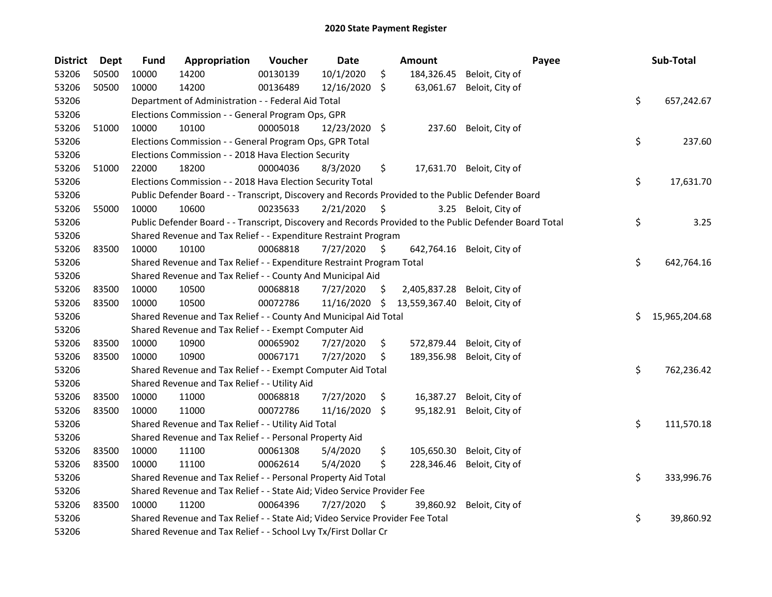## 2020 State Payment Register

| District | Dept | Fund | Appropriation | Voucher | Date | Amount | Payee | Sub-Total |
|---|---|---|---|---|---|---|---|---|
| 53206 | 50500 | 10000 | 14200 | 00130139 | 10/1/2020 | $ 184,326.45 | Beloit, City of | |
| 53206 | 50500 | 10000 | 14200 | 00136489 | 12/16/2020 | $ 63,061.67 | Beloit, City of | |
| 53206 | | Department of Administration - - Federal Aid Total | | | | | | $ 657,242.67 |
| 53206 | | Elections Commission - - General Program Ops, GPR | | | | | | |
| 53206 | 51000 | 10000 | 10100 | 00005018 | 12/23/2020 | $ 237.60 | Beloit, City of | |
| 53206 | | Elections Commission - - General Program Ops, GPR Total | | | | | | $ 237.60 |
| 53206 | | Elections Commission - - 2018 Hava Election Security | | | | | | |
| 53206 | 51000 | 22000 | 18200 | 00004036 | 8/3/2020 | $ 17,631.70 | Beloit, City of | |
| 53206 | | Elections Commission - - 2018 Hava Election Security Total | | | | | | $ 17,631.70 |
| 53206 | | Public Defender Board - - Transcript, Discovery and Records Provided to the Public Defender Board | | | | | | |
| 53206 | 55000 | 10000 | 10600 | 00235633 | 2/21/2020 | $ 3.25 | Beloit, City of | |
| 53206 | | Public Defender Board - - Transcript, Discovery and Records Provided to the Public Defender Board Total | | | | | | $ 3.25 |
| 53206 | | Shared Revenue and Tax Relief - - Expenditure Restraint Program | | | | | | |
| 53206 | 83500 | 10000 | 10100 | 00068818 | 7/27/2020 | $ 642,764.16 | Beloit, City of | |
| 53206 | | Shared Revenue and Tax Relief - - Expenditure Restraint Program Total | | | | | | $ 642,764.16 |
| 53206 | | Shared Revenue and Tax Relief - - County And Municipal Aid | | | | | | |
| 53206 | 83500 | 10000 | 10500 | 00068818 | 7/27/2020 | $ 2,405,837.28 | Beloit, City of | |
| 53206 | 83500 | 10000 | 10500 | 00072786 | 11/16/2020 | $ 13,559,367.40 | Beloit, City of | |
| 53206 | | Shared Revenue and Tax Relief - - County And Municipal Aid Total | | | | | | $ 15,965,204.68 |
| 53206 | | Shared Revenue and Tax Relief - - Exempt Computer Aid | | | | | | |
| 53206 | 83500 | 10000 | 10900 | 00065902 | 7/27/2020 | $ 572,879.44 | Beloit, City of | |
| 53206 | 83500 | 10000 | 10900 | 00067171 | 7/27/2020 | $ 189,356.98 | Beloit, City of | |
| 53206 | | Shared Revenue and Tax Relief - - Exempt Computer Aid Total | | | | | | $ 762,236.42 |
| 53206 | | Shared Revenue and Tax Relief - - Utility Aid | | | | | | |
| 53206 | 83500 | 10000 | 11000 | 00068818 | 7/27/2020 | $ 16,387.27 | Beloit, City of | |
| 53206 | 83500 | 10000 | 11000 | 00072786 | 11/16/2020 | $ 95,182.91 | Beloit, City of | |
| 53206 | | Shared Revenue and Tax Relief - - Utility Aid Total | | | | | | $ 111,570.18 |
| 53206 | | Shared Revenue and Tax Relief - - Personal Property Aid | | | | | | |
| 53206 | 83500 | 10000 | 11100 | 00061308 | 5/4/2020 | $ 105,650.30 | Beloit, City of | |
| 53206 | 83500 | 10000 | 11100 | 00062614 | 5/4/2020 | $ 228,346.46 | Beloit, City of | |
| 53206 | | Shared Revenue and Tax Relief - - Personal Property Aid Total | | | | | | $ 333,996.76 |
| 53206 | | Shared Revenue and Tax Relief - - State Aid; Video Service Provider Fee | | | | | | |
| 53206 | 83500 | 10000 | 11200 | 00064396 | 7/27/2020 | $ 39,860.92 | Beloit, City of | |
| 53206 | | Shared Revenue and Tax Relief - - State Aid; Video Service Provider Fee Total | | | | | | $ 39,860.92 |
| 53206 | | Shared Revenue and Tax Relief - - School Lvy Tx/First Dollar Cr | | | | | | |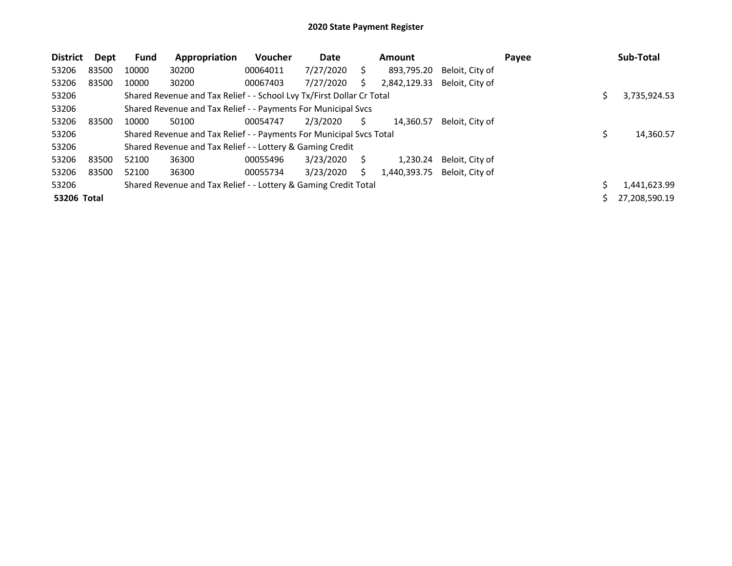# 2020 State Payment Register

| District | Dept | Fund | Appropriation | Voucher | Date | Amount | Payee | Sub-Total |
|---|---|---|---|---|---|---|---|---|
| 53206 | 83500 | 10000 | 30200 | 00064011 | 7/27/2020 | $ 893,795.20 | Beloit, City of | |
| 53206 | 83500 | 10000 | 30200 | 00067403 | 7/27/2020 | $ 2,842,129.33 | Beloit, City of | |
| 53206 | | Shared Revenue and Tax Relief - - School Lvy Tx/First Dollar Cr Total | | | | | | $ 3,735,924.53 |
| 53206 | | Shared Revenue and Tax Relief - - Payments For Municipal Svcs | | | | | | |
| 53206 | 83500 | 10000 | 50100 | 00054747 | 2/3/2020 | $ 14,360.57 | Beloit, City of | |
| 53206 | | Shared Revenue and Tax Relief - - Payments For Municipal Svcs Total | | | | | | $ 14,360.57 |
| 53206 | | Shared Revenue and Tax Relief - - Lottery & Gaming Credit | | | | | | |
| 53206 | 83500 | 52100 | 36300 | 00055496 | 3/23/2020 | $ 1,230.24 | Beloit, City of | |
| 53206 | 83500 | 52100 | 36300 | 00055734 | 3/23/2020 | $ 1,440,393.75 | Beloit, City of | |
| 53206 | | Shared Revenue and Tax Relief - - Lottery & Gaming Credit Total | | | | | | $ 1,441,623.99 |
| **53206 Total** | | | | | | | | $ 27,208,590.19 |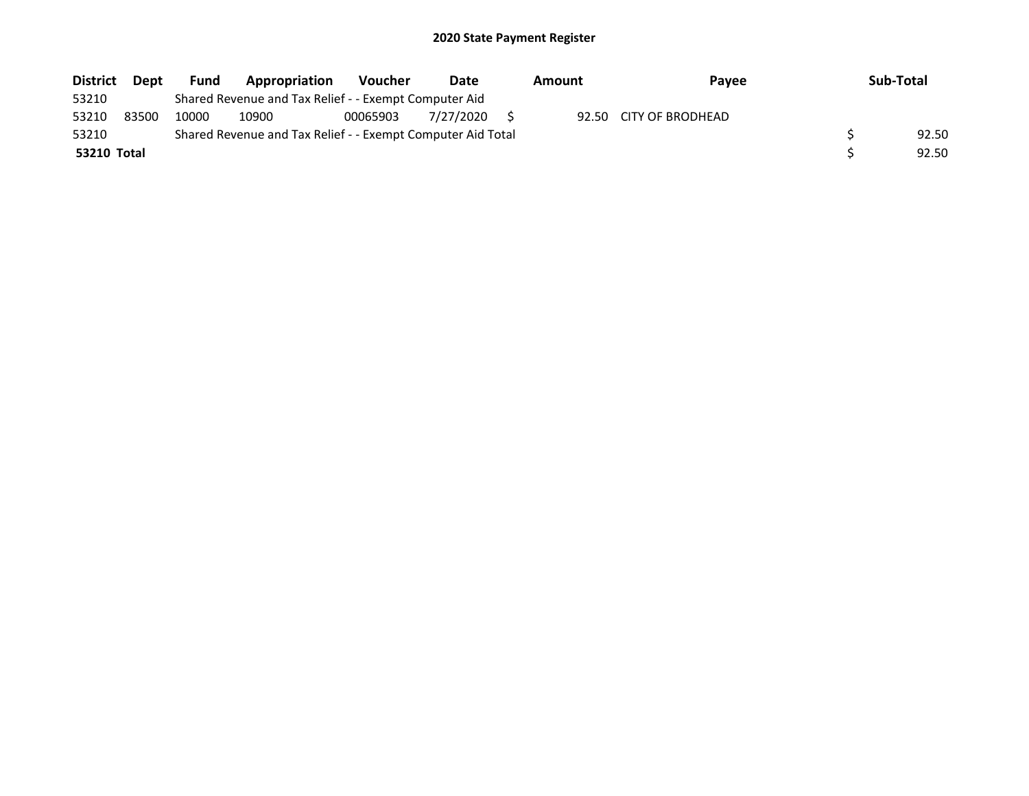# 2020 State Payment Register

| District | Dept | Fund | Appropriation | Voucher | Date | Amount | Payee | Sub-Total |
|---|---|---|---|---|---|---|---|---|
| 53210 | | Shared Revenue and Tax Relief - - Exempt Computer Aid | | | | | | |
| 53210 | 83500 | 10000 | 10900 | 00065903 | 7/27/2020 | $ 92.50 | CITY OF BRODHEAD | |
| 53210 | | Shared Revenue and Tax Relief - - Exempt Computer Aid Total | | | | | | $ 92.50 |
| **53210 Total** | | | | | | | | $ 92.50 |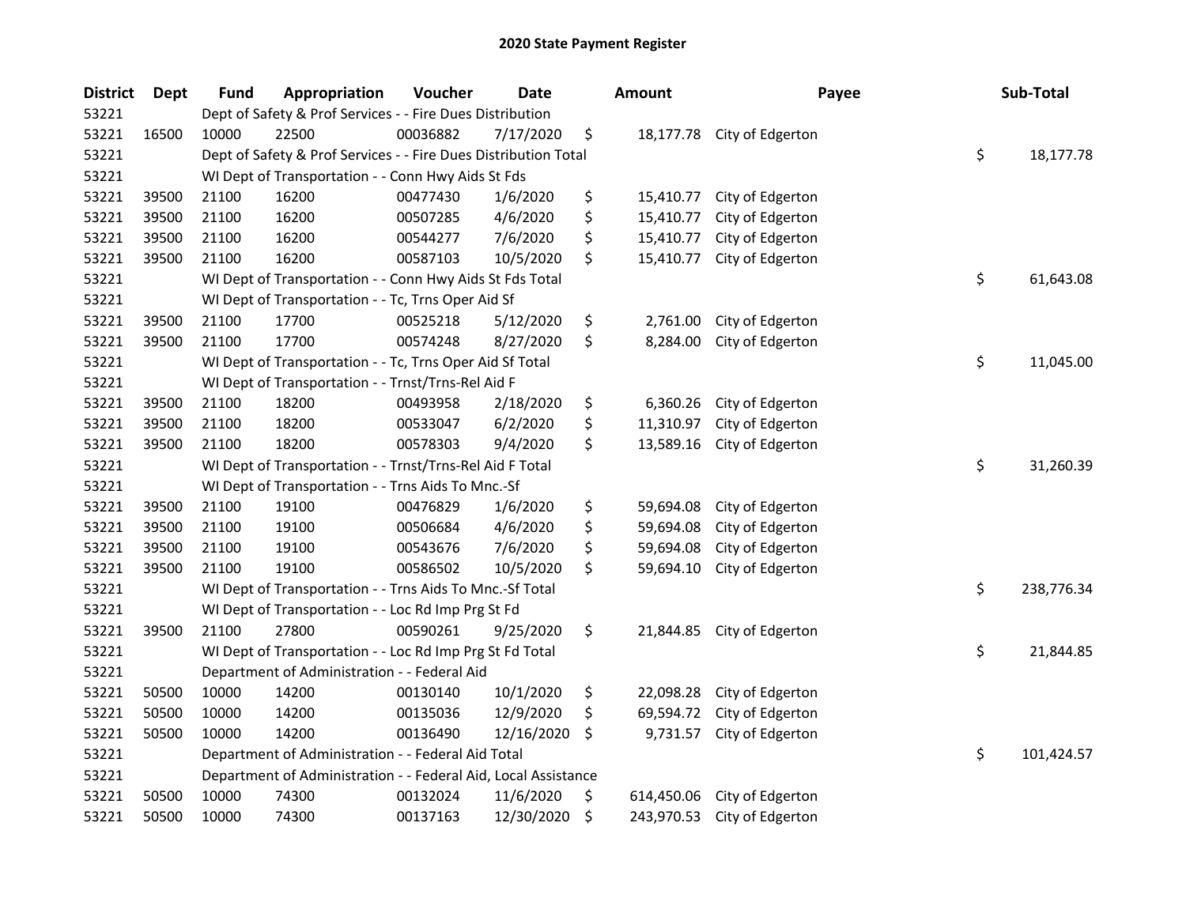## 2020 State Payment Register

| District | Dept | Fund | Appropriation | Voucher | Date | Amount | Payee | Sub-Total |
|---|---|---|---|---|---|---|---|---|
| 53221 | | Dept of Safety & Prof Services - - Fire Dues Distribution | | | | | | |
| 53221 | 16500 | 10000 | 22500 | 00036882 | 7/17/2020 | $ 18,177.78 | City of Edgerton | |
| 53221 | | Dept of Safety & Prof Services - - Fire Dues Distribution Total | | | | | | $ 18,177.78 |
| 53221 | | WI Dept of Transportation - - Conn Hwy Aids St Fds | | | | | | |
| 53221 | 39500 | 21100 | 16200 | 00477430 | 1/6/2020 | $ 15,410.77 | City of Edgerton | |
| 53221 | 39500 | 21100 | 16200 | 00507285 | 4/6/2020 | $ 15,410.77 | City of Edgerton | |
| 53221 | 39500 | 21100 | 16200 | 00544277 | 7/6/2020 | $ 15,410.77 | City of Edgerton | |
| 53221 | 39500 | 21100 | 16200 | 00587103 | 10/5/2020 | $ 15,410.77 | City of Edgerton | |
| 53221 | | WI Dept of Transportation - - Conn Hwy Aids St Fds Total | | | | | | $ 61,643.08 |
| 53221 | | WI Dept of Transportation - - Tc, Trns Oper Aid Sf | | | | | | |
| 53221 | 39500 | 21100 | 17700 | 00525218 | 5/12/2020 | $ 2,761.00 | City of Edgerton | |
| 53221 | 39500 | 21100 | 17700 | 00574248 | 8/27/2020 | $ 8,284.00 | City of Edgerton | |
| 53221 | | WI Dept of Transportation - - Tc, Trns Oper Aid Sf Total | | | | | | $ 11,045.00 |
| 53221 | | WI Dept of Transportation - - Trnst/Trns-Rel Aid F | | | | | | |
| 53221 | 39500 | 21100 | 18200 | 00493958 | 2/18/2020 | $ 6,360.26 | City of Edgerton | |
| 53221 | 39500 | 21100 | 18200 | 00533047 | 6/2/2020 | $ 11,310.97 | City of Edgerton | |
| 53221 | 39500 | 21100 | 18200 | 00578303 | 9/4/2020 | $ 13,589.16 | City of Edgerton | |
| 53221 | | WI Dept of Transportation - - Trnst/Trns-Rel Aid F Total | | | | | | $ 31,260.39 |
| 53221 | | WI Dept of Transportation - - Trns Aids To Mnc.-Sf | | | | | | |
| 53221 | 39500 | 21100 | 19100 | 00476829 | 1/6/2020 | $ 59,694.08 | City of Edgerton | |
| 53221 | 39500 | 21100 | 19100 | 00506684 | 4/6/2020 | $ 59,694.08 | City of Edgerton | |
| 53221 | 39500 | 21100 | 19100 | 00543676 | 7/6/2020 | $ 59,694.08 | City of Edgerton | |
| 53221 | 39500 | 21100 | 19100 | 00586502 | 10/5/2020 | $ 59,694.10 | City of Edgerton | |
| 53221 | | WI Dept of Transportation - - Trns Aids To Mnc.-Sf Total | | | | | | $ 238,776.34 |
| 53221 | | WI Dept of Transportation - - Loc Rd Imp Prg St Fd | | | | | | |
| 53221 | 39500 | 21100 | 27800 | 00590261 | 9/25/2020 | $ 21,844.85 | City of Edgerton | |
| 53221 | | WI Dept of Transportation - - Loc Rd Imp Prg St Fd Total | | | | | | $ 21,844.85 |
| 53221 | | Department of Administration - - Federal Aid | | | | | | |
| 53221 | 50500 | 10000 | 14200 | 00130140 | 10/1/2020 | $ 22,098.28 | City of Edgerton | |
| 53221 | 50500 | 10000 | 14200 | 00135036 | 12/9/2020 | $ 69,594.72 | City of Edgerton | |
| 53221 | 50500 | 10000 | 14200 | 00136490 | 12/16/2020 | $ 9,731.57 | City of Edgerton | |
| 53221 | | Department of Administration - - Federal Aid Total | | | | | | $ 101,424.57 |
| 53221 | | Department of Administration - - Federal Aid, Local Assistance | | | | | | |
| 53221 | 50500 | 10000 | 74300 | 00132024 | 11/6/2020 | $ 614,450.06 | City of Edgerton | |
| 53221 | 50500 | 10000 | 74300 | 00137163 | 12/30/2020 | $ 243,970.53 | City of Edgerton | |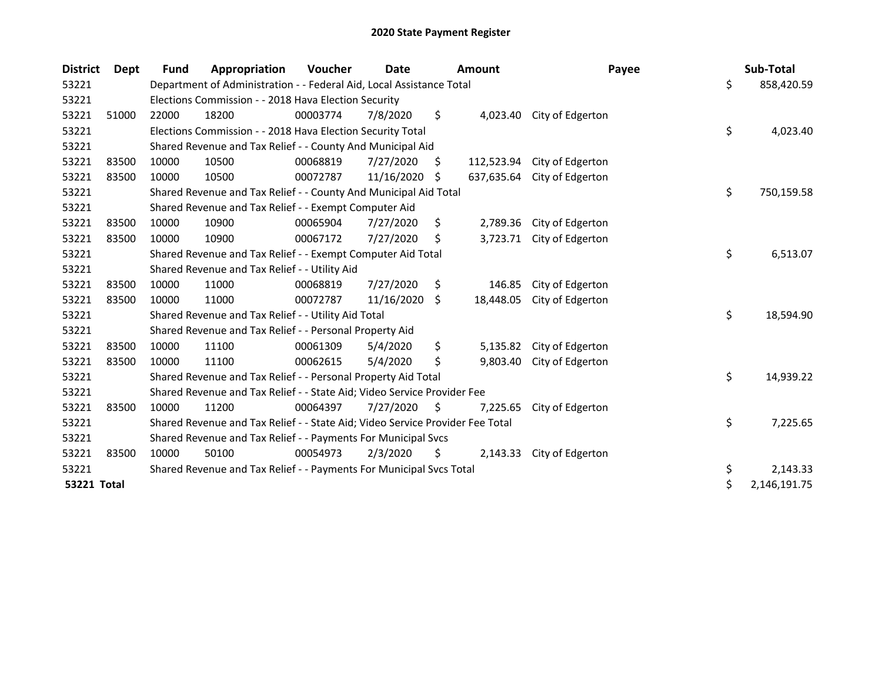# 2020 State Payment Register

| District | Dept | Fund | Appropriation | Voucher | Date | Amount | Payee | Sub-Total |
|---|---|---|---|---|---|---|---|---|
| 53221 | | Department of Administration - - Federal Aid, Local Assistance Total | | | | | | $ 858,420.59 |
| 53221 | | Elections Commission - - 2018 Hava Election Security | | | | | | |
| 53221 | 51000 | 22000 | 18200 | 00003774 | 7/8/2020 | $ 4,023.40 | City of Edgerton | |
| 53221 | | Elections Commission - - 2018 Hava Election Security Total | | | | | | $ 4,023.40 |
| 53221 | | Shared Revenue and Tax Relief - - County And Municipal Aid | | | | | | |
| 53221 | 83500 | 10000 | 10500 | 00068819 | 7/27/2020 | $ 112,523.94 | City of Edgerton | |
| 53221 | 83500 | 10000 | 10500 | 00072787 | 11/16/2020 | $ 637,635.64 | City of Edgerton | |
| 53221 | | Shared Revenue and Tax Relief - - County And Municipal Aid Total | | | | | | $ 750,159.58 |
| 53221 | | Shared Revenue and Tax Relief - - Exempt Computer Aid | | | | | | |
| 53221 | 83500 | 10000 | 10900 | 00065904 | 7/27/2020 | $ 2,789.36 | City of Edgerton | |
| 53221 | 83500 | 10000 | 10900 | 00067172 | 7/27/2020 | $ 3,723.71 | City of Edgerton | |
| 53221 | | Shared Revenue and Tax Relief - - Exempt Computer Aid Total | | | | | | $ 6,513.07 |
| 53221 | | Shared Revenue and Tax Relief - - Utility Aid | | | | | | |
| 53221 | 83500 | 10000 | 11000 | 00068819 | 7/27/2020 | $ 146.85 | City of Edgerton | |
| 53221 | 83500 | 10000 | 11000 | 00072787 | 11/16/2020 | $ 18,448.05 | City of Edgerton | |
| 53221 | | Shared Revenue and Tax Relief - - Utility Aid Total | | | | | | $ 18,594.90 |
| 53221 | | Shared Revenue and Tax Relief - - Personal Property Aid | | | | | | |
| 53221 | 83500 | 10000 | 11100 | 00061309 | 5/4/2020 | $ 5,135.82 | City of Edgerton | |
| 53221 | 83500 | 10000 | 11100 | 00062615 | 5/4/2020 | $ 9,803.40 | City of Edgerton | |
| 53221 | | Shared Revenue and Tax Relief - - Personal Property Aid Total | | | | | | $ 14,939.22 |
| 53221 | | Shared Revenue and Tax Relief - - State Aid; Video Service Provider Fee | | | | | | |
| 53221 | 83500 | 10000 | 11200 | 00064397 | 7/27/2020 | $ 7,225.65 | City of Edgerton | |
| 53221 | | Shared Revenue and Tax Relief - - State Aid; Video Service Provider Fee Total | | | | | | $ 7,225.65 |
| 53221 | | Shared Revenue and Tax Relief - - Payments For Municipal Svcs | | | | | | |
| 53221 | 83500 | 10000 | 50100 | 00054973 | 2/3/2020 | $ 2,143.33 | City of Edgerton | |
| 53221 | | Shared Revenue and Tax Relief - - Payments For Municipal Svcs Total | | | | | | $ 2,143.33 |
| **53221 Total** | | | | | | | | $ 2,146,191.75 |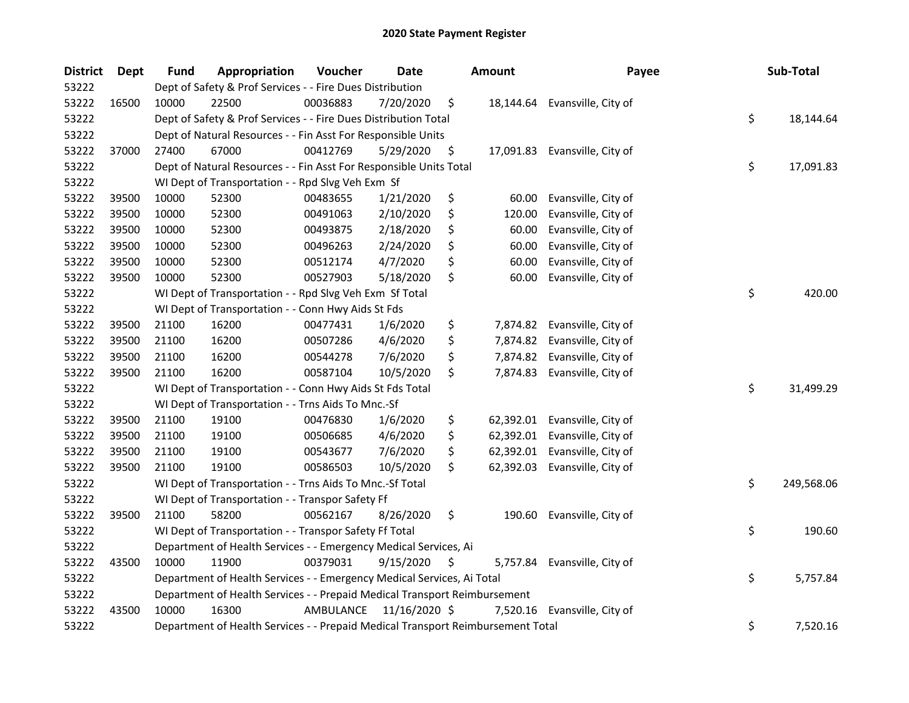# 2020 State Payment Register

| District | Dept | Fund | Appropriation | Voucher | Date | Amount | Payee | Sub-Total |
|---|---|---|---|---|---|---|---|---|
| 53222 | | Dept of Safety & Prof Services - - Fire Dues Distribution | | | | | | |
| 53222 | 16500 | 10000 | 22500 | 00036883 | 7/20/2020 | $ 18,144.64 | Evansville, City of | |
| 53222 | | Dept of Safety & Prof Services - - Fire Dues Distribution Total | | | | | | $ 18,144.64 |
| 53222 | | Dept of Natural Resources - - Fin Asst For Responsible Units | | | | | | |
| 53222 | 37000 | 27400 | 67000 | 00412769 | 5/29/2020 | $ 17,091.83 | Evansville, City of | |
| 53222 | | Dept of Natural Resources - - Fin Asst For Responsible Units Total | | | | | | $ 17,091.83 |
| 53222 | | WI Dept of Transportation - - Rpd Slvg Veh Exm Sf | | | | | | |
| 53222 | 39500 | 10000 | 52300 | 00483655 | 1/21/2020 | $ 60.00 | Evansville, City of | |
| 53222 | 39500 | 10000 | 52300 | 00491063 | 2/10/2020 | $ 120.00 | Evansville, City of | |
| 53222 | 39500 | 10000 | 52300 | 00493875 | 2/18/2020 | $ 60.00 | Evansville, City of | |
| 53222 | 39500 | 10000 | 52300 | 00496263 | 2/24/2020 | $ 60.00 | Evansville, City of | |
| 53222 | 39500 | 10000 | 52300 | 00512174 | 4/7/2020 | $ 60.00 | Evansville, City of | |
| 53222 | 39500 | 10000 | 52300 | 00527903 | 5/18/2020 | $ 60.00 | Evansville, City of | |
| 53222 | | WI Dept of Transportation - - Rpd Slvg Veh Exm Sf Total | | | | | | $ 420.00 |
| 53222 | | WI Dept of Transportation - - Conn Hwy Aids St Fds | | | | | | |
| 53222 | 39500 | 21100 | 16200 | 00477431 | 1/6/2020 | $ 7,874.82 | Evansville, City of | |
| 53222 | 39500 | 21100 | 16200 | 00507286 | 4/6/2020 | $ 7,874.82 | Evansville, City of | |
| 53222 | 39500 | 21100 | 16200 | 00544278 | 7/6/2020 | $ 7,874.82 | Evansville, City of | |
| 53222 | 39500 | 21100 | 16200 | 00587104 | 10/5/2020 | $ 7,874.83 | Evansville, City of | |
| 53222 | | WI Dept of Transportation - - Conn Hwy Aids St Fds Total | | | | | | $ 31,499.29 |
| 53222 | | WI Dept of Transportation - - Trns Aids To Mnc.-Sf | | | | | | |
| 53222 | 39500 | 21100 | 19100 | 00476830 | 1/6/2020 | $ 62,392.01 | Evansville, City of | |
| 53222 | 39500 | 21100 | 19100 | 00506685 | 4/6/2020 | $ 62,392.01 | Evansville, City of | |
| 53222 | 39500 | 21100 | 19100 | 00543677 | 7/6/2020 | $ 62,392.01 | Evansville, City of | |
| 53222 | 39500 | 21100 | 19100 | 00586503 | 10/5/2020 | $ 62,392.03 | Evansville, City of | |
| 53222 | | WI Dept of Transportation - - Trns Aids To Mnc.-Sf Total | | | | | | $ 249,568.06 |
| 53222 | | WI Dept of Transportation - - Transpor Safety Ff | | | | | | |
| 53222 | 39500 | 21100 | 58200 | 00562167 | 8/26/2020 | $ 190.60 | Evansville, City of | |
| 53222 | | WI Dept of Transportation - - Transpor Safety Ff Total | | | | | | $ 190.60 |
| 53222 | | Department of Health Services - - Emergency Medical Services, Ai | | | | | | |
| 53222 | 43500 | 10000 | 11900 | 00379031 | 9/15/2020 | $ 5,757.84 | Evansville, City of | |
| 53222 | | Department of Health Services - - Emergency Medical Services, Ai Total | | | | | | $ 5,757.84 |
| 53222 | | Department of Health Services - - Prepaid Medical Transport Reimbursement | | | | | | |
| 53222 | 43500 | 10000 | 16300 | AMBULANCE | 11/16/2020 | $ 7,520.16 | Evansville, City of | |
| 53222 | | Department of Health Services - - Prepaid Medical Transport Reimbursement Total | | | | | | $ 7,520.16 |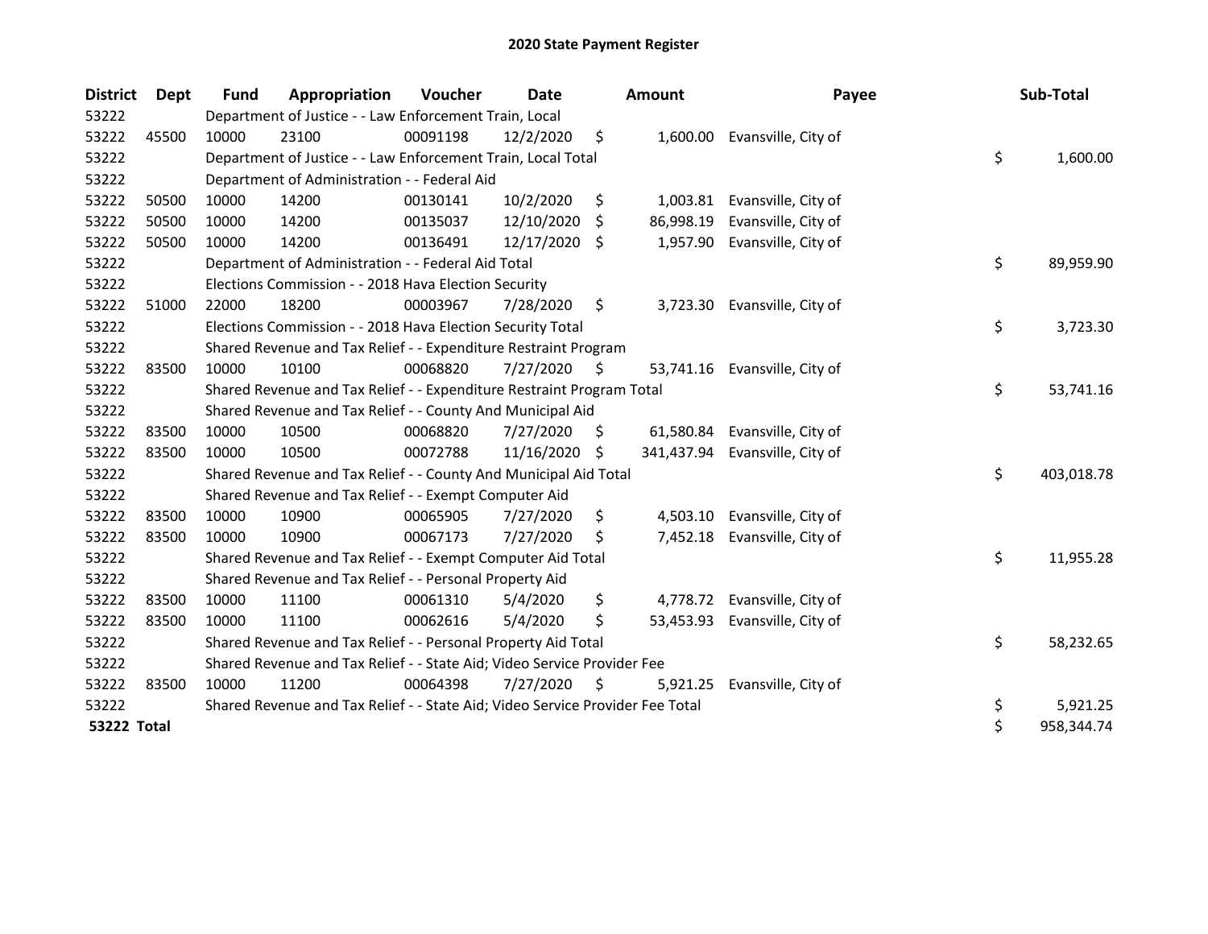# 2020 State Payment Register

| District | Dept | Fund | Appropriation | Voucher | Date | Amount | Payee | Sub-Total |
|---|---|---|---|---|---|---|---|---|
| 53222 | | Department of Justice - - Law Enforcement Train, Local | | | | | | |
| 53222 | 45500 | 10000 | 23100 | 00091198 | 12/2/2020 | $ 1,600.00 | Evansville, City of | |
| 53222 | | Department of Justice - - Law Enforcement Train, Local Total | | | | | | $ 1,600.00 |
| 53222 | | Department of Administration - - Federal Aid | | | | | | |
| 53222 | 50500 | 10000 | 14200 | 00130141 | 10/2/2020 | $ 1,003.81 | Evansville, City of | |
| 53222 | 50500 | 10000 | 14200 | 00135037 | 12/10/2020 | $ 86,998.19 | Evansville, City of | |
| 53222 | 50500 | 10000 | 14200 | 00136491 | 12/17/2020 | $ 1,957.90 | Evansville, City of | |
| 53222 | | Department of Administration - - Federal Aid Total | | | | | | $ 89,959.90 |
| 53222 | | Elections Commission - - 2018 Hava Election Security | | | | | | |
| 53222 | 51000 | 22000 | 18200 | 00003967 | 7/28/2020 | $ 3,723.30 | Evansville, City of | |
| 53222 | | Elections Commission - - 2018 Hava Election Security Total | | | | | | $ 3,723.30 |
| 53222 | | Shared Revenue and Tax Relief - - Expenditure Restraint Program | | | | | | |
| 53222 | 83500 | 10000 | 10100 | 00068820 | 7/27/2020 | $ 53,741.16 | Evansville, City of | |
| 53222 | | Shared Revenue and Tax Relief - - Expenditure Restraint Program Total | | | | | | $ 53,741.16 |
| 53222 | | Shared Revenue and Tax Relief - - County And Municipal Aid | | | | | | |
| 53222 | 83500 | 10000 | 10500 | 00068820 | 7/27/2020 | $ 61,580.84 | Evansville, City of | |
| 53222 | 83500 | 10000 | 10500 | 00072788 | 11/16/2020 | $ 341,437.94 | Evansville, City of | |
| 53222 | | Shared Revenue and Tax Relief - - County And Municipal Aid Total | | | | | | $ 403,018.78 |
| 53222 | | Shared Revenue and Tax Relief - - Exempt Computer Aid | | | | | | |
| 53222 | 83500 | 10000 | 10900 | 00065905 | 7/27/2020 | $ 4,503.10 | Evansville, City of | |
| 53222 | 83500 | 10000 | 10900 | 00067173 | 7/27/2020 | $ 7,452.18 | Evansville, City of | |
| 53222 | | Shared Revenue and Tax Relief - - Exempt Computer Aid Total | | | | | | $ 11,955.28 |
| 53222 | | Shared Revenue and Tax Relief - - Personal Property Aid | | | | | | |
| 53222 | 83500 | 10000 | 11100 | 00061310 | 5/4/2020 | $ 4,778.72 | Evansville, City of | |
| 53222 | 83500 | 10000 | 11100 | 00062616 | 5/4/2020 | $ 53,453.93 | Evansville, City of | |
| 53222 | | Shared Revenue and Tax Relief - - Personal Property Aid Total | | | | | | $ 58,232.65 |
| 53222 | | Shared Revenue and Tax Relief - - State Aid; Video Service Provider Fee | | | | | | |
| 53222 | 83500 | 10000 | 11200 | 00064398 | 7/27/2020 | $ 5,921.25 | Evansville, City of | |
| 53222 | | Shared Revenue and Tax Relief - - State Aid; Video Service Provider Fee Total | | | | | | $ 5,921.25 |
| **53222 Total** | | | | | | | | $ 958,344.74 |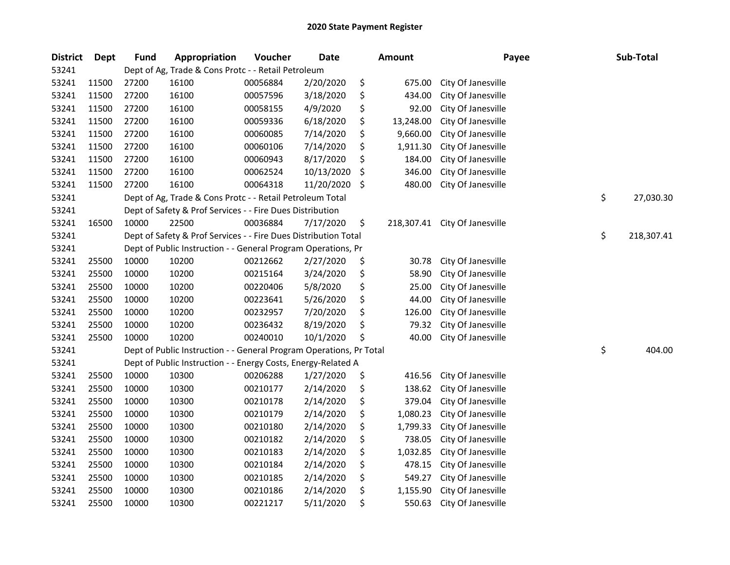# 2020 State Payment Register

| District | Dept | Fund | Appropriation | Voucher | Date | Amount | Payee | Sub-Total |
|---|---|---|---|---|---|---|---|---|
| 53241 | | Dept of Ag, Trade & Cons Protc - - Retail Petroleum | | | | | | |
| 53241 | 11500 | 27200 | 16100 | 00056884 | 2/20/2020 | $ 675.00 | City Of Janesville | |
| 53241 | 11500 | 27200 | 16100 | 00057596 | 3/18/2020 | $ 434.00 | City Of Janesville | |
| 53241 | 11500 | 27200 | 16100 | 00058155 | 4/9/2020 | $ 92.00 | City Of Janesville | |
| 53241 | 11500 | 27200 | 16100 | 00059336 | 6/18/2020 | $ 13,248.00 | City Of Janesville | |
| 53241 | 11500 | 27200 | 16100 | 00060085 | 7/14/2020 | $ 9,660.00 | City Of Janesville | |
| 53241 | 11500 | 27200 | 16100 | 00060106 | 7/14/2020 | $ 1,911.30 | City Of Janesville | |
| 53241 | 11500 | 27200 | 16100 | 00060943 | 8/17/2020 | $ 184.00 | City Of Janesville | |
| 53241 | 11500 | 27200 | 16100 | 00062524 | 10/13/2020 | $ 346.00 | City Of Janesville | |
| 53241 | 11500 | 27200 | 16100 | 00064318 | 11/20/2020 | $ 480.00 | City Of Janesville | |
| 53241 | | Dept of Ag, Trade & Cons Protc - - Retail Petroleum Total | | | | | | $ 27,030.30 |
| 53241 | | Dept of Safety & Prof Services - - Fire Dues Distribution | | | | | | |
| 53241 | 16500 | 10000 | 22500 | 00036884 | 7/17/2020 | $ 218,307.41 | City Of Janesville | |
| 53241 | | Dept of Safety & Prof Services - - Fire Dues Distribution Total | | | | | | $ 218,307.41 |
| 53241 | | Dept of Public Instruction - - General Program Operations, Pr | | | | | | |
| 53241 | 25500 | 10000 | 10200 | 00212662 | 2/27/2020 | $ 30.78 | City Of Janesville | |
| 53241 | 25500 | 10000 | 10200 | 00215164 | 3/24/2020 | $ 58.90 | City Of Janesville | |
| 53241 | 25500 | 10000 | 10200 | 00220406 | 5/8/2020 | $ 25.00 | City Of Janesville | |
| 53241 | 25500 | 10000 | 10200 | 00223641 | 5/26/2020 | $ 44.00 | City Of Janesville | |
| 53241 | 25500 | 10000 | 10200 | 00232957 | 7/20/2020 | $ 126.00 | City Of Janesville | |
| 53241 | 25500 | 10000 | 10200 | 00236432 | 8/19/2020 | $ 79.32 | City Of Janesville | |
| 53241 | 25500 | 10000 | 10200 | 00240010 | 10/1/2020 | $ 40.00 | City Of Janesville | |
| 53241 | | Dept of Public Instruction - - General Program Operations, Pr Total | | | | | | $ 404.00 |
| 53241 | | Dept of Public Instruction - - Energy Costs, Energy-Related A | | | | | | |
| 53241 | 25500 | 10000 | 10300 | 00206288 | 1/27/2020 | $ 416.56 | City Of Janesville | |
| 53241 | 25500 | 10000 | 10300 | 00210177 | 2/14/2020 | $ 138.62 | City Of Janesville | |
| 53241 | 25500 | 10000 | 10300 | 00210178 | 2/14/2020 | $ 379.04 | City Of Janesville | |
| 53241 | 25500 | 10000 | 10300 | 00210179 | 2/14/2020 | $ 1,080.23 | City Of Janesville | |
| 53241 | 25500 | 10000 | 10300 | 00210180 | 2/14/2020 | $ 1,799.33 | City Of Janesville | |
| 53241 | 25500 | 10000 | 10300 | 00210182 | 2/14/2020 | $ 738.05 | City Of Janesville | |
| 53241 | 25500 | 10000 | 10300 | 00210183 | 2/14/2020 | $ 1,032.85 | City Of Janesville | |
| 53241 | 25500 | 10000 | 10300 | 00210184 | 2/14/2020 | $ 478.15 | City Of Janesville | |
| 53241 | 25500 | 10000 | 10300 | 00210185 | 2/14/2020 | $ 549.27 | City Of Janesville | |
| 53241 | 25500 | 10000 | 10300 | 00210186 | 2/14/2020 | $ 1,155.90 | City Of Janesville | |
| 53241 | 25500 | 10000 | 10300 | 00221217 | 5/11/2020 | $ 550.63 | City Of Janesville | |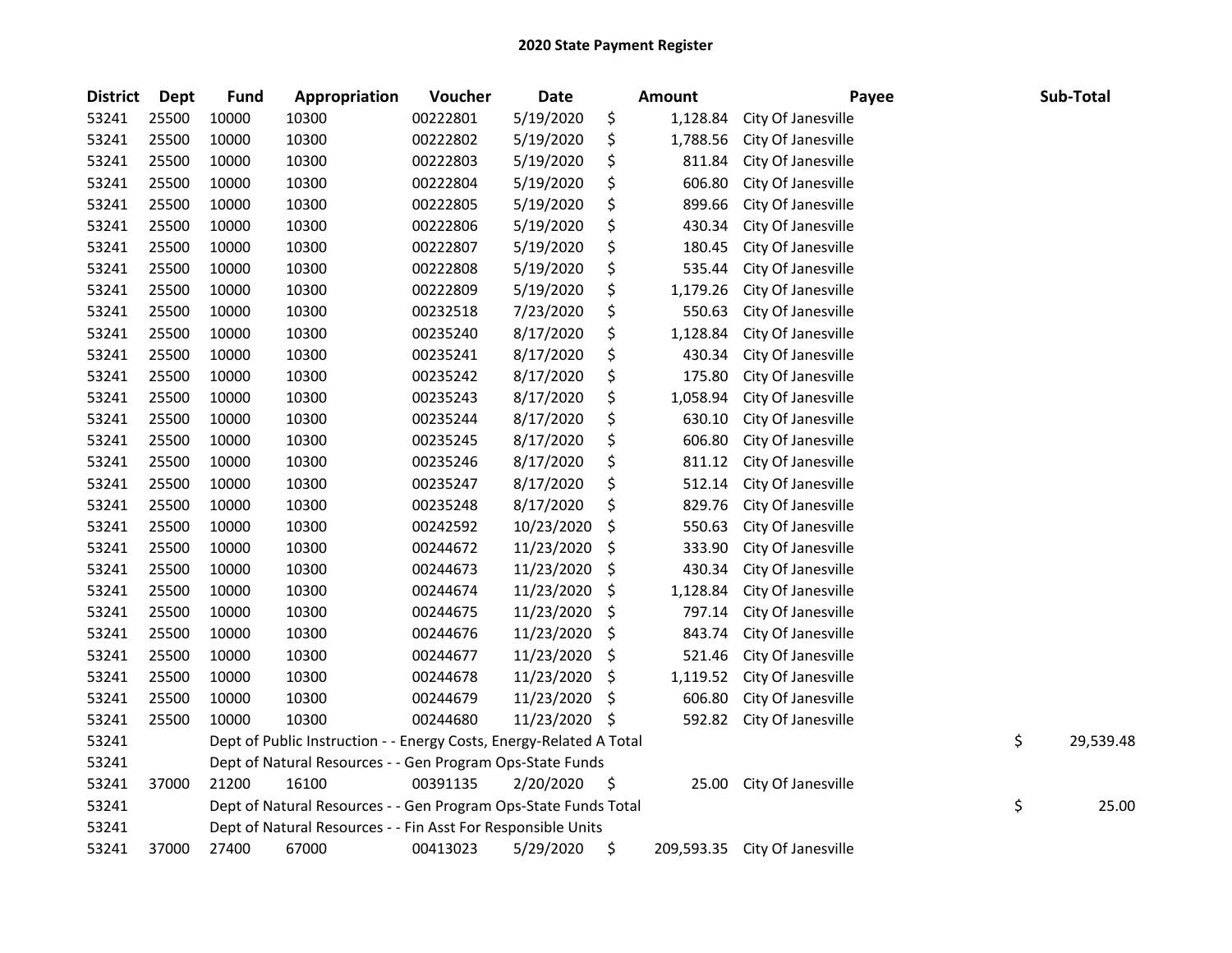# 2020 State Payment Register

| District | Dept | Fund | Appropriation | Voucher | Date | Amount | Payee | Sub-Total |
|---|---|---|---|---|---|---|---|---|
| 53241 | 25500 | 10000 | 10300 | 00222801 | 5/19/2020 | $ 1,128.84 | City Of Janesville | |
| 53241 | 25500 | 10000 | 10300 | 00222802 | 5/19/2020 | $ 1,788.56 | City Of Janesville | |
| 53241 | 25500 | 10000 | 10300 | 00222803 | 5/19/2020 | $ 811.84 | City Of Janesville | |
| 53241 | 25500 | 10000 | 10300 | 00222804 | 5/19/2020 | $ 606.80 | City Of Janesville | |
| 53241 | 25500 | 10000 | 10300 | 00222805 | 5/19/2020 | $ 899.66 | City Of Janesville | |
| 53241 | 25500 | 10000 | 10300 | 00222806 | 5/19/2020 | $ 430.34 | City Of Janesville | |
| 53241 | 25500 | 10000 | 10300 | 00222807 | 5/19/2020 | $ 180.45 | City Of Janesville | |
| 53241 | 25500 | 10000 | 10300 | 00222808 | 5/19/2020 | $ 535.44 | City Of Janesville | |
| 53241 | 25500 | 10000 | 10300 | 00222809 | 5/19/2020 | $ 1,179.26 | City Of Janesville | |
| 53241 | 25500 | 10000 | 10300 | 00232518 | 7/23/2020 | $ 550.63 | City Of Janesville | |
| 53241 | 25500 | 10000 | 10300 | 00235240 | 8/17/2020 | $ 1,128.84 | City Of Janesville | |
| 53241 | 25500 | 10000 | 10300 | 00235241 | 8/17/2020 | $ 430.34 | City Of Janesville | |
| 53241 | 25500 | 10000 | 10300 | 00235242 | 8/17/2020 | $ 175.80 | City Of Janesville | |
| 53241 | 25500 | 10000 | 10300 | 00235243 | 8/17/2020 | $ 1,058.94 | City Of Janesville | |
| 53241 | 25500 | 10000 | 10300 | 00235244 | 8/17/2020 | $ 630.10 | City Of Janesville | |
| 53241 | 25500 | 10000 | 10300 | 00235245 | 8/17/2020 | $ 606.80 | City Of Janesville | |
| 53241 | 25500 | 10000 | 10300 | 00235246 | 8/17/2020 | $ 811.12 | City Of Janesville | |
| 53241 | 25500 | 10000 | 10300 | 00235247 | 8/17/2020 | $ 512.14 | City Of Janesville | |
| 53241 | 25500 | 10000 | 10300 | 00235248 | 8/17/2020 | $ 829.76 | City Of Janesville | |
| 53241 | 25500 | 10000 | 10300 | 00242592 | 10/23/2020 | $ 550.63 | City Of Janesville | |
| 53241 | 25500 | 10000 | 10300 | 00244672 | 11/23/2020 | $ 333.90 | City Of Janesville | |
| 53241 | 25500 | 10000 | 10300 | 00244673 | 11/23/2020 | $ 430.34 | City Of Janesville | |
| 53241 | 25500 | 10000 | 10300 | 00244674 | 11/23/2020 | $ 1,128.84 | City Of Janesville | |
| 53241 | 25500 | 10000 | 10300 | 00244675 | 11/23/2020 | $ 797.14 | City Of Janesville | |
| 53241 | 25500 | 10000 | 10300 | 00244676 | 11/23/2020 | $ 843.74 | City Of Janesville | |
| 53241 | 25500 | 10000 | 10300 | 00244677 | 11/23/2020 | $ 521.46 | City Of Janesville | |
| 53241 | 25500 | 10000 | 10300 | 00244678 | 11/23/2020 | $ 1,119.52 | City Of Janesville | |
| 53241 | 25500 | 10000 | 10300 | 00244679 | 11/23/2020 | $ 606.80 | City Of Janesville | |
| 53241 | 25500 | 10000 | 10300 | 00244680 | 11/23/2020 | $ 592.82 | City Of Janesville | |
| 53241 | | Dept of Public Instruction - - Energy Costs, Energy-Related A Total | | | | | | $ 29,539.48 |
| 53241 | | Dept of Natural Resources - - Gen Program Ops-State Funds | | | | | | |
| 53241 | 37000 | 21200 | 16100 | 00391135 | 2/20/2020 | $ 25.00 | City Of Janesville | |
| 53241 | | Dept of Natural Resources - - Gen Program Ops-State Funds Total | | | | | | $ 25.00 |
| 53241 | | Dept of Natural Resources - - Fin Asst For Responsible Units | | | | | | |
| 53241 | 37000 | 27400 | 67000 | 00413023 | 5/29/2020 | $ 209,593.35 | City Of Janesville | |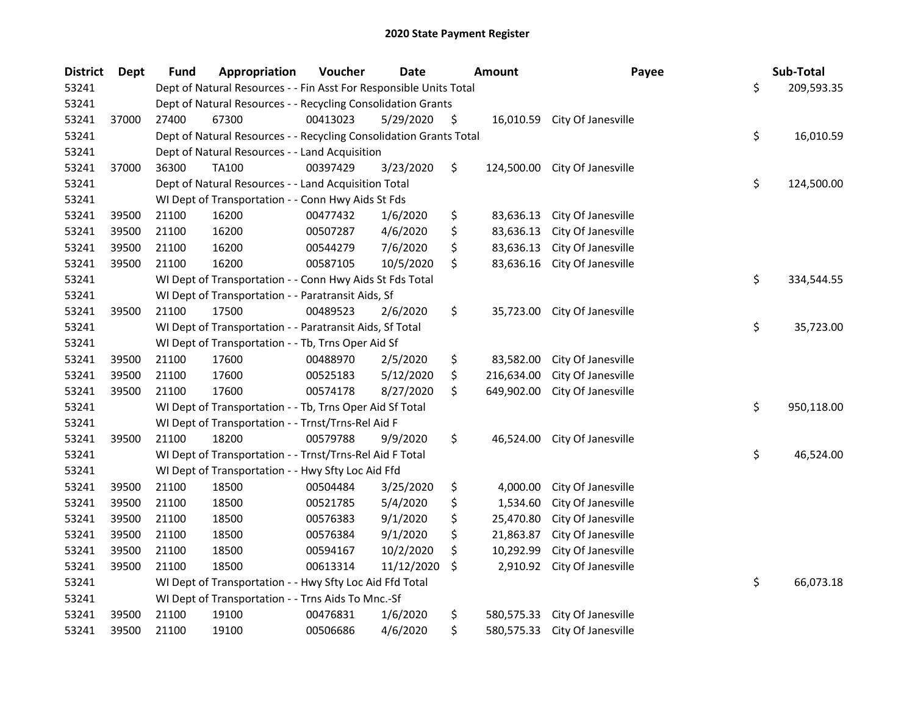# 2020 State Payment Register

| District | Dept | Fund | Appropriation | Voucher | Date | Amount | Payee | Sub-Total |
|---|---|---|---|---|---|---|---|---|
| 53241 | | Dept of Natural Resources - - Fin Asst For Responsible Units Total | | | | | | $ 209,593.35 |
| 53241 | | Dept of Natural Resources - - Recycling Consolidation Grants | | | | | | |
| 53241 | 37000 | 27400 | 67300 | 00413023 | 5/29/2020 | $ 16,010.59 | City Of Janesville | |
| 53241 | | Dept of Natural Resources - - Recycling Consolidation Grants Total | | | | | | $ 16,010.59 |
| 53241 | | Dept of Natural Resources - - Land Acquisition | | | | | | |
| 53241 | 37000 | 36300 | TA100 | 00397429 | 3/23/2020 | $ 124,500.00 | City Of Janesville | |
| 53241 | | Dept of Natural Resources - - Land Acquisition Total | | | | | | $ 124,500.00 |
| 53241 | | WI Dept of Transportation - - Conn Hwy Aids St Fds | | | | | | |
| 53241 | 39500 | 21100 | 16200 | 00477432 | 1/6/2020 | $ 83,636.13 | City Of Janesville | |
| 53241 | 39500 | 21100 | 16200 | 00507287 | 4/6/2020 | $ 83,636.13 | City Of Janesville | |
| 53241 | 39500 | 21100 | 16200 | 00544279 | 7/6/2020 | $ 83,636.13 | City Of Janesville | |
| 53241 | 39500 | 21100 | 16200 | 00587105 | 10/5/2020 | $ 83,636.16 | City Of Janesville | |
| 53241 | | WI Dept of Transportation - - Conn Hwy Aids St Fds Total | | | | | | $ 334,544.55 |
| 53241 | | WI Dept of Transportation - - Paratransit Aids, Sf | | | | | | |
| 53241 | 39500 | 21100 | 17500 | 00489523 | 2/6/2020 | $ 35,723.00 | City Of Janesville | |
| 53241 | | WI Dept of Transportation - - Paratransit Aids, Sf Total | | | | | | $ 35,723.00 |
| 53241 | | WI Dept of Transportation - - Tb, Trns Oper Aid Sf | | | | | | |
| 53241 | 39500 | 21100 | 17600 | 00488970 | 2/5/2020 | $ 83,582.00 | City Of Janesville | |
| 53241 | 39500 | 21100 | 17600 | 00525183 | 5/12/2020 | $ 216,634.00 | City Of Janesville | |
| 53241 | 39500 | 21100 | 17600 | 00574178 | 8/27/2020 | $ 649,902.00 | City Of Janesville | |
| 53241 | | WI Dept of Transportation - - Tb, Trns Oper Aid Sf Total | | | | | | $ 950,118.00 |
| 53241 | | WI Dept of Transportation - - Trnst/Trns-Rel Aid F | | | | | | |
| 53241 | 39500 | 21100 | 18200 | 00579788 | 9/9/2020 | $ 46,524.00 | City Of Janesville | |
| 53241 | | WI Dept of Transportation - - Trnst/Trns-Rel Aid F Total | | | | | | $ 46,524.00 |
| 53241 | | WI Dept of Transportation - - Hwy Sfty Loc Aid Ffd | | | | | | |
| 53241 | 39500 | 21100 | 18500 | 00504484 | 3/25/2020 | $ 4,000.00 | City Of Janesville | |
| 53241 | 39500 | 21100 | 18500 | 00521785 | 5/4/2020 | $ 1,534.60 | City Of Janesville | |
| 53241 | 39500 | 21100 | 18500 | 00576383 | 9/1/2020 | $ 25,470.80 | City Of Janesville | |
| 53241 | 39500 | 21100 | 18500 | 00576384 | 9/1/2020 | $ 21,863.87 | City Of Janesville | |
| 53241 | 39500 | 21100 | 18500 | 00594167 | 10/2/2020 | $ 10,292.99 | City Of Janesville | |
| 53241 | 39500 | 21100 | 18500 | 00613314 | 11/12/2020 | $ 2,910.92 | City Of Janesville | |
| 53241 | | WI Dept of Transportation - - Hwy Sfty Loc Aid Ffd Total | | | | | | $ 66,073.18 |
| 53241 | | WI Dept of Transportation - - Trns Aids To Mnc.-Sf | | | | | | |
| 53241 | 39500 | 21100 | 19100 | 00476831 | 1/6/2020 | $ 580,575.33 | City Of Janesville | |
| 53241 | 39500 | 21100 | 19100 | 00506686 | 4/6/2020 | $ 580,575.33 | City Of Janesville | |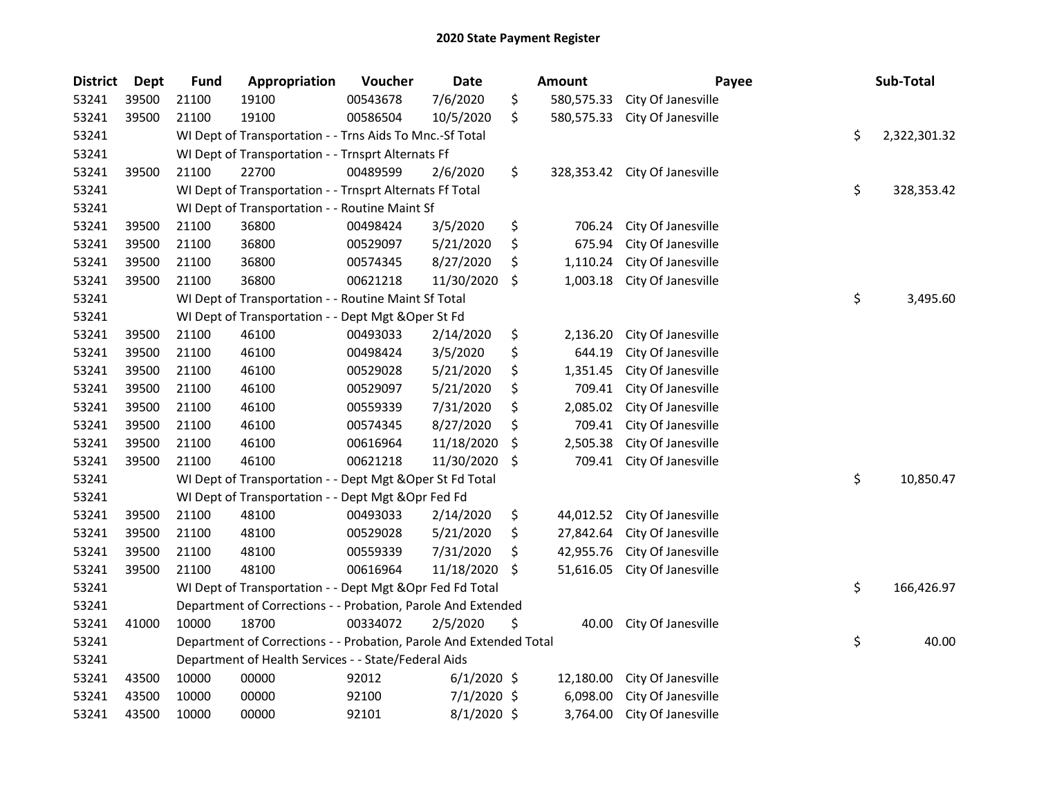# 2020 State Payment Register

| District | Dept | Fund | Appropriation | Voucher | Date | Amount | Payee | Sub-Total |
|---|---|---|---|---|---|---|---|---|
| 53241 | 39500 | 21100 | 19100 | 00543678 | 7/6/2020 | $ 580,575.33 | City Of Janesville | |
| 53241 | 39500 | 21100 | 19100 | 00586504 | 10/5/2020 | $ 580,575.33 | City Of Janesville | |
| 53241 | | WI Dept of Transportation - - Trns Aids To Mnc.-Sf Total | | | | | | $ 2,322,301.32 |
| 53241 | | WI Dept of Transportation - - Trnsprt Alternats Ff | | | | | | |
| 53241 | 39500 | 21100 | 22700 | 00489599 | 2/6/2020 | $ 328,353.42 | City Of Janesville | |
| 53241 | | WI Dept of Transportation - - Trnsprt Alternats Ff Total | | | | | | $ 328,353.42 |
| 53241 | | WI Dept of Transportation - - Routine Maint Sf | | | | | | |
| 53241 | 39500 | 21100 | 36800 | 00498424 | 3/5/2020 | $ 706.24 | City Of Janesville | |
| 53241 | 39500 | 21100 | 36800 | 00529097 | 5/21/2020 | $ 675.94 | City Of Janesville | |
| 53241 | 39500 | 21100 | 36800 | 00574345 | 8/27/2020 | $ 1,110.24 | City Of Janesville | |
| 53241 | 39500 | 21100 | 36800 | 00621218 | 11/30/2020 | $ 1,003.18 | City Of Janesville | |
| 53241 | | WI Dept of Transportation - - Routine Maint Sf Total | | | | | | $ 3,495.60 |
| 53241 | | WI Dept of Transportation - - Dept Mgt &Oper St Fd | | | | | | |
| 53241 | 39500 | 21100 | 46100 | 00493033 | 2/14/2020 | $ 2,136.20 | City Of Janesville | |
| 53241 | 39500 | 21100 | 46100 | 00498424 | 3/5/2020 | $ 644.19 | City Of Janesville | |
| 53241 | 39500 | 21100 | 46100 | 00529028 | 5/21/2020 | $ 1,351.45 | City Of Janesville | |
| 53241 | 39500 | 21100 | 46100 | 00529097 | 5/21/2020 | $ 709.41 | City Of Janesville | |
| 53241 | 39500 | 21100 | 46100 | 00559339 | 7/31/2020 | $ 2,085.02 | City Of Janesville | |
| 53241 | 39500 | 21100 | 46100 | 00574345 | 8/27/2020 | $ 709.41 | City Of Janesville | |
| 53241 | 39500 | 21100 | 46100 | 00616964 | 11/18/2020 | $ 2,505.38 | City Of Janesville | |
| 53241 | 39500 | 21100 | 46100 | 00621218 | 11/30/2020 | $ 709.41 | City Of Janesville | |
| 53241 | | WI Dept of Transportation - - Dept Mgt &Oper St Fd Total | | | | | | $ 10,850.47 |
| 53241 | | WI Dept of Transportation - - Dept Mgt &Opr Fed Fd | | | | | | |
| 53241 | 39500 | 21100 | 48100 | 00493033 | 2/14/2020 | $ 44,012.52 | City Of Janesville | |
| 53241 | 39500 | 21100 | 48100 | 00529028 | 5/21/2020 | $ 27,842.64 | City Of Janesville | |
| 53241 | 39500 | 21100 | 48100 | 00559339 | 7/31/2020 | $ 42,955.76 | City Of Janesville | |
| 53241 | 39500 | 21100 | 48100 | 00616964 | 11/18/2020 | $ 51,616.05 | City Of Janesville | |
| 53241 | | WI Dept of Transportation - - Dept Mgt &Opr Fed Fd Total | | | | | | $ 166,426.97 |
| 53241 | | Department of Corrections - - Probation, Parole And Extended | | | | | | |
| 53241 | 41000 | 10000 | 18700 | 00334072 | 2/5/2020 | $ 40.00 | City Of Janesville | |
| 53241 | | Department of Corrections - - Probation, Parole And Extended Total | | | | | | $ 40.00 |
| 53241 | | Department of Health Services - - State/Federal Aids | | | | | | |
| 53241 | 43500 | 10000 | 00000 | 92012 | 6/1/2020 | $ 12,180.00 | City Of Janesville | |
| 53241 | 43500 | 10000 | 00000 | 92100 | 7/1/2020 | $ 6,098.00 | City Of Janesville | |
| 53241 | 43500 | 10000 | 00000 | 92101 | 8/1/2020 | $ 3,764.00 | City Of Janesville | |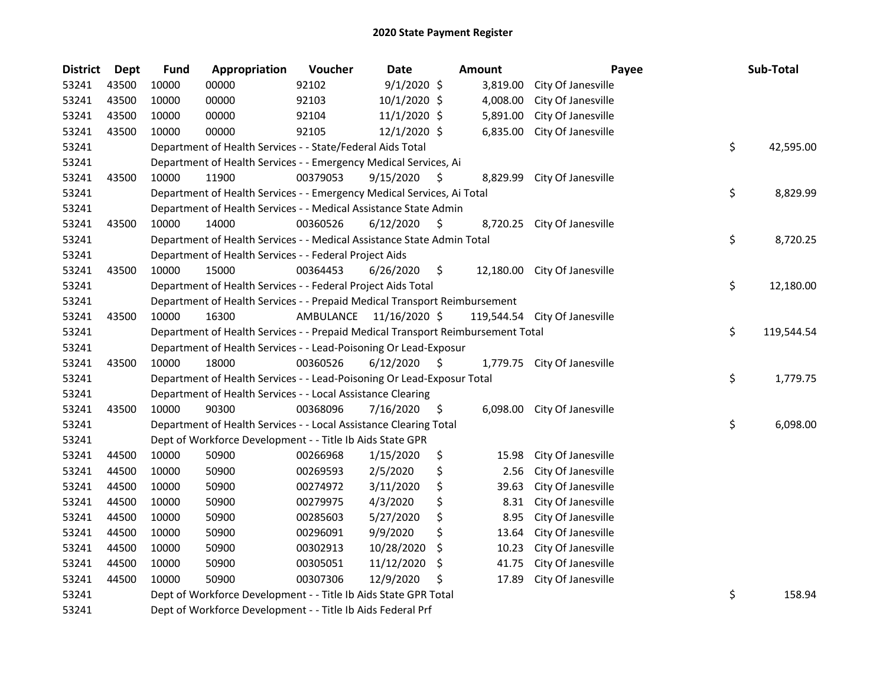# 2020 State Payment Register

| District | Dept | Fund | Appropriation | Voucher | Date | Amount | Payee | Sub-Total |
|---|---|---|---|---|---|---|---|---|
| 53241 | 43500 | 10000 | 00000 | 92102 | 9/1/2020 | $ 3,819.00 | City Of Janesville | |
| 53241 | 43500 | 10000 | 00000 | 92103 | 10/1/2020 | $ 4,008.00 | City Of Janesville | |
| 53241 | 43500 | 10000 | 00000 | 92104 | 11/1/2020 | $ 5,891.00 | City Of Janesville | |
| 53241 | 43500 | 10000 | 00000 | 92105 | 12/1/2020 | $ 6,835.00 | City Of Janesville | |
| 53241 | | Department of Health Services - - State/Federal Aids Total | | | | | | $ 42,595.00 |
| 53241 | | Department of Health Services - - Emergency Medical Services, Ai | | | | | | |
| 53241 | 43500 | 10000 | 11900 | 00379053 | 9/15/2020 | $ 8,829.99 | City Of Janesville | |
| 53241 | | Department of Health Services - - Emergency Medical Services, Ai Total | | | | | | $ 8,829.99 |
| 53241 | | Department of Health Services - - Medical Assistance State Admin | | | | | | |
| 53241 | 43500 | 10000 | 14000 | 00360526 | 6/12/2020 | $ 8,720.25 | City Of Janesville | |
| 53241 | | Department of Health Services - - Medical Assistance State Admin Total | | | | | | $ 8,720.25 |
| 53241 | | Department of Health Services - - Federal Project Aids | | | | | | |
| 53241 | 43500 | 10000 | 15000 | 00364453 | 6/26/2020 | $ 12,180.00 | City Of Janesville | |
| 53241 | | Department of Health Services - - Federal Project Aids Total | | | | | | $ 12,180.00 |
| 53241 | | Department of Health Services - - Prepaid Medical Transport Reimbursement | | | | | | |
| 53241 | 43500 | 10000 | 16300 | AMBULANCE | 11/16/2020 | $ 119,544.54 | City Of Janesville | |
| 53241 | | Department of Health Services - - Prepaid Medical Transport Reimbursement Total | | | | | | $ 119,544.54 |
| 53241 | | Department of Health Services - - Lead-Poisoning Or Lead-Exposur | | | | | | |
| 53241 | 43500 | 10000 | 18000 | 00360526 | 6/12/2020 | $ 1,779.75 | City Of Janesville | |
| 53241 | | Department of Health Services - - Lead-Poisoning Or Lead-Exposur Total | | | | | | $ 1,779.75 |
| 53241 | | Department of Health Services - - Local Assistance Clearing | | | | | | |
| 53241 | 43500 | 10000 | 90300 | 00368096 | 7/16/2020 | $ 6,098.00 | City Of Janesville | |
| 53241 | | Department of Health Services - - Local Assistance Clearing Total | | | | | | $ 6,098.00 |
| 53241 | | Dept of Workforce Development - - Title Ib Aids State GPR | | | | | | |
| 53241 | 44500 | 10000 | 50900 | 00266968 | 1/15/2020 | $ 15.98 | City Of Janesville | |
| 53241 | 44500 | 10000 | 50900 | 00269593 | 2/5/2020 | $ 2.56 | City Of Janesville | |
| 53241 | 44500 | 10000 | 50900 | 00274972 | 3/11/2020 | $ 39.63 | City Of Janesville | |
| 53241 | 44500 | 10000 | 50900 | 00279975 | 4/3/2020 | $ 8.31 | City Of Janesville | |
| 53241 | 44500 | 10000 | 50900 | 00285603 | 5/27/2020 | $ 8.95 | City Of Janesville | |
| 53241 | 44500 | 10000 | 50900 | 00296091 | 9/9/2020 | $ 13.64 | City Of Janesville | |
| 53241 | 44500 | 10000 | 50900 | 00302913 | 10/28/2020 | $ 10.23 | City Of Janesville | |
| 53241 | 44500 | 10000 | 50900 | 00305051 | 11/12/2020 | $ 41.75 | City Of Janesville | |
| 53241 | 44500 | 10000 | 50900 | 00307306 | 12/9/2020 | $ 17.89 | City Of Janesville | |
| 53241 | | Dept of Workforce Development - - Title Ib Aids State GPR Total | | | | | | $ 158.94 |
| 53241 | | Dept of Workforce Development - - Title Ib Aids Federal Prf | | | | | | |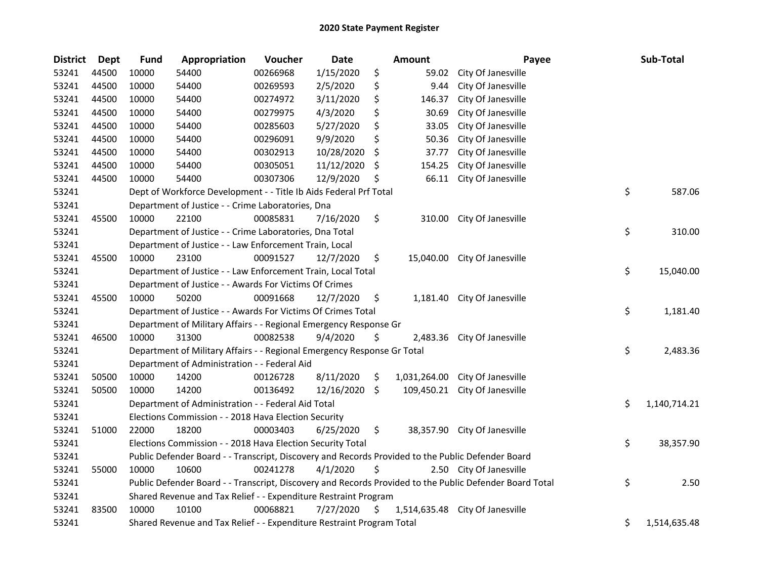# 2020 State Payment Register

| District | Dept | Fund | Appropriation | Voucher | Date | Amount | Payee | Sub-Total |
|---|---|---|---|---|---|---|---|---|
| 53241 | 44500 | 10000 | 54400 | 00266968 | 1/15/2020 | $ 59.02 | City Of Janesville | |
| 53241 | 44500 | 10000 | 54400 | 00269593 | 2/5/2020 | $ 9.44 | City Of Janesville | |
| 53241 | 44500 | 10000 | 54400 | 00274972 | 3/11/2020 | $ 146.37 | City Of Janesville | |
| 53241 | 44500 | 10000 | 54400 | 00279975 | 4/3/2020 | $ 30.69 | City Of Janesville | |
| 53241 | 44500 | 10000 | 54400 | 00285603 | 5/27/2020 | $ 33.05 | City Of Janesville | |
| 53241 | 44500 | 10000 | 54400 | 00296091 | 9/9/2020 | $ 50.36 | City Of Janesville | |
| 53241 | 44500 | 10000 | 54400 | 00302913 | 10/28/2020 | $ 37.77 | City Of Janesville | |
| 53241 | 44500 | 10000 | 54400 | 00305051 | 11/12/2020 | $ 154.25 | City Of Janesville | |
| 53241 | 44500 | 10000 | 54400 | 00307306 | 12/9/2020 | $ 66.11 | City Of Janesville | |
| 53241 | | Dept of Workforce Development - - Title Ib Aids Federal Prf Total | | | | | | $ 587.06 |
| 53241 | | Department of Justice - - Crime Laboratories, Dna | | | | | | |
| 53241 | 45500 | 10000 | 22100 | 00085831 | 7/16/2020 | $ 310.00 | City Of Janesville | |
| 53241 | | Department of Justice - - Crime Laboratories, Dna Total | | | | | | $ 310.00 |
| 53241 | | Department of Justice - - Law Enforcement Train, Local | | | | | | |
| 53241 | 45500 | 10000 | 23100 | 00091527 | 12/7/2020 | $ 15,040.00 | City Of Janesville | |
| 53241 | | Department of Justice - - Law Enforcement Train, Local Total | | | | | | $ 15,040.00 |
| 53241 | | Department of Justice - - Awards For Victims Of Crimes | | | | | | |
| 53241 | 45500 | 10000 | 50200 | 00091668 | 12/7/2020 | $ 1,181.40 | City Of Janesville | |
| 53241 | | Department of Justice - - Awards For Victims Of Crimes Total | | | | | | $ 1,181.40 |
| 53241 | | Department of Military Affairs - - Regional Emergency Response Gr | | | | | | |
| 53241 | 46500 | 10000 | 31300 | 00082538 | 9/4/2020 | $ 2,483.36 | City Of Janesville | |
| 53241 | | Department of Military Affairs - - Regional Emergency Response Gr Total | | | | | | $ 2,483.36 |
| 53241 | | Department of Administration - - Federal Aid | | | | | | |
| 53241 | 50500 | 10000 | 14200 | 00126728 | 8/11/2020 | $ 1,031,264.00 | City Of Janesville | |
| 53241 | 50500 | 10000 | 14200 | 00136492 | 12/16/2020 | $ 109,450.21 | City Of Janesville | |
| 53241 | | Department of Administration - - Federal Aid Total | | | | | | $ 1,140,714.21 |
| 53241 | | Elections Commission - - 2018 Hava Election Security | | | | | | |
| 53241 | 51000 | 22000 | 18200 | 00003403 | 6/25/2020 | $ 38,357.90 | City Of Janesville | |
| 53241 | | Elections Commission - - 2018 Hava Election Security Total | | | | | | $ 38,357.90 |
| 53241 | | Public Defender Board - - Transcript, Discovery and Records Provided to the Public Defender Board | | | | | | |
| 53241 | 55000 | 10000 | 10600 | 00241278 | 4/1/2020 | $ 2.50 | City Of Janesville | |
| 53241 | | Public Defender Board - - Transcript, Discovery and Records Provided to the Public Defender Board Total | | | | | | $ 2.50 |
| 53241 | | Shared Revenue and Tax Relief - - Expenditure Restraint Program | | | | | | |
| 53241 | 83500 | 10000 | 10100 | 00068821 | 7/27/2020 | $ 1,514,635.48 | City Of Janesville | |
| 53241 | | Shared Revenue and Tax Relief - - Expenditure Restraint Program Total | | | | | | $ 1,514,635.48 |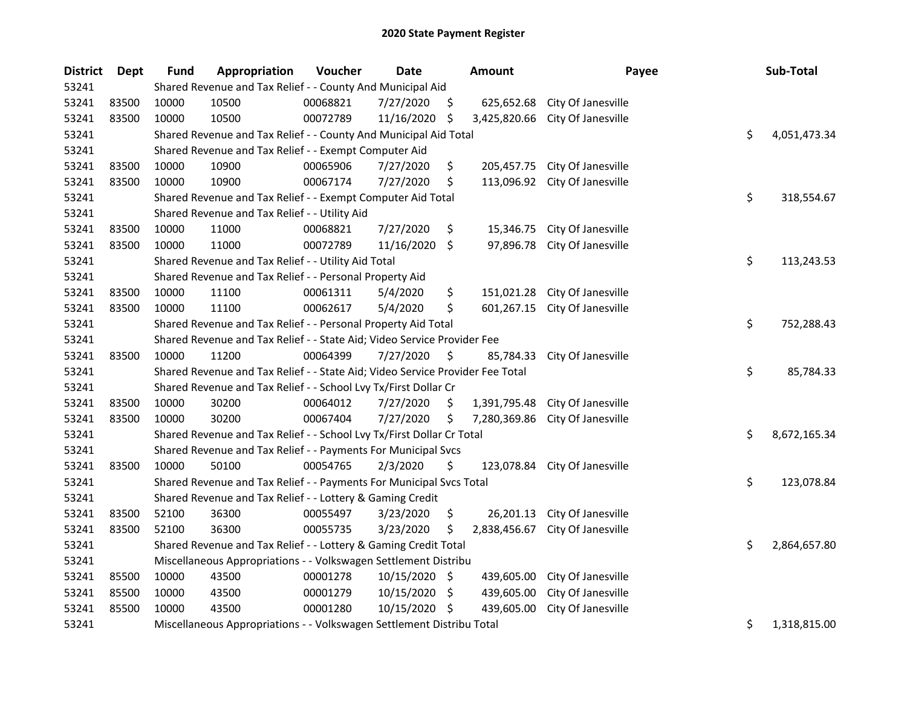# 2020 State Payment Register

| District | Dept | Fund | Appropriation | Voucher | Date | Amount | Payee | Sub-Total |
|---|---|---|---|---|---|---|---|---|
| 53241 | | Shared Revenue and Tax Relief - - County And Municipal Aid | | | | | | |
| 53241 | 83500 | 10000 | 10500 | 00068821 | 7/27/2020 | $ 625,652.68 | City Of Janesville | |
| 53241 | 83500 | 10000 | 10500 | 00072789 | 11/16/2020 | $ 3,425,820.66 | City Of Janesville | |
| 53241 | | Shared Revenue and Tax Relief - - County And Municipal Aid Total | | | | | | $ 4,051,473.34 |
| 53241 | | Shared Revenue and Tax Relief - - Exempt Computer Aid | | | | | | |
| 53241 | 83500 | 10000 | 10900 | 00065906 | 7/27/2020 | $ 205,457.75 | City Of Janesville | |
| 53241 | 83500 | 10000 | 10900 | 00067174 | 7/27/2020 | $ 113,096.92 | City Of Janesville | |
| 53241 | | Shared Revenue and Tax Relief - - Exempt Computer Aid Total | | | | | | $ 318,554.67 |
| 53241 | | Shared Revenue and Tax Relief - - Utility Aid | | | | | | |
| 53241 | 83500 | 10000 | 11000 | 00068821 | 7/27/2020 | $ 15,346.75 | City Of Janesville | |
| 53241 | 83500 | 10000 | 11000 | 00072789 | 11/16/2020 | $ 97,896.78 | City Of Janesville | |
| 53241 | | Shared Revenue and Tax Relief - - Utility Aid Total | | | | | | $ 113,243.53 |
| 53241 | | Shared Revenue and Tax Relief - - Personal Property Aid | | | | | | |
| 53241 | 83500 | 10000 | 11100 | 00061311 | 5/4/2020 | $ 151,021.28 | City Of Janesville | |
| 53241 | 83500 | 10000 | 11100 | 00062617 | 5/4/2020 | $ 601,267.15 | City Of Janesville | |
| 53241 | | Shared Revenue and Tax Relief - - Personal Property Aid Total | | | | | | $ 752,288.43 |
| 53241 | | Shared Revenue and Tax Relief - - State Aid; Video Service Provider Fee | | | | | | |
| 53241 | 83500 | 10000 | 11200 | 00064399 | 7/27/2020 | $ 85,784.33 | City Of Janesville | |
| 53241 | | Shared Revenue and Tax Relief - - State Aid; Video Service Provider Fee Total | | | | | | $ 85,784.33 |
| 53241 | | Shared Revenue and Tax Relief - - School Lvy Tx/First Dollar Cr | | | | | | |
| 53241 | 83500 | 10000 | 30200 | 00064012 | 7/27/2020 | $ 1,391,795.48 | City Of Janesville | |
| 53241 | 83500 | 10000 | 30200 | 00067404 | 7/27/2020 | $ 7,280,369.86 | City Of Janesville | |
| 53241 | | Shared Revenue and Tax Relief - - School Lvy Tx/First Dollar Cr Total | | | | | | $ 8,672,165.34 |
| 53241 | | Shared Revenue and Tax Relief - - Payments For Municipal Svcs | | | | | | |
| 53241 | 83500 | 10000 | 50100 | 00054765 | 2/3/2020 | $ 123,078.84 | City Of Janesville | |
| 53241 | | Shared Revenue and Tax Relief - - Payments For Municipal Svcs Total | | | | | | $ 123,078.84 |
| 53241 | | Shared Revenue and Tax Relief - - Lottery & Gaming Credit | | | | | | |
| 53241 | 83500 | 52100 | 36300 | 00055497 | 3/23/2020 | $ 26,201.13 | City Of Janesville | |
| 53241 | 83500 | 52100 | 36300 | 00055735 | 3/23/2020 | $ 2,838,456.67 | City Of Janesville | |
| 53241 | | Shared Revenue and Tax Relief - - Lottery & Gaming Credit Total | | | | | | $ 2,864,657.80 |
| 53241 | | Miscellaneous Appropriations - - Volkswagen Settlement Distribu | | | | | | |
| 53241 | 85500 | 10000 | 43500 | 00001278 | 10/15/2020 | $ 439,605.00 | City Of Janesville | |
| 53241 | 85500 | 10000 | 43500 | 00001279 | 10/15/2020 | $ 439,605.00 | City Of Janesville | |
| 53241 | 85500 | 10000 | 43500 | 00001280 | 10/15/2020 | $ 439,605.00 | City Of Janesville | |
| 53241 | | Miscellaneous Appropriations - - Volkswagen Settlement Distribu Total | | | | | | $ 1,318,815.00 |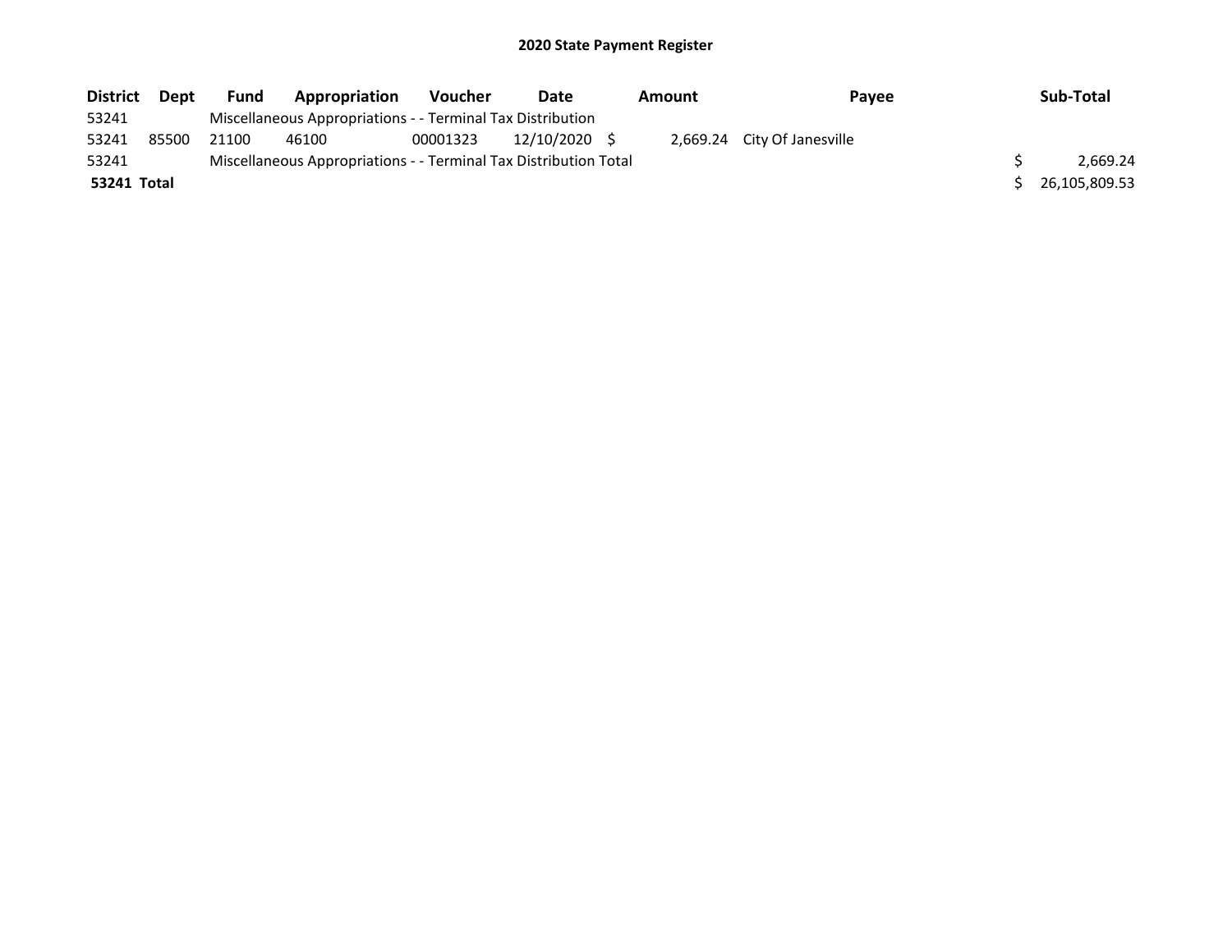## 2020 State Payment Register

| District | Dept | Fund | Appropriation | Voucher | Date | Amount | Payee | Sub-Total |
|---|---|---|---|---|---|---|---|---|
| 53241 | | Miscellaneous Appropriations - - Terminal Tax Distribution | | | | | | |
| 53241 | 85500 | 21100 | 46100 | 00001323 | 12/10/2020 | $ 2,669.24 | City Of Janesville | |
| 53241 | | Miscellaneous Appropriations - - Terminal Tax Distribution Total | | | | | | $ 2,669.24 |
| **53241 Total** | | | | | | | | $ 26,105,809.53 |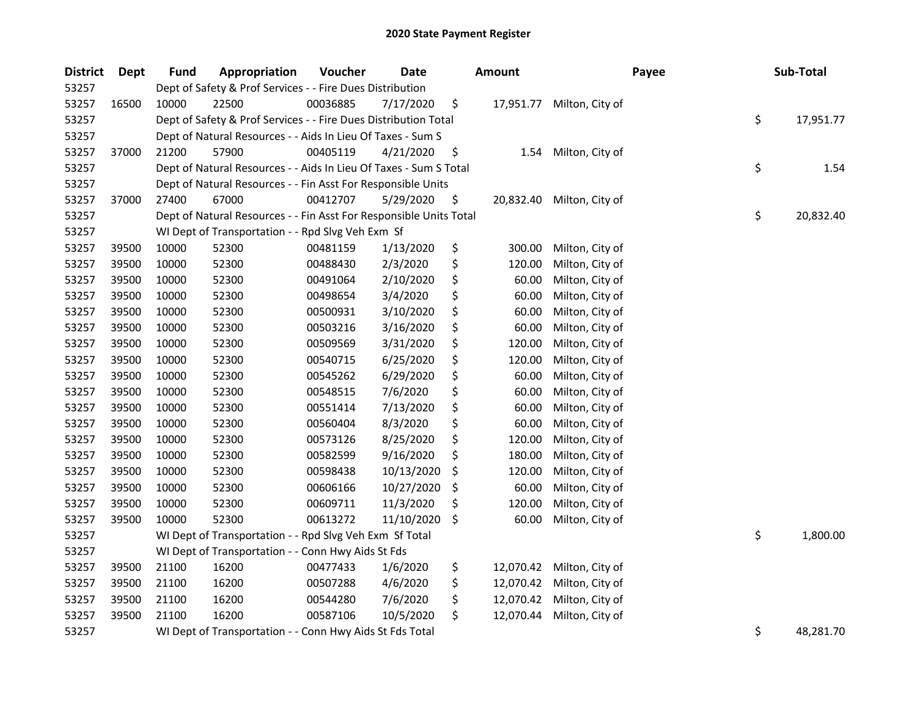## 2020 State Payment Register

| District | Dept | Fund | Appropriation | Voucher | Date | Amount | Payee | Sub-Total |
|---|---|---|---|---|---|---|---|---|
| 53257 | | Dept of Safety & Prof Services - - Fire Dues Distribution | | | | | | |
| 53257 | 16500 | 10000 | 22500 | 00036885 | 7/17/2020 | $ 17,951.77 | Milton, City of | |
| 53257 | | Dept of Safety & Prof Services - - Fire Dues Distribution Total | | | | | | $ 17,951.77 |
| 53257 | | Dept of Natural Resources - - Aids In Lieu Of Taxes - Sum S | | | | | | |
| 53257 | 37000 | 21200 | 57900 | 00405119 | 4/21/2020 | $ 1.54 | Milton, City of | |
| 53257 | | Dept of Natural Resources - - Aids In Lieu Of Taxes - Sum S Total | | | | | | $ 1.54 |
| 53257 | | Dept of Natural Resources - - Fin Asst For Responsible Units | | | | | | |
| 53257 | 37000 | 27400 | 67000 | 00412707 | 5/29/2020 | $ 20,832.40 | Milton, City of | |
| 53257 | | Dept of Natural Resources - - Fin Asst For Responsible Units Total | | | | | | $ 20,832.40 |
| 53257 | | WI Dept of Transportation - - Rpd Slvg Veh Exm Sf | | | | | | |
| 53257 | 39500 | 10000 | 52300 | 00481159 | 1/13/2020 | $ 300.00 | Milton, City of | |
| 53257 | 39500 | 10000 | 52300 | 00488430 | 2/3/2020 | $ 120.00 | Milton, City of | |
| 53257 | 39500 | 10000 | 52300 | 00491064 | 2/10/2020 | $ 60.00 | Milton, City of | |
| 53257 | 39500 | 10000 | 52300 | 00498654 | 3/4/2020 | $ 60.00 | Milton, City of | |
| 53257 | 39500 | 10000 | 52300 | 00500931 | 3/10/2020 | $ 60.00 | Milton, City of | |
| 53257 | 39500 | 10000 | 52300 | 00503216 | 3/16/2020 | $ 60.00 | Milton, City of | |
| 53257 | 39500 | 10000 | 52300 | 00509569 | 3/31/2020 | $ 120.00 | Milton, City of | |
| 53257 | 39500 | 10000 | 52300 | 00540715 | 6/25/2020 | $ 120.00 | Milton, City of | |
| 53257 | 39500 | 10000 | 52300 | 00545262 | 6/29/2020 | $ 60.00 | Milton, City of | |
| 53257 | 39500 | 10000 | 52300 | 00548515 | 7/6/2020 | $ 60.00 | Milton, City of | |
| 53257 | 39500 | 10000 | 52300 | 00551414 | 7/13/2020 | $ 60.00 | Milton, City of | |
| 53257 | 39500 | 10000 | 52300 | 00560404 | 8/3/2020 | $ 60.00 | Milton, City of | |
| 53257 | 39500 | 10000 | 52300 | 00573126 | 8/25/2020 | $ 120.00 | Milton, City of | |
| 53257 | 39500 | 10000 | 52300 | 00582599 | 9/16/2020 | $ 180.00 | Milton, City of | |
| 53257 | 39500 | 10000 | 52300 | 00598438 | 10/13/2020 | $ 120.00 | Milton, City of | |
| 53257 | 39500 | 10000 | 52300 | 00606166 | 10/27/2020 | $ 60.00 | Milton, City of | |
| 53257 | 39500 | 10000 | 52300 | 00609711 | 11/3/2020 | $ 120.00 | Milton, City of | |
| 53257 | 39500 | 10000 | 52300 | 00613272 | 11/10/2020 | $ 60.00 | Milton, City of | |
| 53257 | | WI Dept of Transportation - - Rpd Slvg Veh Exm Sf Total | | | | | | $ 1,800.00 |
| 53257 | | WI Dept of Transportation - - Conn Hwy Aids St Fds | | | | | | |
| 53257 | 39500 | 21100 | 16200 | 00477433 | 1/6/2020 | $ 12,070.42 | Milton, City of | |
| 53257 | 39500 | 21100 | 16200 | 00507288 | 4/6/2020 | $ 12,070.42 | Milton, City of | |
| 53257 | 39500 | 21100 | 16200 | 00544280 | 7/6/2020 | $ 12,070.42 | Milton, City of | |
| 53257 | 39500 | 21100 | 16200 | 00587106 | 10/5/2020 | $ 12,070.44 | Milton, City of | |
| 53257 | | WI Dept of Transportation - - Conn Hwy Aids St Fds Total | | | | | | $ 48,281.70 |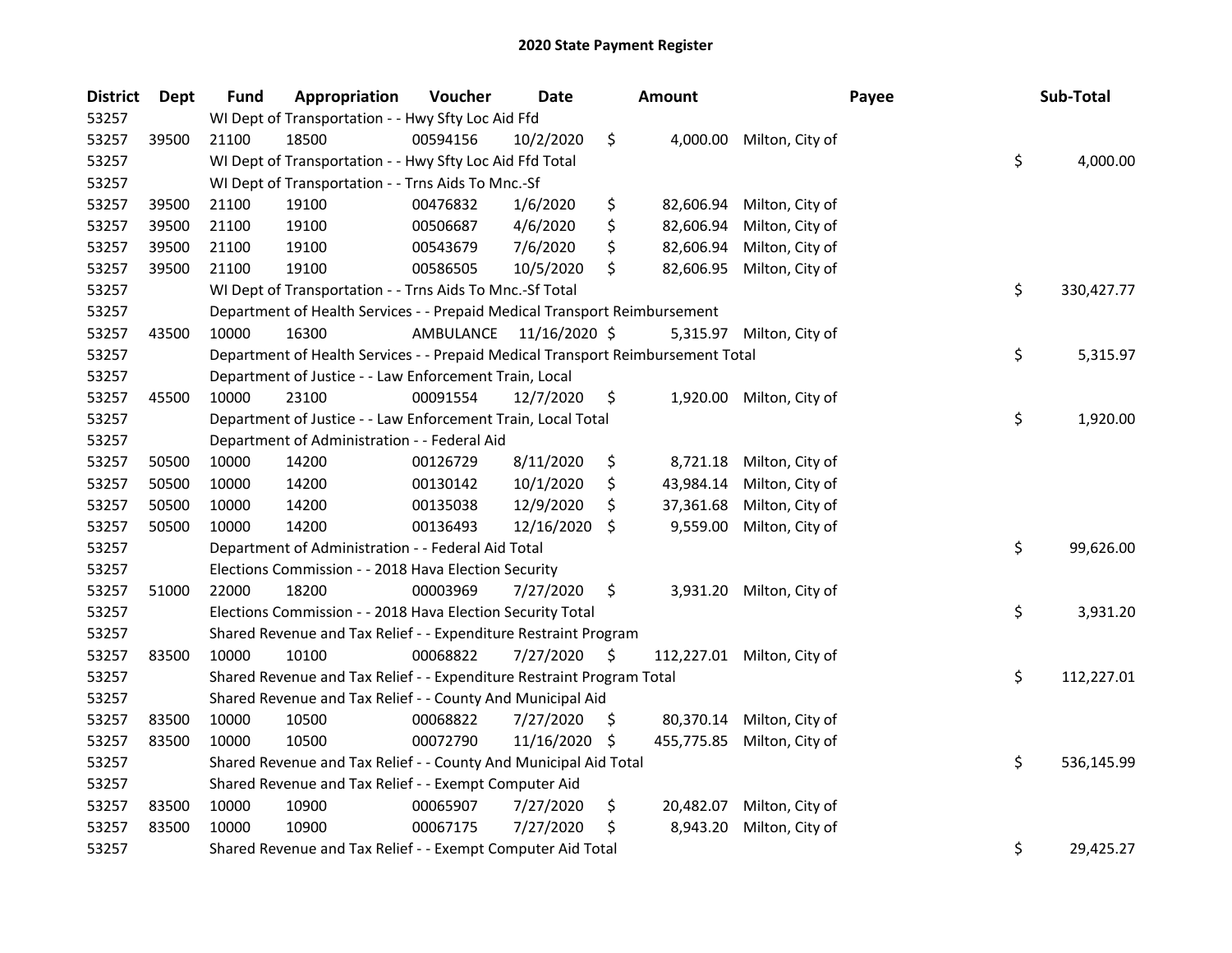## 2020 State Payment Register

| District | Dept | Fund | Appropriation | Voucher | Date | Amount | Payee | Sub-Total |
|---|---|---|---|---|---|---|---|---|
| 53257 | | WI Dept of Transportation - - Hwy Sfty Loc Aid Ffd | | | | | | |
| 53257 | 39500 | 21100 | 18500 | 00594156 | 10/2/2020 | $ 4,000.00 | Milton, City of | |
| 53257 | | WI Dept of Transportation - - Hwy Sfty Loc Aid Ffd Total | | | | | | $ 4,000.00 |
| 53257 | | WI Dept of Transportation - - Trns Aids To Mnc.-Sf | | | | | | |
| 53257 | 39500 | 21100 | 19100 | 00476832 | 1/6/2020 | $ 82,606.94 | Milton, City of | |
| 53257 | 39500 | 21100 | 19100 | 00506687 | 4/6/2020 | $ 82,606.94 | Milton, City of | |
| 53257 | 39500 | 21100 | 19100 | 00543679 | 7/6/2020 | $ 82,606.94 | Milton, City of | |
| 53257 | 39500 | 21100 | 19100 | 00586505 | 10/5/2020 | $ 82,606.95 | Milton, City of | |
| 53257 | | WI Dept of Transportation - - Trns Aids To Mnc.-Sf Total | | | | | | $ 330,427.77 |
| 53257 | | Department of Health Services - - Prepaid Medical Transport Reimbursement | | | | | | |
| 53257 | 43500 | 10000 | 16300 | AMBULANCE | 11/16/2020 | $ 5,315.97 | Milton, City of | |
| 53257 | | Department of Health Services - - Prepaid Medical Transport Reimbursement Total | | | | | | $ 5,315.97 |
| 53257 | | Department of Justice - - Law Enforcement Train, Local | | | | | | |
| 53257 | 45500 | 10000 | 23100 | 00091554 | 12/7/2020 | $ 1,920.00 | Milton, City of | |
| 53257 | | Department of Justice - - Law Enforcement Train, Local Total | | | | | | $ 1,920.00 |
| 53257 | | Department of Administration - - Federal Aid | | | | | | |
| 53257 | 50500 | 10000 | 14200 | 00126729 | 8/11/2020 | $ 8,721.18 | Milton, City of | |
| 53257 | 50500 | 10000 | 14200 | 00130142 | 10/1/2020 | $ 43,984.14 | Milton, City of | |
| 53257 | 50500 | 10000 | 14200 | 00135038 | 12/9/2020 | $ 37,361.68 | Milton, City of | |
| 53257 | 50500 | 10000 | 14200 | 00136493 | 12/16/2020 | $ 9,559.00 | Milton, City of | |
| 53257 | | Department of Administration - - Federal Aid Total | | | | | | $ 99,626.00 |
| 53257 | | Elections Commission - - 2018 Hava Election Security | | | | | | |
| 53257 | 51000 | 22000 | 18200 | 00003969 | 7/27/2020 | $ 3,931.20 | Milton, City of | |
| 53257 | | Elections Commission - - 2018 Hava Election Security Total | | | | | | $ 3,931.20 |
| 53257 | | Shared Revenue and Tax Relief - - Expenditure Restraint Program | | | | | | |
| 53257 | 83500 | 10000 | 10100 | 00068822 | 7/27/2020 | $ 112,227.01 | Milton, City of | |
| 53257 | | Shared Revenue and Tax Relief - - Expenditure Restraint Program Total | | | | | | $ 112,227.01 |
| 53257 | | Shared Revenue and Tax Relief - - County And Municipal Aid | | | | | | |
| 53257 | 83500 | 10000 | 10500 | 00068822 | 7/27/2020 | $ 80,370.14 | Milton, City of | |
| 53257 | 83500 | 10000 | 10500 | 00072790 | 11/16/2020 | $ 455,775.85 | Milton, City of | |
| 53257 | | Shared Revenue and Tax Relief - - County And Municipal Aid Total | | | | | | $ 536,145.99 |
| 53257 | | Shared Revenue and Tax Relief - - Exempt Computer Aid | | | | | | |
| 53257 | 83500 | 10000 | 10900 | 00065907 | 7/27/2020 | $ 20,482.07 | Milton, City of | |
| 53257 | 83500 | 10000 | 10900 | 00067175 | 7/27/2020 | $ 8,943.20 | Milton, City of | |
| 53257 | | Shared Revenue and Tax Relief - - Exempt Computer Aid Total | | | | | | $ 29,425.27 |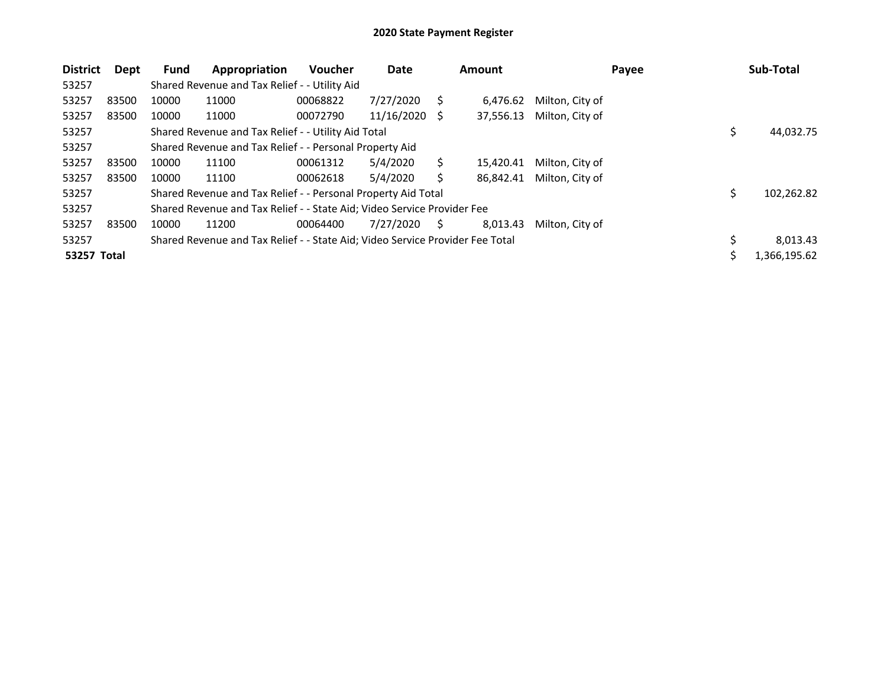# 2020 State Payment Register

| District | Dept | Fund | Appropriation | Voucher | Date | Amount | Payee | Sub-Total |
|---|---|---|---|---|---|---|---|---|
| 53257 | | Shared Revenue and Tax Relief - - Utility Aid | | | | | | |
| 53257 | 83500 | 10000 | 11000 | 00068822 | 7/27/2020 | $ 6,476.62 | Milton, City of | |
| 53257 | 83500 | 10000 | 11000 | 00072790 | 11/16/2020 | $ 37,556.13 | Milton, City of | |
| 53257 | | Shared Revenue and Tax Relief - - Utility Aid Total | | | | | | $ 44,032.75 |
| 53257 | | Shared Revenue and Tax Relief - - Personal Property Aid | | | | | | |
| 53257 | 83500 | 10000 | 11100 | 00061312 | 5/4/2020 | $ 15,420.41 | Milton, City of | |
| 53257 | 83500 | 10000 | 11100 | 00062618 | 5/4/2020 | $ 86,842.41 | Milton, City of | |
| 53257 | | Shared Revenue and Tax Relief - - Personal Property Aid Total | | | | | | $ 102,262.82 |
| 53257 | | Shared Revenue and Tax Relief - - State Aid; Video Service Provider Fee | | | | | | |
| 53257 | 83500 | 10000 | 11200 | 00064400 | 7/27/2020 | $ 8,013.43 | Milton, City of | |
| 53257 | | Shared Revenue and Tax Relief - - State Aid; Video Service Provider Fee Total | | | | | | $ 8,013.43 |
| **53257 Total** | | | | | | | | $ 1,366,195.62 |